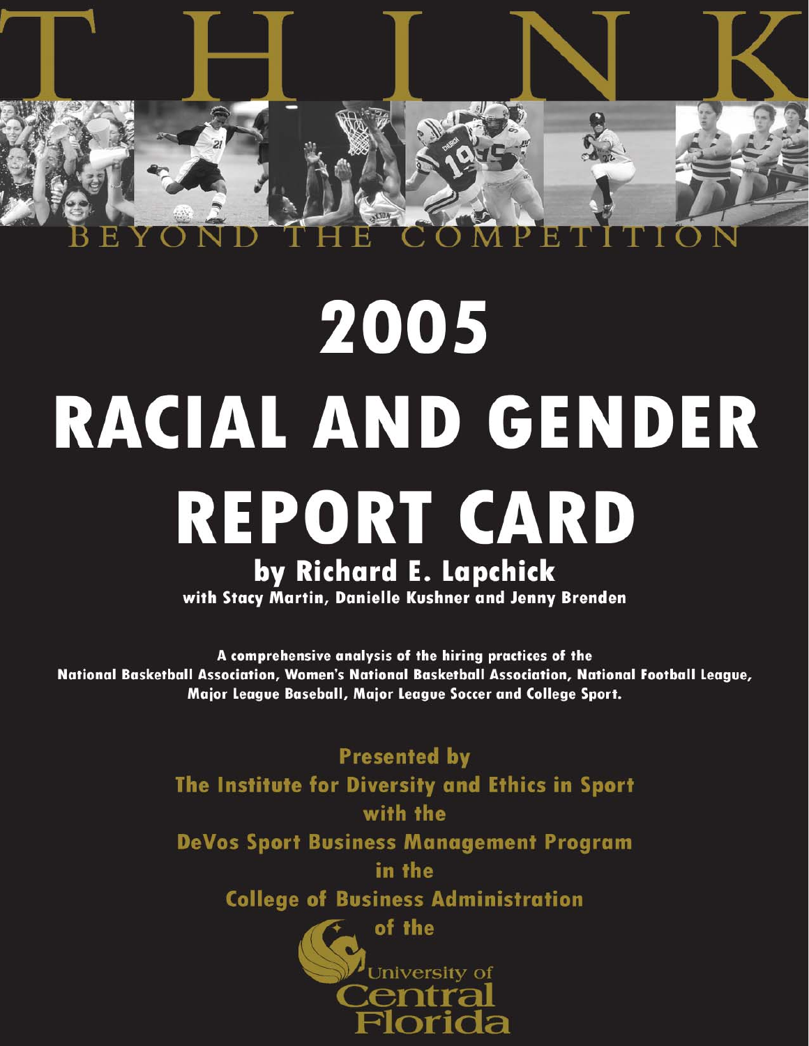# THINK

BEYOND THE COMPETITION

# 2005 RACIAL AND GENDER REPORT CARD

## by Richard E. Lapchick

**with Stacy Martin, Danielle Kushner and Jenny Brenden**

**A comprehensive analysis of the hiring practices of the National Basketball Association, Women's National Basketball Association, National Football League, Major League Baseball, Major League Soccer and College Sport.**

**Presented by**
**The Institute for Diversity and Ethics in Sport**
**with the**
**DeVos Sport Business Management Program**
**in the**
**College of Business Administration**
**of the**

University of Central Florida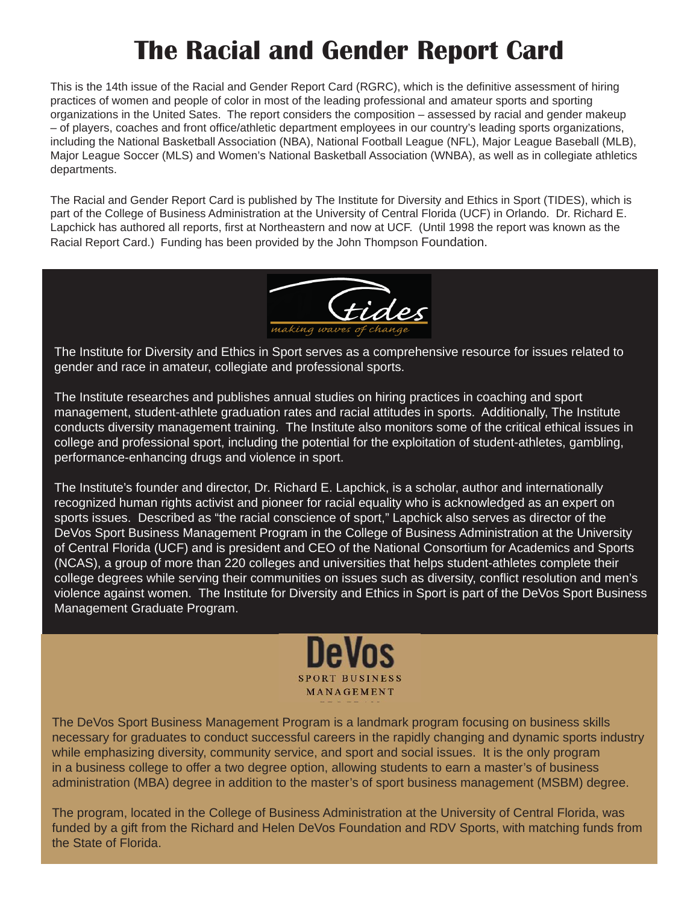# The Racial and Gender Report Card

This is the 14th issue of the Racial and Gender Report Card (RGRC), which is the definitive assessment of hiring practices of women and people of color in most of the leading professional and amateur sports and sporting organizations in the United Sates. The report considers the composition – assessed by racial and gender makeup – of players, coaches and front office/athletic department employees in our country's leading sports organizations, including the National Basketball Association (NBA), National Football League (NFL), Major League Baseball (MLB), Major League Soccer (MLS) and Women's National Basketball Association (WNBA), as well as in collegiate athletics departments.

The Racial and Gender Report Card is published by The Institute for Diversity and Ethics in Sport (TIDES), which is part of the College of Business Administration at the University of Central Florida (UCF) in Orlando. Dr. Richard E. Lapchick has authored all reports, first at Northeastern and now at UCF. (Until 1998 the report was known as the Racial Report Card.) Funding has been provided by the John Thompson Foundation.

tides
*making waves of change*

The Institute for Diversity and Ethics in Sport serves as a comprehensive resource for issues related to gender and race in amateur, collegiate and professional sports.

The Institute researches and publishes annual studies on hiring practices in coaching and sport management, student-athlete graduation rates and racial attitudes in sports. Additionally, The Institute conducts diversity management training. The Institute also monitors some of the critical ethical issues in college and professional sport, including the potential for the exploitation of student-athletes, gambling, performance-enhancing drugs and violence in sport.

The Institute's founder and director, Dr. Richard E. Lapchick, is a scholar, author and internationally recognized human rights activist and pioneer for racial equality who is acknowledged as an expert on sports issues. Described as "the racial conscience of sport," Lapchick also serves as director of the DeVos Sport Business Management Program in the College of Business Administration at the University of Central Florida (UCF) and is president and CEO of the National Consortium for Academics and Sports (NCAS), a group of more than 220 colleges and universities that helps student-athletes complete their college degrees while serving their communities on issues such as diversity, conflict resolution and men's violence against women. The Institute for Diversity and Ethics in Sport is part of the DeVos Sport Business Management Graduate Program.

DeVos
SPORT BUSINESS MANAGEMENT

The DeVos Sport Business Management Program is a landmark program focusing on business skills necessary for graduates to conduct successful careers in the rapidly changing and dynamic sports industry while emphasizing diversity, community service, and sport and social issues. It is the only program in a business college to offer a two degree option, allowing students to earn a master's of business administration (MBA) degree in addition to the master's of sport business management (MSBM) degree.

The program, located in the College of Business Administration at the University of Central Florida, was funded by a gift from the Richard and Helen DeVos Foundation and RDV Sports, with matching funds from the State of Florida.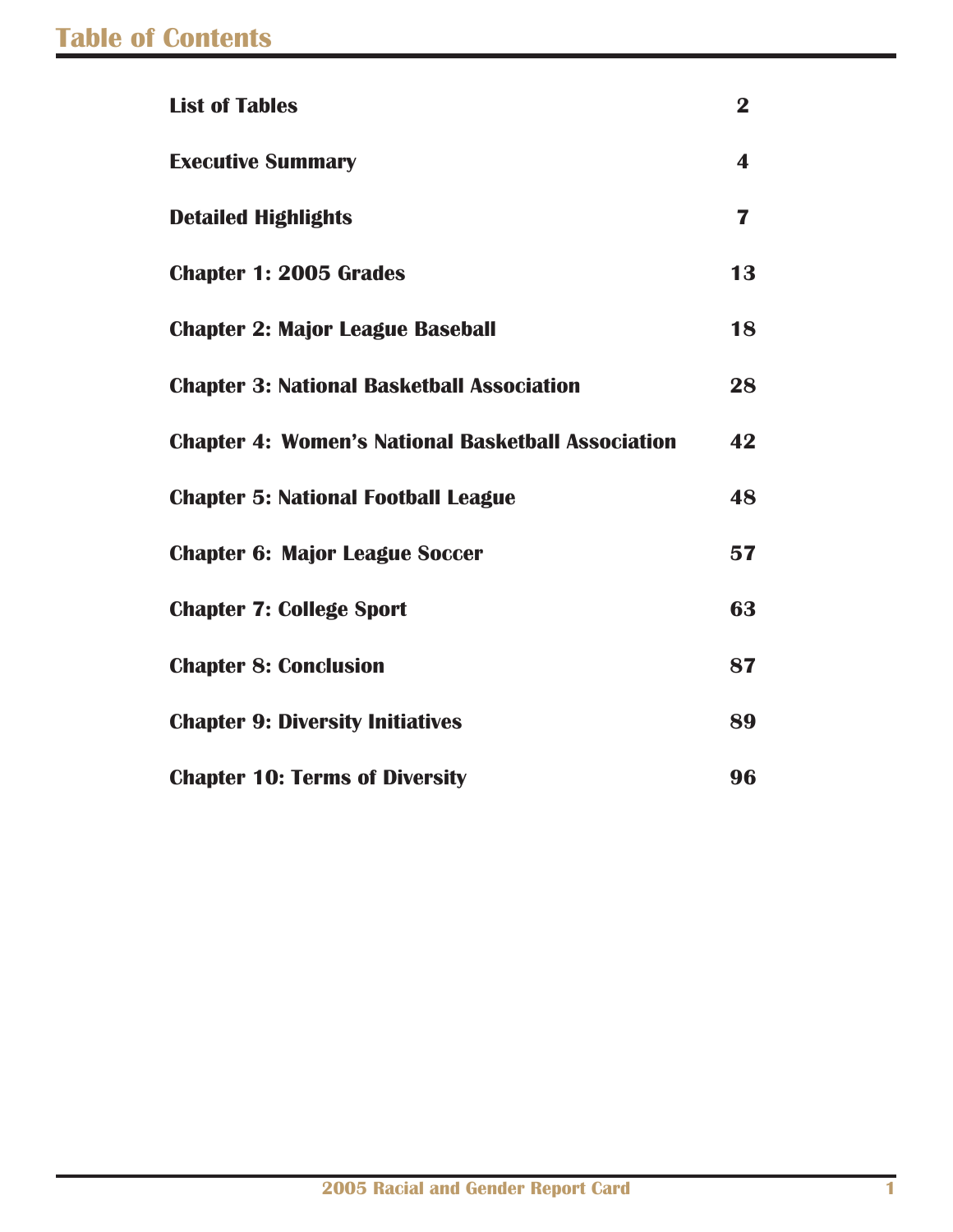# Table of Contents

| | |
|---|---|
| **List of Tables** | **2** |
| **Executive Summary** | **4** |
| **Detailed Highlights** | **7** |
| **Chapter 1: 2005 Grades** | **13** |
| **Chapter 2: Major League Baseball** | **18** |
| **Chapter 3: National Basketball Association** | **28** |
| **Chapter 4: Women's National Basketball Association** | **42** |
| **Chapter 5: National Football League** | **48** |
| **Chapter 6: Major League Soccer** | **57** |
| **Chapter 7: College Sport** | **63** |
| **Chapter 8: Conclusion** | **87** |
| **Chapter 9: Diversity Initiatives** | **89** |
| **Chapter 10: Terms of Diversity** | **96** |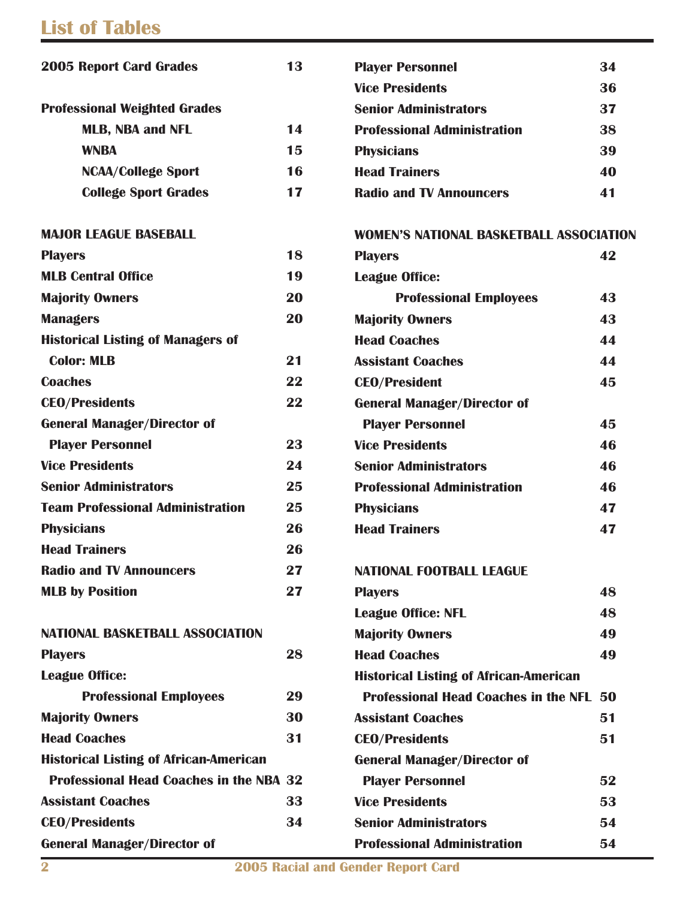# List of Tables

| | |
|---|---|
| **2005 Report Card Grades** | **13** |
| **Professional Weighted Grades** | |
| **MLB, NBA and NFL** | **14** |
| **WNBA** | **15** |
| **NCAA/College Sport** | **16** |
| **College Sport Grades** | **17** |

**MAJOR LEAGUE BASEBALL**

| | |
|---|---|
| **Players** | **18** |
| **MLB Central Office** | **19** |
| **Majority Owners** | **20** |
| **Managers** | **20** |
| **Historical Listing of Managers of Color: MLB** | **21** |
| **Coaches** | **22** |
| **CEO/Presidents** | **22** |
| **General Manager/Director of Player Personnel** | **23** |
| **Vice Presidents** | **24** |
| **Senior Administrators** | **25** |
| **Team Professional Administration** | **25** |
| **Physicians** | **26** |
| **Head Trainers** | **26** |
| **Radio and TV Announcers** | **27** |
| **MLB by Position** | **27** |

**NATIONAL BASKETBALL ASSOCIATION**

| | |
|---|---|
| **Players** | **28** |
| **League Office: Professional Employees** | **29** |
| **Majority Owners** | **30** |
| **Head Coaches** | **31** |
| **Historical Listing of African-American Professional Head Coaches in the NBA** | **32** |
| **Assistant Coaches** | **33** |
| **CEO/Presidents** | **34** |
| **General Manager/Director of Player Personnel** | **34** |
| **Vice Presidents** | **36** |
| **Senior Administrators** | **37** |
| **Professional Administration** | **38** |
| **Physicians** | **39** |
| **Head Trainers** | **40** |
| **Radio and TV Announcers** | **41** |

**WOMEN'S NATIONAL BASKETBALL ASSOCIATION**

| | |
|---|---|
| **Players** | **42** |
| **League Office: Professional Employees** | **43** |
| **Majority Owners** | **43** |
| **Head Coaches** | **44** |
| **Assistant Coaches** | **44** |
| **CEO/President** | **45** |
| **General Manager/Director of Player Personnel** | **45** |
| **Vice Presidents** | **46** |
| **Senior Administrators** | **46** |
| **Professional Administration** | **46** |
| **Physicians** | **47** |
| **Head Trainers** | **47** |

**NATIONAL FOOTBALL LEAGUE**

| | |
|---|---|
| **Players** | **48** |
| **League Office: NFL** | **48** |
| **Majority Owners** | **49** |
| **Head Coaches** | **49** |
| **Historical Listing of African-American Professional Head Coaches in the NFL** | **50** |
| **Assistant Coaches** | **51** |
| **CEO/Presidents** | **51** |
| **General Manager/Director of Player Personnel** | **52** |
| **Vice Presidents** | **53** |
| **Senior Administrators** | **54** |
| **Professional Administration** | **54** |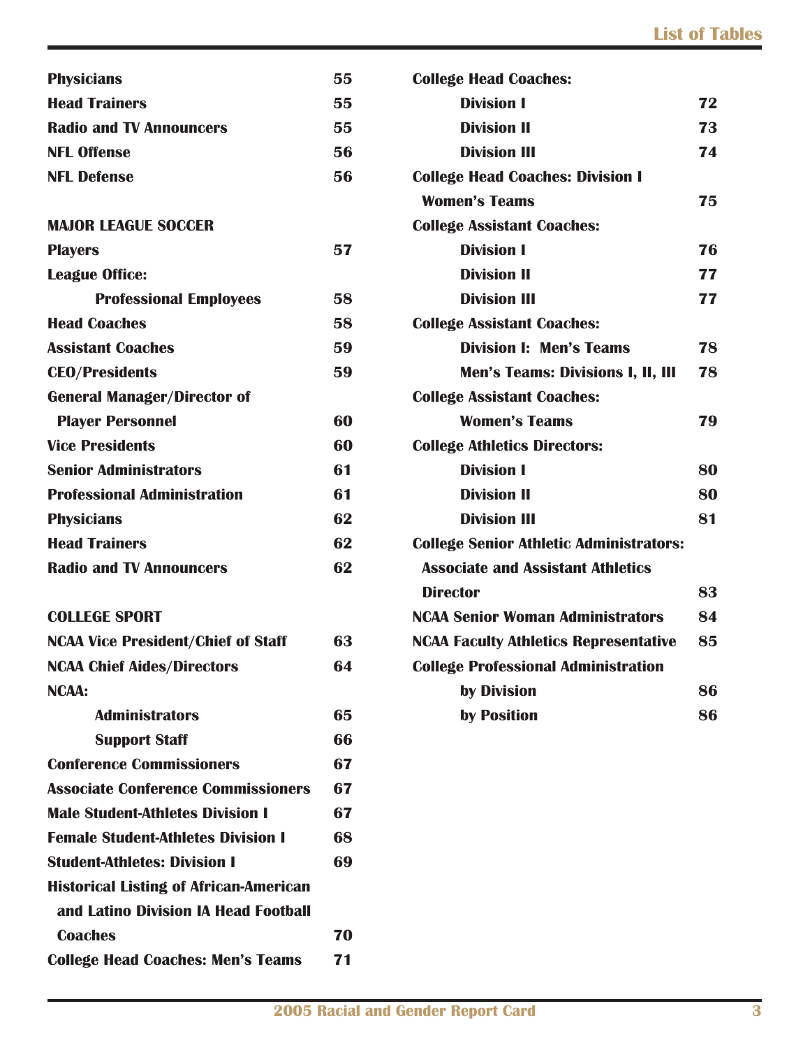| | |
|---|---|
| **Physicians** | **55** |
| **Head Trainers** | **55** |
| **Radio and TV Announcers** | **55** |
| **NFL Offense** | **56** |
| **NFL Defense** | **56** |
| | |
| **MAJOR LEAGUE SOCCER** | |
| **Players** | **57** |
| **League Office:** | |
| **Professional Employees** | **58** |
| **Head Coaches** | **58** |
| **Assistant Coaches** | **59** |
| **CEO/Presidents** | **59** |
| **General Manager/Director of Player Personnel** | **60** |
| **Vice Presidents** | **60** |
| **Senior Administrators** | **61** |
| **Professional Administration** | **61** |
| **Physicians** | **62** |
| **Head Trainers** | **62** |
| **Radio and TV Announcers** | **62** |
| | |
| **COLLEGE SPORT** | |
| **NCAA Vice President/Chief of Staff** | **63** |
| **NCAA Chief Aides/Directors** | **64** |
| **NCAA:** | |
| **Administrators** | **65** |
| **Support Staff** | **66** |
| **Conference Commissioners** | **67** |
| **Associate Conference Commissioners** | **67** |
| **Male Student-Athletes Division I** | **67** |
| **Female Student-Athletes Division I** | **68** |
| **Student-Athletes: Division I** | **69** |
| **Historical Listing of African-American and Latino Division IA Head Football Coaches** | **70** |
| **College Head Coaches: Men's Teams** | **71** |
| **College Head Coaches:** | |
| **Division I** | **72** |
| **Division II** | **73** |
| **Division III** | **74** |
| **College Head Coaches: Division I Women's Teams** | **75** |
| **College Assistant Coaches:** | |
| **Division I** | **76** |
| **Division II** | **77** |
| **Division III** | **77** |
| **College Assistant Coaches:** | |
| **Division I: Men's Teams** | **78** |
| **Men's Teams: Divisions I, II, III** | **78** |
| **College Assistant Coaches:** | |
| **Women's Teams** | **79** |
| **College Athletics Directors:** | |
| **Division I** | **80** |
| **Division II** | **80** |
| **Division III** | **81** |
| **College Senior Athletic Administrators: Associate and Assistant Athletics Director** | **83** |
| **NCAA Senior Woman Administrators** | **84** |
| **NCAA Faculty Athletics Representative** | **85** |
| **College Professional Administration** | |
| **by Division** | **86** |
| **by Position** | **86** |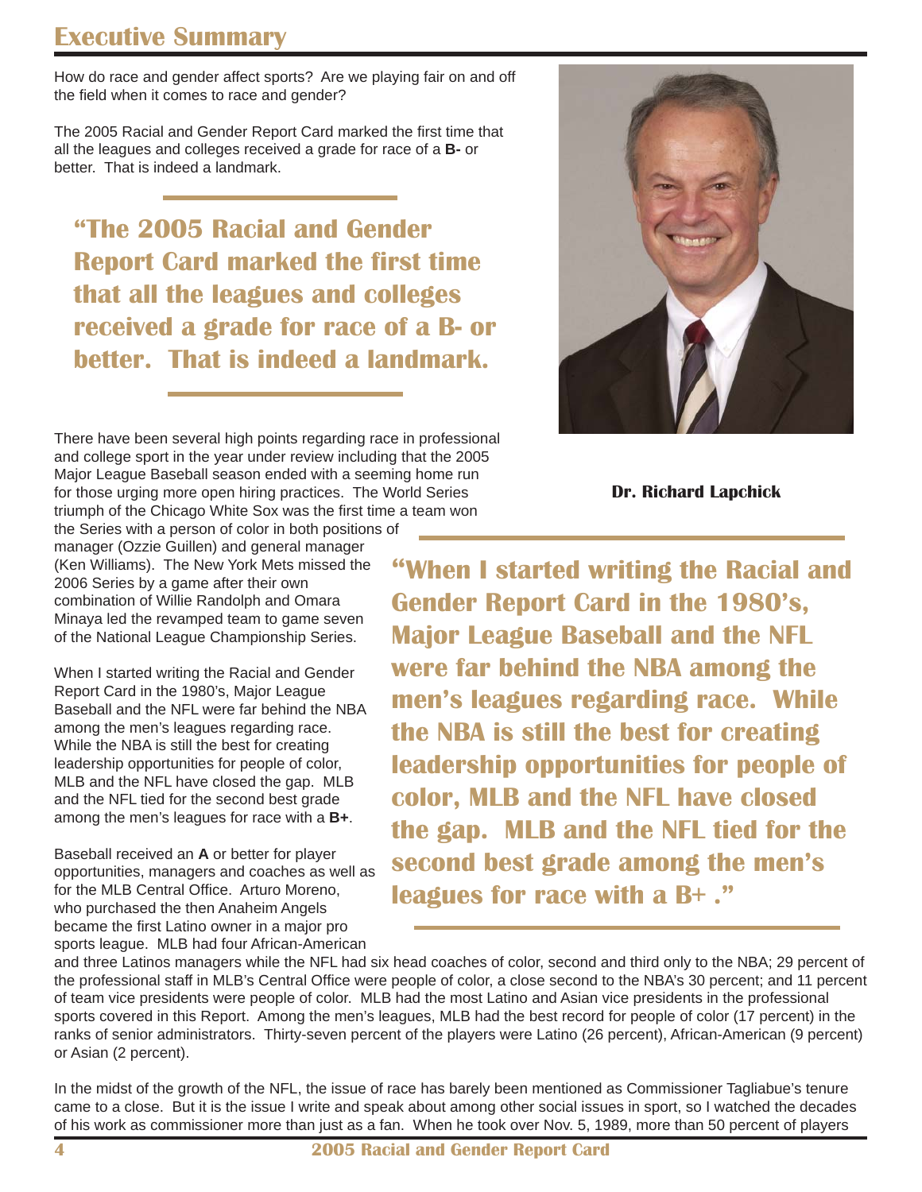# Executive Summary

How do race and gender affect sports? Are we playing fair on and off the field when it comes to race and gender?

The 2005 Racial and Gender Report Card marked the first time that all the leagues and colleges received a grade for race of a **B-** or better. That is indeed a landmark.

> **"The 2005 Racial and Gender Report Card marked the first time that all the leagues and colleges received a grade for race of a B- or better. That is indeed a landmark.**

**Dr. Richard Lapchick**

There have been several high points regarding race in professional and college sport in the year under review including that the 2005 Major League Baseball season ended with a seeming home run for those urging more open hiring practices. The World Series triumph of the Chicago White Sox was the first time a team won the Series with a person of color in both positions of manager (Ozzie Guillen) and general manager (Ken Williams). The New York Mets missed the 2006 Series by a game after their own combination of Willie Randolph and Omara Minaya led the revamped team to game seven of the National League Championship Series.

When I started writing the Racial and Gender Report Card in the 1980's, Major League Baseball and the NFL were far behind the NBA among the men's leagues regarding race. While the NBA is still the best for creating leadership opportunities for people of color, MLB and the NFL have closed the gap. MLB and the NFL tied for the second best grade among the men's leagues for race with a **B+**.

> **"When I started writing the Racial and Gender Report Card in the 1980's, Major League Baseball and the NFL were far behind the NBA among the men's leagues regarding race. While the NBA is still the best for creating leadership opportunities for people of color, MLB and the NFL have closed the gap. MLB and the NFL tied for the second best grade among the men's leagues for race with a B+ ."**

Baseball received an **A** or better for player opportunities, managers and coaches as well as for the MLB Central Office. Arturo Moreno, who purchased the then Anaheim Angels became the first Latino owner in a major pro sports league. MLB had four African-American and three Latinos managers while the NFL had six head coaches of color, second and third only to the NBA; 29 percent of the professional staff in MLB's Central Office were people of color, a close second to the NBA's 30 percent; and 11 percent of team vice presidents were people of color. MLB had the most Latino and Asian vice presidents in the professional sports covered in this Report. Among the men's leagues, MLB had the best record for people of color (17 percent) in the ranks of senior administrators. Thirty-seven percent of the players were Latino (26 percent), African-American (9 percent) or Asian (2 percent).

In the midst of the growth of the NFL, the issue of race has barely been mentioned as Commissioner Tagliabue's tenure came to a close. But it is the issue I write and speak about among other social issues in sport, so I watched the decades of his work as commissioner more than just as a fan. When he took over Nov. 5, 1989, more than 50 percent of players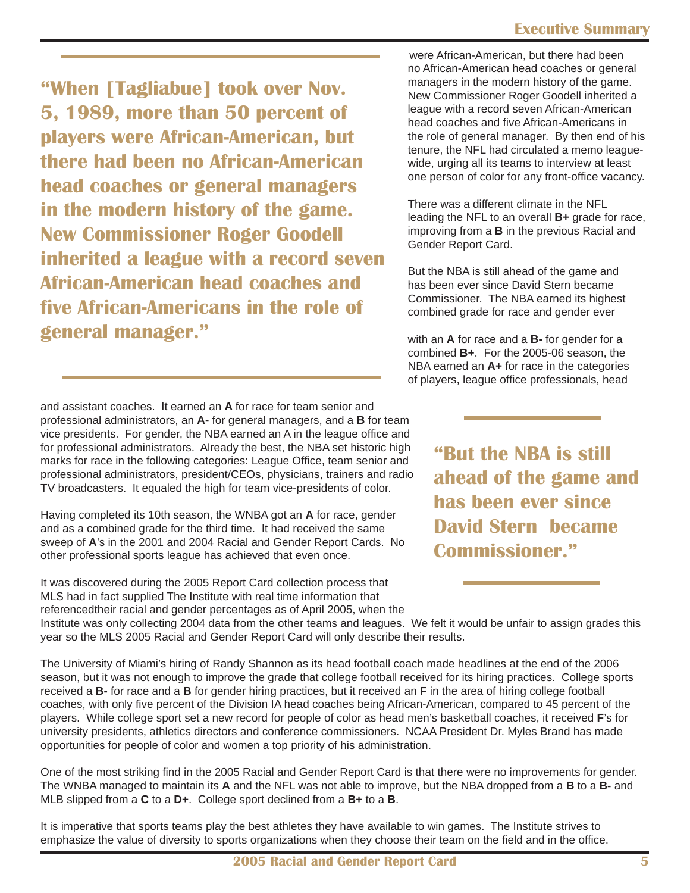> **"When [Tagliabue] took over Nov. 5, 1989, more than 50 percent of players were African-American, but there had been no African-American head coaches or general managers in the modern history of the game. New Commissioner Roger Goodell inherited a league with a record seven African-American head coaches and five African-Americans in the role of general manager."**

were African-American, but there had been no African-American head coaches or general managers in the modern history of the game. New Commissioner Roger Goodell inherited a league with a record seven African-American head coaches and five African-Americans in the role of general manager. By then end of his tenure, the NFL had circulated a memo league-wide, urging all its teams to interview at least one person of color for any front-office vacancy.

There was a different climate in the NFL leading the NFL to an overall **B+** grade for race, improving from a **B** in the previous Racial and Gender Report Card.

But the NBA is still ahead of the game and has been ever since David Stern became Commissioner. The NBA earned its highest combined grade for race and gender ever with an **A** for race and a **B-** for gender for a combined **B+**. For the 2005-06 season, the NBA earned an **A+** for race in the categories of players, league office professionals, head and assistant coaches. It earned an **A** for race for team senior and professional administrators, an **A-** for general managers, and a **B** for team vice presidents. For gender, the NBA earned an A in the league office and for professional administrators. Already the best, the NBA set historic high marks for race in the following categories: League Office, team senior and professional administrators, president/CEOs, physicians, trainers and radio TV broadcasters. It equaled the high for team vice-presidents of color.

> **"But the NBA is still ahead of the game and has been ever since David Stern became Commissioner."**

Having completed its 10th season, the WNBA got an **A** for race, gender and as a combined grade for the third time. It had received the same sweep of **A**'s in the 2001 and 2004 Racial and Gender Report Cards. No other professional sports league has achieved that even once.

It was discovered during the 2005 Report Card collection process that MLS had in fact supplied The Institute with real time information that referencedtheir racial and gender percentages as of April 2005, when the Institute was only collecting 2004 data from the other teams and leagues. We felt it would be unfair to assign grades this year so the MLS 2005 Racial and Gender Report Card will only describe their results.

The University of Miami's hiring of Randy Shannon as its head football coach made headlines at the end of the 2006 season, but it was not enough to improve the grade that college football received for its hiring practices. College sports received a **B-** for race and a **B** for gender hiring practices, but it received an **F** in the area of hiring college football coaches, with only five percent of the Division IA head coaches being African-American, compared to 45 percent of the players. While college sport set a new record for people of color as head men's basketball coaches, it received **F**'s for university presidents, athletics directors and conference commissioners. NCAA President Dr. Myles Brand has made opportunities for people of color and women a top priority of his administration.

One of the most striking find in the 2005 Racial and Gender Report Card is that there were no improvements for gender. The WNBA managed to maintain its **A** and the NFL was not able to improve, but the NBA dropped from a **B** to a **B-** and MLB slipped from a **C** to a **D+**. College sport declined from a **B+** to a **B**.

It is imperative that sports teams play the best athletes they have available to win games. The Institute strives to emphasize the value of diversity to sports organizations when they choose their team on the field and in the office.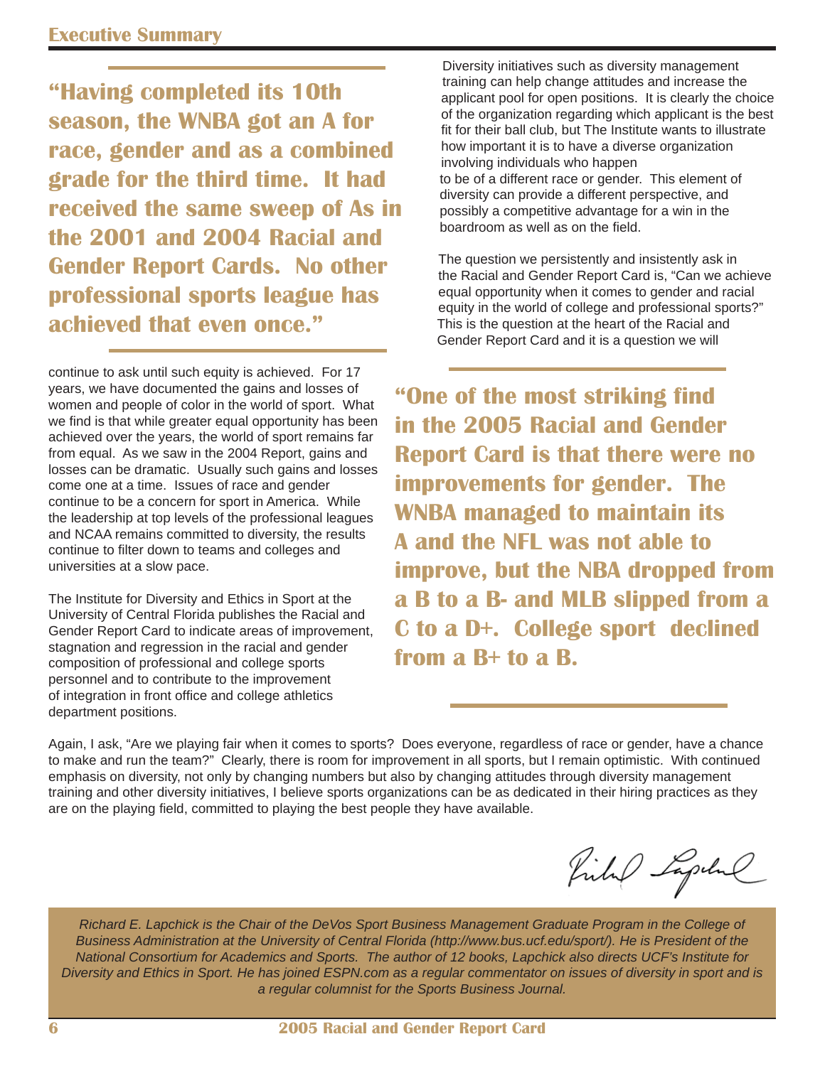## Executive Summary

> **"Having completed its 10th season, the WNBA got an A for race, gender and as a combined grade for the third time. It had received the same sweep of As in the 2001 and 2004 Racial and Gender Report Cards. No other professional sports league has achieved that even once."**

Diversity initiatives such as diversity management training can help change attitudes and increase the applicant pool for open positions. It is clearly the choice of the organization regarding which applicant is the best fit for their ball club, but The Institute wants to illustrate how important it is to have a diverse organization involving individuals who happen to be of a different race or gender. This element of diversity can provide a different perspective, and possibly a competitive advantage for a win in the boardroom as well as on the field.

The question we persistently and insistently ask in the Racial and Gender Report Card is, "Can we achieve equal opportunity when it comes to gender and racial equity in the world of college and professional sports?" This is the question at the heart of the Racial and Gender Report Card and it is a question we will continue to ask until such equity is achieved. For 17 years, we have documented the gains and losses of women and people of color in the world of sport. What we find is that while greater equal opportunity has been achieved over the years, the world of sport remains far from equal. As we saw in the 2004 Report, gains and losses can be dramatic. Usually such gains and losses come one at a time. Issues of race and gender continue to be a concern for sport in America. While the leadership at top levels of the professional leagues and NCAA remains committed to diversity, the results continue to filter down to teams and colleges and universities at a slow pace.

The Institute for Diversity and Ethics in Sport at the University of Central Florida publishes the Racial and Gender Report Card to indicate areas of improvement, stagnation and regression in the racial and gender composition of professional and college sports personnel and to contribute to the improvement of integration in front office and college athletics department positions.

> **"One of the most striking find in the 2005 Racial and Gender Report Card is that there were no improvements for gender. The WNBA managed to maintain its A and the NFL was not able to improve, but the NBA dropped from a B to a B- and MLB slipped from a C to a D+. College sport declined from a B+ to a B.**

Again, I ask, "Are we playing fair when it comes to sports? Does everyone, regardless of race or gender, have a chance to make and run the team?" Clearly, there is room for improvement in all sports, but I remain optimistic. With continued emphasis on diversity, not only by changing numbers but also by changing attitudes through diversity management training and other diversity initiatives, I believe sports organizations can be as dedicated in their hiring practices as they are on the playing field, committed to playing the best people they have available.

*Richard E. Lapchick is the Chair of the DeVos Sport Business Management Graduate Program in the College of Business Administration at the University of Central Florida (http://www.bus.ucf.edu/sport/). He is President of the National Consortium for Academics and Sports. The author of 12 books, Lapchick also directs UCF's Institute for Diversity and Ethics in Sport. He has joined ESPN.com as a regular commentator on issues of diversity in sport and is a regular columnist for the Sports Business Journal.*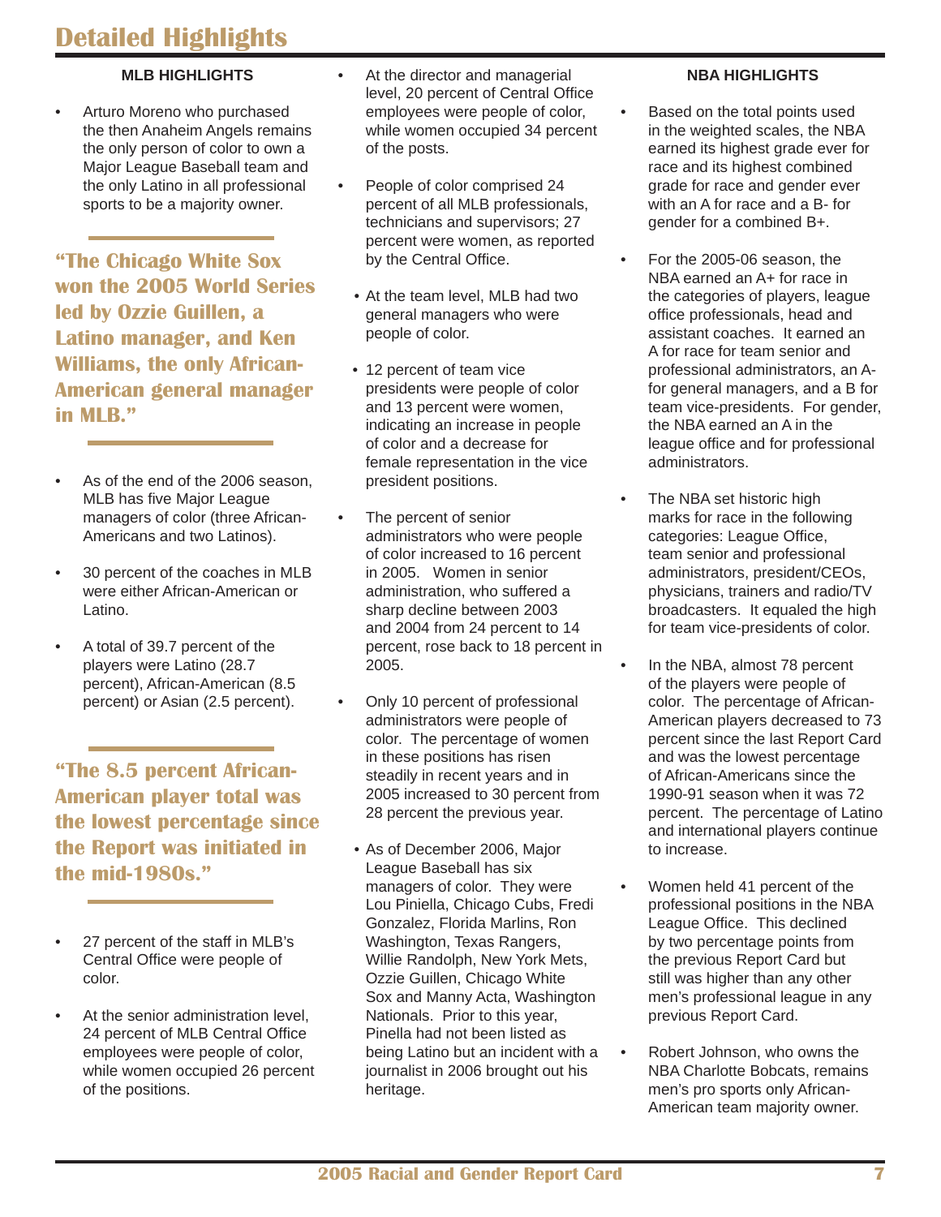# Detailed Highlights

### MLB HIGHLIGHTS

- Arturo Moreno who purchased the then Anaheim Angels remains the only person of color to own a Major League Baseball team and the only Latino in all professional sports to be a majority owner.

**"The Chicago White Sox won the 2005 World Series led by Ozzie Guillen, a Latino manager, and Ken Williams, the only African-American general manager in MLB."**

- As of the end of the 2006 season, MLB has five Major League managers of color (three African-Americans and two Latinos).
- 30 percent of the coaches in MLB were either African-American or Latino.
- A total of 39.7 percent of the players were Latino (28.7 percent), African-American (8.5 percent) or Asian (2.5 percent).

**"The 8.5 percent African-American player total was the lowest percentage since the Report was initiated in the mid-1980s."**

- 27 percent of the staff in MLB's Central Office were people of color.
- At the senior administration level, 24 percent of MLB Central Office employees were people of color, while women occupied 26 percent of the positions.
- At the director and managerial level, 20 percent of Central Office employees were people of color, while women occupied 34 percent of the posts.
- People of color comprised 24 percent of all MLB professionals, technicians and supervisors; 27 percent were women, as reported by the Central Office.
- At the team level, MLB had two general managers who were people of color.
- 12 percent of team vice presidents were people of color and 13 percent were women, indicating an increase in people of color and a decrease for female representation in the vice president positions.
- The percent of senior administrators who were people of color increased to 16 percent in 2005. Women in senior administration, who suffered a sharp decline between 2003 and 2004 from 24 percent to 14 percent, rose back to 18 percent in 2005.
- Only 10 percent of professional administrators were people of color. The percentage of women in these positions has risen steadily in recent years and in 2005 increased to 30 percent from 28 percent the previous year.
- As of December 2006, Major League Baseball has six managers of color. They were Lou Piniella, Chicago Cubs, Fredi Gonzalez, Florida Marlins, Ron Washington, Texas Rangers, Willie Randolph, New York Mets, Ozzie Guillen, Chicago White Sox and Manny Acta, Washington Nationals. Prior to this year, Pinella had not been listed as being Latino but an incident with a journalist in 2006 brought out his heritage.

### NBA HIGHLIGHTS

- Based on the total points used in the weighted scales, the NBA earned its highest grade ever for race and its highest combined grade for race and gender ever with an A for race and a B- for gender for a combined B+.
- For the 2005-06 season, the NBA earned an A+ for race in the categories of players, league office professionals, head and assistant coaches. It earned an A for race for team senior and professional administrators, an A- for general managers, and a B for team vice-presidents. For gender, the NBA earned an A in the league office and for professional administrators.
- The NBA set historic high marks for race in the following categories: League Office, team senior and professional administrators, president/CEOs, physicians, trainers and radio/TV broadcasters. It equaled the high for team vice-presidents of color.
- In the NBA, almost 78 percent of the players were people of color. The percentage of African-American players decreased to 73 percent since the last Report Card and was the lowest percentage of African-Americans since the 1990-91 season when it was 72 percent. The percentage of Latino and international players continue to increase.
- Women held 41 percent of the professional positions in the NBA League Office. This declined by two percentage points from the previous Report Card but still was higher than any other men's professional league in any previous Report Card.
- Robert Johnson, who owns the NBA Charlotte Bobcats, remains men's pro sports only African-American team majority owner.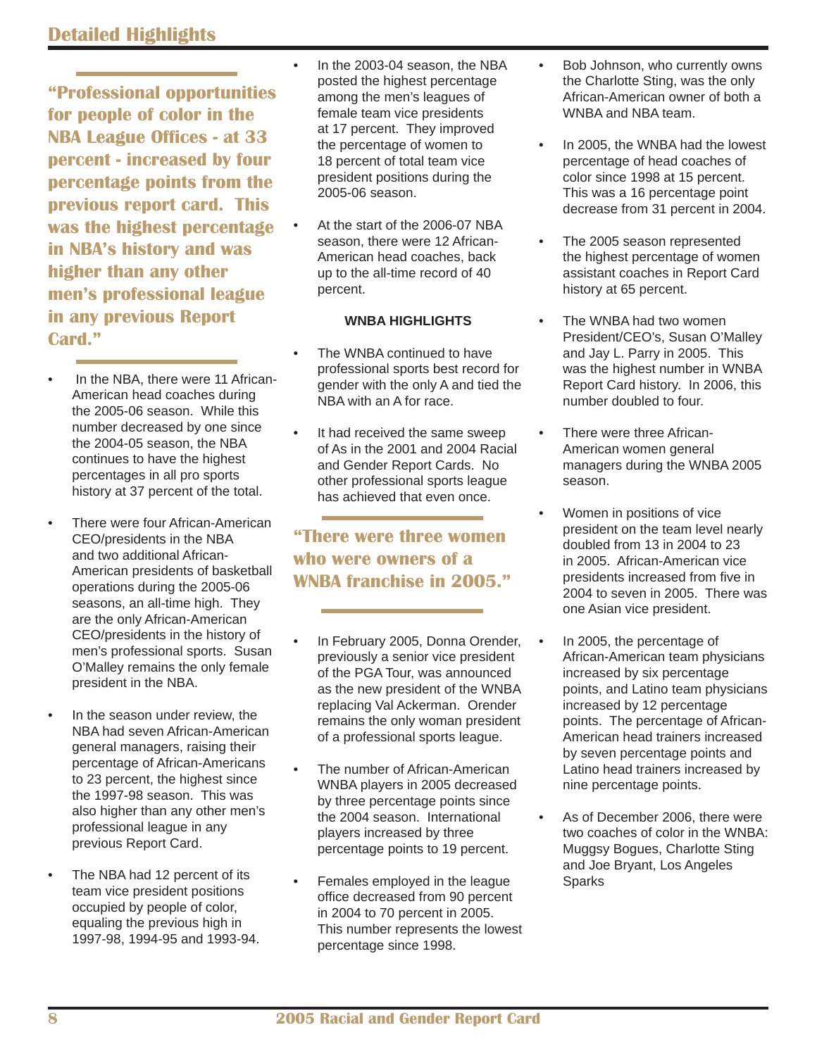## Detailed Highlights

**"Professional opportunities for people of color in the NBA League Offices - at 33 percent - increased by four percentage points from the previous report card. This was the highest percentage in NBA's history and was higher than any other men's professional league in any previous Report Card."**

- In the NBA, there were 11 African-American head coaches during the 2005-06 season. While this number decreased by one since the 2004-05 season, the NBA continues to have the highest percentages in all pro sports history at 37 percent of the total.
- There were four African-American CEO/presidents in the NBA and two additional African-American presidents of basketball operations during the 2005-06 seasons, an all-time high. They are the only African-American CEO/presidents in the history of men's professional sports. Susan O'Malley remains the only female president in the NBA.
- In the season under review, the NBA had seven African-American general managers, raising their percentage of African-Americans to 23 percent, the highest since the 1997-98 season. This was also higher than any other men's professional league in any previous Report Card.
- The NBA had 12 percent of its team vice president positions occupied by people of color, equaling the previous high in 1997-98, 1994-95 and 1993-94.
- In the 2003-04 season, the NBA posted the highest percentage among the men's leagues of female team vice presidents at 17 percent. They improved the percentage of women to 18 percent of total team vice president positions during the 2005-06 season.
- At the start of the 2006-07 NBA season, there were 12 African-American head coaches, back up to the all-time record of 40 percent.

**WNBA HIGHLIGHTS**

- The WNBA continued to have professional sports best record for gender with the only A and tied the NBA with an A for race.
- It had received the same sweep of As in the 2001 and 2004 Racial and Gender Report Cards. No other professional sports league has achieved that even once.

**"There were three women who were owners of a WNBA franchise in 2005."**

- In February 2005, Donna Orender, previously a senior vice president of the PGA Tour, was announced as the new president of the WNBA replacing Val Ackerman. Orender remains the only woman president of a professional sports league.
- The number of African-American WNBA players in 2005 decreased by three percentage points since the 2004 season. International players increased by three percentage points to 19 percent.
- Females employed in the league office decreased from 90 percent in 2004 to 70 percent in 2005. This number represents the lowest percentage since 1998.
- Bob Johnson, who currently owns the Charlotte Sting, was the only African-American owner of both a WNBA and NBA team.
- In 2005, the WNBA had the lowest percentage of head coaches of color since 1998 at 15 percent. This was a 16 percentage point decrease from 31 percent in 2004.
- The 2005 season represented the highest percentage of women assistant coaches in Report Card history at 65 percent.
- The WNBA had two women President/CEO's, Susan O'Malley and Jay L. Parry in 2005. This was the highest number in WNBA Report Card history. In 2006, this number doubled to four.
- There were three African-American women general managers during the WNBA 2005 season.
- Women in positions of vice president on the team level nearly doubled from 13 in 2004 to 23 in 2005. African-American vice presidents increased from five in 2004 to seven in 2005. There was one Asian vice president.
- In 2005, the percentage of African-American team physicians increased by six percentage points, and Latino team physicians increased by 12 percentage points. The percentage of African-American head trainers increased by seven percentage points and Latino head trainers increased by nine percentage points.
- As of December 2006, there were two coaches of color in the WNBA: Muggsy Bogues, Charlotte Sting and Joe Bryant, Los Angeles Sparks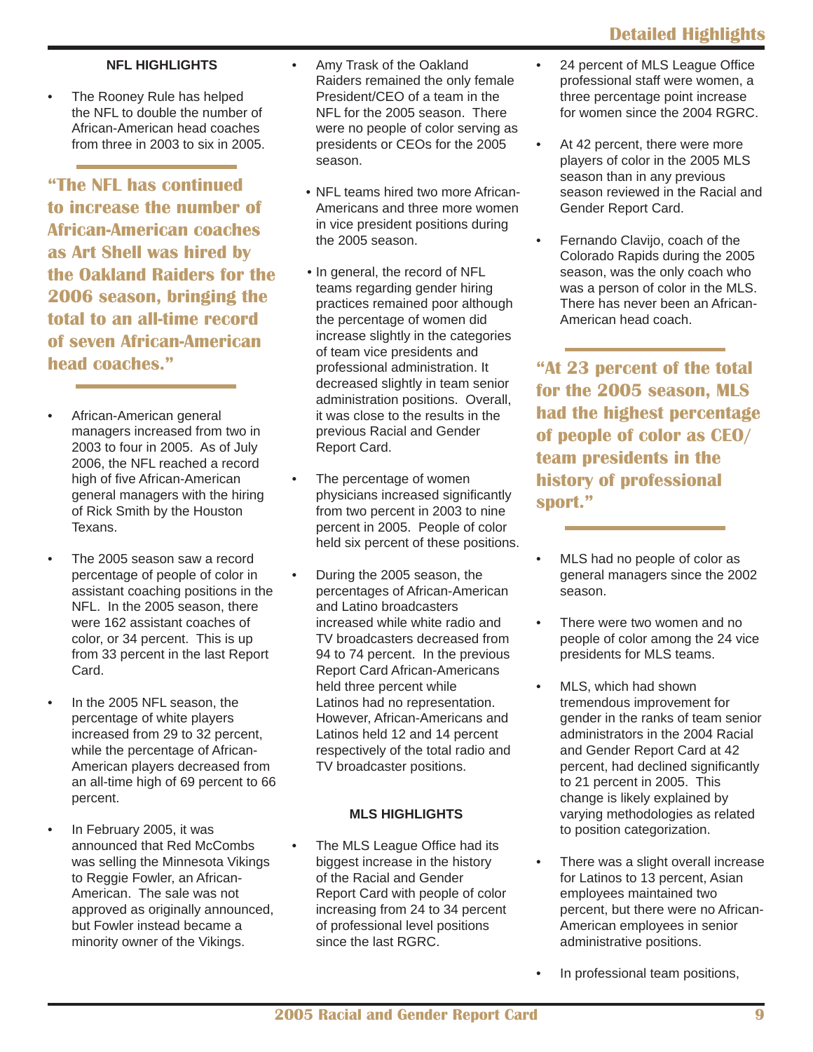## NFL HIGHLIGHTS

- The Rooney Rule has helped the NFL to double the number of African-American head coaches from three in 2003 to six in 2005.

**"The NFL has continued to increase the number of African-American coaches as Art Shell was hired by the Oakland Raiders for the 2006 season, bringing the total to an all-time record of seven African-American head coaches."**

- African-American general managers increased from two in 2003 to four in 2005. As of July 2006, the NFL reached a record high of five African-American general managers with the hiring of Rick Smith by the Houston Texans.
- The 2005 season saw a record percentage of people of color in assistant coaching positions in the NFL. In the 2005 season, there were 162 assistant coaches of color, or 34 percent. This is up from 33 percent in the last Report Card.
- In the 2005 NFL season, the percentage of white players increased from 29 to 32 percent, while the percentage of African-American players decreased from an all-time high of 69 percent to 66 percent.
- In February 2005, it was announced that Red McCombs was selling the Minnesota Vikings to Reggie Fowler, an African-American. The sale was not approved as originally announced, but Fowler instead became a minority owner of the Vikings.
- Amy Trask of the Oakland Raiders remained the only female President/CEO of a team in the NFL for the 2005 season. There were no people of color serving as presidents or CEOs for the 2005 season.
- NFL teams hired two more African-Americans and three more women in vice president positions during the 2005 season.
- In general, the record of NFL teams regarding gender hiring practices remained poor although the percentage of women did increase slightly in the categories of team vice presidents and professional administration. It decreased slightly in team senior administration positions. Overall, it was close to the results in the previous Racial and Gender Report Card.
- The percentage of women physicians increased significantly from two percent in 2003 to nine percent in 2005. People of color held six percent of these positions.
- During the 2005 season, the percentages of African-American and Latino broadcasters increased while white radio and TV broadcasters decreased from 94 to 74 percent. In the previous Report Card African-Americans held three percent while Latinos had no representation. However, African-Americans and Latinos held 12 and 14 percent respectively of the total radio and TV broadcaster positions.

## MLS HIGHLIGHTS

- The MLS League Office had its biggest increase in the history of the Racial and Gender Report Card with people of color increasing from 24 to 34 percent of professional level positions since the last RGRC.
- 24 percent of MLS League Office professional staff were women, a three percentage point increase for women since the 2004 RGRC.
- At 42 percent, there were more players of color in the 2005 MLS season than in any previous season reviewed in the Racial and Gender Report Card.
- Fernando Clavijo, coach of the Colorado Rapids during the 2005 season, was the only coach who was a person of color in the MLS. There has never been an African-American head coach.

**"At 23 percent of the total for the 2005 season, MLS had the highest percentage of people of color as CEO/team presidents in the history of professional sport."**

- MLS had no people of color as general managers since the 2002 season.
- There were two women and no people of color among the 24 vice presidents for MLS teams.
- MLS, which had shown tremendous improvement for gender in the ranks of team senior administrators in the 2004 Racial and Gender Report Card at 42 percent, had declined significantly to 21 percent in 2005. This change is likely explained by varying methodologies as related to position categorization.
- There was a slight overall increase for Latinos to 13 percent, Asian employees maintained two percent, but there were no African-American employees in senior administrative positions.
- In professional team positions,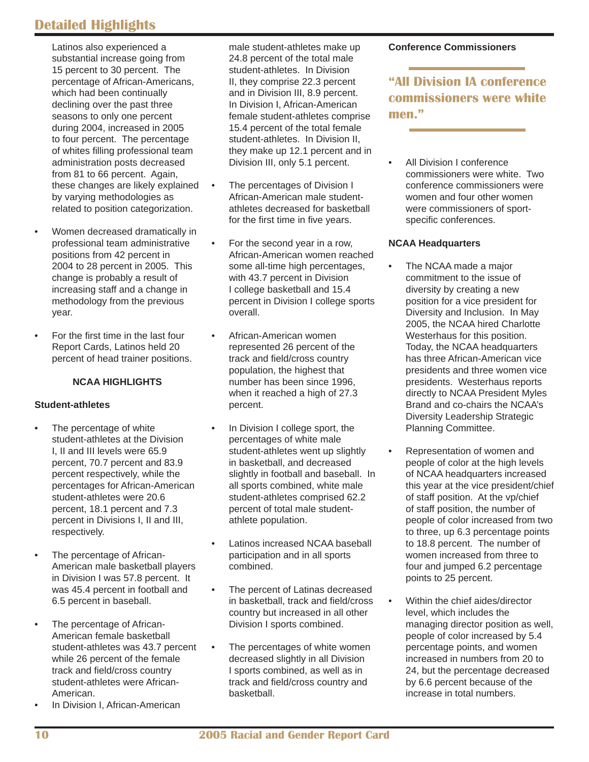## Detailed Highlights

Latinos also experienced a substantial increase going from 15 percent to 30 percent. The percentage of African-Americans, which had been continually declining over the past three seasons to only one percent during 2004, increased in 2005 to four percent. The percentage of whites filling professional team administration posts decreased from 81 to 66 percent. Again, these changes are likely explained by varying methodologies as related to position categorization.

- Women decreased dramatically in professional team administrative positions from 42 percent in 2004 to 28 percent in 2005. This change is probably a result of increasing staff and a change in methodology from the previous year.
- For the first time in the last four Report Cards, Latinos held 20 percent of head trainer positions.

### NCAA HIGHLIGHTS

#### Student-athletes

- The percentage of white student-athletes at the Division I, II and III levels were 65.9 percent, 70.7 percent and 83.9 percent respectively, while the percentages for African-American student-athletes were 20.6 percent, 18.1 percent and 7.3 percent in Divisions I, II and III, respectively.
- The percentage of African-American male basketball players in Division I was 57.8 percent. It was 45.4 percent in football and 6.5 percent in baseball.
- The percentage of African-American female basketball student-athletes was 43.7 percent while 26 percent of the female track and field/cross country student-athletes were African-American.
- In Division I, African-American male student-athletes make up 24.8 percent of the total male student-athletes. In Division II, they comprise 22.3 percent and in Division III, 8.9 percent. In Division I, African-American female student-athletes comprise 15.4 percent of the total female student-athletes. In Division II, they make up 12.1 percent and in Division III, only 5.1 percent.
- The percentages of Division I African-American male student-athletes decreased for basketball for the first time in five years.
- For the second year in a row, African-American women reached some all-time high percentages, with 43.7 percent in Division I college basketball and 15.4 percent in Division I college sports overall.
- African-American women represented 26 percent of the track and field/cross country population, the highest that number has been since 1996, when it reached a high of 27.3 percent.
- In Division I college sport, the percentages of white male student-athletes went up slightly in basketball, and decreased slightly in football and baseball. In all sports combined, white male student-athletes comprised 62.2 percent of total male student-athlete population.
- Latinos increased NCAA baseball participation and in all sports combined.
- The percent of Latinas decreased in basketball, track and field/cross country but increased in all other Division I sports combined.
- The percentages of white women decreased slightly in all Division I sports combined, as well as in track and field/cross country and basketball.

#### Conference Commissioners

> **"All Division IA conference commissioners were white men."**

- All Division I conference commissioners were white. Two conference commissioners were women and four other women were commissioners of sport-specific conferences.

#### NCAA Headquarters

- The NCAA made a major commitment to the issue of diversity by creating a new position for a vice president for Diversity and Inclusion. In May 2005, the NCAA hired Charlotte Westerhaus for this position. Today, the NCAA headquarters has three African-American vice presidents and three women vice presidents. Westerhaus reports directly to NCAA President Myles Brand and co-chairs the NCAA's Diversity Leadership Strategic Planning Committee.
- Representation of women and people of color at the high levels of NCAA headquarters increased this year at the vice president/chief of staff position. At the vp/chief of staff position, the number of people of color increased from two to three, up 6.3 percentage points to 18.8 percent. The number of women increased from three to four and jumped 6.2 percentage points to 25 percent.
- Within the chief aides/director level, which includes the managing director position as well, people of color increased by 5.4 percentage points, and women increased in numbers from 20 to 24, but the percentage decreased by 6.6 percent because of the increase in total numbers.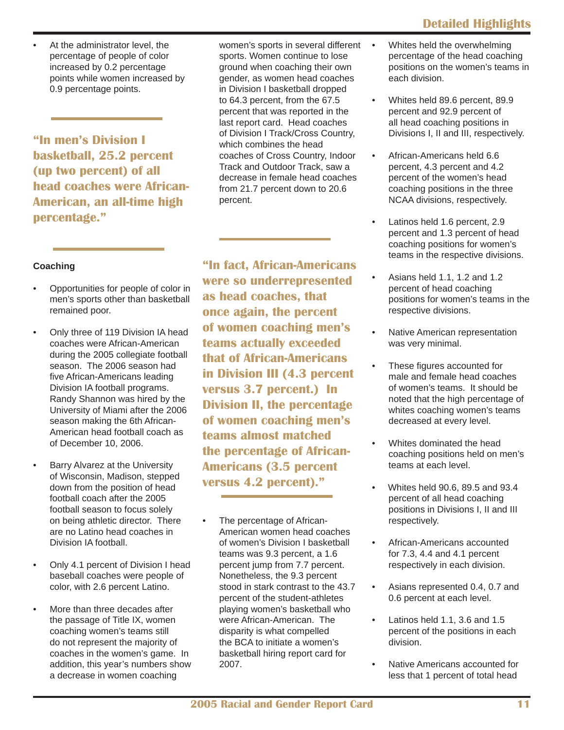- At the administrator level, the percentage of people of color increased by 0.2 percentage points while women increased by 0.9 percentage points.

**"In men's Division I basketball, 25.2 percent (up two percent) of all head coaches were African-American, an all-time high percentage."**

### Coaching

- Opportunities for people of color in men's sports other than basketball remained poor.
- Only three of 119 Division IA head coaches were African-American during the 2005 collegiate football season. The 2006 season had five African-Americans leading Division IA football programs. Randy Shannon was hired by the University of Miami after the 2006 season making the 6th African-American head football coach as of December 10, 2006.
- Barry Alvarez at the University of Wisconsin, Madison, stepped down from the position of head football coach after the 2005 football season to focus solely on being athletic director. There are no Latino head coaches in Division IA football.
- Only 4.1 percent of Division I head baseball coaches were people of color, with 2.6 percent Latino.
- More than three decades after the passage of Title IX, women coaching women's teams still do not represent the majority of coaches in the women's game. In addition, this year's numbers show a decrease in women coaching women's sports in several different sports. Women continue to lose ground when coaching their own gender, as women head coaches in Division I basketball dropped to 64.3 percent, from the 67.5 percent that was reported in the last report card. Head coaches of Division I Track/Cross Country, which combines the head coaches of Cross Country, Indoor Track and Outdoor Track, saw a decrease in female head coaches from 21.7 percent down to 20.6 percent.

**"In fact, African-Americans were so underrepresented as head coaches, that once again, the percent of women coaching men's teams actually exceeded that of African-Americans in Division III (4.3 percent versus 3.7 percent.) In Division II, the percentage of women coaching men's teams almost matched the percentage of African-Americans (3.5 percent versus 4.2 percent)."**

- The percentage of African-American women head coaches of women's Division I basketball teams was 9.3 percent, a 1.6 percent jump from 7.7 percent. Nonetheless, the 9.3 percent stood in stark contrast to the 43.7 percent of the student-athletes playing women's basketball who were African-American. The disparity is what compelled the BCA to initiate a women's basketball hiring report card for 2007.
- Whites held the overwhelming percentage of the head coaching positions on the women's teams in each division.
- Whites held 89.6 percent, 89.9 percent and 92.9 percent of all head coaching positions in Divisions I, II and III, respectively.
- African-Americans held 6.6 percent, 4.3 percent and 4.2 percent of the women's head coaching positions in the three NCAA divisions, respectively.
- Latinos held 1.6 percent, 2.9 percent and 1.3 percent of head coaching positions for women's teams in the respective divisions.
- Asians held 1.1, 1.2 and 1.2 percent of head coaching positions for women's teams in the respective divisions.
- Native American representation was very minimal.
- These figures accounted for male and female head coaches of women's teams. It should be noted that the high percentage of whites coaching women's teams decreased at every level.
- Whites dominated the head coaching positions held on men's teams at each level.
- Whites held 90.6, 89.5 and 93.4 percent of all head coaching positions in Divisions I, II and III respectively.
- African-Americans accounted for 7.3, 4.4 and 4.1 percent respectively in each division.
- Asians represented 0.4, 0.7 and 0.6 percent at each level.
- Latinos held 1.1, 3.6 and 1.5 percent of the positions in each division.
- Native Americans accounted for less that 1 percent of total head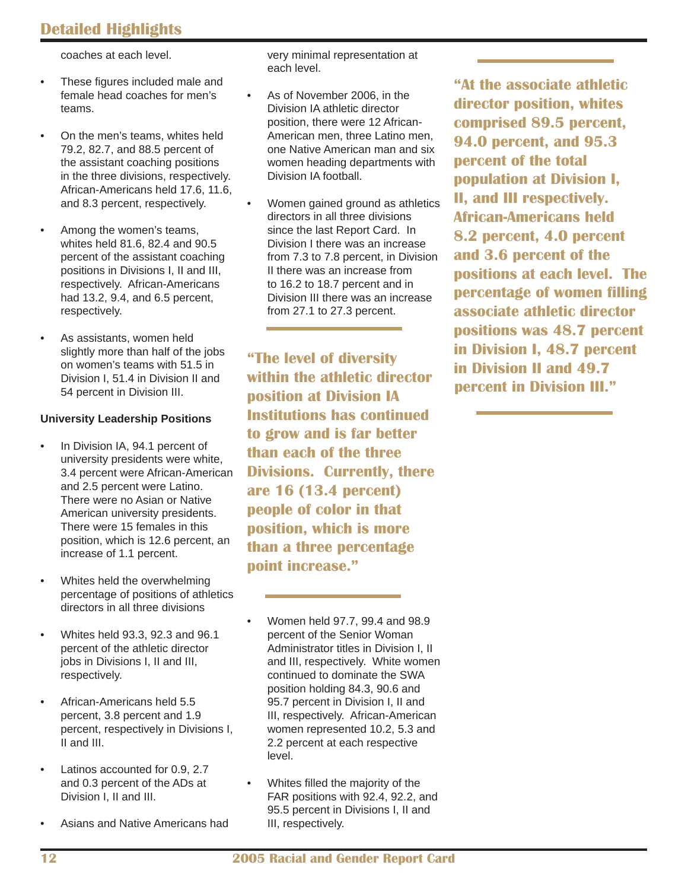coaches at each level.

- These figures included male and female head coaches for men's teams.
- On the men's teams, whites held 79.2, 82.7, and 88.5 percent of the assistant coaching positions in the three divisions, respectively. African-Americans held 17.6, 11.6, and 8.3 percent, respectively.
- Among the women's teams, whites held 81.6, 82.4 and 90.5 percent of the assistant coaching positions in Divisions I, II and III, respectively. African-Americans had 13.2, 9.4, and 6.5 percent, respectively.
- As assistants, women held slightly more than half of the jobs on women's teams with 51.5 in Division I, 51.4 in Division II and 54 percent in Division III.

**University Leadership Positions**

- In Division IA, 94.1 percent of university presidents were white, 3.4 percent were African-American and 2.5 percent were Latino. There were no Asian or Native American university presidents. There were 15 females in this position, which is 12.6 percent, an increase of 1.1 percent.
- Whites held the overwhelming percentage of positions of athletics directors in all three divisions
- Whites held 93.3, 92.3 and 96.1 percent of the athletic director jobs in Divisions I, II and III, respectively.
- African-Americans held 5.5 percent, 3.8 percent and 1.9 percent, respectively in Divisions I, II and III.
- Latinos accounted for 0.9, 2.7 and 0.3 percent of the ADs at Division I, II and III.
- Asians and Native Americans had very minimal representation at each level.
- As of November 2006, in the Division IA athletic director position, there were 12 African-American men, three Latino men, one Native American man and six women heading departments with Division IA football.
- Women gained ground as athletics directors in all three divisions since the last Report Card. In Division I there was an increase from 7.3 to 7.8 percent, in Division II there was an increase from to 16.2 to 18.7 percent and in Division III there was an increase from 27.1 to 27.3 percent.

**"The level of diversity within the athletic director position at Division IA Institutions has continued to grow and is far better than each of the three Divisions. Currently, there are 16 (13.4 percent) people of color in that position, which is more than a three percentage point increase."**

- Women held 97.7, 99.4 and 98.9 percent of the Senior Woman Administrator titles in Division I, II and III, respectively. White women continued to dominate the SWA position holding 84.3, 90.6 and 95.7 percent in Division I, II and III, respectively. African-American women represented 10.2, 5.3 and 2.2 percent at each respective level.
- Whites filled the majority of the FAR positions with 92.4, 92.2, and 95.5 percent in Divisions I, II and III, respectively.

**"At the associate athletic director position, whites comprised 89.5 percent, 94.0 percent, and 95.3 percent of the total population at Division I, II, and III respectively. African-Americans held 8.2 percent, 4.0 percent and 3.6 percent of the positions at each level. The percentage of women filling associate athletic director positions was 48.7 percent in Division I, 48.7 percent in Division II and 49.7 percent in Division III."**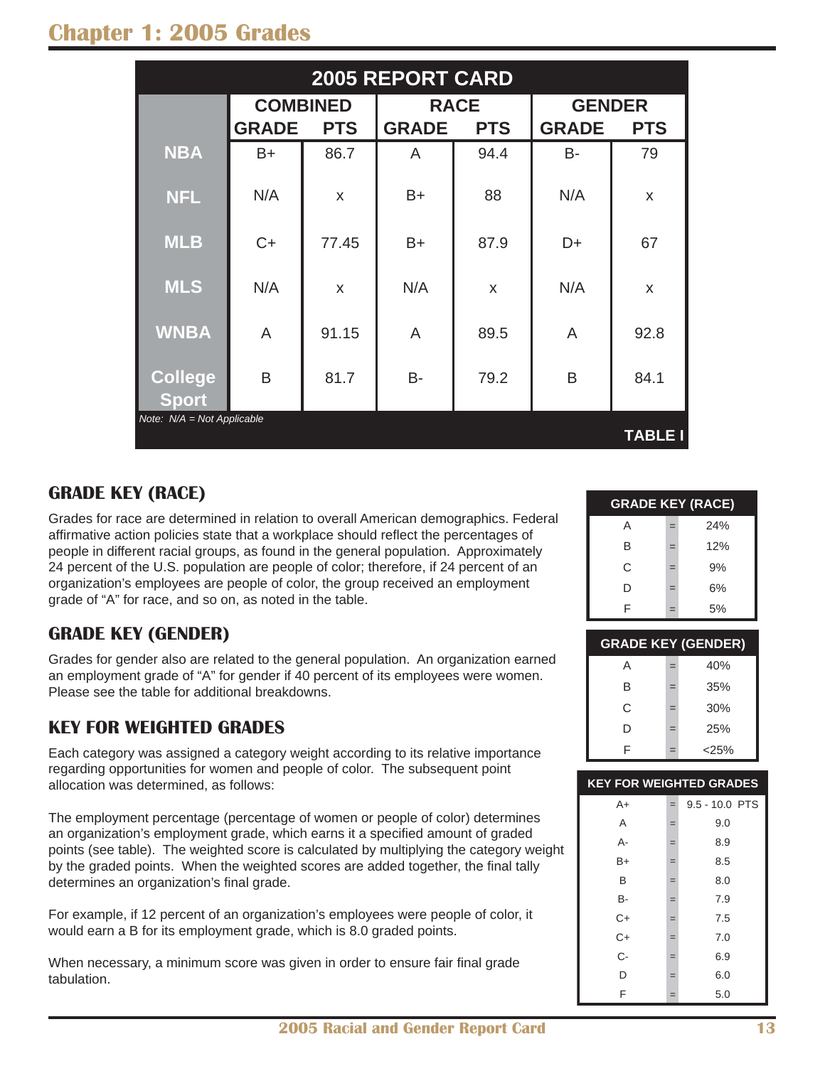# Chapter 1: 2005 Grades

| 2005 REPORT CARD | COMBINED | | RACE | | GENDER | |
|---|---|---|---|---|---|---|
| | GRADE | PTS | GRADE | PTS | GRADE | PTS |
| NBA | B+ | 86.7 | A | 94.4 | B- | 79 |
| NFL | N/A | x | B+ | 88 | N/A | x |
| MLB | C+ | 77.45 | B+ | 87.9 | D+ | 67 |
| MLS | N/A | x | N/A | x | N/A | x |
| WNBA | A | 91.15 | A | 89.5 | A | 92.8 |
| College Sport | B | 81.7 | B- | 79.2 | B | 84.1 |

*Note: N/A = Not Applicable*

**TABLE I**

## GRADE KEY (RACE)

Grades for race are determined in relation to overall American demographics. Federal affirmative action policies state that a workplace should reflect the percentages of people in different racial groups, as found in the general population. Approximately 24 percent of the U.S. population are people of color; therefore, if 24 percent of an organization's employees are people of color, the group received an employment grade of "A" for race, and so on, as noted in the table.

| GRADE KEY (RACE) | | |
|---|---|---|
| A | = | 24% |
| B | = | 12% |
| C | = | 9% |
| D | = | 6% |
| F | = | 5% |

## GRADE KEY (GENDER)

Grades for gender also are related to the general population. An organization earned an employment grade of "A" for gender if 40 percent of its employees were women. Please see the table for additional breakdowns.

| GRADE KEY (GENDER) | | |
|---|---|---|
| A | = | 40% |
| B | = | 35% |
| C | = | 30% |
| D | = | 25% |
| F | = | <25% |

## KEY FOR WEIGHTED GRADES

Each category was assigned a category weight according to its relative importance regarding opportunities for women and people of color. The subsequent point allocation was determined, as follows:

The employment percentage (percentage of women or people of color) determines an organization's employment grade, which earns it a specified amount of graded points (see table). The weighted score is calculated by multiplying the category weight by the graded points. When the weighted scores are added together, the final tally determines an organization's final grade.

For example, if 12 percent of an organization's employees were people of color, it would earn a B for its employment grade, which is 8.0 graded points.

When necessary, a minimum score was given in order to ensure fair final grade tabulation.

| KEY FOR WEIGHTED GRADES | | |
|---|---|---|
| A+ | = | 9.5 - 10.0 PTS |
| A | = | 9.0 |
| A- | = | 8.9 |
| B+ | = | 8.5 |
| B | = | 8.0 |
| B- | = | 7.9 |
| C+ | = | 7.5 |
| C+ | = | 7.0 |
| C- | = | 6.9 |
| D | = | 6.0 |
| F | = | 5.0 |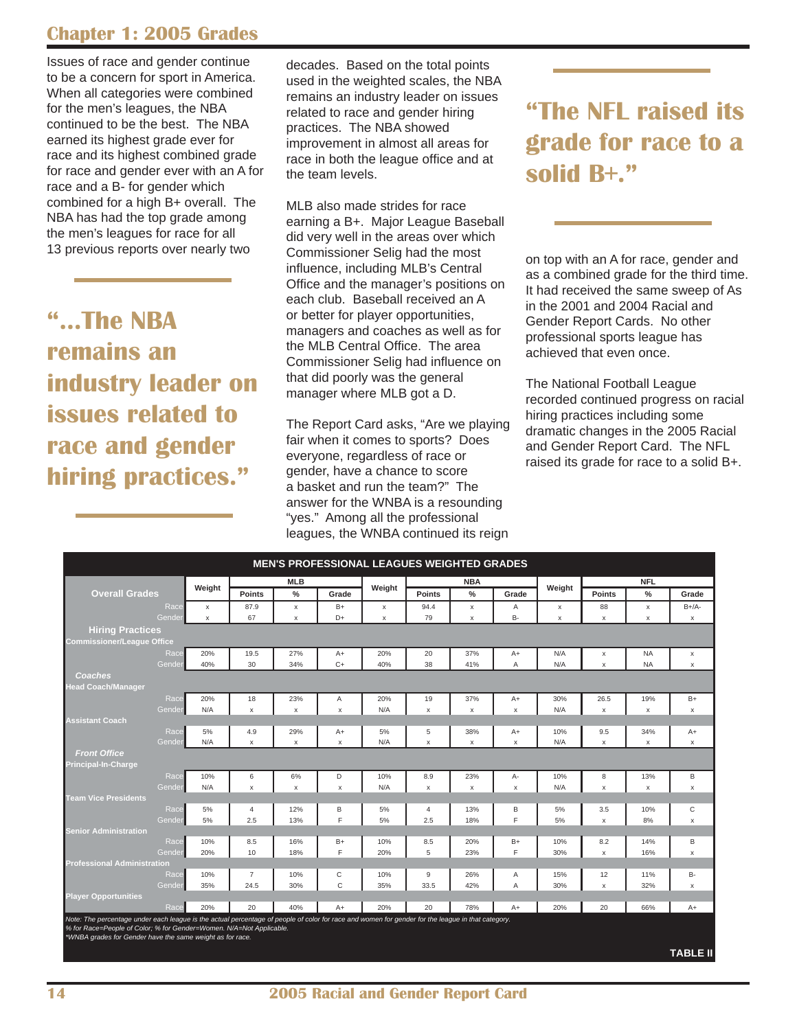## Chapter 1: 2005 Grades

Issues of race and gender continue to be a concern for sport in America. When all categories were combined for the men's leagues, the NBA continued to be the best. The NBA earned its highest grade ever for race and its highest combined grade for race and gender ever with an A for race and a B- for gender which combined for a high B+ overall. The NBA has had the top grade among the men's leagues for race for all 13 previous reports over nearly two decades. Based on the total points used in the weighted scales, the NBA remains an industry leader on issues related to race and gender hiring practices. The NBA showed improvement in almost all areas for race in both the league office and at the team levels.

**"...The NBA remains an industry leader on issues related to race and gender hiring practices."**

MLB also made strides for race earning a B+. Major League Baseball did very well in the areas over which Commissioner Selig had the most influence, including MLB's Central Office and the manager's positions on each club. Baseball received an A or better for player opportunities, managers and coaches as well as for the MLB Central Office. The area Commissioner Selig had influence on that did poorly was the general manager where MLB got a D.

The Report Card asks, "Are we playing fair when it comes to sports? Does everyone, regardless of race or gender, have a chance to score a basket and run the team?" The answer for the WNBA is a resounding "yes." Among all the professional leagues, the WNBA continued its reign on top with an A for race, gender and as a combined grade for the third time. It had received the same sweep of As in the 2001 and 2004 Racial and Gender Report Cards. No other professional sports league has achieved that even once.

**"The NFL raised its grade for race to a solid B+."**

The National Football League recorded continued progress on racial hiring practices including some dramatic changes in the 2005 Racial and Gender Report Card. The NFL raised its grade for race to a solid B+.

**MEN'S PROFESSIONAL LEAGUES WEIGHTED GRADES**

| | | MLB | | | | NBA | | | | NFL | | |
|---|---|---|---|---|---|---|---|---|---|---|---|---|
| **Overall Grades** | Weight | Points | % | Grade | Weight | Points | % | Grade | Weight | Points | % | Grade |
| Race | x | 87.9 | x | B+ | x | 94.4 | x | A | x | 88 | x | B+/A- |
| Gender | x | 67 | x | D+ | x | 79 | x | B- | x | x | x | x |
| **Hiring Practices** | | | | | | | | | | | | |
| **Commissioner/League Office** | | | | | | | | | | | | |
| Race | 20% | 19.5 | 27% | A+ | 20% | 20 | 37% | A+ | N/A | x | NA | x |
| Gender | 40% | 30 | 34% | C+ | 40% | 38 | 41% | A | N/A | x | NA | x |
| ***Coaches*** | | | | | | | | | | | | |
| **Head Coach/Manager** | | | | | | | | | | | | |
| Race | 20% | 18 | 23% | A | 20% | 19 | 37% | A+ | 30% | 26.5 | 19% | B+ |
| Gender | N/A | x | x | x | N/A | x | x | x | N/A | x | x | x |
| **Assistant Coach** | | | | | | | | | | | | |
| Race | 5% | 4.9 | 29% | A+ | 5% | 5 | 38% | A+ | 10% | 9.5 | 34% | A+ |
| Gender | N/A | x | x | x | N/A | x | x | x | N/A | x | x | x |
| ***Front Office*** | | | | | | | | | | | | |
| **Principal-In-Charge** | | | | | | | | | | | | |
| Race | 10% | 6 | 6% | D | 10% | 8.9 | 23% | A- | 10% | 8 | 13% | B |
| Gender | N/A | x | x | x | N/A | x | x | x | N/A | x | x | x |
| **Team Vice Presidents** | | | | | | | | | | | | |
| Race | 5% | 4 | 12% | B | 5% | 4 | 13% | B | 5% | 3.5 | 10% | C |
| Gender | 5% | 2.5 | 13% | F | 5% | 2.5 | 18% | F | 5% | x | 8% | x |
| **Senior Administration** | | | | | | | | | | | | |
| Race | 10% | 8.5 | 16% | B+ | 10% | 8.5 | 20% | B+ | 10% | 8.2 | 14% | B |
| Gender | 20% | 10 | 18% | F | 20% | 5 | 23% | F | 30% | x | 16% | x |
| **Professional Administration** | | | | | | | | | | | | |
| Race | 10% | 7 | 10% | C | 10% | 9 | 26% | A | 15% | 12 | 11% | B- |
| Gender | 35% | 24.5 | 30% | C | 35% | 33.5 | 42% | A | 30% | x | 32% | x |
| **Player Opportunities** | | | | | | | | | | | | |
| Race | 20% | 20 | 40% | A+ | 20% | 20 | 78% | A+ | 20% | 20 | 66% | A+ |

*Note: The percentage under each league is the actual percentage of people of color for race and women for gender for the league in that category.*
*% for Race=People of Color; % for Gender=Women. N/A=Not Applicable.*
*\*WNBA grades for Gender have the same weight as for race.*

**TABLE II**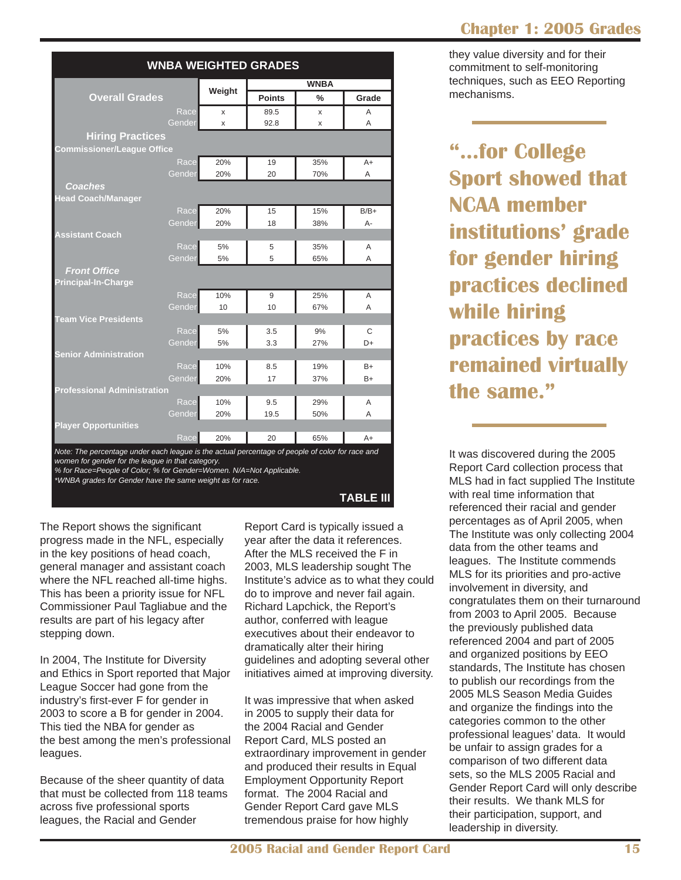**WNBA WEIGHTED GRADES**

| Overall Grades | Weight | WNBA Points | WNBA % | WNBA Grade |
|---|---|---|---|---|
| Race | x | 89.5 | x | A |
| Gender | x | 92.8 | x | A |
| **Hiring Practices** | | | | |
| **Commissioner/League Office** | | | | |
| Race | 20% | 19 | 35% | A+ |
| Gender | 20% | 20 | 70% | A |
| ***Coaches*** | | | | |
| **Head Coach/Manager** | | | | |
| Race | 20% | 15 | 15% | B/B+ |
| Gender | 20% | 18 | 38% | A- |
| **Assistant Coach** | | | | |
| Race | 5% | 5 | 35% | A |
| Gender | 5% | 5 | 65% | A |
| ***Front Office*** | | | | |
| **Principal-In-Charge** | | | | |
| Race | 10% | 9 | 25% | A |
| Gender | 10 | 10 | 67% | A |
| **Team Vice Presidents** | | | | |
| Race | 5% | 3.5 | 9% | C |
| Gender | 5% | 3.3 | 27% | D+ |
| **Senior Administration** | | | | |
| Race | 10% | 8.5 | 19% | B+ |
| Gender | 20% | 17 | 37% | B+ |
| **Professional Administration** | | | | |
| Race | 10% | 9.5 | 29% | A |
| Gender | 20% | 19.5 | 50% | A |
| **Player Opportunities** | | | | |
| Race | 20% | 20 | 65% | A+ |

*Note: The percentage under each league is the actual percentage of people of color for race and women for gender for the league in that category.*
*% for Race=People of Color; % for Gender=Women. N/A=Not Applicable.*
*\*WNBA grades for Gender have the same weight as for race.*

**TABLE III**

The Report shows the significant progress made in the NFL, especially in the key positions of head coach, general manager and assistant coach where the NFL reached all-time highs. This has been a priority issue for NFL Commissioner Paul Tagliabue and the results are part of his legacy after stepping down.

In 2004, The Institute for Diversity and Ethics in Sport reported that Major League Soccer had gone from the industry's first-ever F for gender in 2003 to score a B for gender in 2004. This tied the NBA for gender as the best among the men's professional leagues.

Because of the sheer quantity of data that must be collected from 118 teams across five professional sports leagues, the Racial and Gender Report Card is typically issued a year after the data it references. After the MLS received the F in 2003, MLS leadership sought The Institute's advice as to what they could do to improve and never fail again. Richard Lapchick, the Report's author, conferred with league executives about their endeavor to dramatically alter their hiring guidelines and adopting several other initiatives aimed at improving diversity.

It was impressive that when asked in 2005 to supply their data for the 2004 Racial and Gender Report Card, MLS posted an extraordinary improvement in gender and produced their results in Equal Employment Opportunity Report format. The 2004 Racial and Gender Report Card gave MLS tremendous praise for how highly they value diversity and for their commitment to self-monitoring techniques, such as EEO Reporting mechanisms.

**"…for College Sport showed that NCAA member institutions' grade for gender hiring practices declined while hiring practices by race remained virtually the same."**

It was discovered during the 2005 Report Card collection process that MLS had in fact supplied The Institute with real time information that referenced their racial and gender percentages as of April 2005, when The Institute was only collecting 2004 data from the other teams and leagues. The Institute commends MLS for its priorities and pro-active involvement in diversity, and congratulates them on their turnaround from 2003 to April 2005. Because the previously published data referenced 2004 and part of 2005 and organized positions by EEO standards, The Institute has chosen to publish our recordings from the 2005 MLS Season Media Guides and organize the findings into the categories common to the other professional leagues' data. It would be unfair to assign grades for a comparison of two different data sets, so the MLS 2005 Racial and Gender Report Card will only describe their results. We thank MLS for their participation, support, and leadership in diversity.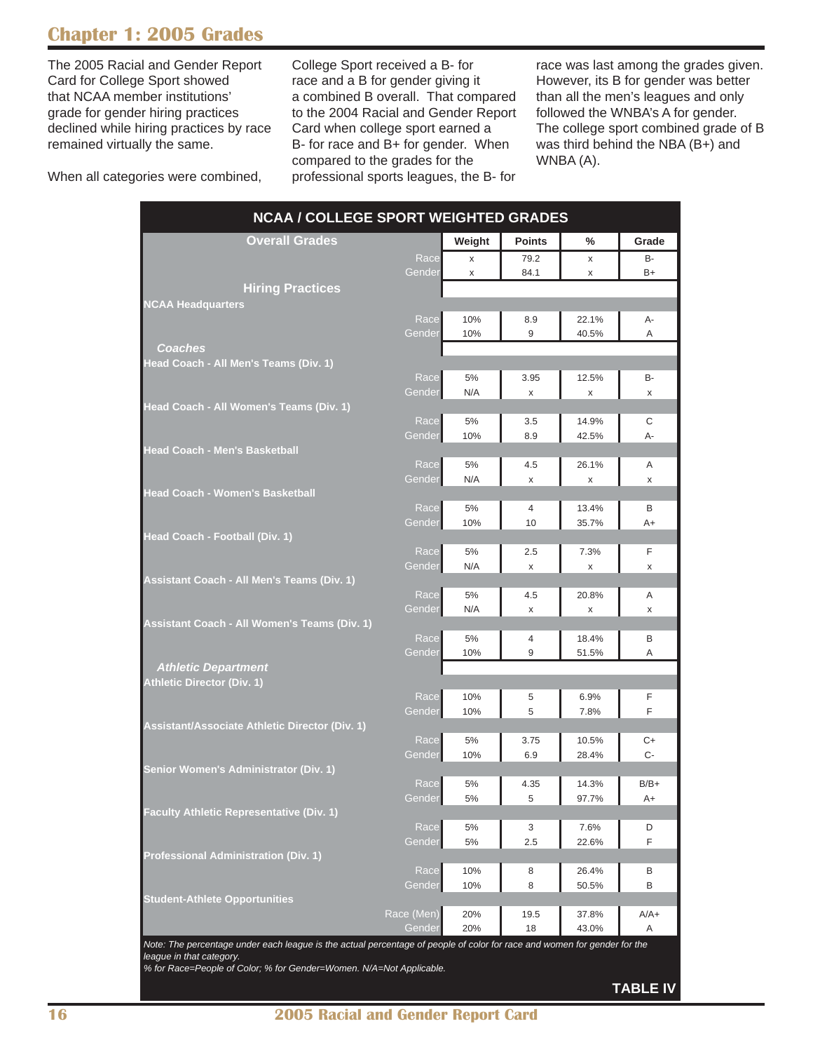# Chapter 1: 2005 Grades

The 2005 Racial and Gender Report Card for College Sport showed that NCAA member institutions' grade for gender hiring practices declined while hiring practices by race remained virtually the same.

When all categories were combined, College Sport received a B- for race and a B for gender giving it a combined B overall. That compared to the 2004 Racial and Gender Report Card when college sport earned a B- for race and B+ for gender. When compared to the grades for the professional sports leagues, the B- for race was last among the grades given. However, its B for gender was better than all the men's leagues and only followed the WNBA's A for gender. The college sport combined grade of B was third behind the NBA (B+) and WNBA (A).

**NCAA / COLLEGE SPORT WEIGHTED GRADES**

| | | Weight | Points | % | Grade |
|---|---|---|---|---|---|
| **Overall Grades** | | | | | |
| | Race | x | 79.2 | x | B- |
| | Gender | x | 84.1 | x | B+ |
| **Hiring Practices** | | | | | |
| **NCAA Headquarters** | | | | | |
| | Race | 10% | 8.9 | 22.1% | A- |
| | Gender | 10% | 9 | 40.5% | A |
| ***Coaches*** | | | | | |
| **Head Coach - All Men's Teams (Div. 1)** | | | | | |
| | Race | 5% | 3.95 | 12.5% | B- |
| | Gender | N/A | x | x | x |
| **Head Coach - All Women's Teams (Div. 1)** | | | | | |
| | Race | 5% | 3.5 | 14.9% | C |
| | Gender | 10% | 8.9 | 42.5% | A- |
| **Head Coach - Men's Basketball** | | | | | |
| | Race | 5% | 4.5 | 26.1% | A |
| | Gender | N/A | x | x | x |
| **Head Coach - Women's Basketball** | | | | | |
| | Race | 5% | 4 | 13.4% | B |
| | Gender | 10% | 10 | 35.7% | A+ |
| **Head Coach - Football (Div. 1)** | | | | | |
| | Race | 5% | 2.5 | 7.3% | F |
| | Gender | N/A | x | x | x |
| **Assistant Coach - All Men's Teams (Div. 1)** | | | | | |
| | Race | 5% | 4.5 | 20.8% | A |
| | Gender | N/A | x | x | x |
| **Assistant Coach - All Women's Teams (Div. 1)** | | | | | |
| | Race | 5% | 4 | 18.4% | B |
| | Gender | 10% | 9 | 51.5% | A |
| ***Athletic Department*** | | | | | |
| **Athletic Director (Div. 1)** | | | | | |
| | Race | 10% | 5 | 6.9% | F |
| | Gender | 10% | 5 | 7.8% | F |
| **Assistant/Associate Athletic Director (Div. 1)** | | | | | |
| | Race | 5% | 3.75 | 10.5% | C+ |
| | Gender | 10% | 6.9 | 28.4% | C- |
| **Senior Women's Administrator (Div. 1)** | | | | | |
| | Race | 5% | 4.35 | 14.3% | B/B+ |
| | Gender | 5% | 5 | 97.7% | A+ |
| **Faculty Athletic Representative (Div. 1)** | | | | | |
| | Race | 5% | 3 | 7.6% | D |
| | Gender | 5% | 2.5 | 22.6% | F |
| **Professional Administration (Div. 1)** | | | | | |
| | Race | 10% | 8 | 26.4% | B |
| | Gender | 10% | 8 | 50.5% | B |
| **Student-Athlete Opportunities** | | | | | |
| | Race (Men) | 20% | 19.5 | 37.8% | A/A+ |
| | Gender | 20% | 18 | 43.0% | A |

*Note: The percentage under each league is the actual percentage of people of color for race and women for gender for the league in that category.*
*% for Race=People of Color; % for Gender=Women. N/A=Not Applicable.*

**TABLE IV**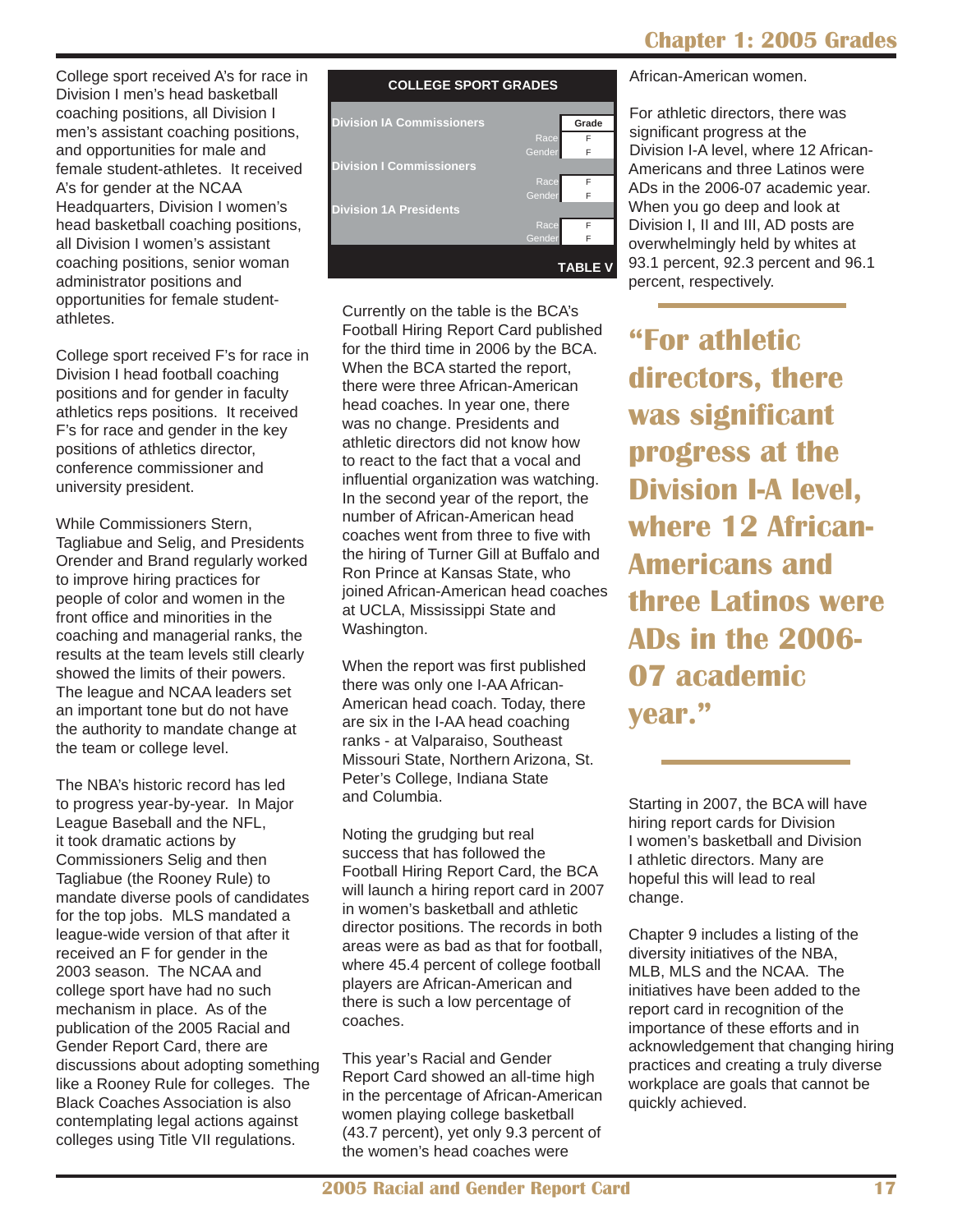College sport received A's for race in Division I men's head basketball coaching positions, all Division I men's assistant coaching positions, and opportunities for male and female student-athletes. It received A's for gender at the NCAA Headquarters, Division I women's head basketball coaching positions, all Division I women's assistant coaching positions, senior woman administrator positions and opportunities for female student-athletes.

College sport received F's for race in Division I head football coaching positions and for gender in faculty athletics reps positions. It received F's for race and gender in the key positions of athletics director, conference commissioner and university president.

While Commissioners Stern, Tagliabue and Selig, and Presidents Orender and Brand regularly worked to improve hiring practices for people of color and women in the front office and minorities in the coaching and managerial ranks, the results at the team levels still clearly showed the limits of their powers. The league and NCAA leaders set an important tone but do not have the authority to mandate change at the team or college level.

The NBA's historic record has led to progress year-by-year. In Major League Baseball and the NFL, it took dramatic actions by Commissioners Selig and then Tagliabue (the Rooney Rule) to mandate diverse pools of candidates for the top jobs. MLS mandated a league-wide version of that after it received an F for gender in the 2003 season. The NCAA and college sport have had no such mechanism in place. As of the publication of the 2005 Racial and Gender Report Card, there are discussions about adopting something like a Rooney Rule for colleges. The Black Coaches Association is also contemplating legal actions against colleges using Title VII regulations.

**COLLEGE SPORT GRADES**

| | | Grade |
|---|---|---|
| **Division IA Commissioners** | | |
| | Race | F |
| | Gender | F |
| **Division I Commissioners** | | |
| | Race | F |
| | Gender | F |
| **Division 1A Presidents** | | |
| | Race | F |
| | Gender | F |

**TABLE V**

Currently on the table is the BCA's Football Hiring Report Card published for the third time in 2006 by the BCA. When the BCA started the report, there were three African-American head coaches. In year one, there was no change. Presidents and athletic directors did not know how to react to the fact that a vocal and influential organization was watching. In the second year of the report, the number of African-American head coaches went from three to five with the hiring of Turner Gill at Buffalo and Ron Prince at Kansas State, who joined African-American head coaches at UCLA, Mississippi State and Washington.

When the report was first published there was only one I-AA African-American head coach. Today, there are six in the I-AA head coaching ranks - at Valparaiso, Southeast Missouri State, Northern Arizona, St. Peter's College, Indiana State and Columbia.

Noting the grudging but real success that has followed the Football Hiring Report Card, the BCA will launch a hiring report card in 2007 in women's basketball and athletic director positions. The records in both areas were as bad as that for football, where 45.4 percent of college football players are African-American and there is such a low percentage of coaches.

This year's Racial and Gender Report Card showed an all-time high in the percentage of African-American women playing college basketball (43.7 percent), yet only 9.3 percent of the women's head coaches were African-American women.

For athletic directors, there was significant progress at the Division I-A level, where 12 African-Americans and three Latinos were ADs in the 2006-07 academic year. When you go deep and look at Division I, II and III, AD posts are overwhelmingly held by whites at 93.1 percent, 92.3 percent and 96.1 percent, respectively.

> **"For athletic directors, there was significant progress at the Division I-A level, where 12 African-Americans and three Latinos were ADs in the 2006-07 academic year."**

Starting in 2007, the BCA will have hiring report cards for Division I women's basketball and Division I athletic directors. Many are hopeful this will lead to real change.

Chapter 9 includes a listing of the diversity initiatives of the NBA, MLB, MLS and the NCAA. The initiatives have been added to the report card in recognition of the importance of these efforts and in acknowledgement that changing hiring practices and creating a truly diverse workplace are goals that cannot be quickly achieved.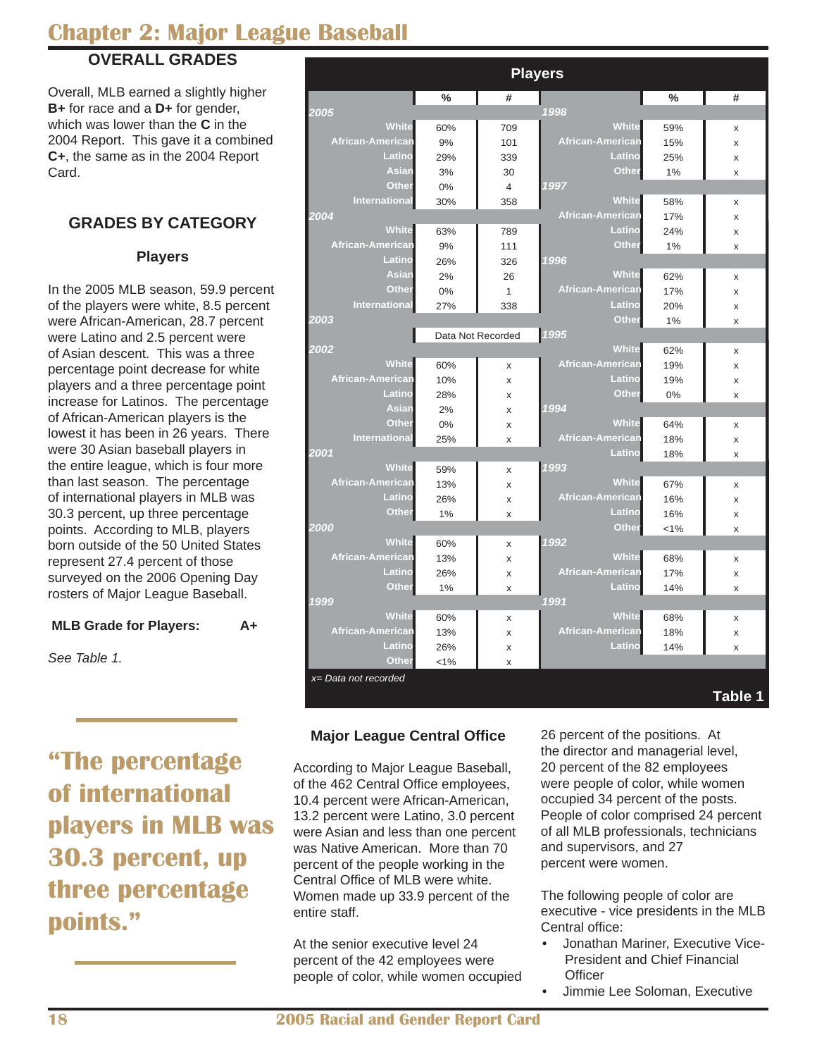# Chapter 2: Major League Baseball

## OVERALL GRADES

Overall, MLB earned a slightly higher **B+** for race and a **D+** for gender, which was lower than the **C** in the 2004 Report. This gave it a combined **C+**, the same as in the 2004 Report Card.

## GRADES BY CATEGORY

### Players

In the 2005 MLB season, 59.9 percent of the players were white, 8.5 percent were African-American, 28.7 percent were Latino and 2.5 percent were of Asian descent. This was a three percentage point decrease for white players and a three percentage point increase for Latinos. The percentage of African-American players is the lowest it has been in 26 years. There were 30 Asian baseball players in the entire league, which is four more than last season. The percentage of international players in MLB was 30.3 percent, up three percentage points. According to MLB, players born outside of the 50 United States represent 27.4 percent of those surveyed on the 2006 Opening Day rosters of Major League Baseball.

**MLB Grade for Players: A+**

*See Table 1.*

**"The percentage of international players in MLB was 30.3 percent, up three percentage points."**

**Players**

| | % | # | | % | # |
|---|---|---|---|---|---|
| ***2005*** | | | ***1998*** | | |
| White | 60% | 709 | White | 59% | x |
| African-American | 9% | 101 | African-American | 15% | x |
| Latino | 29% | 339 | Latino | 25% | x |
| Asian | 3% | 30 | Other | 1% | x |
| Other | 0% | 4 | ***1997*** | | |
| International | 30% | 358 | White | 58% | x |
| ***2004*** | | | African-American | 17% | x |
| White | 63% | 789 | Latino | 24% | x |
| African-American | 9% | 111 | Other | 1% | x |
| Latino | 26% | 326 | ***1996*** | | |
| Asian | 2% | 26 | White | 62% | x |
| Other | 0% | 1 | African-American | 17% | x |
| International | 27% | 338 | Latino | 20% | x |
| ***2003*** | | | Other | 1% | x |
| | Data Not Recorded | | ***1995*** | | |
| ***2002*** | | | White | 62% | x |
| White | 60% | x | African-American | 19% | x |
| African-American | 10% | x | Latino | 19% | x |
| Latino | 28% | x | Other | 0% | x |
| Asian | 2% | x | ***1994*** | | |
| Other | 0% | x | White | 64% | x |
| International | 25% | x | African-American | 18% | x |
| ***2001*** | | | Latino | 18% | x |
| White | 59% | x | ***1993*** | | |
| African-American | 13% | x | White | 67% | x |
| Latino | 26% | x | African-American | 16% | x |
| Other | 1% | x | Latino | 16% | x |
| ***2000*** | | | Other | <1% | x |
| White | 60% | x | ***1992*** | | |
| African-American | 13% | x | White | 68% | x |
| Latino | 26% | x | African-American | 17% | x |
| Other | 1% | x | Latino | 14% | x |
| ***1999*** | | | ***1991*** | | |
| White | 60% | x | White | 68% | x |
| African-American | 13% | x | African-American | 18% | x |
| Latino | 26% | x | Latino | 14% | x |
| Other | <1% | x | | | |

*x= Data not recorded*

**Table 1**

### Major League Central Office

According to Major League Baseball, of the 462 Central Office employees, 10.4 percent were African-American, 13.2 percent were Latino, 3.0 percent were Asian and less than one percent was Native American. More than 70 percent of the people working in the Central Office of MLB were white. Women made up 33.9 percent of the entire staff.

At the senior executive level 24 percent of the 42 employees were people of color, while women occupied 26 percent of the positions. At the director and managerial level, 20 percent of the 82 employees were people of color, while women occupied 34 percent of the posts. People of color comprised 24 percent of all MLB professionals, technicians and supervisors, and 27 percent were women.

The following people of color are executive - vice presidents in the MLB Central office:

- Jonathan Mariner, Executive Vice-President and Chief Financial Officer
- Jimmie Lee Soloman, Executive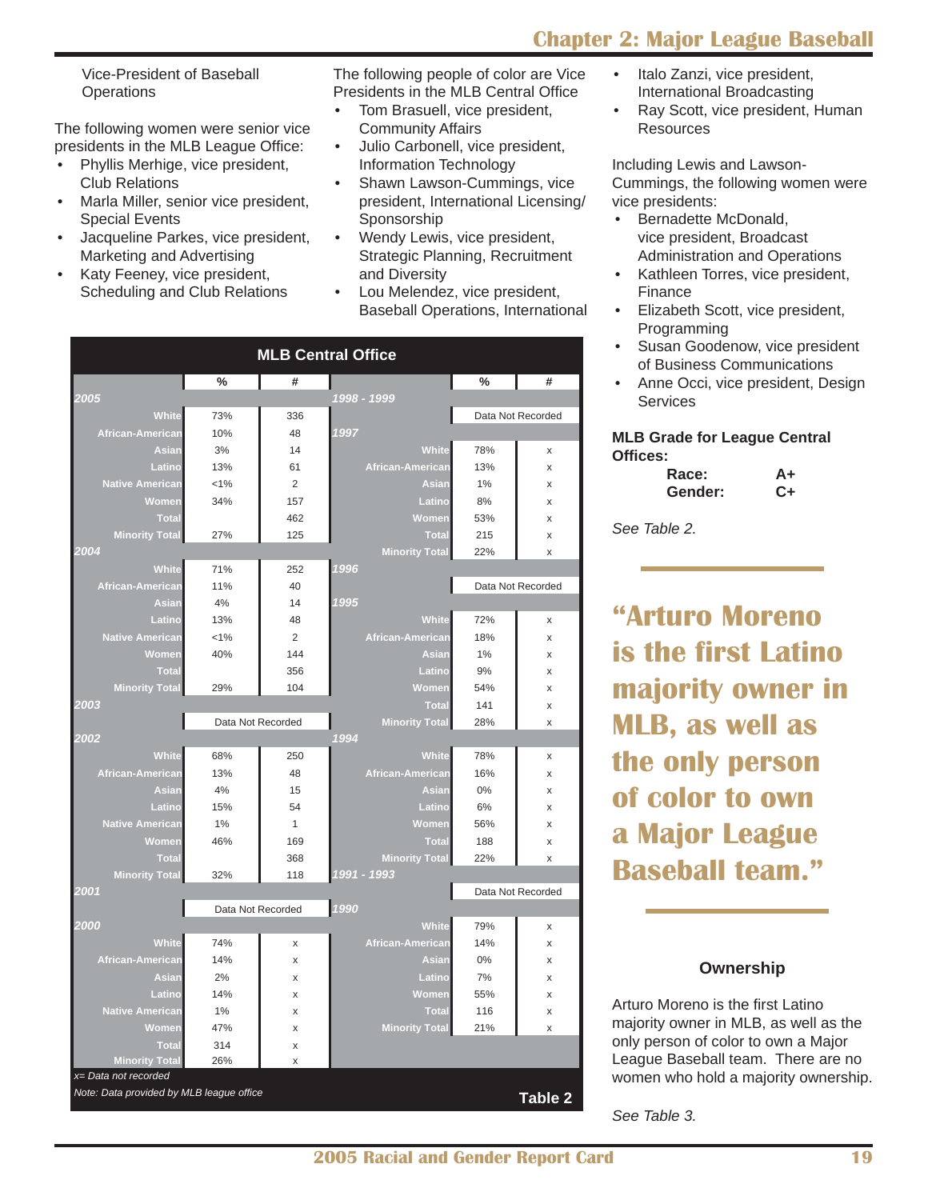Vice-President of Baseball Operations

The following women were senior vice presidents in the MLB League Office:

- Phyllis Merhige, vice president, Club Relations
- Marla Miller, senior vice president, Special Events
- Jacqueline Parkes, vice president, Marketing and Advertising
- Katy Feeney, vice president, Scheduling and Club Relations

The following people of color are Vice Presidents in the MLB Central Office

- Tom Brasuell, vice president, Community Affairs
- Julio Carbonell, vice president, Information Technology
- Shawn Lawson-Cummings, vice president, International Licensing/ Sponsorship
- Wendy Lewis, vice president, Strategic Planning, Recruitment and Diversity
- Lou Melendez, vice president, Baseball Operations, International
- Italo Zanzi, vice president, International Broadcasting
- Ray Scott, vice president, Human Resources

Including Lewis and Lawson-Cummings, the following women were vice presidents:

- Bernadette McDonald, vice president, Broadcast Administration and Operations
- Kathleen Torres, vice president, Finance
- Elizabeth Scott, vice president, Programming
- Susan Goodenow, vice president of Business Communications
- Anne Occi, vice president, Design Services

**MLB Central Office**

| | % | # |
|---|---|---|
| ***2005*** | | |
| White | 73% | 336 |
| African-American | 10% | 48 |
| Asian | 3% | 14 |
| Latino | 13% | 61 |
| Native American | <1% | 2 |
| Women | 34% | 157 |
| Total | | 462 |
| Minority Total | 27% | 125 |
| ***2004*** | | |
| White | 71% | 252 |
| African-American | 11% | 40 |
| Asian | 4% | 14 |
| Latino | 13% | 48 |
| Native American | <1% | 2 |
| Women | 40% | 144 |
| Total | | 356 |
| Minority Total | 29% | 104 |
| ***2003*** | | |
| | Data Not Recorded | |
| ***2002*** | | |
| White | 68% | 250 |
| African-American | 13% | 48 |
| Asian | 4% | 15 |
| Latino | 15% | 54 |
| Native American | 1% | 1 |
| Women | 46% | 169 |
| Total | | 368 |
| Minority Total | 32% | 118 |
| ***2001*** | | |
| | Data Not Recorded | |
| ***2000*** | | |
| White | 74% | x |
| African-American | 14% | x |
| Asian | 2% | x |
| Latino | 14% | x |
| Native American | 1% | x |
| Women | 47% | x |
| Total | 314 | x |
| Minority Total | 26% | x |
| ***1998 - 1999*** | | |
| | Data Not Recorded | |
| ***1997*** | | |
| White | 78% | x |
| African-American | 13% | x |
| Asian | 1% | x |
| Latino | 8% | x |
| Women | 53% | x |
| Total | 215 | x |
| Minority Total | 22% | x |
| ***1996*** | | |
| | Data Not Recorded | |
| ***1995*** | | |
| White | 72% | x |
| African-American | 18% | x |
| Asian | 1% | x |
| Latino | 9% | x |
| Women | 54% | x |
| Total | 141 | x |
| Minority Total | 28% | x |
| ***1994*** | | |
| White | 78% | x |
| African-American | 16% | x |
| Asian | 0% | x |
| Latino | 6% | x |
| Women | 56% | x |
| Total | 188 | x |
| Minority Total | 22% | x |
| ***1991 - 1993*** | | |
| | Data Not Recorded | |
| ***1990*** | | |
| White | 79% | x |
| African-American | 14% | x |
| Asian | 0% | x |
| Latino | 7% | x |
| Women | 55% | x |
| Total | 116 | x |
| Minority Total | 21% | x |

*x= Data not recorded*

*Note: Data provided by MLB league office*

**Table 2**

**MLB Grade for League Central Offices:**

| | |
|---|---|
| **Race:** | **A+** |
| **Gender:** | **C+** |

*See Table 2.*

**"Arturo Moreno is the first Latino majority owner in MLB, as well as the only person of color to own a Major League Baseball team."**

### Ownership

Arturo Moreno is the first Latino majority owner in MLB, as well as the only person of color to own a Major League Baseball team. There are no women who hold a majority ownership.

*See Table 3.*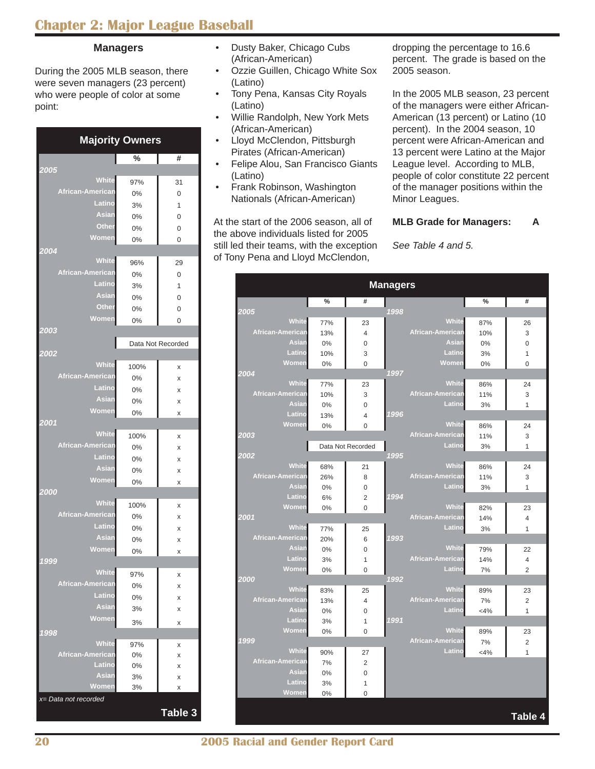## Chapter 2: Major League Baseball

### Managers

During the 2005 MLB season, there were seven managers (23 percent) who were people of color at some point:

- Dusty Baker, Chicago Cubs (African-American)
- Ozzie Guillen, Chicago White Sox (Latino)
- Tony Pena, Kansas City Royals (Latino)
- Willie Randolph, New York Mets (African-American)
- Lloyd McClendon, Pittsburgh Pirates (African-American)
- Felipe Alou, San Francisco Giants (Latino)
- Frank Robinson, Washington Nationals (African-American)

At the start of the 2006 season, all of the above individuals listed for 2005 still led their teams, with the exception of Tony Pena and Lloyd McClendon, dropping the percentage to 16.6 percent. The grade is based on the 2005 season.

In the 2005 MLB season, 23 percent of the managers were either African-American (13 percent) or Latino (10 percent). In the 2004 season, 10 percent were African-American and 13 percent were Latino at the Major League level. According to MLB, people of color constitute 22 percent of the manager positions within the Minor Leagues.

**MLB Grade for Managers: A**

*See Table 4 and 5.*

**Majority Owners**

| | % | # |
|---|---|---|
| **2005** | | |
| White | 97% | 31 |
| African-American | 0% | 0 |
| Latino | 3% | 1 |
| Asian | 0% | 0 |
| Other | 0% | 0 |
| Women | 0% | 0 |
| **2004** | | |
| White | 96% | 29 |
| African-American | 0% | 0 |
| Latino | 3% | 1 |
| Asian | 0% | 0 |
| Other | 0% | 0 |
| Women | 0% | 0 |
| **2003** | | |
| | Data Not Recorded | |
| **2002** | | |
| White | 100% | x |
| African-American | 0% | x |
| Latino | 0% | x |
| Asian | 0% | x |
| Women | 0% | x |
| **2001** | | |
| White | 100% | x |
| African-American | 0% | x |
| Latino | 0% | x |
| Asian | 0% | x |
| Women | 0% | x |
| **2000** | | |
| White | 100% | x |
| African-American | 0% | x |
| Latino | 0% | x |
| Asian | 0% | x |
| Women | 0% | x |
| **1999** | | |
| White | 97% | x |
| African-American | 0% | x |
| Latino | 0% | x |
| Asian | 3% | x |
| Women | 3% | x |
| **1998** | | |
| White | 97% | x |
| African-American | 0% | x |
| Latino | 0% | x |
| Asian | 3% | x |
| Women | 3% | x |

*x= Data not recorded*

**Table 3**

**Managers**

| | % | # |
|---|---|---|
| **2005** | | |
| White | 77% | 23 |
| African-American | 13% | 4 |
| Asian | 0% | 0 |
| Latino | 10% | 3 |
| Women | 0% | 0 |
| **2004** | | |
| White | 77% | 23 |
| African-American | 10% | 3 |
| Asian | 0% | 0 |
| Latino | 13% | 4 |
| Women | 0% | 0 |
| **2003** | | |
| | Data Not Recorded | |
| **2002** | | |
| White | 68% | 21 |
| African-American | 26% | 8 |
| Asian | 0% | 0 |
| Latino | 6% | 2 |
| Women | 0% | 0 |
| **2001** | | |
| White | 77% | 25 |
| African-American | 20% | 6 |
| Asian | 0% | 0 |
| Latino | 3% | 1 |
| Women | 0% | 0 |
| **2000** | | |
| White | 83% | 25 |
| African-American | 13% | 4 |
| Asian | 0% | 0 |
| Latino | 3% | 1 |
| Women | 0% | 0 |
| **1999** | | |
| White | 90% | 27 |
| African-American | 7% | 2 |
| Asian | 0% | 0 |
| Latino | 3% | 1 |
| Women | 0% | 0 |
| **1998** | | |
| White | 87% | 26 |
| African-American | 10% | 3 |
| Asian | 0% | 0 |
| Latino | 3% | 1 |
| Women | 0% | 0 |
| **1997** | | |
| White | 86% | 24 |
| African-American | 11% | 3 |
| Latino | 3% | 1 |
| **1996** | | |
| White | 86% | 24 |
| African-American | 11% | 3 |
| Latino | 3% | 1 |
| **1995** | | |
| White | 86% | 24 |
| African-American | 11% | 3 |
| Latino | 3% | 1 |
| **1994** | | |
| White | 82% | 23 |
| African-American | 14% | 4 |
| Latino | 3% | 1 |
| **1993** | | |
| White | 79% | 22 |
| African-American | 14% | 4 |
| Latino | 7% | 2 |
| **1992** | | |
| White | 89% | 23 |
| African-American | 7% | 2 |
| Latino | <4% | 1 |
| **1991** | | |
| White | 89% | 23 |
| African-American | 7% | 2 |
| Latino | <4% | 1 |

**Table 4**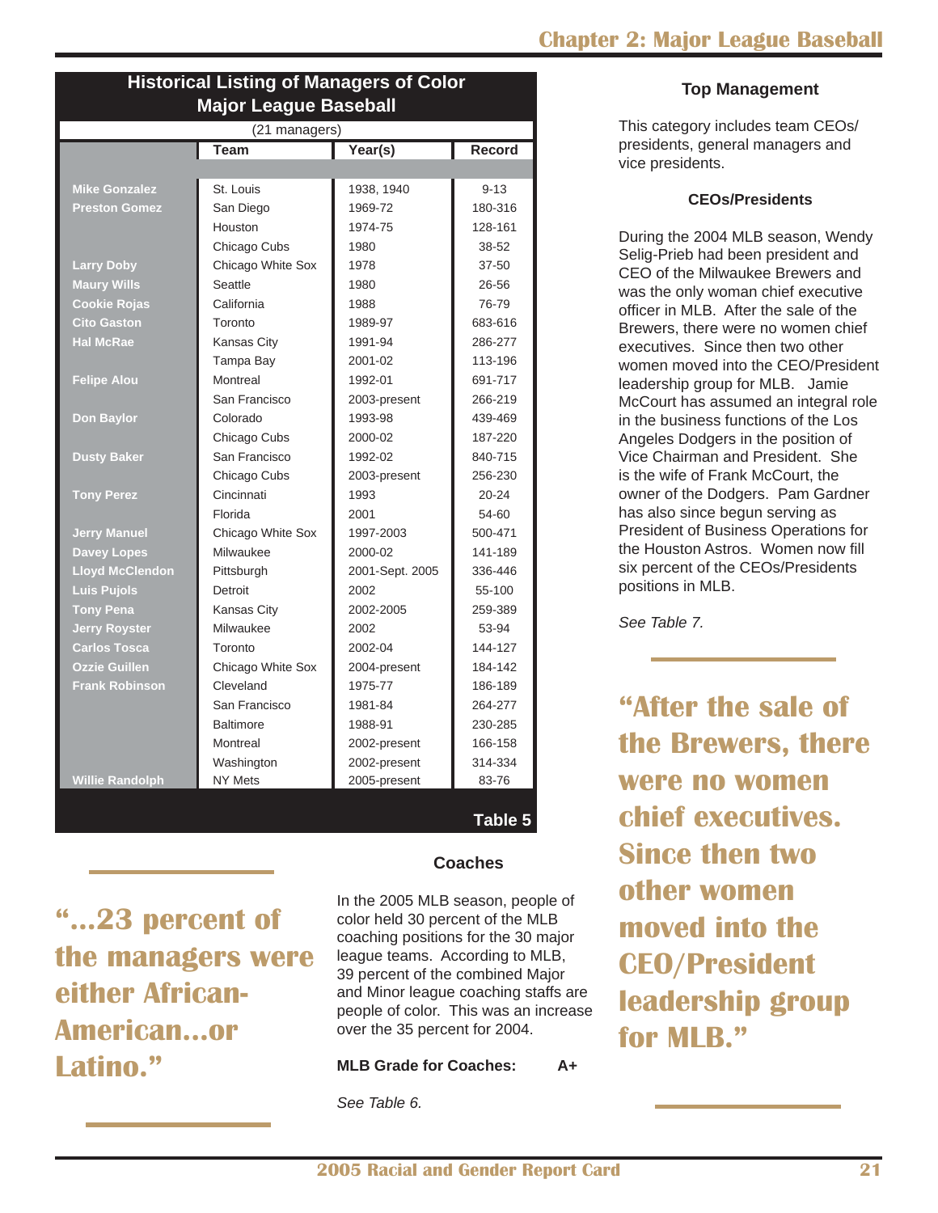**Historical Listing of Managers of Color**
**Major League Baseball**
(21 managers)

| | Team | Year(s) | Record |
|---|---|---|---|
| Mike Gonzalez | St. Louis | 1938, 1940 | 9-13 |
| Preston Gomez | San Diego | 1969-72 | 180-316 |
| | Houston | 1974-75 | 128-161 |
| | Chicago Cubs | 1980 | 38-52 |
| Larry Doby | Chicago White Sox | 1978 | 37-50 |
| Maury Wills | Seattle | 1980 | 26-56 |
| Cookie Rojas | California | 1988 | 76-79 |
| Cito Gaston | Toronto | 1989-97 | 683-616 |
| Hal McRae | Kansas City | 1991-94 | 286-277 |
| | Tampa Bay | 2001-02 | 113-196 |
| Felipe Alou | Montreal | 1992-01 | 691-717 |
| | San Francisco | 2003-present | 266-219 |
| Don Baylor | Colorado | 1993-98 | 439-469 |
| | Chicago Cubs | 2000-02 | 187-220 |
| Dusty Baker | San Francisco | 1992-02 | 840-715 |
| | Chicago Cubs | 2003-present | 256-230 |
| Tony Perez | Cincinnati | 1993 | 20-24 |
| | Florida | 2001 | 54-60 |
| Jerry Manuel | Chicago White Sox | 1997-2003 | 500-471 |
| Davey Lopes | Milwaukee | 2000-02 | 141-189 |
| Lloyd McClendon | Pittsburgh | 2001-Sept. 2005 | 336-446 |
| Luis Pujols | Detroit | 2002 | 55-100 |
| Tony Pena | Kansas City | 2002-2005 | 259-389 |
| Jerry Royster | Milwaukee | 2002 | 53-94 |
| Carlos Tosca | Toronto | 2002-04 | 144-127 |
| Ozzie Guillen | Chicago White Sox | 2004-present | 184-142 |
| Frank Robinson | Cleveland | 1975-77 | 186-189 |
| | San Francisco | 1981-84 | 264-277 |
| | Baltimore | 1988-91 | 230-285 |
| | Montreal | 2002-present | 166-158 |
| | Washington | 2002-present | 314-334 |
| Willie Randolph | NY Mets | 2005-present | 83-76 |

**Table 5**

"...23 percent of the managers were either African-American...or Latino."

### Coaches

In the 2005 MLB season, people of color held 30 percent of the MLB coaching positions for the 30 major league teams. According to MLB, 39 percent of the combined Major and Minor league coaching staffs are people of color. This was an increase over the 35 percent for 2004.

**MLB Grade for Coaches: A+**

*See Table 6.*

### Top Management

This category includes team CEOs/ presidents, general managers and vice presidents.

#### CEOs/Presidents

During the 2004 MLB season, Wendy Selig-Prieb had been president and CEO of the Milwaukee Brewers and was the only woman chief executive officer in MLB. After the sale of the Brewers, there were no women chief executives. Since then two other women moved into the CEO/President leadership group for MLB. Jamie McCourt has assumed an integral role in the business functions of the Los Angeles Dodgers in the position of Vice Chairman and President. She is the wife of Frank McCourt, the owner of the Dodgers. Pam Gardner has also since begun serving as President of Business Operations for the Houston Astros. Women now fill six percent of the CEOs/Presidents positions in MLB.

*See Table 7.*

"After the sale of the Brewers, there were no women chief executives. Since then two other women moved into the CEO/President leadership group for MLB."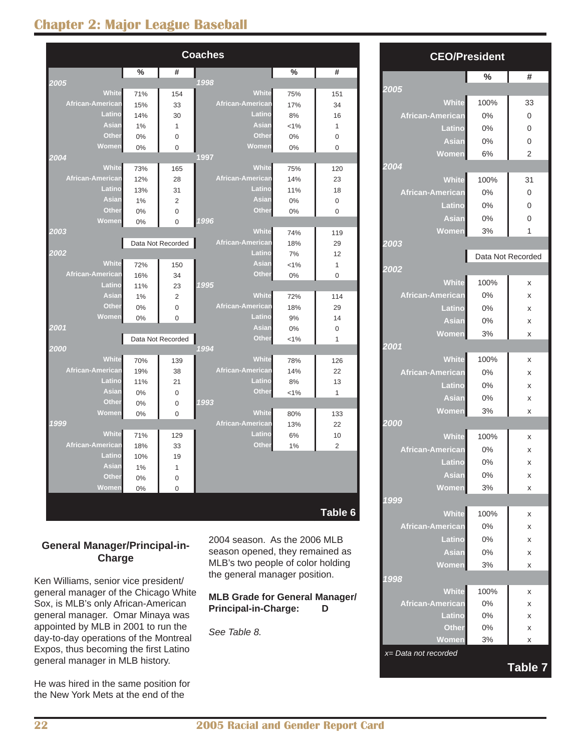## Chapter 2: Major League Baseball

**Coaches**

| | % | # |
|---|---|---|
| **2005** | | |
| White | 71% | 154 |
| African-American | 15% | 33 |
| Latino | 14% | 30 |
| Asian | 1% | 1 |
| Other | 0% | 0 |
| Women | 0% | 0 |
| **2004** | | |
| White | 73% | 165 |
| African-American | 12% | 28 |
| Latino | 13% | 31 |
| Asian | 1% | 2 |
| Other | 0% | 0 |
| Women | 0% | 0 |
| **2003** | | |
| | Data Not Recorded | |
| **2002** | | |
| White | 72% | 150 |
| African-American | 16% | 34 |
| Latino | 11% | 23 |
| Asian | 1% | 2 |
| Other | 0% | 0 |
| Women | 0% | 0 |
| **2001** | | |
| | Data Not Recorded | |
| **2000** | | |
| White | 70% | 139 |
| African-American | 19% | 38 |
| Latino | 11% | 21 |
| Asian | 0% | 0 |
| Other | 0% | 0 |
| Women | 0% | 0 |
| **1999** | | |
| White | 71% | 129 |
| African-American | 18% | 33 |
| Latino | 10% | 19 |
| Asian | 1% | 1 |
| Other | 0% | 0 |
| Women | 0% | 0 |
| **1998** | | |
| White | 75% | 151 |
| African-American | 17% | 34 |
| Latino | 8% | 16 |
| Asian | <1% | 1 |
| Other | 0% | 0 |
| Women | 0% | 0 |
| **1997** | | |
| White | 75% | 120 |
| African-American | 14% | 23 |
| Latino | 11% | 18 |
| Asian | 0% | 0 |
| Other | 0% | 0 |
| **1996** | | |
| White | 74% | 119 |
| African-American | 18% | 29 |
| Latino | 7% | 12 |
| Asian | <1% | 1 |
| Other | 0% | 0 |
| **1995** | | |
| White | 72% | 114 |
| African-American | 18% | 29 |
| Latino | 9% | 14 |
| Asian | 0% | 0 |
| Other | <1% | 1 |
| **1994** | | |
| White | 78% | 126 |
| African-American | 14% | 22 |
| Latino | 8% | 13 |
| Other | <1% | 1 |
| **1993** | | |
| White | 80% | 133 |
| African-American | 13% | 22 |
| Latino | 6% | 10 |
| Other | 1% | 2 |

**Table 6**

**CEO/President**

| | % | # |
|---|---|---|
| **2005** | | |
| White | 100% | 33 |
| African-American | 0% | 0 |
| Latino | 0% | 0 |
| Asian | 0% | 0 |
| Women | 6% | 2 |
| **2004** | | |
| White | 100% | 31 |
| African-American | 0% | 0 |
| Latino | 0% | 0 |
| Asian | 0% | 0 |
| Women | 3% | 1 |
| **2003** | | |
| | Data Not Recorded | |
| **2002** | | |
| White | 100% | x |
| African-American | 0% | x |
| Latino | 0% | x |
| Asian | 0% | x |
| Women | 3% | x |
| **2001** | | |
| White | 100% | x |
| African-American | 0% | x |
| Latino | 0% | x |
| Asian | 0% | x |
| Women | 3% | x |
| **2000** | | |
| White | 100% | x |
| African-American | 0% | x |
| Latino | 0% | x |
| Asian | 0% | x |
| Women | 3% | x |
| **1999** | | |
| White | 100% | x |
| African-American | 0% | x |
| Latino | 0% | x |
| Asian | 0% | x |
| Women | 3% | x |
| **1998** | | |
| White | 100% | x |
| African-American | 0% | x |
| Latino | 0% | x |
| Other | 0% | x |
| Women | 3% | x |

*x= Data not recorded*

**Table 7**

### General Manager/Principal-in-Charge

Ken Williams, senior vice president/general manager of the Chicago White Sox, is MLB's only African-American general manager. Omar Minaya was appointed by MLB in 2001 to run the day-to-day operations of the Montreal Expos, thus becoming the first Latino general manager in MLB history.

He was hired in the same position for the New York Mets at the end of the 2004 season. As the 2006 MLB season opened, they remained as MLB's two people of color holding the general manager position.

**MLB Grade for General Manager/Principal-in-Charge: D**

*See Table 8.*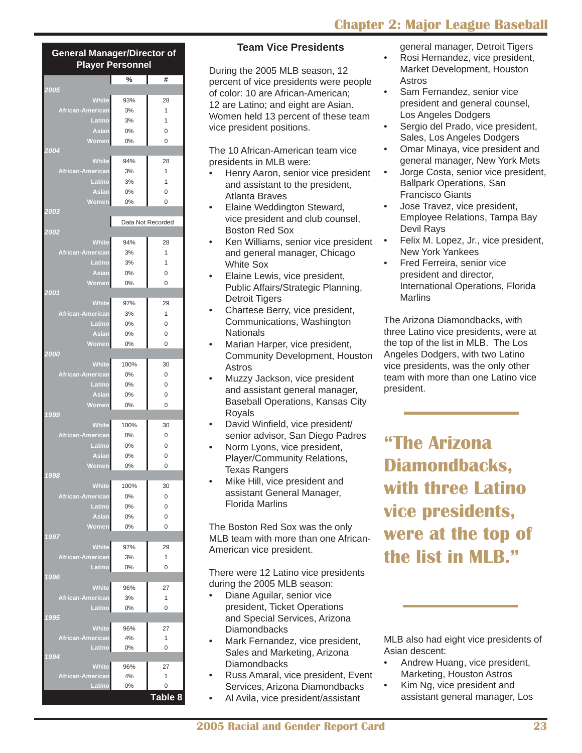| General Manager/Director of Player Personnel | % | # |
|---|---|---|
| **2005** | | |
| White | 93% | 28 |
| African-American | 3% | 1 |
| Latino | 3% | 1 |
| Asian | 0% | 0 |
| Women | 0% | 0 |
| **2004** | | |
| White | 94% | 28 |
| African-American | 3% | 1 |
| Latino | 3% | 1 |
| Asian | 0% | 0 |
| Women | 0% | 0 |
| **2003** | | |
| | Data Not Recorded | |
| **2002** | | |
| White | 94% | 28 |
| African-American | 3% | 1 |
| Latino | 3% | 1 |
| Asian | 0% | 0 |
| Women | 0% | 0 |
| **2001** | | |
| White | 97% | 29 |
| African-American | 3% | 1 |
| Latino | 0% | 0 |
| Asian | 0% | 0 |
| Women | 0% | 0 |
| **2000** | | |
| White | 100% | 30 |
| African-American | 0% | 0 |
| Latino | 0% | 0 |
| Asian | 0% | 0 |
| Women | 0% | 0 |
| **1999** | | |
| White | 100% | 30 |
| African-American | 0% | 0 |
| Latino | 0% | 0 |
| Asian | 0% | 0 |
| Women | 0% | 0 |
| **1998** | | |
| White | 100% | 30 |
| African-American | 0% | 0 |
| Latino | 0% | 0 |
| Asian | 0% | 0 |
| Women | 0% | 0 |
| **1997** | | |
| White | 97% | 29 |
| African-American | 3% | 1 |
| Latino | 0% | 0 |
| **1996** | | |
| White | 96% | 27 |
| African-American | 3% | 1 |
| Latino | 0% | 0 |
| **1995** | | |
| White | 96% | 27 |
| African-American | 4% | 1 |
| Latino | 0% | 0 |
| **1994** | | |
| White | 96% | 27 |
| African-American | 4% | 1 |
| Latino | 0% | 0 |

Table 8

### Team Vice Presidents

During the 2005 MLB season, 12 percent of vice presidents were people of color: 10 are African-American; 12 are Latino; and eight are Asian. Women held 13 percent of these team vice president positions.

The 10 African-American team vice presidents in MLB were:

- Henry Aaron, senior vice president and assistant to the president, Atlanta Braves
- Elaine Weddington Steward, vice president and club counsel, Boston Red Sox
- Ken Williams, senior vice president and general manager, Chicago White Sox
- Elaine Lewis, vice president, Public Affairs/Strategic Planning, Detroit Tigers
- Chartese Berry, vice president, Communications, Washington Nationals
- Marian Harper, vice president, Community Development, Houston Astros
- Muzzy Jackson, vice president and assistant general manager, Baseball Operations, Kansas City Royals
- David Winfield, vice president/ senior advisor, San Diego Padres
- Norm Lyons, vice president, Player/Community Relations, Texas Rangers
- Mike Hill, vice president and assistant General Manager, Florida Marlins

The Boston Red Sox was the only MLB team with more than one African-American vice president.

There were 12 Latino vice presidents during the 2005 MLB season:

- Diane Aguilar, senior vice president, Ticket Operations and Special Services, Arizona Diamondbacks
- Mark Fernandez, vice president, Sales and Marketing, Arizona Diamondbacks
- Russ Amaral, vice president, Event Services, Arizona Diamondbacks
- Al Avila, vice president/assistant general manager, Detroit Tigers
- Rosi Hernandez, vice president, Market Development, Houston Astros
- Sam Fernandez, senior vice president and general counsel, Los Angeles Dodgers
- Sergio del Prado, vice president, Sales, Los Angeles Dodgers
- Omar Minaya, vice president and general manager, New York Mets
- Jorge Costa, senior vice president, Ballpark Operations, San Francisco Giants
- Jose Travez, vice president, Employee Relations, Tampa Bay Devil Rays
- Felix M. Lopez, Jr., vice president, New York Yankees
- Fred Ferreira, senior vice president and director, International Operations, Florida Marlins

The Arizona Diamondbacks, with three Latino vice presidents, were at the top of the list in MLB. The Los Angeles Dodgers, with two Latino vice presidents, was the only other team with more than one Latino vice president.

> **"The Arizona Diamondbacks, with three Latino vice presidents, were at the top of the list in MLB."**

MLB also had eight vice presidents of Asian descent:

- Andrew Huang, vice president, Marketing, Houston Astros
- Kim Ng, vice president and assistant general manager, Los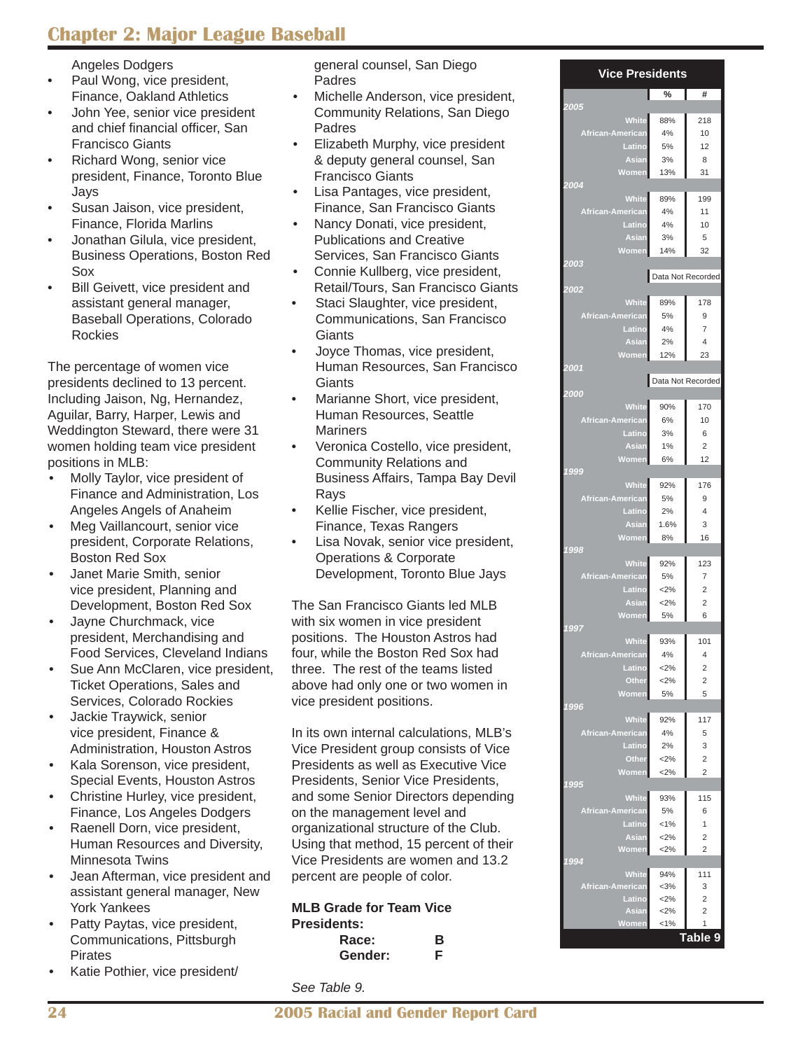Angeles Dodgers

- Paul Wong, vice president, Finance, Oakland Athletics
- John Yee, senior vice president and chief financial officer, San Francisco Giants
- Richard Wong, senior vice president, Finance, Toronto Blue Jays
- Susan Jaison, vice president, Finance, Florida Marlins
- Jonathan Gilula, vice president, Business Operations, Boston Red Sox
- Bill Geivett, vice president and assistant general manager, Baseball Operations, Colorado Rockies

The percentage of women vice presidents declined to 13 percent. Including Jaison, Ng, Hernandez, Aguilar, Barry, Harper, Lewis and Weddington Steward, there were 31 women holding team vice president positions in MLB:

- Molly Taylor, vice president of Finance and Administration, Los Angeles Angels of Anaheim
- Meg Vaillancourt, senior vice president, Corporate Relations, Boston Red Sox
- Janet Marie Smith, senior vice president, Planning and Development, Boston Red Sox
- Jayne Churchmack, vice president, Merchandising and Food Services, Cleveland Indians
- Sue Ann McClaren, vice president, Ticket Operations, Sales and Services, Colorado Rockies
- Jackie Traywick, senior vice president, Finance & Administration, Houston Astros
- Kala Sorenson, vice president, Special Events, Houston Astros
- Christine Hurley, vice president, Finance, Los Angeles Dodgers
- Raenell Dorn, vice president, Human Resources and Diversity, Minnesota Twins
- Jean Afterman, vice president and assistant general manager, New York Yankees
- Patty Paytas, vice president, Communications, Pittsburgh Pirates
- Katie Pothier, vice president/ general counsel, San Diego Padres
- Michelle Anderson, vice president, Community Relations, San Diego Padres
- Elizabeth Murphy, vice president & deputy general counsel, San Francisco Giants
- Lisa Pantages, vice president, Finance, San Francisco Giants
- Nancy Donati, vice president, Publications and Creative Services, San Francisco Giants
- Connie Kullberg, vice president, Retail/Tours, San Francisco Giants
- Staci Slaughter, vice president, Communications, San Francisco Giants
- Joyce Thomas, vice president, Human Resources, San Francisco Giants
- Marianne Short, vice president, Human Resources, Seattle Mariners
- Veronica Costello, vice president, Community Relations and Business Affairs, Tampa Bay Devil Rays
- Kellie Fischer, vice president, Finance, Texas Rangers
- Lisa Novak, senior vice president, Operations & Corporate Development, Toronto Blue Jays

The San Francisco Giants led MLB with six women in vice president positions. The Houston Astros had four, while the Boston Red Sox had three. The rest of the teams listed above had only one or two women in vice president positions.

In its own internal calculations, MLB's Vice President group consists of Vice Presidents as well as Executive Vice Presidents, Senior Vice Presidents, and some Senior Directors depending on the management level and organizational structure of the Club. Using that method, 15 percent of their Vice Presidents are women and 13.2 percent are people of color.

**MLB Grade for Team Vice Presidents:**

| | |
|---|---|
| **Race:** | **B** |
| **Gender:** | **F** |

*See Table 9.*

**Vice Presidents**

| | % | # |
|---|---|---|
| *2005* | | |
| White | 88% | 218 |
| African-American | 4% | 10 |
| Latino | 5% | 12 |
| Asian | 3% | 8 |
| Women | 13% | 31 |
| *2004* | | |
| White | 89% | 199 |
| African-American | 4% | 11 |
| Latino | 4% | 10 |
| Asian | 3% | 5 |
| Women | 14% | 32 |
| *2003* | Data Not Recorded | |
| *2002* | | |
| White | 89% | 178 |
| African-American | 5% | 9 |
| Latino | 4% | 7 |
| Asian | 2% | 4 |
| Women | 12% | 23 |
| *2001* | Data Not Recorded | |
| *2000* | | |
| White | 90% | 170 |
| African-American | 6% | 10 |
| Latino | 3% | 6 |
| Asian | 1% | 2 |
| Women | 6% | 12 |
| *1999* | | |
| White | 92% | 176 |
| African-American | 5% | 9 |
| Latino | 2% | 4 |
| Asian | 1.6% | 3 |
| Women | 8% | 16 |
| *1998* | | |
| White | 92% | 123 |
| African-American | 5% | 7 |
| Latino | <2% | 2 |
| Asian | <2% | 2 |
| Women | 5% | 6 |
| *1997* | | |
| White | 93% | 101 |
| African-American | 4% | 4 |
| Latino | <2% | 2 |
| Other | <2% | 2 |
| Women | 5% | 5 |
| *1996* | | |
| White | 92% | 117 |
| African-American | 4% | 5 |
| Latino | 2% | 3 |
| Other | <2% | 2 |
| Women | <2% | 2 |
| *1995* | | |
| White | 93% | 115 |
| African-American | 5% | 6 |
| Latino | <1% | 1 |
| Asian | <2% | 2 |
| Women | <2% | 2 |
| *1994* | | |
| White | 94% | 111 |
| African-American | <3% | 3 |
| Latino | <2% | 2 |
| Asian | <2% | 2 |
| Women | <1% | 1 |

**Table 9**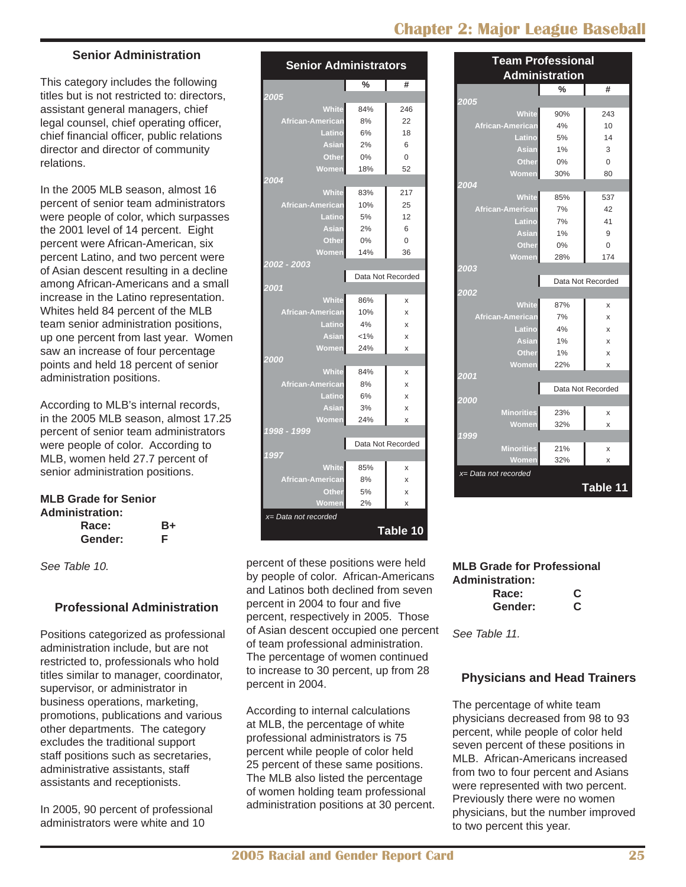## Senior Administration

This category includes the following titles but is not restricted to: directors, assistant general managers, chief legal counsel, chief operating officer, chief financial officer, public relations director and director of community relations.

In the 2005 MLB season, almost 16 percent of senior team administrators were people of color, which surpasses the 2001 level of 14 percent. Eight percent were African-American, six percent Latino, and two percent were of Asian descent resulting in a decline among African-Americans and a small increase in the Latino representation. Whites held 84 percent of the MLB team senior administration positions, up one percent from last year. Women saw an increase of four percentage points and held 18 percent of senior administration positions.

According to MLB's internal records, in the 2005 MLB season, almost 17.25 percent of senior team administrators were people of color. According to MLB, women held 27.7 percent of senior administration positions.

**MLB Grade for Senior Administration:**

| | |
|---|---|
| **Race:** | **B+** |
| **Gender:** | **F** |

*See Table 10.*

**Senior Administrators**

| | % | # |
|---|---|---|
| ***2005*** | | |
| White | 84% | 246 |
| African-American | 8% | 22 |
| Latino | 6% | 18 |
| Asian | 2% | 6 |
| Other | 0% | 0 |
| Women | 18% | 52 |
| ***2004*** | | |
| White | 83% | 217 |
| African-American | 10% | 25 |
| Latino | 5% | 12 |
| Asian | 2% | 6 |
| Other | 0% | 0 |
| Women | 14% | 36 |
| ***2002 - 2003*** | Data Not Recorded | |
| ***2001*** | | |
| White | 86% | x |
| African-American | 10% | x |
| Latino | 4% | x |
| Asian | <1% | x |
| Women | 24% | x |
| ***2000*** | | |
| White | 84% | x |
| African-American | 8% | x |
| Latino | 6% | x |
| Asian | 3% | x |
| Women | 24% | x |
| ***1998 - 1999*** | Data Not Recorded | |
| ***1997*** | | |
| White | 85% | x |
| African-American | 8% | x |
| Other | 5% | x |
| Women | 2% | x |

*x= Data not recorded*

**Table 10**

## Professional Administration

Positions categorized as professional administration include, but are not restricted to, professionals who hold titles similar to manager, coordinator, supervisor, or administrator in business operations, marketing, promotions, publications and various other departments. The category excludes the traditional support staff positions such as secretaries, administrative assistants, staff assistants and receptionists.

In 2005, 90 percent of professional administrators were white and 10 percent of these positions were held by people of color. African-Americans and Latinos both declined from seven percent in 2004 to four and five percent, respectively in 2005. Those of Asian descent occupied one percent of team professional administration. The percentage of women continued to increase to 30 percent, up from 28 percent in 2004.

According to internal calculations at MLB, the percentage of white professional administrators is 75 percent while people of color held 25 percent of these same positions. The MLB also listed the percentage of women holding team professional administration positions at 30 percent.

**Team Professional Administration**

| | % | # |
|---|---|---|
| ***2005*** | | |
| White | 90% | 243 |
| African-American | 4% | 10 |
| Latino | 5% | 14 |
| Asian | 1% | 3 |
| Other | 0% | 0 |
| Women | 30% | 80 |
| ***2004*** | | |
| White | 85% | 537 |
| African-American | 7% | 42 |
| Latino | 7% | 41 |
| Asian | 1% | 9 |
| Other | 0% | 0 |
| Women | 28% | 174 |
| ***2003*** | Data Not Recorded | |
| ***2002*** | | |
| White | 87% | x |
| African-American | 7% | x |
| Latino | 4% | x |
| Asian | 1% | x |
| Other | 1% | x |
| Women | 22% | x |
| ***2001*** | Data Not Recorded | |
| ***2000*** | | |
| Minorities | 23% | x |
| Women | 32% | x |
| ***1999*** | | |
| Minorities | 21% | x |
| Women | 32% | x |

*x= Data not recorded*

**Table 11**

**MLB Grade for Professional Administration:**

| | |
|---|---|
| **Race:** | **C** |
| **Gender:** | **C** |

*See Table 11.*

## Physicians and Head Trainers

The percentage of white team physicians decreased from 98 to 93 percent, while people of color held seven percent of these positions in MLB. African-Americans increased from two to four percent and Asians were represented with two percent. Previously there were no women physicians, but the number improved to two percent this year.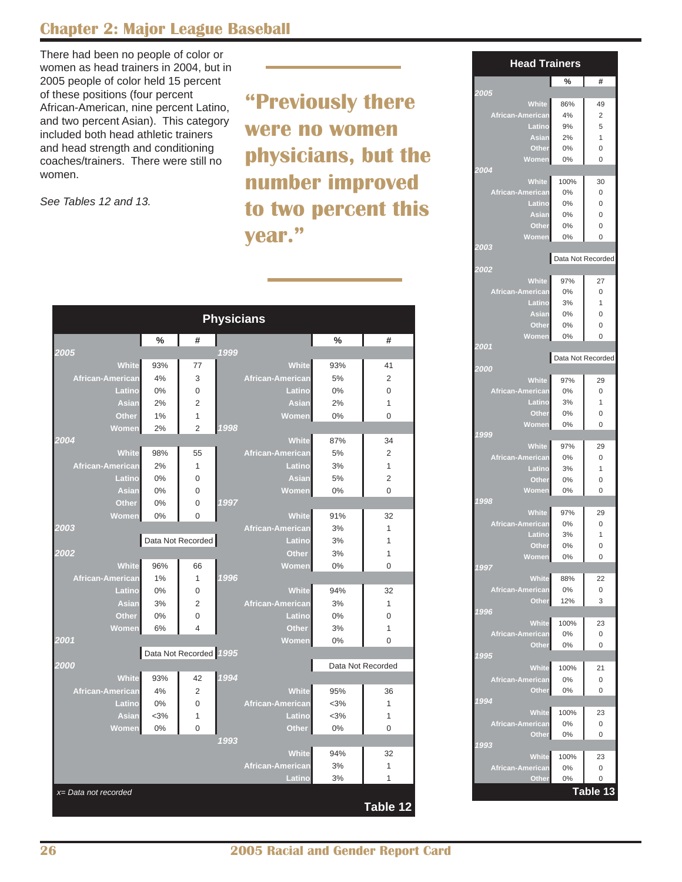## Chapter 2: Major League Baseball

There had been no people of color or women as head trainers in 2004, but in 2005 people of color held 15 percent of these positions (four percent African-American, nine percent Latino, and two percent Asian). This category included both head athletic trainers and head strength and conditioning coaches/trainers. There were still no women.

*See Tables 12 and 13.*

> **"Previously there were no women physicians, but the number improved to two percent this year."**

**Physicians**

| Year | Category | % | # |
|---|---|---|---|
| 2005 | White | 93% | 77 |
| | African-American | 4% | 3 |
| | Latino | 0% | 0 |
| | Asian | 2% | 2 |
| | Other | 1% | 1 |
| | Women | 2% | 2 |
| 2004 | White | 98% | 55 |
| | African-American | 2% | 1 |
| | Latino | 0% | 0 |
| | Asian | 0% | 0 |
| | Other | 0% | 0 |
| | Women | 0% | 0 |
| 2003 | | Data Not Recorded | |
| 2002 | White | 96% | 66 |
| | African-American | 1% | 1 |
| | Latino | 0% | 0 |
| | Asian | 3% | 2 |
| | Other | 0% | 0 |
| | Women | 6% | 4 |
| 2001 | | Data Not Recorded | |
| 2000 | White | 93% | 42 |
| | African-American | 4% | 2 |
| | Latino | 0% | 0 |
| | Asian | <3% | 1 |
| | Women | 0% | 0 |
| 1999 | White | 93% | 41 |
| | African-American | 5% | 2 |
| | Latino | 0% | 0 |
| | Asian | 2% | 1 |
| | Women | 0% | 0 |
| 1998 | White | 87% | 34 |
| | African-American | 5% | 2 |
| | Latino | 3% | 1 |
| | Asian | 5% | 2 |
| | Women | 0% | 0 |
| 1997 | White | 91% | 32 |
| | African-American | 3% | 1 |
| | Latino | 3% | 1 |
| | Other | 3% | 1 |
| | Women | 0% | 0 |
| 1996 | White | 94% | 32 |
| | African-American | 3% | 1 |
| | Latino | 0% | 0 |
| | Other | 3% | 1 |
| | Women | 0% | 0 |
| 1995 | | Data Not Recorded | |
| 1994 | White | 95% | 36 |
| | African-American | <3% | 1 |
| | Latino | <3% | 1 |
| | Other | 0% | 0 |
| 1993 | White | 94% | 32 |
| | African-American | 3% | 1 |
| | Latino | 3% | 1 |

*x= Data not recorded*

**Table 12**

**Head Trainers**

| Year | Category | % | # |
|---|---|---|---|
| 2005 | White | 86% | 49 |
| | African-American | 4% | 2 |
| | Latino | 9% | 5 |
| | Asian | 2% | 1 |
| | Other | 0% | 0 |
| | Women | 0% | 0 |
| 2004 | White | 100% | 30 |
| | African-American | 0% | 0 |
| | Latino | 0% | 0 |
| | Asian | 0% | 0 |
| | Other | 0% | 0 |
| | Women | 0% | 0 |
| 2003 | | Data Not Recorded | |
| 2002 | White | 97% | 27 |
| | African-American | 0% | 0 |
| | Latino | 3% | 1 |
| | Asian | 0% | 0 |
| | Other | 0% | 0 |
| | Women | 0% | 0 |
| 2001 | | Data Not Recorded | |
| 2000 | White | 97% | 29 |
| | African-American | 0% | 0 |
| | Latino | 3% | 1 |
| | Other | 0% | 0 |
| | Women | 0% | 0 |
| 1999 | White | 97% | 29 |
| | African-American | 0% | 0 |
| | Latino | 3% | 1 |
| | Other | 0% | 0 |
| | Women | 0% | 0 |
| 1998 | White | 97% | 29 |
| | African-American | 0% | 0 |
| | Latino | 3% | 1 |
| | Other | 0% | 0 |
| | Women | 0% | 0 |
| 1997 | White | 88% | 22 |
| | African-American | 0% | 0 |
| | Other | 12% | 3 |
| 1996 | White | 100% | 23 |
| | African-American | 0% | 0 |
| | Other | 0% | 0 |
| 1995 | White | 100% | 21 |
| | African-American | 0% | 0 |
| | Other | 0% | 0 |
| 1994 | White | 100% | 23 |
| | African-American | 0% | 0 |
| | Other | 0% | 0 |
| 1993 | White | 100% | 23 |
| | African-American | 0% | 0 |
| | Other | 0% | 0 |

**Table 13**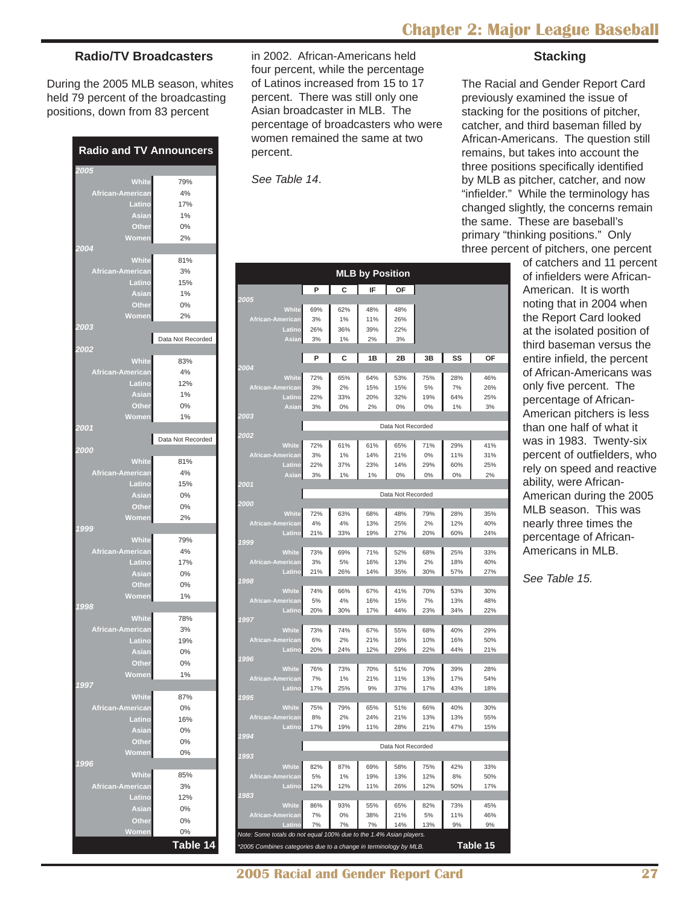## Radio/TV Broadcasters

During the 2005 MLB season, whites held 79 percent of the broadcasting positions, down from 83 percent in 2002. African-Americans held four percent, while the percentage of Latinos increased from 15 to 17 percent. There was still only one Asian broadcaster in MLB. The percentage of broadcasters who were women remained the same at two percent.

*See Table 14*.

**Radio and TV Announcers**

| | |
|---|---|
| **2005** | |
| White | 79% |
| African-American | 4% |
| Latino | 17% |
| Asian | 1% |
| Other | 0% |
| Women | 2% |
| **2004** | |
| White | 81% |
| African-American | 3% |
| Latino | 15% |
| Asian | 1% |
| Other | 0% |
| Women | 2% |
| **2003** | |
| | Data Not Recorded |
| **2002** | |
| White | 83% |
| African-American | 4% |
| Latino | 12% |
| Asian | 1% |
| Other | 0% |
| Women | 1% |
| **2001** | |
| | Data Not Recorded |
| **2000** | |
| White | 81% |
| African-American | 4% |
| Latino | 15% |
| Asian | 0% |
| Other | 0% |
| Women | 2% |
| **1999** | |
| White | 79% |
| African-American | 4% |
| Latino | 17% |
| Asian | 0% |
| Other | 0% |
| Women | 1% |
| **1998** | |
| White | 78% |
| African-American | 3% |
| Latino | 19% |
| Asian | 0% |
| Other | 0% |
| Women | 1% |
| **1997** | |
| White | 87% |
| African-American | 0% |
| Latino | 16% |
| Asian | 0% |
| Other | 0% |
| Women | 0% |
| **1996** | |
| White | 85% |
| African-American | 3% |
| Latino | 12% |
| Asian | 0% |
| Other | 0% |
| Women | 0% |

**Table 14**

## Stacking

The Racial and Gender Report Card previously examined the issue of stacking for the positions of pitcher, catcher, and third baseman filled by African-Americans. The question still remains, but takes into account the three positions specifically identified by MLB as pitcher, catcher, and now "infielder." While the terminology has changed slightly, the concerns remain the same. These are baseball's primary "thinking positions." Only three percent of pitchers, one percent of catchers and 11 percent of infielders were African-American. It is worth noting that in 2004 when the Report Card looked at the isolated position of third baseman versus the entire infield, the percent of African-Americans was only five percent. The percentage of African-American pitchers is less than one half of what it was in 1983. Twenty-six percent of outfielders, who rely on speed and reactive ability, were African-American during the 2005 MLB season. This was nearly three times the percentage of African-Americans in MLB.

*See Table 15.*

**MLB by Position**

| **2005** | P | C | IF | OF |
|---|---|---|---|---|
| White | 69% | 62% | 48% | 48% |
| African-American | 3% | 1% | 11% | 26% |
| Latino | 26% | 36% | 39% | 22% |
| Asian | 3% | 1% | 2% | 3% |

| | P | C | 1B | 2B | 3B | SS | OF |
|---|---|---|---|---|---|---|---|
| **2004** | | | | | | | |
| White | 72% | 65% | 64% | 53% | 75% | 28% | 46% |
| African-American | 3% | 2% | 15% | 15% | 5% | 7% | 26% |
| Latino | 22% | 33% | 20% | 32% | 19% | 64% | 25% |
| Asian | 3% | 0% | 2% | 0% | 0% | 1% | 3% |
| **2003** | Data Not Recorded | | | | | | |
| **2002** | | | | | | | |
| White | 72% | 61% | 61% | 65% | 71% | 29% | 41% |
| African-American | 3% | 1% | 14% | 21% | 0% | 11% | 31% |
| Latino | 22% | 37% | 23% | 14% | 29% | 60% | 25% |
| Asian | 3% | 1% | 1% | 0% | 0% | 0% | 2% |
| **2001** | Data Not Recorded | | | | | | |
| **2000** | | | | | | | |
| White | 72% | 63% | 68% | 48% | 79% | 28% | 35% |
| African-American | 4% | 4% | 13% | 25% | 2% | 12% | 40% |
| Latino | 21% | 33% | 19% | 27% | 20% | 60% | 24% |
| **1999** | | | | | | | |
| White | 73% | 69% | 71% | 52% | 68% | 25% | 33% |
| African-American | 3% | 5% | 16% | 13% | 2% | 18% | 40% |
| Latino | 21% | 26% | 14% | 35% | 30% | 57% | 27% |
| **1998** | | | | | | | |
| White | 74% | 66% | 67% | 41% | 70% | 53% | 30% |
| African-American | 5% | 4% | 16% | 15% | 7% | 13% | 48% |
| Latino | 20% | 30% | 17% | 44% | 23% | 34% | 22% |
| **1997** | | | | | | | |
| White | 73% | 74% | 67% | 55% | 68% | 40% | 29% |
| African-American | 6% | 2% | 21% | 16% | 10% | 16% | 50% |
| Latino | 20% | 24% | 12% | 29% | 22% | 44% | 21% |
| **1996** | | | | | | | |
| White | 76% | 73% | 70% | 51% | 70% | 39% | 28% |
| African-American | 7% | 1% | 21% | 11% | 13% | 17% | 54% |
| Latino | 17% | 25% | 9% | 37% | 17% | 43% | 18% |
| **1995** | | | | | | | |
| White | 75% | 79% | 65% | 51% | 66% | 40% | 30% |
| African-American | 8% | 2% | 24% | 21% | 13% | 13% | 55% |
| Latino | 17% | 19% | 11% | 28% | 21% | 47% | 15% |
| **1994** | Data Not Recorded | | | | | | |
| **1993** | | | | | | | |
| White | 82% | 87% | 69% | 58% | 75% | 42% | 33% |
| African-American | 5% | 1% | 19% | 13% | 12% | 8% | 50% |
| Latino | 12% | 12% | 11% | 26% | 12% | 50% | 17% |
| **1983** | | | | | | | |
| White | 86% | 93% | 55% | 65% | 82% | 73% | 45% |
| African-American | 7% | 0% | 38% | 21% | 5% | 11% | 46% |
| Latino | 7% | 7% | 7% | 14% | 13% | 9% | 9% |

*Note: Some totals do not equal 100% due to the 1.4% Asian players.*

*\*2005 Combines categories due to a change in terminology by MLB.*

**Table 15**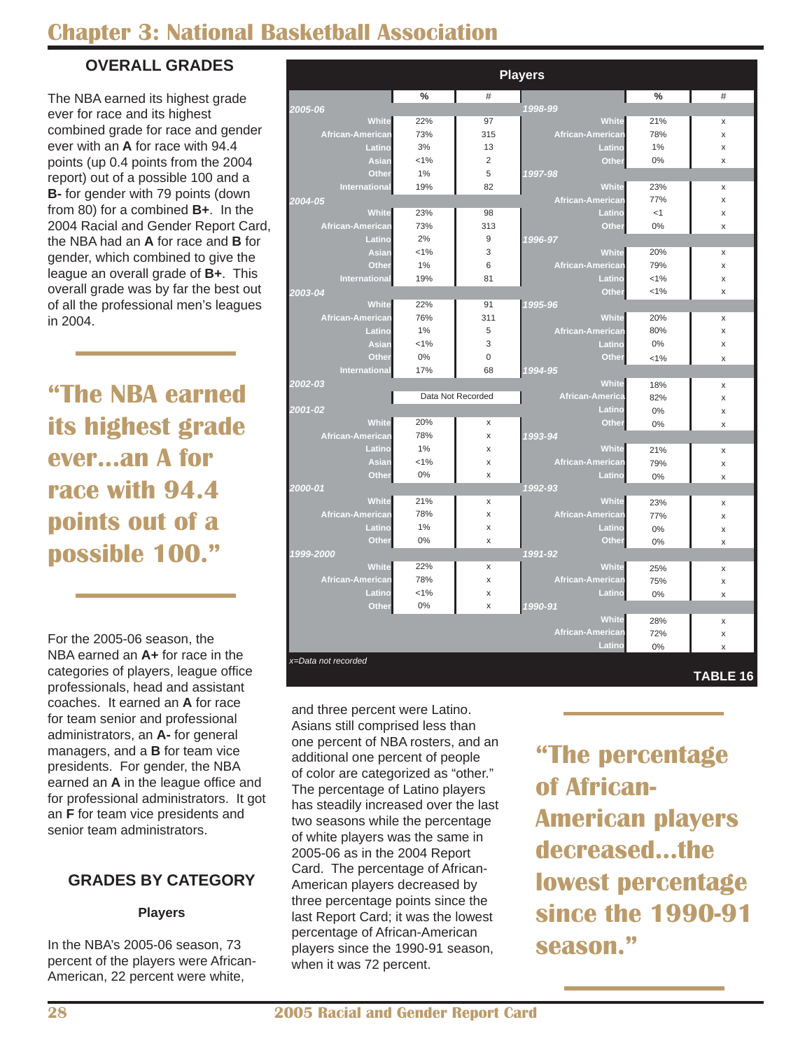# Chapter 3: National Basketball Association

## OVERALL GRADES

The NBA earned its highest grade ever for race and its highest combined grade for race and gender ever with an **A** for race with 94.4 points (up 0.4 points from the 2004 report) out of a possible 100 and a **B-** for gender with 79 points (down from 80) for a combined **B+**. In the 2004 Racial and Gender Report Card, the NBA had an **A** for race and **B** for gender, which combined to give the league an overall grade of **B+**. This overall grade was by far the best out of all the professional men's leagues in 2004.

**"The NBA earned its highest grade ever...an A for race with 94.4 points out of a possible 100."**

For the 2005-06 season, the NBA earned an **A+** for race in the categories of players, league office professionals, head and assistant coaches. It earned an **A** for race for team senior and professional administrators, an **A-** for general managers, and a **B** for team vice presidents. For gender, the NBA earned an **A** in the league office and for professional administrators. It got an **F** for team vice presidents and senior team administrators.

## GRADES BY CATEGORY

### Players

In the NBA's 2005-06 season, 73 percent of the players were African-American, 22 percent were white, and three percent were Latino. Asians still comprised less than one percent of NBA rosters, and an additional one percent of people of color are categorized as "other." The percentage of Latino players has steadily increased over the last two seasons while the percentage of white players was the same in 2005-06 as in the 2004 Report Card. The percentage of African-American players decreased by three percentage points since the last Report Card; it was the lowest percentage of African-American players since the 1990-91 season, when it was 72 percent.

**"The percentage of African-American players decreased...the lowest percentage since the 1990-91 season."**

**Players**

| | % | # |
|---|---|---|
| ***2005-06*** | | |
| White | 22% | 97 |
| African-American | 73% | 315 |
| Latino | 3% | 13 |
| Asian | <1% | 2 |
| Other | 1% | 5 |
| International | 19% | 82 |
| ***2004-05*** | | |
| White | 23% | 98 |
| African-American | 73% | 313 |
| Latino | 2% | 9 |
| Asian | <1% | 3 |
| Other | 1% | 6 |
| International | 19% | 81 |
| ***2003-04*** | | |
| White | 22% | 91 |
| African-American | 76% | 311 |
| Latino | 1% | 5 |
| Asian | <1% | 3 |
| Other | 0% | 0 |
| International | 17% | 68 |
| ***2002-03*** | | |
| | Data Not Recorded | |
| ***2001-02*** | | |
| White | 20% | x |
| African-American | 78% | x |
| Latino | 1% | x |
| Asian | <1% | x |
| Other | 0% | x |
| ***2000-01*** | | |
| White | 21% | x |
| African-American | 78% | x |
| Latino | 1% | x |
| Other | 0% | x |
| ***1999-2000*** | | |
| White | 22% | x |
| African-American | 78% | x |
| Latino | <1% | x |
| Other | 0% | x |
| ***1998-99*** | | |
| White | 21% | x |
| African-American | 78% | x |
| Latino | 1% | x |
| Other | 0% | x |
| ***1997-98*** | | |
| White | 23% | x |
| African-American | 77% | x |
| Latino | <1 | x |
| Other | 0% | x |
| ***1996-97*** | | |
| White | 20% | x |
| African-American | 79% | x |
| Latino | <1% | x |
| Other | <1% | x |
| ***1995-96*** | | |
| White | 20% | x |
| African-American | 80% | x |
| Latino | 0% | x |
| Other | <1% | x |
| ***1994-95*** | | |
| White | 18% | x |
| African-American | 82% | x |
| Latino | 0% | x |
| Other | 0% | x |
| ***1993-94*** | | |
| White | 21% | x |
| African-American | 79% | x |
| Latino | 0% | x |
| ***1992-93*** | | |
| White | 23% | x |
| African-American | 77% | x |
| Latino | 0% | x |
| Other | 0% | x |
| ***1991-92*** | | |
| White | 25% | x |
| African-American | 75% | x |
| Latino | 0% | x |
| ***1990-91*** | | |
| White | 28% | x |
| African-American | 72% | x |
| Latino | 0% | x |

*x=Data not recorded*

**TABLE 16**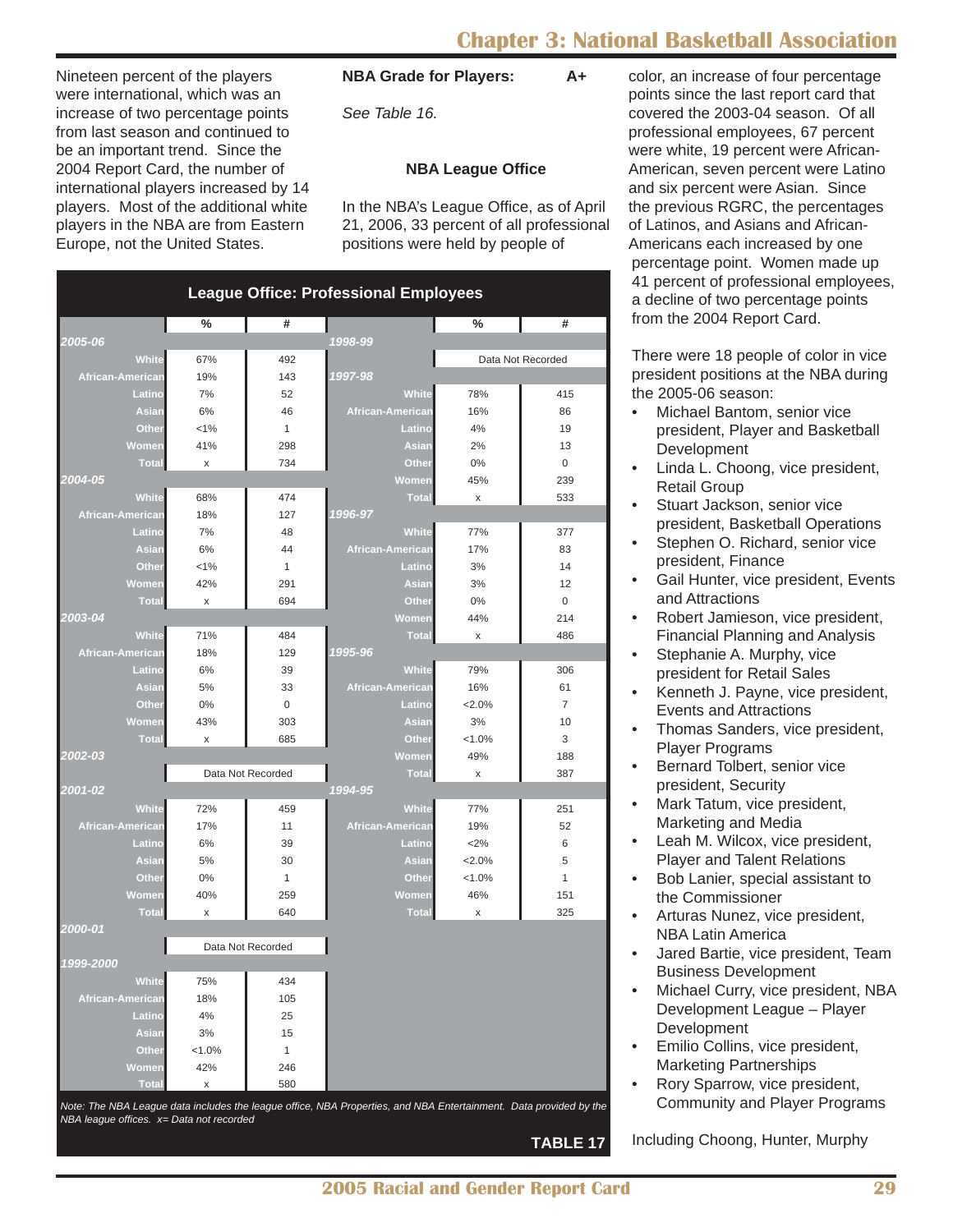Nineteen percent of the players were international, which was an increase of two percentage points from last season and continued to be an important trend. Since the 2004 Report Card, the number of international players increased by 14 players. Most of the additional white players in the NBA are from Eastern Europe, not the United States.

**NBA Grade for Players: A+**

*See Table 16.*

### NBA League Office

In the NBA's League Office, as of April 21, 2006, 33 percent of all professional positions were held by people of color, an increase of four percentage points since the last report card that covered the 2003-04 season. Of all professional employees, 67 percent were white, 19 percent were African-American, seven percent were Latino and six percent were Asian. Since the previous RGRC, the percentages of Latinos, and Asians and African-Americans each increased by one percentage point. Women made up 41 percent of professional employees, a decline of two percentage points from the 2004 Report Card.

**League Office: Professional Employees**

| | % | # | | % | # |
|---|---|---|---|---|---|
| ***2005-06*** | | | ***1998-99*** | | |
| White | 67% | 492 | | Data Not Recorded | |
| African-American | 19% | 143 | ***1997-98*** | | |
| Latino | 7% | 52 | White | 78% | 415 |
| Asian | 6% | 46 | African-American | 16% | 86 |
| Other | <1% | 1 | Latino | 4% | 19 |
| Women | 41% | 298 | Asian | 2% | 13 |
| Total | x | 734 | Other | 0% | 0 |
| ***2004-05*** | | | Women | 45% | 239 |
| White | 68% | 474 | Total | x | 533 |
| African-American | 18% | 127 | ***1996-97*** | | |
| Latino | 7% | 48 | White | 77% | 377 |
| Asian | 6% | 44 | African-American | 17% | 83 |
| Other | <1% | 1 | Latino | 3% | 14 |
| Women | 42% | 291 | Asian | 3% | 12 |
| Total | x | 694 | Other | 0% | 0 |
| ***2003-04*** | | | Women | 44% | 214 |
| White | 71% | 484 | Total | x | 486 |
| African-American | 18% | 129 | ***1995-96*** | | |
| Latino | 6% | 39 | White | 79% | 306 |
| Asian | 5% | 33 | African-American | 16% | 61 |
| Other | 0% | 0 | Latino | <2.0% | 7 |
| Women | 43% | 303 | Asian | 3% | 10 |
| Total | x | 685 | Other | <1.0% | 3 |
| ***2002-03*** | | | Women | 49% | 188 |
| | Data Not Recorded | | Total | x | 387 |
| ***2001-02*** | | | ***1994-95*** | | |
| White | 72% | 459 | White | 77% | 251 |
| African-American | 17% | 11 | African-American | 19% | 52 |
| Latino | 6% | 39 | Latino | <2% | 6 |
| Asian | 5% | 30 | Asian | <2.0% | 5 |
| Other | 0% | 1 | Other | <1.0% | 1 |
| Women | 40% | 259 | Women | 46% | 151 |
| Total | x | 640 | Total | x | 325 |
| ***2000-01*** | | | | | |
| | Data Not Recorded | | | | |
| ***1999-2000*** | | | | | |
| White | 75% | 434 | | | |
| African-American | 18% | 105 | | | |
| Latino | 4% | 25 | | | |
| Asian | 3% | 15 | | | |
| Other | <1.0% | 1 | | | |
| Women | 42% | 246 | | | |
| Total | x | 580 | | | |

*Note: The NBA League data includes the league office, NBA Properties, and NBA Entertainment. Data provided by the NBA league offices. x= Data not recorded*

**TABLE 17**

There were 18 people of color in vice president positions at the NBA during the 2005-06 season:

- Michael Bantom, senior vice president, Player and Basketball Development
- Linda L. Choong, vice president, Retail Group
- Stuart Jackson, senior vice president, Basketball Operations
- Stephen O. Richard, senior vice president, Finance
- Gail Hunter, vice president, Events and Attractions
- Robert Jamieson, vice president, Financial Planning and Analysis
- Stephanie A. Murphy, vice president for Retail Sales
- Kenneth J. Payne, vice president, Events and Attractions
- Thomas Sanders, vice president, Player Programs
- Bernard Tolbert, senior vice president, Security
- Mark Tatum, vice president, Marketing and Media
- Leah M. Wilcox, vice president, Player and Talent Relations
- Bob Lanier, special assistant to the Commissioner
- Arturas Nunez, vice president, NBA Latin America
- Jared Bartie, vice president, Team Business Development
- Michael Curry, vice president, NBA Development League – Player Development
- Emilio Collins, vice president, Marketing Partnerships
- Rory Sparrow, vice president, Community and Player Programs

Including Choong, Hunter, Murphy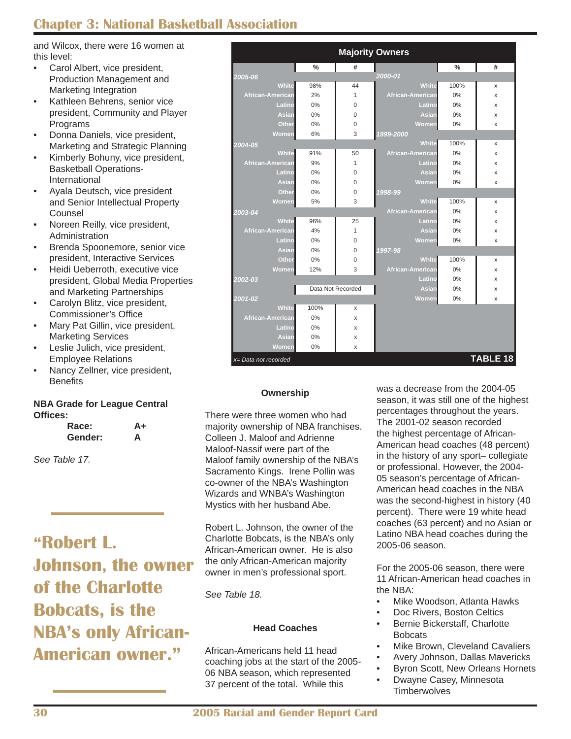and Wilcox, there were 16 women at this level:

- Carol Albert, vice president, Production Management and Marketing Integration
- Kathleen Behrens, senior vice president, Community and Player Programs
- Donna Daniels, vice president, Marketing and Strategic Planning
- Kimberly Bohuny, vice president, Basketball Operations-International
- Ayala Deutsch, vice president and Senior Intellectual Property Counsel
- Noreen Reilly, vice president, Administration
- Brenda Spoonemore, senior vice president, Interactive Services
- Heidi Ueberroth, executive vice president, Global Media Properties and Marketing Partnerships
- Carolyn Blitz, vice president, Commissioner's Office
- Mary Pat Gillin, vice president, Marketing Services
- Leslie Julich, vice president, Employee Relations
- Nancy Zellner, vice president, Benefits

**NBA Grade for League Central Offices:**

| | |
|---|---|
| **Race:** | **A+** |
| **Gender:** | **A** |

*See Table 17.*

**"Robert L. Johnson, the owner of the Charlotte Bobcats, is the NBA's only African-American owner."**

**Majority Owners**

| | % | # | | % | # |
|---|---|---|---|---|---|
| *2005-06* | | | *2000-01* | | |
| White | 98% | 44 | White | 100% | x |
| African-American | 2% | 1 | African-American | 0% | x |
| Latino | 0% | 0 | Latino | 0% | x |
| Asian | 0% | 0 | Asian | 0% | x |
| Other | 0% | 0 | Women | 0% | x |
| Women | 6% | 3 | *1999-2000* | | |
| *2004-05* | | | White | 100% | x |
| White | 91% | 50 | African-American | 0% | x |
| African-American | 9% | 1 | Latino | 0% | x |
| Latino | 0% | 0 | Asian | 0% | x |
| Asian | 0% | 0 | Women | 0% | x |
| Other | 0% | 0 | *1998-99* | | |
| Women | 5% | 3 | White | 100% | x |
| *2003-04* | | | African-American | 0% | x |
| White | 96% | 25 | Latino | 0% | x |
| African-American | 4% | 1 | Asian | 0% | x |
| Latino | 0% | 0 | Women | 0% | x |
| Asian | 0% | 0 | *1997-98* | | |
| Other | 0% | 0 | White | 100% | x |
| Women | 12% | 3 | African-American | 0% | x |
| *2002-03* | | | Latino | 0% | x |
| | Data Not Recorded | | Asian | 0% | x |
| *2001-02* | | | Women | 0% | x |
| White | 100% | x | | | |
| African-American | 0% | x | | | |
| Latino | 0% | x | | | |
| Asian | 0% | x | | | |
| Women | 0% | x | | | |

*x= Data not recorded*

**TABLE 18**

### Ownership

There were three women who had majority ownership of NBA franchises. Colleen J. Maloof and Adrienne Maloof-Nassif were part of the Maloof family ownership of the NBA's Sacramento Kings. Irene Pollin was co-owner of the NBA's Washington Wizards and WNBA's Washington Mystics with her husband Abe.

Robert L. Johnson, the owner of the Charlotte Bobcats, is the NBA's only African-American owner. He is also the only African-American majority owner in men's professional sport.

*See Table 18.*

### Head Coaches

African-Americans held 11 head coaching jobs at the start of the 2005-06 NBA season, which represented 37 percent of the total. While this was a decrease from the 2004-05 season, it was still one of the highest percentages throughout the years. The 2001-02 season recorded the highest percentage of African-American head coaches (48 percent) in the history of any sport– collegiate or professional. However, the 2004-05 season's percentage of African-American head coaches in the NBA was the second-highest in history (40 percent). There were 19 white head coaches (63 percent) and no Asian or Latino NBA head coaches during the 2005-06 season.

For the 2005-06 season, there were 11 African-American head coaches in the NBA:

- Mike Woodson, Atlanta Hawks
- Doc Rivers, Boston Celtics
- Bernie Bickerstaff, Charlotte Bobcats
- Mike Brown, Cleveland Cavaliers
- Avery Johnson, Dallas Mavericks
- Byron Scott, New Orleans Hornets
- Dwayne Casey, Minnesota Timberwolves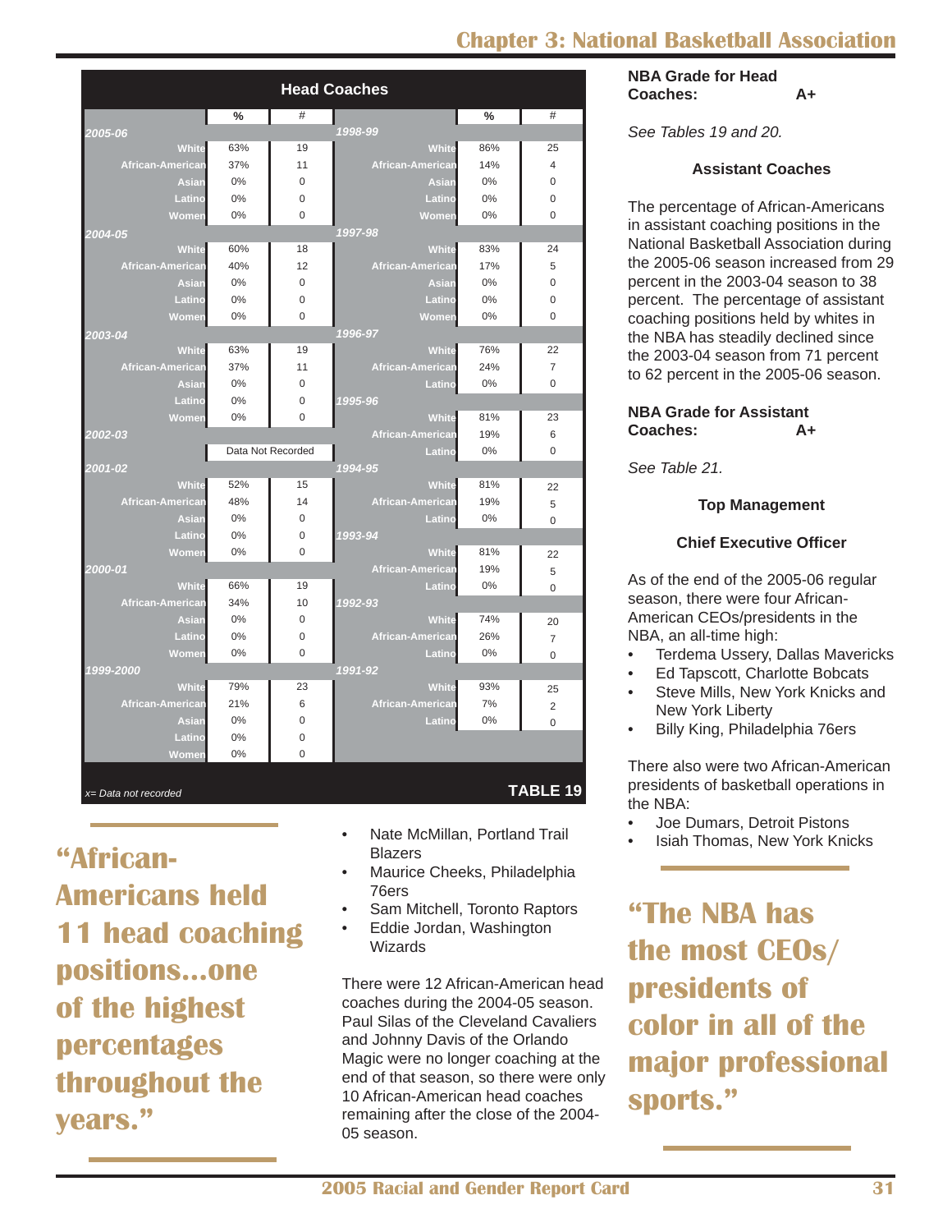## Head Coaches

| | % | # |
|---|---|---|
| **2005-06** | | |
| White | 63% | 19 |
| African-American | 37% | 11 |
| Asian | 0% | 0 |
| Latino | 0% | 0 |
| Women | 0% | 0 |
| **2004-05** | | |
| White | 60% | 18 |
| African-American | 40% | 12 |
| Asian | 0% | 0 |
| Latino | 0% | 0 |
| Women | 0% | 0 |
| **2003-04** | | |
| White | 63% | 19 |
| African-American | 37% | 11 |
| Asian | 0% | 0 |
| Latino | 0% | 0 |
| Women | 0% | 0 |
| **2002-03** | | |
| | Data Not Recorded | |
| **2001-02** | | |
| White | 52% | 15 |
| African-American | 48% | 14 |
| Asian | 0% | 0 |
| Latino | 0% | 0 |
| Women | 0% | 0 |
| **2000-01** | | |
| White | 66% | 19 |
| African-American | 34% | 10 |
| Asian | 0% | 0 |
| Latino | 0% | 0 |
| Women | 0% | 0 |
| **1999-2000** | | |
| White | 79% | 23 |
| African-American | 21% | 6 |
| Asian | 0% | 0 |
| Latino | 0% | 0 |
| Women | 0% | 0 |
| **1998-99** | | |
| White | 86% | 25 |
| African-American | 14% | 4 |
| Asian | 0% | 0 |
| Latino | 0% | 0 |
| Women | 0% | 0 |
| **1997-98** | | |
| White | 83% | 24 |
| African-American | 17% | 5 |
| Asian | 0% | 0 |
| Latino | 0% | 0 |
| Women | 0% | 0 |
| **1996-97** | | |
| White | 76% | 22 |
| African-American | 24% | 7 |
| Latino | 0% | 0 |
| **1995-96** | | |
| White | 81% | 23 |
| African-American | 19% | 6 |
| Latino | 0% | 0 |
| **1994-95** | | |
| White | 81% | 22 |
| African-American | 19% | 5 |
| Latino | 0% | 0 |
| **1993-94** | | |
| White | 81% | 22 |
| African-American | 19% | 5 |
| Latino | 0% | 0 |
| **1992-93** | | |
| White | 74% | 20 |
| African-American | 26% | 7 |
| Latino | 0% | 0 |
| **1991-92** | | |
| White | 93% | 25 |
| African-American | 7% | 2 |
| Latino | 0% | 0 |

*x= Data not recorded*

**TABLE 19**

**"African-Americans held 11 head coaching positions...one of the highest percentages throughout the years."**

- Nate McMillan, Portland Trail Blazers
- Maurice Cheeks, Philadelphia 76ers
- Sam Mitchell, Toronto Raptors
- Eddie Jordan, Washington Wizards

There were 12 African-American head coaches during the 2004-05 season. Paul Silas of the Cleveland Cavaliers and Johnny Davis of the Orlando Magic were no longer coaching at the end of that season, so there were only 10 African-American head coaches remaining after the close of the 2004-05 season.

**NBA Grade for Head Coaches: A+**

*See Tables 19 and 20.*

### Assistant Coaches

The percentage of African-Americans in assistant coaching positions in the National Basketball Association during the 2005-06 season increased from 29 percent in the 2003-04 season to 38 percent. The percentage of assistant coaching positions held by whites in the NBA has steadily declined since the 2003-04 season from 71 percent to 62 percent in the 2005-06 season.

**NBA Grade for Assistant Coaches: A+**

*See Table 21.*

### Top Management

#### Chief Executive Officer

As of the end of the 2005-06 regular season, there were four African-American CEOs/presidents in the NBA, an all-time high:

- Terdema Ussery, Dallas Mavericks
- Ed Tapscott, Charlotte Bobcats
- Steve Mills, New York Knicks and New York Liberty
- Billy King, Philadelphia 76ers

There also were two African-American presidents of basketball operations in the NBA:

- Joe Dumars, Detroit Pistons
- Isiah Thomas, New York Knicks

**"The NBA has the most CEOs/presidents of color in all of the major professional sports."**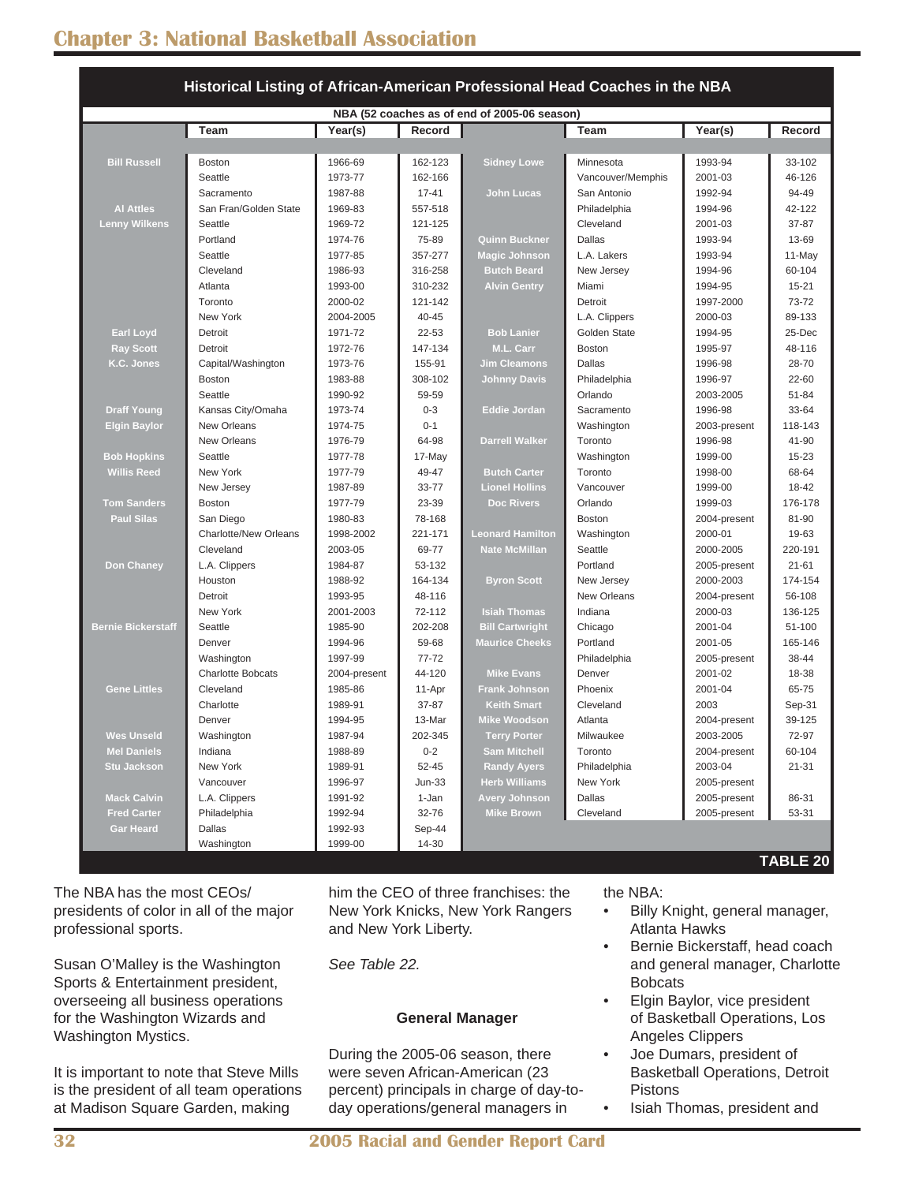## Chapter 3: National Basketball Association

**Historical Listing of African-American Professional Head Coaches in the NBA**

NBA (52 coaches as of end of 2005-06 season)

| | Team | Year(s) | Record | | Team | Year(s) | Record |
|---|---|---|---|---|---|---|---|
| **Bill Russell** | Boston | 1966-69 | 162-123 | **Sidney Lowe** | Minnesota | 1993-94 | 33-102 |
| | Seattle | 1973-77 | 162-166 | | Vancouver/Memphis | 2001-03 | 46-126 |
| | Sacramento | 1987-88 | 17-41 | **John Lucas** | San Antonio | 1992-94 | 94-49 |
| **Al Attles** | San Fran/Golden State | 1969-83 | 557-518 | | Philadelphia | 1994-96 | 42-122 |
| **Lenny Wilkens** | Seattle | 1969-72 | 121-125 | | Cleveland | 2001-03 | 37-87 |
| | Portland | 1974-76 | 75-89 | **Quinn Buckner** | Dallas | 1993-94 | 13-69 |
| | Seattle | 1977-85 | 357-277 | **Magic Johnson** | L.A. Lakers | 1993-94 | 11-May |
| | Cleveland | 1986-93 | 316-258 | **Butch Beard** | New Jersey | 1994-96 | 60-104 |
| | Atlanta | 1993-00 | 310-232 | **Alvin Gentry** | Miami | 1994-95 | 15-21 |
| | Toronto | 2000-02 | 121-142 | | Detroit | 1997-2000 | 73-72 |
| | New York | 2004-2005 | 40-45 | | L.A. Clippers | 2000-03 | 89-133 |
| **Earl Loyd** | Detroit | 1971-72 | 22-53 | **Bob Lanier** | Golden State | 1994-95 | 25-Dec |
| **Ray Scott** | Detroit | 1972-76 | 147-134 | **M.L. Carr** | Boston | 1995-97 | 48-116 |
| **K.C. Jones** | Capital/Washington | 1973-76 | 155-91 | **Jim Cleamons** | Dallas | 1996-98 | 28-70 |
| | Boston | 1983-88 | 308-102 | **Johnny Davis** | Philadelphia | 1996-97 | 22-60 |
| | Seattle | 1990-92 | 59-59 | | Orlando | 2003-2005 | 51-84 |
| **Draff Young** | Kansas City/Omaha | 1973-74 | 0-3 | **Eddie Jordan** | Sacramento | 1996-98 | 33-64 |
| **Elgin Baylor** | New Orleans | 1974-75 | 0-1 | | Washington | 2003-present | 118-143 |
| | New Orleans | 1976-79 | 64-98 | **Darrell Walker** | Toronto | 1996-98 | 41-90 |
| **Bob Hopkins** | Seattle | 1977-78 | 17-May | | Washington | 1999-00 | 15-23 |
| **Willis Reed** | New York | 1977-79 | 49-47 | **Butch Carter** | Toronto | 1998-00 | 68-64 |
| | New Jersey | 1987-89 | 33-77 | **Lionel Hollins** | Vancouver | 1999-00 | 18-42 |
| **Tom Sanders** | Boston | 1977-79 | 23-39 | **Doc Rivers** | Orlando | 1999-03 | 176-178 |
| **Paul Silas** | San Diego | 1980-83 | 78-168 | | Boston | 2004-present | 81-90 |
| | Charlotte/New Orleans | 1998-2002 | 221-171 | **Leonard Hamilton** | Washington | 2000-01 | 19-63 |
| | Cleveland | 2003-05 | 69-77 | **Nate McMillan** | Seattle | 2000-2005 | 220-191 |
| **Don Chaney** | L.A. Clippers | 1984-87 | 53-132 | | Portland | 2005-present | 21-61 |
| | Houston | 1988-92 | 164-134 | **Byron Scott** | New Jersey | 2000-2003 | 174-154 |
| | Detroit | 1993-95 | 48-116 | | New Orleans | 2004-present | 56-108 |
| | New York | 2001-2003 | 72-112 | **Isiah Thomas** | Indiana | 2000-03 | 136-125 |
| **Bernie Bickerstaff** | Seattle | 1985-90 | 202-208 | **Bill Cartwright** | Chicago | 2001-04 | 51-100 |
| | Denver | 1994-96 | 59-68 | **Maurice Cheeks** | Portland | 2001-05 | 165-146 |
| | Washington | 1997-99 | 77-72 | | Philadelphia | 2005-present | 38-44 |
| | Charlotte Bobcats | 2004-present | 44-120 | **Mike Evans** | Denver | 2001-02 | 18-38 |
| **Gene Littles** | Cleveland | 1985-86 | 11-Apr | **Frank Johnson** | Phoenix | 2001-04 | 65-75 |
| | Charlotte | 1989-91 | 37-87 | **Keith Smart** | Cleveland | 2003 | Sep-31 |
| | Denver | 1994-95 | 13-Mar | **Mike Woodson** | Atlanta | 2004-present | 39-125 |
| **Wes Unseld** | Washington | 1987-94 | 202-345 | **Terry Porter** | Milwaukee | 2003-2005 | 72-97 |
| **Mel Daniels** | Indiana | 1988-89 | 0-2 | **Sam Mitchell** | Toronto | 2004-present | 60-104 |
| **Stu Jackson** | New York | 1989-91 | 52-45 | **Randy Ayers** | Philadelphia | 2003-04 | 21-31 |
| | Vancouver | 1996-97 | Jun-33 | **Herb Williams** | New York | 2005-present | |
| **Mack Calvin** | L.A. Clippers | 1991-92 | 1-Jan | **Avery Johnson** | Dallas | 2005-present | 86-31 |
| **Fred Carter** | Philadelphia | 1992-94 | 32-76 | **Mike Brown** | Cleveland | 2005-present | 53-31 |
| **Gar Heard** | Dallas | 1992-93 | Sep-44 | | | | |
| | Washington | 1999-00 | 14-30 | | | | |

**TABLE 20**

The NBA has the most CEOs/presidents of color in all of the major professional sports.

Susan O'Malley is the Washington Sports & Entertainment president, overseeing all business operations for the Washington Wizards and Washington Mystics.

It is important to note that Steve Mills is the president of all team operations at Madison Square Garden, making him the CEO of three franchises: the New York Knicks, New York Rangers and New York Liberty.

*See Table 22.*

### General Manager

During the 2005-06 season, there were seven African-American (23 percent) principals in charge of day-to-day operations/general managers in the NBA:

- Billy Knight, general manager, Atlanta Hawks
- Bernie Bickerstaff, head coach and general manager, Charlotte Bobcats
- Elgin Baylor, vice president of Basketball Operations, Los Angeles Clippers
- Joe Dumars, president of Basketball Operations, Detroit Pistons
- Isiah Thomas, president and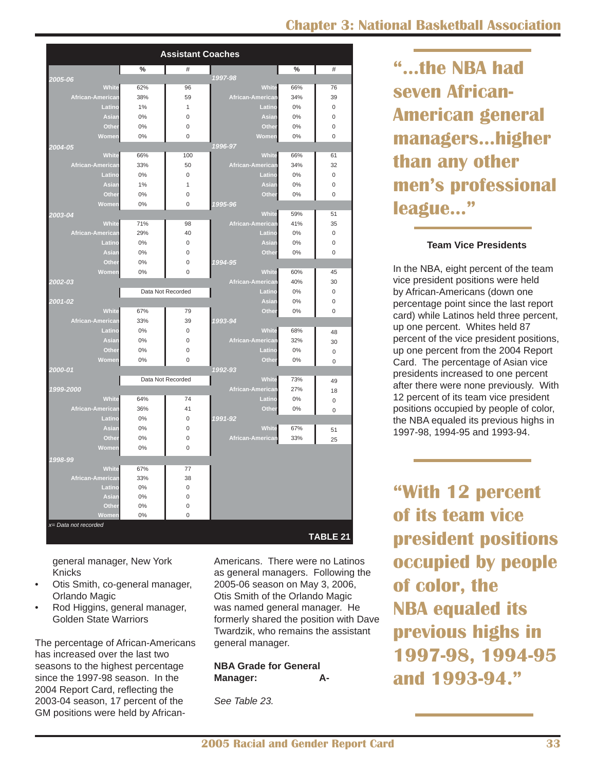## Assistant Coaches

| | % | # |
|---|---|---|
| **2005-06** | | |
| White | 62% | 96 |
| African-American | 38% | 59 |
| Latino | 1% | 1 |
| Asian | 0% | 0 |
| Other | 0% | 0 |
| Women | 0% | 0 |
| **2004-05** | | |
| White | 66% | 100 |
| African-American | 33% | 50 |
| Latino | 0% | 0 |
| Asian | 1% | 1 |
| Other | 0% | 0 |
| Women | 0% | 0 |
| **2003-04** | | |
| White | 71% | 98 |
| African-American | 29% | 40 |
| Latino | 0% | 0 |
| Asian | 0% | 0 |
| Other | 0% | 0 |
| Women | 0% | 0 |
| **2002-03** | | |
| | Data Not Recorded | |
| **2001-02** | | |
| White | 67% | 79 |
| African-American | 33% | 39 |
| Latino | 0% | 0 |
| Asian | 0% | 0 |
| Other | 0% | 0 |
| Women | 0% | 0 |
| **2000-01** | | |
| | Data Not Recorded | |
| **1999-2000** | | |
| White | 64% | 74 |
| African-American | 36% | 41 |
| Latino | 0% | 0 |
| Asian | 0% | 0 |
| Other | 0% | 0 |
| Women | 0% | 0 |
| **1998-99** | | |
| White | 67% | 77 |
| African-American | 33% | 38 |
| Latino | 0% | 0 |
| Asian | 0% | 0 |
| Other | 0% | 0 |
| Women | 0% | 0 |
| **1997-98** | | |
| White | 66% | 76 |
| African-American | 34% | 39 |
| Latino | 0% | 0 |
| Asian | 0% | 0 |
| Other | 0% | 0 |
| Women | 0% | 0 |
| **1996-97** | | |
| White | 66% | 61 |
| African-American | 34% | 32 |
| Latino | 0% | 0 |
| Asian | 0% | 0 |
| Other | 0% | 0 |
| **1995-96** | | |
| White | 59% | 51 |
| African-American | 41% | 35 |
| Latino | 0% | 0 |
| Asian | 0% | 0 |
| Other | 0% | 0 |
| **1994-95** | | |
| White | 60% | 45 |
| African-American | 40% | 30 |
| Latino | 0% | 0 |
| Asian | 0% | 0 |
| Other | 0% | 0 |
| **1993-94** | | |
| White | 68% | 48 |
| African-American | 32% | 30 |
| Latino | 0% | 0 |
| Other | 0% | 0 |
| **1992-93** | | |
| White | 73% | 49 |
| African-American | 27% | 18 |
| Latino | 0% | 0 |
| Other | 0% | 0 |
| **1991-92** | | |
| White | 67% | 51 |
| African-American | 33% | 25 |

*x= Data not recorded*

**TABLE 21**

general manager, New York Knicks

- Otis Smith, co-general manager, Orlando Magic
- Rod Higgins, general manager, Golden State Warriors

The percentage of African-Americans has increased over the last two seasons to the highest percentage since the 1997-98 season. In the 2004 Report Card, reflecting the 2003-04 season, 17 percent of the GM positions were held by African-Americans. There were no Latinos as general managers. Following the 2005-06 season on May 3, 2006, Otis Smith of the Orlando Magic was named general manager. He formerly shared the position with Dave Twardzik, who remains the assistant general manager.

**NBA Grade for General Manager: A-**

*See Table 23.*

**"...the NBA had seven African-American general managers...higher than any other men's professional league..."**

### Team Vice Presidents

In the NBA, eight percent of the team vice president positions were held by African-Americans (down one percentage point since the last report card) while Latinos held three percent, up one percent. Whites held 87 percent of the vice president positions, up one percent from the 2004 Report Card. The percentage of Asian vice presidents increased to one percent after there were none previously. With 12 percent of its team vice president positions occupied by people of color, the NBA equaled its previous highs in 1997-98, 1994-95 and 1993-94.

**"With 12 percent of its team vice president positions occupied by people of color, the NBA equaled its previous highs in 1997-98, 1994-95 and 1993-94."**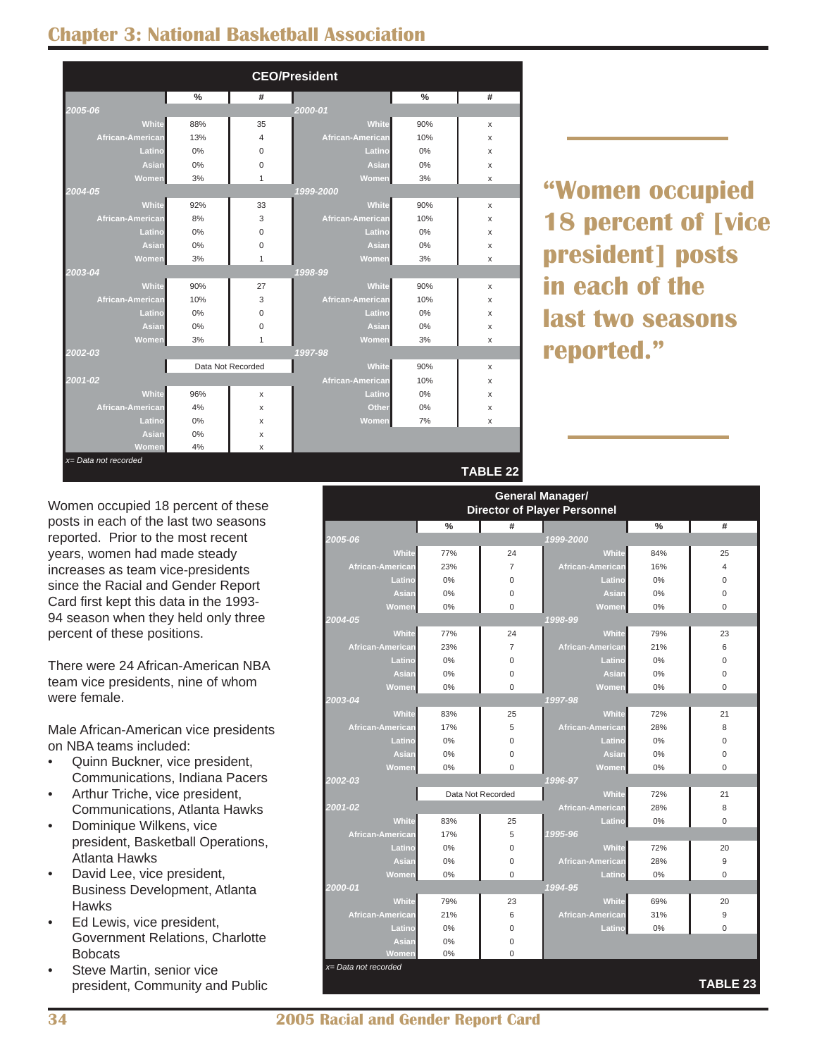## Chapter 3: National Basketball Association

**CEO/President**

| | % | # | | % | # |
|---|---|---|---|---|---|
| *2005-06* | | | *2000-01* | | |
| White | 88% | 35 | White | 90% | x |
| African-American | 13% | 4 | African-American | 10% | x |
| Latino | 0% | 0 | Latino | 0% | x |
| Asian | 0% | 0 | Asian | 0% | x |
| Women | 3% | 1 | Women | 3% | x |
| *2004-05* | | | *1999-2000* | | |
| White | 92% | 33 | White | 90% | x |
| African-American | 8% | 3 | African-American | 10% | x |
| Latino | 0% | 0 | Latino | 0% | x |
| Asian | 0% | 0 | Asian | 0% | x |
| Women | 3% | 1 | Women | 3% | x |
| *2003-04* | | | *1998-99* | | |
| White | 90% | 27 | White | 90% | x |
| African-American | 10% | 3 | African-American | 10% | x |
| Latino | 0% | 0 | Latino | 0% | x |
| Asian | 0% | 0 | Asian | 0% | x |
| Women | 3% | 1 | Women | 3% | x |
| *2002-03* | | | *1997-98* | | |
| | Data Not Recorded | | White | 90% | x |
| *2001-02* | | | African-American | 10% | x |
| White | 96% | x | Latino | 0% | x |
| African-American | 4% | x | Other | 0% | x |
| Latino | 0% | x | Women | 7% | x |
| Asian | 0% | x | | | |
| Women | 4% | x | | | |

*x= Data not recorded*

**TABLE 22**

> **"Women occupied 18 percent of [vice president] posts in each of the last two seasons reported."**

Women occupied 18 percent of these posts in each of the last two seasons reported. Prior to the most recent years, women had made steady increases as team vice-presidents since the Racial and Gender Report Card first kept this data in the 1993-94 season when they held only three percent of these positions.

There were 24 African-American NBA team vice presidents, nine of whom were female.

Male African-American vice presidents on NBA teams included:

- Quinn Buckner, vice president, Communications, Indiana Pacers
- Arthur Triche, vice president, Communications, Atlanta Hawks
- Dominique Wilkens, vice president, Basketball Operations, Atlanta Hawks
- David Lee, vice president, Business Development, Atlanta Hawks
- Ed Lewis, vice president, Government Relations, Charlotte Bobcats
- Steve Martin, senior vice president, Community and Public

**General Manager/ Director of Player Personnel**

| | % | # | | % | # |
|---|---|---|---|---|---|
| *2005-06* | | | *1999-2000* | | |
| White | 77% | 24 | White | 84% | 25 |
| African-American | 23% | 7 | African-American | 16% | 4 |
| Latino | 0% | 0 | Latino | 0% | 0 |
| Asian | 0% | 0 | Asian | 0% | 0 |
| Women | 0% | 0 | Women | 0% | 0 |
| *2004-05* | | | *1998-99* | | |
| White | 77% | 24 | White | 79% | 23 |
| African-American | 23% | 7 | African-American | 21% | 6 |
| Latino | 0% | 0 | Latino | 0% | 0 |
| Asian | 0% | 0 | Asian | 0% | 0 |
| Women | 0% | 0 | Women | 0% | 0 |
| *2003-04* | | | *1997-98* | | |
| White | 83% | 25 | White | 72% | 21 |
| African-American | 17% | 5 | African-American | 28% | 8 |
| Latino | 0% | 0 | Latino | 0% | 0 |
| Asian | 0% | 0 | Asian | 0% | 0 |
| Women | 0% | 0 | Women | 0% | 0 |
| *2002-03* | | | *1996-97* | | |
| | Data Not Recorded | | White | 72% | 21 |
| *2001-02* | | | African-American | 28% | 8 |
| White | 83% | 25 | Latino | 0% | 0 |
| African-American | 17% | 5 | *1995-96* | | |
| Latino | 0% | 0 | White | 72% | 20 |
| Asian | 0% | 0 | African-American | 28% | 9 |
| Women | 0% | 0 | Latino | 0% | 0 |
| *2000-01* | | | *1994-95* | | |
| White | 79% | 23 | White | 69% | 20 |
| African-American | 21% | 6 | African-American | 31% | 9 |
| Latino | 0% | 0 | Latino | 0% | 0 |
| Asian | 0% | 0 | | | |
| Women | 0% | 0 | | | |

*x= Data not recorded*

**TABLE 23**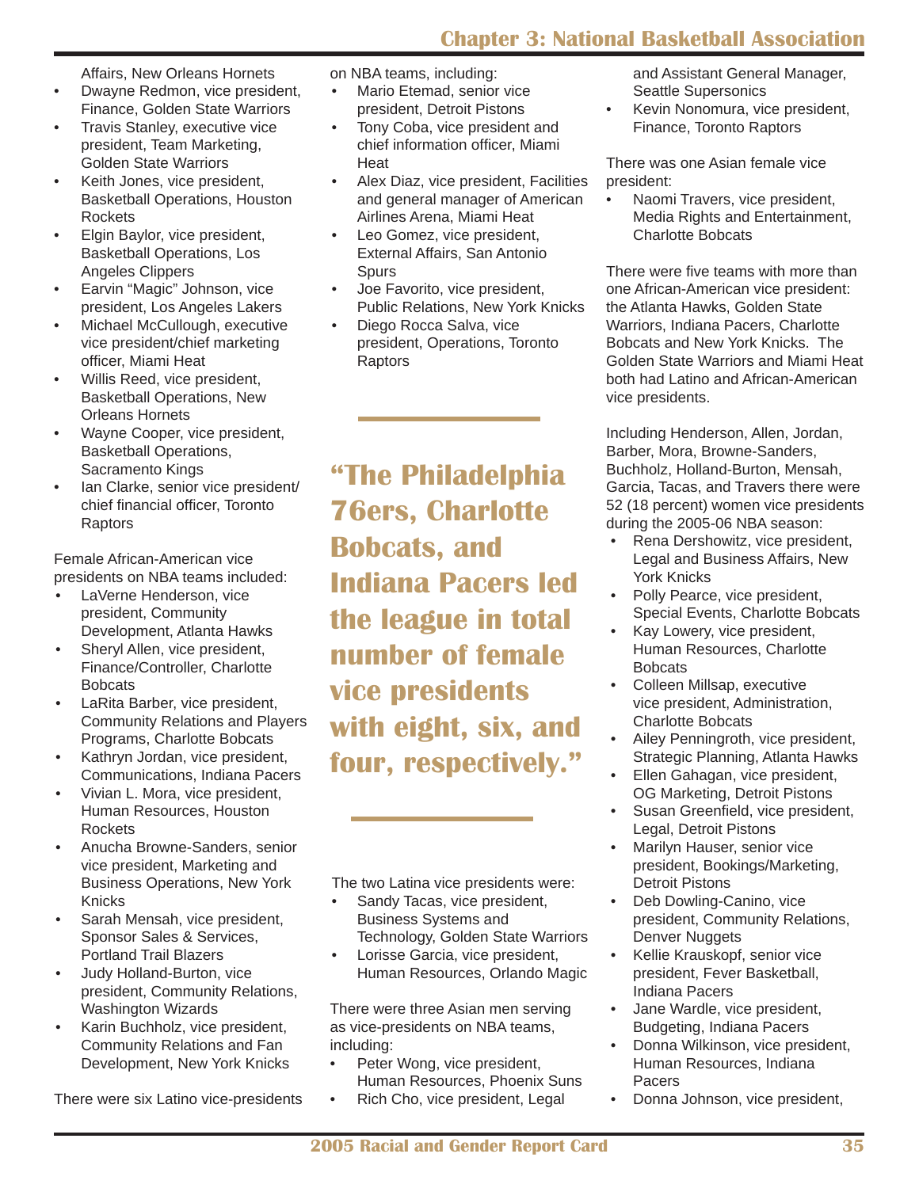Affairs, New Orleans Hornets
- Dwayne Redmon, vice president, Finance, Golden State Warriors
- Travis Stanley, executive vice president, Team Marketing, Golden State Warriors
- Keith Jones, vice president, Basketball Operations, Houston Rockets
- Elgin Baylor, vice president, Basketball Operations, Los Angeles Clippers
- Earvin "Magic" Johnson, vice president, Los Angeles Lakers
- Michael McCullough, executive vice president/chief marketing officer, Miami Heat
- Willis Reed, vice president, Basketball Operations, New Orleans Hornets
- Wayne Cooper, vice president, Basketball Operations, Sacramento Kings
- Ian Clarke, senior vice president/ chief financial officer, Toronto Raptors

Female African-American vice presidents on NBA teams included:
- LaVerne Henderson, vice president, Community Development, Atlanta Hawks
- Sheryl Allen, vice president, Finance/Controller, Charlotte Bobcats
- LaRita Barber, vice president, Community Relations and Players Programs, Charlotte Bobcats
- Kathryn Jordan, vice president, Communications, Indiana Pacers
- Vivian L. Mora, vice president, Human Resources, Houston Rockets
- Anucha Browne-Sanders, senior vice president, Marketing and Business Operations, New York Knicks
- Sarah Mensah, vice president, Sponsor Sales & Services, Portland Trail Blazers
- Judy Holland-Burton, vice president, Community Relations, Washington Wizards
- Karin Buchholz, vice president, Community Relations and Fan Development, New York Knicks

There were six Latino vice-presidents on NBA teams, including:
- Mario Etemad, senior vice president, Detroit Pistons
- Tony Coba, vice president and chief information officer, Miami Heat
- Alex Diaz, vice president, Facilities and general manager of American Airlines Arena, Miami Heat
- Leo Gomez, vice president, External Affairs, San Antonio Spurs
- Joe Favorito, vice president, Public Relations, New York Knicks
- Diego Rocca Salva, vice president, Operations, Toronto Raptors

**"The Philadelphia 76ers, Charlotte Bobcats, and Indiana Pacers led the league in total number of female vice presidents with eight, six, and four, respectively."**

The two Latina vice presidents were:
- Sandy Tacas, vice president, Business Systems and Technology, Golden State Warriors
- Lorisse Garcia, vice president, Human Resources, Orlando Magic

There were three Asian men serving as vice-presidents on NBA teams, including:
- Peter Wong, vice president, Human Resources, Phoenix Suns
- Rich Cho, vice president, Legal and Assistant General Manager, Seattle Supersonics
- Kevin Nonomura, vice president, Finance, Toronto Raptors

There was one Asian female vice president:
- Naomi Travers, vice president, Media Rights and Entertainment, Charlotte Bobcats

There were five teams with more than one African-American vice president: the Atlanta Hawks, Golden State Warriors, Indiana Pacers, Charlotte Bobcats and New York Knicks. The Golden State Warriors and Miami Heat both had Latino and African-American vice presidents.

Including Henderson, Allen, Jordan, Barber, Mora, Browne-Sanders, Buchholz, Holland-Burton, Mensah, Garcia, Tacas, and Travers there were 52 (18 percent) women vice presidents during the 2005-06 NBA season:
- Rena Dershowitz, vice president, Legal and Business Affairs, New York Knicks
- Polly Pearce, vice president, Special Events, Charlotte Bobcats
- Kay Lowery, vice president, Human Resources, Charlotte Bobcats
- Colleen Millsap, executive vice president, Administration, Charlotte Bobcats
- Ailey Penningroth, vice president, Strategic Planning, Atlanta Hawks
- Ellen Gahagan, vice president, OG Marketing, Detroit Pistons
- Susan Greenfield, vice president, Legal, Detroit Pistons
- Marilyn Hauser, senior vice president, Bookings/Marketing, Detroit Pistons
- Deb Dowling-Canino, vice president, Community Relations, Denver Nuggets
- Kellie Krauskopf, senior vice president, Fever Basketball, Indiana Pacers
- Jane Wardle, vice president, Budgeting, Indiana Pacers
- Donna Wilkinson, vice president, Human Resources, Indiana Pacers
- Donna Johnson, vice president,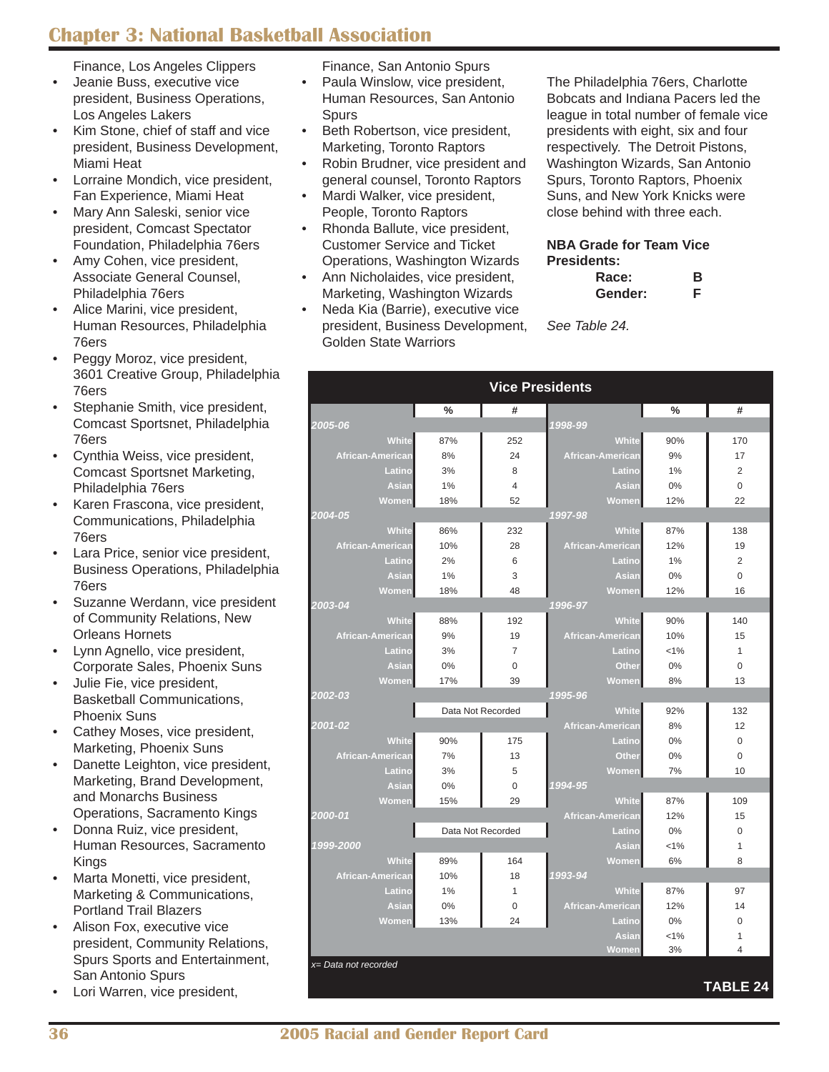Finance, Los Angeles Clippers

- Jeanie Buss, executive vice president, Business Operations, Los Angeles Lakers
- Kim Stone, chief of staff and vice president, Business Development, Miami Heat
- Lorraine Mondich, vice president, Fan Experience, Miami Heat
- Mary Ann Saleski, senior vice president, Comcast Spectator Foundation, Philadelphia 76ers
- Amy Cohen, vice president, Associate General Counsel, Philadelphia 76ers
- Alice Marini, vice president, Human Resources, Philadelphia 76ers
- Peggy Moroz, vice president, 3601 Creative Group, Philadelphia 76ers
- Stephanie Smith, vice president, Comcast Sportsnet, Philadelphia 76ers
- Cynthia Weiss, vice president, Comcast Sportsnet Marketing, Philadelphia 76ers
- Karen Frascona, vice president, Communications, Philadelphia 76ers
- Lara Price, senior vice president, Business Operations, Philadelphia 76ers
- Suzanne Werdann, vice president of Community Relations, New Orleans Hornets
- Lynn Agnello, vice president, Corporate Sales, Phoenix Suns
- Julie Fie, vice president, Basketball Communications, Phoenix Suns
- Cathey Moses, vice president, Marketing, Phoenix Suns
- Danette Leighton, vice president, Marketing, Brand Development, and Monarchs Business Operations, Sacramento Kings
- Donna Ruiz, vice president, Human Resources, Sacramento Kings
- Marta Monetti, vice president, Marketing & Communications, Portland Trail Blazers
- Alison Fox, executive vice president, Community Relations, Spurs Sports and Entertainment, San Antonio Spurs
- Lori Warren, vice president, Finance, San Antonio Spurs
- Paula Winslow, vice president, Human Resources, San Antonio Spurs
- Beth Robertson, vice president, Marketing, Toronto Raptors
- Robin Brudner, vice president and general counsel, Toronto Raptors
- Mardi Walker, vice president, People, Toronto Raptors
- Rhonda Ballute, vice president, Customer Service and Ticket Operations, Washington Wizards
- Ann Nicholaides, vice president, Marketing, Washington Wizards
- Neda Kia (Barrie), executive vice president, Business Development, Golden State Warriors

The Philadelphia 76ers, Charlotte Bobcats and Indiana Pacers led the league in total number of female vice presidents with eight, six and four respectively. The Detroit Pistons, Washington Wizards, San Antonio Spurs, Toronto Raptors, Phoenix Suns, and New York Knicks were close behind with three each.

**NBA Grade for Team Vice Presidents:**

| | |
|---|---|
| **Race:** | **B** |
| **Gender:** | **F** |

*See Table 24.*

**Vice Presidents**

| | % | # | | % | # |
|---|---|---|---|---|---|
| ***2005-06*** | | | ***1998-99*** | | |
| White | 87% | 252 | White | 90% | 170 |
| African-American | 8% | 24 | African-American | 9% | 17 |
| Latino | 3% | 8 | Latino | 1% | 2 |
| Asian | 1% | 4 | Asian | 0% | 0 |
| Women | 18% | 52 | Women | 12% | 22 |
| ***2004-05*** | | | ***1997-98*** | | |
| White | 86% | 232 | White | 87% | 138 |
| African-American | 10% | 28 | African-American | 12% | 19 |
| Latino | 2% | 6 | Latino | 1% | 2 |
| Asian | 1% | 3 | Asian | 0% | 0 |
| Women | 18% | 48 | Women | 12% | 16 |
| ***2003-04*** | | | ***1996-97*** | | |
| White | 88% | 192 | White | 90% | 140 |
| African-American | 9% | 19 | African-American | 10% | 15 |
| Latino | 3% | 7 | Latino | <1% | 1 |
| Asian | 0% | 0 | Other | 0% | 0 |
| Women | 17% | 39 | Women | 8% | 13 |
| ***2002-03*** | | | ***1995-96*** | | |
| | Data Not Recorded | | White | 92% | 132 |
| ***2001-02*** | | | African-American | 8% | 12 |
| White | 90% | 175 | Latino | 0% | 0 |
| African-American | 7% | 13 | Other | 0% | 0 |
| Latino | 3% | 5 | Women | 7% | 10 |
| Asian | 0% | 0 | ***1994-95*** | | |
| Women | 15% | 29 | White | 87% | 109 |
| ***2000-01*** | | | African-American | 12% | 15 |
| | Data Not Recorded | | Latino | 0% | 0 |
| ***1999-2000*** | | | Asian | <1% | 1 |
| White | 89% | 164 | Women | 6% | 8 |
| African-American | 10% | 18 | ***1993-94*** | | |
| Latino | 1% | 1 | White | 87% | 97 |
| Asian | 0% | 0 | African-American | 12% | 14 |
| Women | 13% | 24 | Latino | 0% | 0 |
| | | | Asian | <1% | 1 |
| | | | Women | 3% | 4 |

*x= Data not recorded*

**TABLE 24**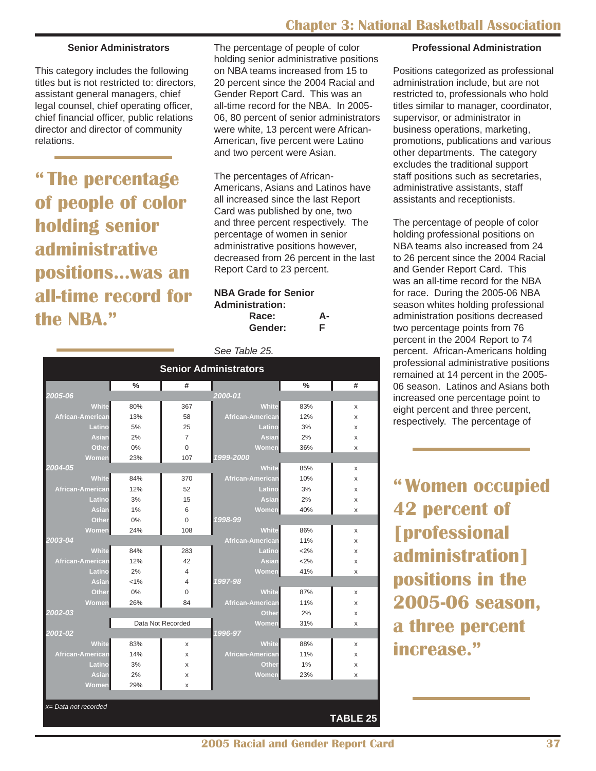### Senior Administrators

This category includes the following titles but is not restricted to: directors, assistant general managers, chief legal counsel, chief operating officer, chief financial officer, public relations director and director of community relations.

**"The percentage of people of color holding senior administrative positions...was an all-time record for the NBA."**

The percentage of people of color holding senior administrative positions on NBA teams increased from 15 to 20 percent since the 2004 Racial and Gender Report Card. This was an all-time record for the NBA. In 2005-06, 80 percent of senior administrators were white, 13 percent were African-American, five percent were Latino and two percent were Asian.

The percentages of African-Americans, Asians and Latinos have all increased since the last Report Card was published by one, two and three percent respectively. The percentage of women in senior administrative positions however, decreased from 26 percent in the last Report Card to 23 percent.

**NBA Grade for Senior Administration:**

**Race: A-**
**Gender: F**

*See Table 25.*

| Senior Administrators | % | # |
|---|---|---|
| ***2005-06*** | | |
| White | 80% | 367 |
| African-American | 13% | 58 |
| Latino | 5% | 25 |
| Asian | 2% | 7 |
| Other | 0% | 0 |
| Women | 23% | 107 |
| ***2004-05*** | | |
| White | 84% | 370 |
| African-American | 12% | 52 |
| Latino | 3% | 15 |
| Asian | 1% | 6 |
| Other | 0% | 0 |
| Women | 24% | 108 |
| ***2003-04*** | | |
| White | 84% | 283 |
| African-American | 12% | 42 |
| Latino | 2% | 4 |
| Asian | <1% | 4 |
| Other | 0% | 0 |
| Women | 26% | 84 |
| ***2002-03*** | Data Not Recorded | |
| ***2001-02*** | | |
| White | 83% | x |
| African-American | 14% | x |
| Latino | 3% | x |
| Asian | 2% | x |
| Women | 29% | x |
| ***2000-01*** | | |
| White | 83% | x |
| African-American | 12% | x |
| Latino | 3% | x |
| Asian | 2% | x |
| Women | 36% | x |
| ***1999-2000*** | | |
| White | 85% | x |
| African-American | 10% | x |
| Latino | 3% | x |
| Asian | 2% | x |
| Women | 40% | x |
| ***1998-99*** | | |
| White | 86% | x |
| African-American | 11% | x |
| Latino | <2% | x |
| Asian | <2% | x |
| Women | 41% | x |
| ***1997-98*** | | |
| White | 87% | x |
| African-American | 11% | x |
| Other | 2% | x |
| Women | 31% | x |
| ***1996-97*** | | |
| White | 88% | x |
| African-American | 11% | x |
| Other | 1% | x |
| Women | 23% | x |

*x= Data not recorded*

**TABLE 25**

### Professional Administration

Positions categorized as professional administration include, but are not restricted to, professionals who hold titles similar to manager, coordinator, supervisor, or administrator in business operations, marketing, promotions, publications and various other departments. The category excludes the traditional support staff positions such as secretaries, administrative assistants, staff assistants and receptionists.

The percentage of people of color holding professional positions on NBA teams also increased from 24 to 26 percent since the 2004 Racial and Gender Report Card. This was an all-time record for the NBA for race. During the 2005-06 NBA season whites holding professional administration positions decreased two percentage points from 76 percent in the 2004 Report to 74 percent. African-Americans holding professional administrative positions remained at 14 percent in the 2005-06 season. Latinos and Asians both increased one percentage point to eight percent and three percent, respectively. The percentage of

**"Women occupied 42 percent of [professional administration] positions in the 2005-06 season, a three percent increase."**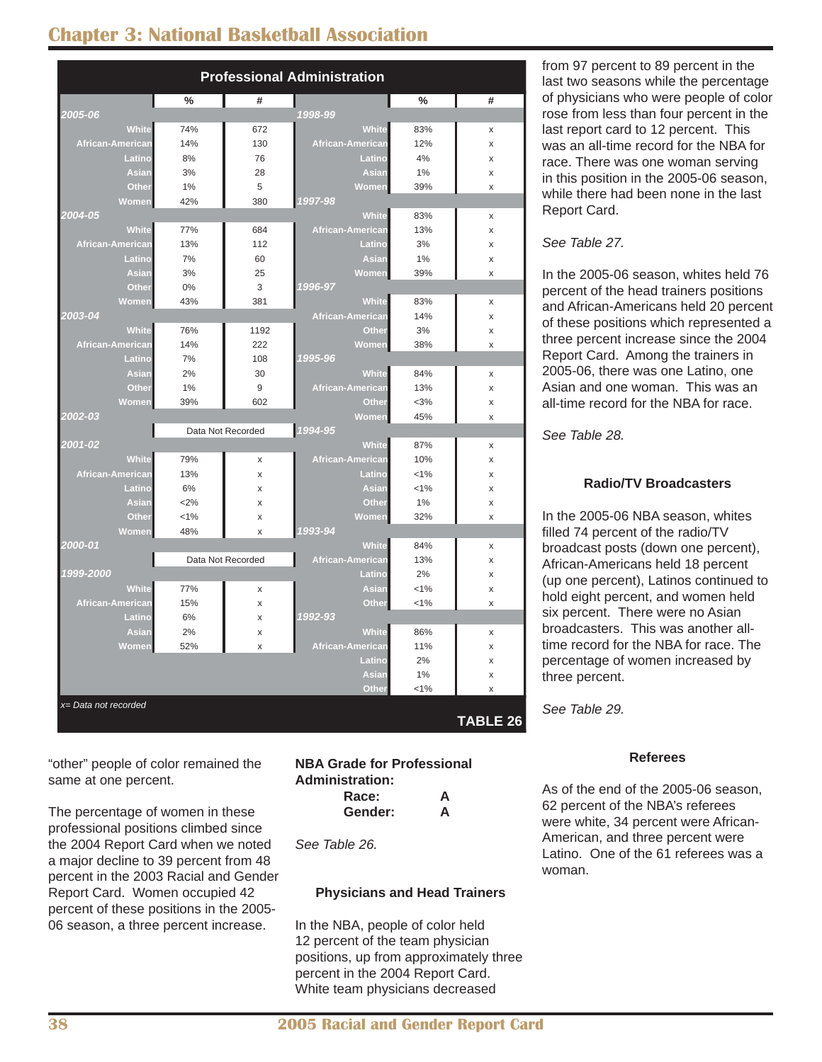## Professional Administration

| | % | # |
|---|---|---|
| **2005-06** | | |
| White | 74% | 672 |
| African-American | 14% | 130 |
| Latino | 8% | 76 |
| Asian | 3% | 28 |
| Other | 1% | 5 |
| Women | 42% | 380 |
| **2004-05** | | |
| White | 77% | 684 |
| African-American | 13% | 112 |
| Latino | 7% | 60 |
| Asian | 3% | 25 |
| Other | 0% | 3 |
| Women | 43% | 381 |
| **2003-04** | | |
| White | 76% | 1192 |
| African-American | 14% | 222 |
| Latino | 7% | 108 |
| Asian | 2% | 30 |
| Other | 1% | 9 |
| Women | 39% | 602 |
| **2002-03** | | |
| | Data Not Recorded | |
| **2001-02** | | |
| White | 79% | x |
| African-American | 13% | x |
| Latino | 6% | x |
| Asian | <2% | x |
| Other | <1% | x |
| Women | 48% | x |
| **2000-01** | | |
| | Data Not Recorded | |
| **1999-2000** | | |
| White | 77% | x |
| African-American | 15% | x |
| Latino | 6% | x |
| Asian | 2% | x |
| Women | 52% | x |
| **1998-99** | | |
| White | 83% | x |
| African-American | 12% | x |
| Latino | 4% | x |
| Asian | 1% | x |
| Women | 39% | x |
| **1997-98** | | |
| White | 83% | x |
| African-American | 13% | x |
| Latino | 3% | x |
| Asian | 1% | x |
| Women | 39% | x |
| **1996-97** | | |
| White | 83% | x |
| African-American | 14% | x |
| Other | 3% | x |
| Women | 38% | x |
| **1995-96** | | |
| White | 84% | x |
| African-American | 13% | x |
| Other | <3% | x |
| Women | 45% | x |
| **1994-95** | | |
| White | 87% | x |
| African-American | 10% | x |
| Latino | <1% | x |
| Asian | <1% | x |
| Other | 1% | x |
| Women | 32% | x |
| **1993-94** | | |
| White | 84% | x |
| African-American | 13% | x |
| Latino | 2% | x |
| Asian | <1% | x |
| Other | <1% | x |
| **1992-93** | | |
| White | 86% | x |
| African-American | 11% | x |
| Latino | 2% | x |
| Asian | 1% | x |
| Other | <1% | x |

*x= Data not recorded*

**TABLE 26**

"other" people of color remained the same at one percent.

The percentage of women in these professional positions climbed since the 2004 Report Card when we noted a major decline to 39 percent from 48 percent in the 2003 Racial and Gender Report Card. Women occupied 42 percent of these positions in the 2005-06 season, a three percent increase.

**NBA Grade for Professional Administration:**

| | |
|---|---|
| **Race:** | **A** |
| **Gender:** | **A** |

*See Table 26.*

### Physicians and Head Trainers

In the NBA, people of color held 12 percent of the team physician positions, up from approximately three percent in the 2004 Report Card. White team physicians decreased from 97 percent to 89 percent in the last two seasons while the percentage of physicians who were people of color rose from less than four percent in the last report card to 12 percent. This was an all-time record for the NBA for race. There was one woman serving in this position in the 2005-06 season, while there had been none in the last Report Card.

*See Table 27.*

In the 2005-06 season, whites held 76 percent of the head trainers positions and African-Americans held 20 percent of these positions which represented a three percent increase since the 2004 Report Card. Among the trainers in 2005-06, there was one Latino, one Asian and one woman. This was an all-time record for the NBA for race.

*See Table 28.*

### Radio/TV Broadcasters

In the 2005-06 NBA season, whites filled 74 percent of the radio/TV broadcast posts (down one percent), African-Americans held 18 percent (up one percent), Latinos continued to hold eight percent, and women held six percent. There were no Asian broadcasters. This was another all-time record for the NBA for race. The percentage of women increased by three percent.

*See Table 29.*

### Referees

As of the end of the 2005-06 season, 62 percent of the NBA's referees were white, 34 percent were African-American, and three percent were Latino. One of the 61 referees was a woman.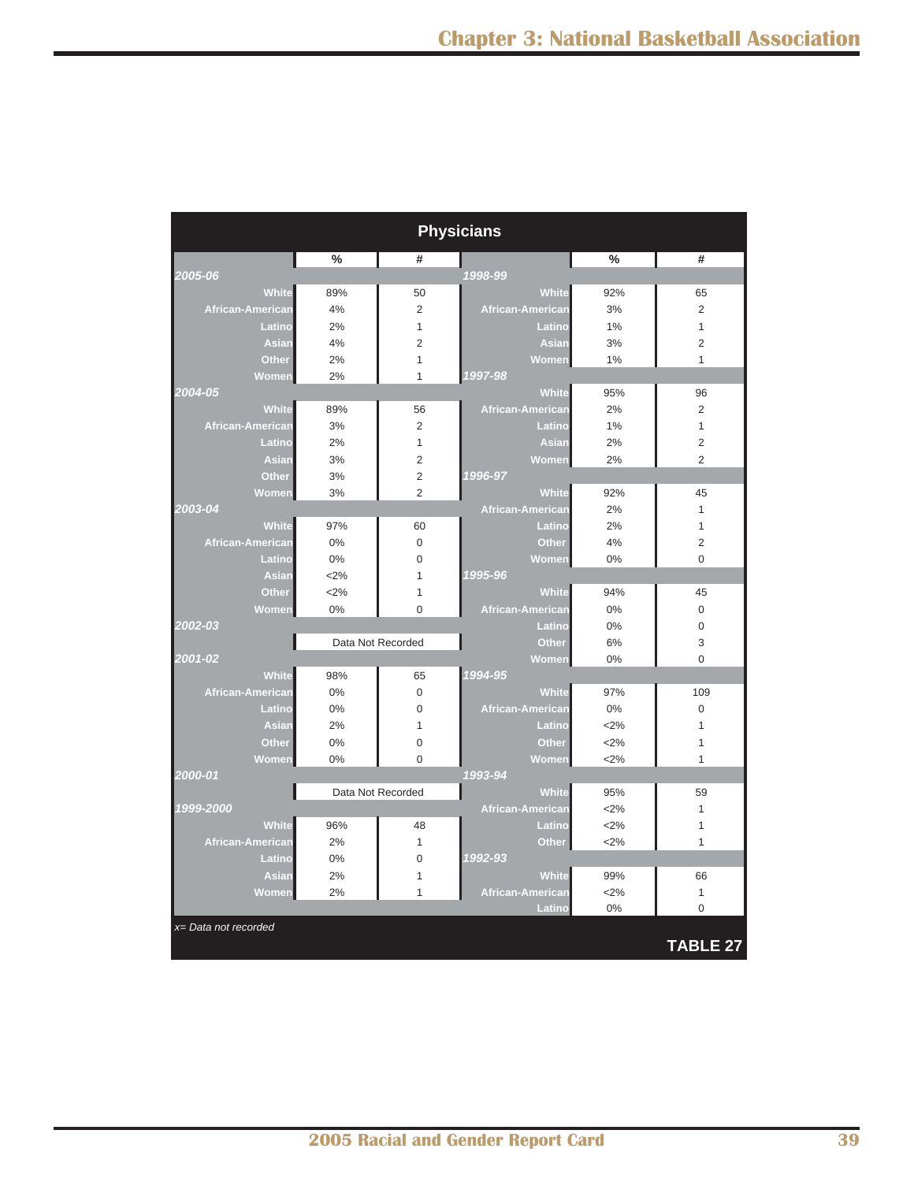## Physicians

| | % | # |
|---|---|---|
| ***2005-06*** | | |
| White | 89% | 50 |
| African-American | 4% | 2 |
| Latino | 2% | 1 |
| Asian | 4% | 2 |
| Other | 2% | 1 |
| Women | 2% | 1 |
| ***2004-05*** | | |
| White | 89% | 56 |
| African-American | 3% | 2 |
| Latino | 2% | 1 |
| Asian | 3% | 2 |
| Other | 3% | 2 |
| Women | 3% | 2 |
| ***2003-04*** | | |
| White | 97% | 60 |
| African-American | 0% | 0 |
| Latino | 0% | 0 |
| Asian | <2% | 1 |
| Other | <2% | 1 |
| Women | 0% | 0 |
| ***2002-03*** | | |
| | Data Not Recorded | |
| ***2001-02*** | | |
| White | 98% | 65 |
| African-American | 0% | 0 |
| Latino | 0% | 0 |
| Asian | 2% | 1 |
| Other | 0% | 0 |
| Women | 0% | 0 |
| ***2000-01*** | | |
| | Data Not Recorded | |
| ***1999-2000*** | | |
| White | 96% | 48 |
| African-American | 2% | 1 |
| Latino | 0% | 0 |
| Asian | 2% | 1 |
| Women | 2% | 1 |
| ***1998-99*** | | |
| White | 92% | 65 |
| African-American | 3% | 2 |
| Latino | 1% | 1 |
| Asian | 3% | 2 |
| Women | 1% | 1 |
| ***1997-98*** | | |
| White | 95% | 96 |
| African-American | 2% | 2 |
| Latino | 1% | 1 |
| Asian | 2% | 2 |
| Women | 2% | 2 |
| ***1996-97*** | | |
| White | 92% | 45 |
| African-American | 2% | 1 |
| Latino | 2% | 1 |
| Other | 4% | 2 |
| Women | 0% | 0 |
| ***1995-96*** | | |
| White | 94% | 45 |
| African-American | 0% | 0 |
| Latino | 0% | 0 |
| Other | 6% | 3 |
| Women | 0% | 0 |
| ***1994-95*** | | |
| White | 97% | 109 |
| African-American | 0% | 0 |
| Latino | <2% | 1 |
| Other | <2% | 1 |
| Women | <2% | 1 |
| ***1993-94*** | | |
| White | 95% | 59 |
| African-American | <2% | 1 |
| Latino | <2% | 1 |
| Other | <2% | 1 |
| ***1992-93*** | | |
| White | 99% | 66 |
| African-American | <2% | 1 |
| Latino | 0% | 0 |

*x= Data not recorded*

**TABLE 27**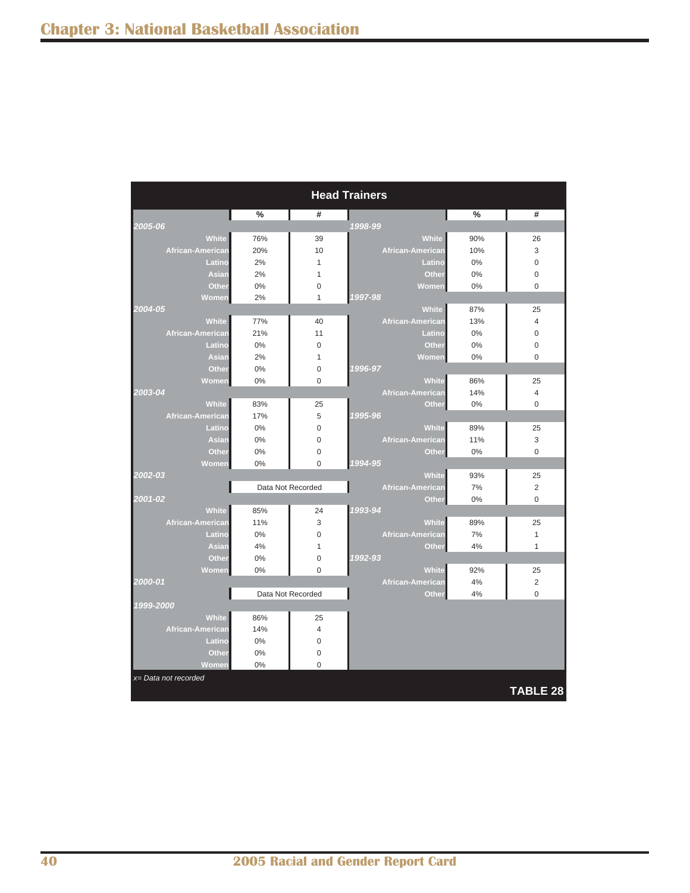## Head Trainers

| | % | # | | % | # |
|---|---|---|---|---|---|
| ***2005-06*** | | | ***1998-99*** | | |
| White | 76% | 39 | White | 90% | 26 |
| African-American | 20% | 10 | African-American | 10% | 3 |
| Latino | 2% | 1 | Latino | 0% | 0 |
| Asian | 2% | 1 | Other | 0% | 0 |
| Other | 0% | 0 | Women | 0% | 0 |
| Women | 2% | 1 | ***1997-98*** | | |
| ***2004-05*** | | | White | 87% | 25 |
| White | 77% | 40 | African-American | 13% | 4 |
| African-American | 21% | 11 | Latino | 0% | 0 |
| Latino | 0% | 0 | Other | 0% | 0 |
| Asian | 2% | 1 | Women | 0% | 0 |
| Other | 0% | 0 | ***1996-97*** | | |
| Women | 0% | 0 | White | 86% | 25 |
| ***2003-04*** | | | African-American | 14% | 4 |
| White | 83% | 25 | Other | 0% | 0 |
| African-American | 17% | 5 | ***1995-96*** | | |
| Latino | 0% | 0 | White | 89% | 25 |
| Asian | 0% | 0 | African-American | 11% | 3 |
| Other | 0% | 0 | Other | 0% | 0 |
| Women | 0% | 0 | ***1994-95*** | | |
| ***2002-03*** | | | White | 93% | 25 |
| | Data Not Recorded | | African-American | 7% | 2 |
| ***2001-02*** | | | Other | 0% | 0 |
| White | 85% | 24 | ***1993-94*** | | |
| African-American | 11% | 3 | White | 89% | 25 |
| Latino | 0% | 0 | African-American | 7% | 1 |
| Asian | 4% | 1 | Other | 4% | 1 |
| Other | 0% | 0 | ***1992-93*** | | |
| Women | 0% | 0 | White | 92% | 25 |
| ***2000-01*** | | | African-American | 4% | 2 |
| | Data Not Recorded | | Other | 4% | 0 |
| ***1999-2000*** | | | | | |
| White | 86% | 25 | | | |
| African-American | 14% | 4 | | | |
| Latino | 0% | 0 | | | |
| Other | 0% | 0 | | | |
| Women | 0% | 0 | | | |

*x= Data not recorded*

**TABLE 28**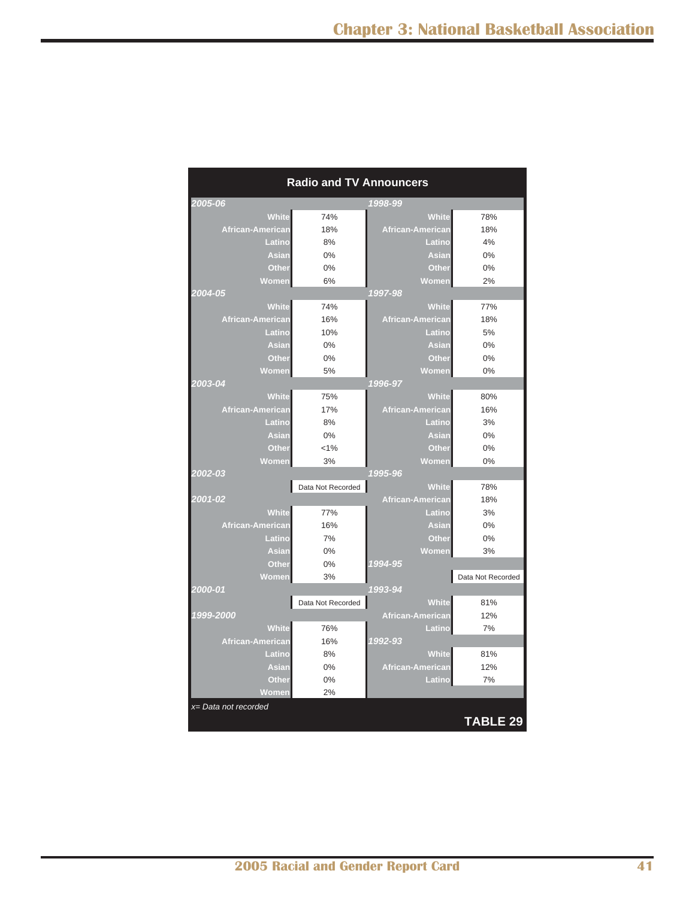## Radio and TV Announcers

| Season | Category | Percentage |
|---|---|---|
| *2005-06* | White | 74% |
| | African-American | 18% |
| | Latino | 8% |
| | Asian | 0% |
| | Other | 0% |
| | Women | 6% |
| *2004-05* | White | 74% |
| | African-American | 16% |
| | Latino | 10% |
| | Asian | 0% |
| | Other | 0% |
| | Women | 5% |
| *2003-04* | White | 75% |
| | African-American | 17% |
| | Latino | 8% |
| | Asian | 0% |
| | Other | <1% |
| | Women | 3% |
| *2002-03* | | Data Not Recorded |
| *2001-02* | White | 77% |
| | African-American | 16% |
| | Latino | 7% |
| | Asian | 0% |
| | Other | 0% |
| | Women | 3% |
| *2000-01* | | Data Not Recorded |
| *1999-2000* | White | 76% |
| | African-American | 16% |
| | Latino | 8% |
| | Asian | 0% |
| | Other | 0% |
| | Women | 2% |
| *1998-99* | White | 78% |
| | African-American | 18% |
| | Latino | 4% |
| | Asian | 0% |
| | Other | 0% |
| | Women | 2% |
| *1997-98* | White | 77% |
| | African-American | 18% |
| | Latino | 5% |
| | Asian | 0% |
| | Other | 0% |
| | Women | 0% |
| *1996-97* | White | 80% |
| | African-American | 16% |
| | Latino | 3% |
| | Asian | 0% |
| | Other | 0% |
| | Women | 0% |
| *1995-96* | White | 78% |
| | African-American | 18% |
| | Latino | 3% |
| | Asian | 0% |
| | Other | 0% |
| | Women | 3% |
| *1994-95* | | Data Not Recorded |
| *1993-94* | White | 81% |
| | African-American | 12% |
| | Latino | 7% |
| *1992-93* | White | 81% |
| | African-American | 12% |
| | Latino | 7% |

*x= Data not recorded*

**TABLE 29**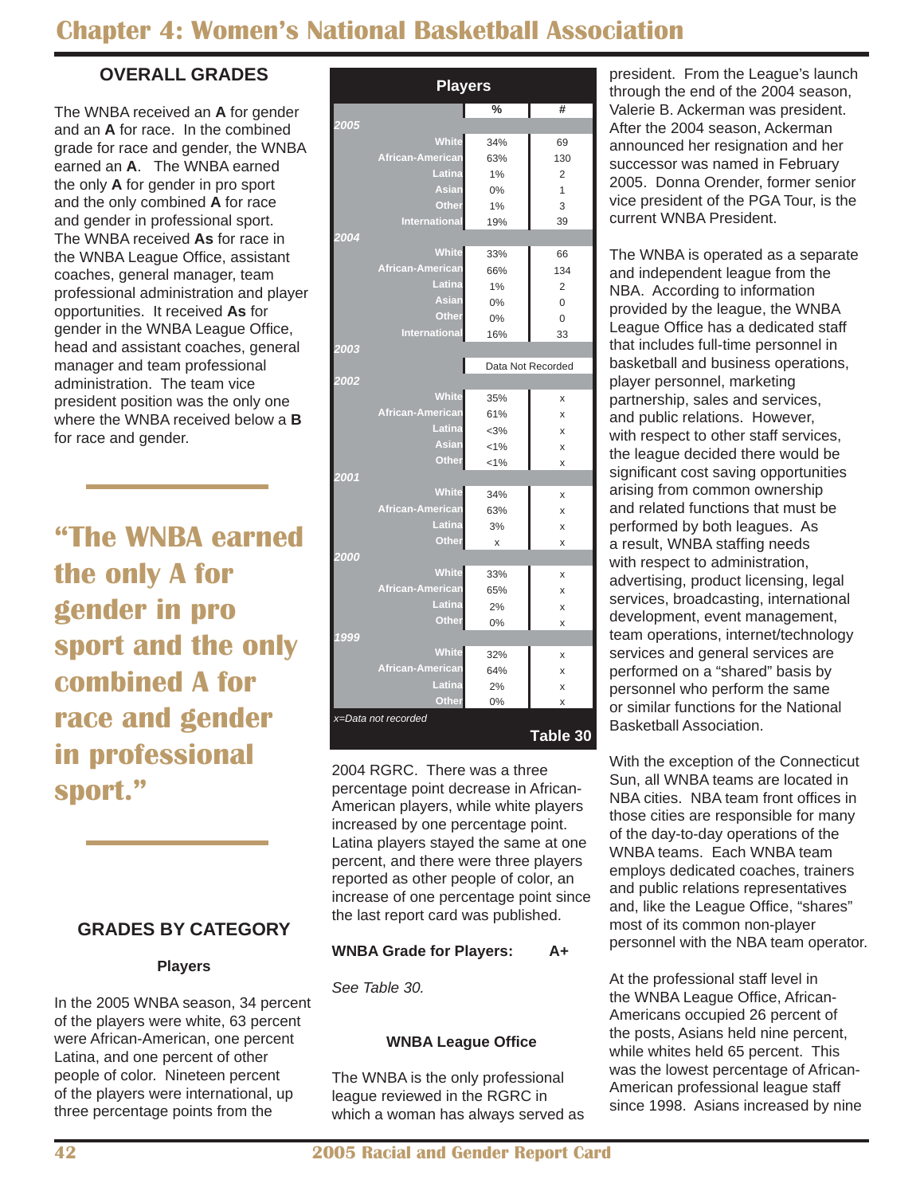# Chapter 4: Women's National Basketball Association

## OVERALL GRADES

The WNBA received an **A** for gender and an **A** for race. In the combined grade for race and gender, the WNBA earned an **A**. The WNBA earned the only **A** for gender in pro sport and the only combined **A** for race and gender in professional sport. The WNBA received **As** for race in the WNBA League Office, assistant coaches, general manager, team professional administration and player opportunities. It received **As** for gender in the WNBA League Office, head and assistant coaches, general manager and team professional administration. The team vice president position was the only one where the WNBA received below a **B** for race and gender.

**"The WNBA earned the only A for gender in pro sport and the only combined A for race and gender in professional sport."**

## GRADES BY CATEGORY

### Players

In the 2005 WNBA season, 34 percent of the players were white, 63 percent were African-American, one percent Latina, and one percent of other people of color. Nineteen percent of the players were international, up three percentage points from the 2004 RGRC. There was a three percentage point decrease in African-American players, while white players increased by one percentage point. Latina players stayed the same at one percent, and there were three players reported as other people of color, an increase of one percentage point since the last report card was published.

**Players**

| | % | # |
|---|---|---|
| **2005** | | |
| White | 34% | 69 |
| African-American | 63% | 130 |
| Latina | 1% | 2 |
| Asian | 0% | 1 |
| Other | 1% | 3 |
| International | 19% | 39 |
| **2004** | | |
| White | 33% | 66 |
| African-American | 66% | 134 |
| Latina | 1% | 2 |
| Asian | 0% | 0 |
| Other | 0% | 0 |
| International | 16% | 33 |
| **2003** | | |
| | Data Not Recorded | |
| **2002** | | |
| White | 35% | x |
| African-American | 61% | x |
| Latina | <3% | x |
| Asian | <1% | x |
| Other | <1% | x |
| **2001** | | |
| White | 34% | x |
| African-American | 63% | x |
| Latina | 3% | x |
| Other | x | x |
| **2000** | | |
| White | 33% | x |
| African-American | 65% | x |
| Latina | 2% | x |
| Other | 0% | x |
| **1999** | | |
| White | 32% | x |
| African-American | 64% | x |
| Latina | 2% | x |
| Other | 0% | x |

*x=Data not recorded*

**Table 30**

**WNBA Grade for Players: A+**

*See Table 30.*

### WNBA League Office

The WNBA is the only professional league reviewed in the RGRC in which a woman has always served as president. From the League's launch through the end of the 2004 season, Valerie B. Ackerman was president. After the 2004 season, Ackerman announced her resignation and her successor was named in February 2005. Donna Orender, former senior vice president of the PGA Tour, is the current WNBA President.

The WNBA is operated as a separate and independent league from the NBA. According to information provided by the league, the WNBA League Office has a dedicated staff that includes full-time personnel in basketball and business operations, player personnel, marketing partnership, sales and services, and public relations. However, with respect to other staff services, the league decided there would be significant cost saving opportunities arising from common ownership and related functions that must be performed by both leagues. As a result, WNBA staffing needs with respect to administration, advertising, product licensing, legal services, broadcasting, international development, event management, team operations, internet/technology services and general services are performed on a "shared" basis by personnel who perform the same or similar functions for the National Basketball Association.

With the exception of the Connecticut Sun, all WNBA teams are located in NBA cities. NBA team front offices in those cities are responsible for many of the day-to-day operations of the WNBA teams. Each WNBA team employs dedicated coaches, trainers and public relations representatives and, like the League Office, "shares" most of its common non-player personnel with the NBA team operator.

At the professional staff level in the WNBA League Office, African-Americans occupied 26 percent of the posts, Asians held nine percent, while whites held 65 percent. This was the lowest percentage of African-American professional league staff since 1998. Asians increased by nine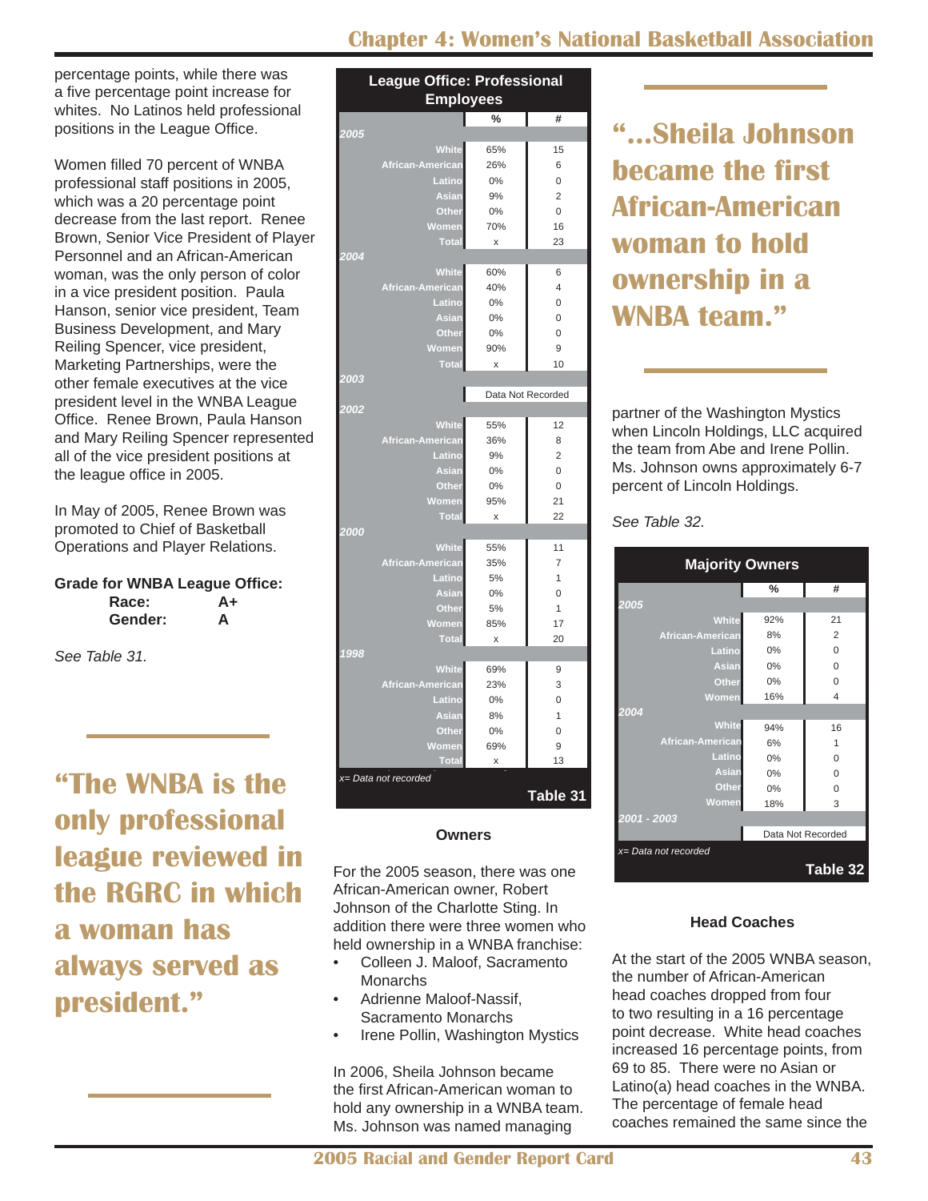percentage points, while there was a five percentage point increase for whites. No Latinos held professional positions in the League Office.

Women filled 70 percent of WNBA professional staff positions in 2005, which was a 20 percentage point decrease from the last report. Renee Brown, Senior Vice President of Player Personnel and an African-American woman, was the only person of color in a vice president position. Paula Hanson, senior vice president, Team Business Development, and Mary Reiling Spencer, vice president, Marketing Partnerships, were the other female executives at the vice president level in the WNBA League Office. Renee Brown, Paula Hanson and Mary Reiling Spencer represented all of the vice president positions at the league office in 2005.

In May of 2005, Renee Brown was promoted to Chief of Basketball Operations and Player Relations.

**Grade for WNBA League Office:**

**Race: A+**

**Gender: A**

*See Table 31.*

**"The WNBA is the only professional league reviewed in the RGRC in which a woman has always served as president."**

**League Office: Professional Employees**

| | % | # |
|---|---|---|
| **2005** | | |
| White | 65% | 15 |
| African-American | 26% | 6 |
| Latino | 0% | 0 |
| Asian | 9% | 2 |
| Other | 0% | 0 |
| Women | 70% | 16 |
| Total | x | 23 |
| **2004** | | |
| White | 60% | 6 |
| African-American | 40% | 4 |
| Latino | 0% | 0 |
| Asian | 0% | 0 |
| Other | 0% | 0 |
| Women | 90% | 9 |
| Total | x | 10 |
| **2003** | Data Not Recorded | |
| **2002** | | |
| White | 55% | 12 |
| African-American | 36% | 8 |
| Latino | 9% | 2 |
| Asian | 0% | 0 |
| Other | 0% | 0 |
| Women | 95% | 21 |
| Total | x | 22 |
| **2000** | | |
| White | 55% | 11 |
| African-American | 35% | 7 |
| Latino | 5% | 1 |
| Asian | 0% | 0 |
| Other | 5% | 1 |
| Women | 85% | 17 |
| Total | x | 20 |
| **1998** | | |
| White | 69% | 9 |
| African-American | 23% | 3 |
| Latino | 0% | 0 |
| Asian | 8% | 1 |
| Other | 0% | 0 |
| Women | 69% | 9 |
| Total | x | 13 |

*x= Data not recorded*

**Table 31**

### Owners

For the 2005 season, there was one African-American owner, Robert Johnson of the Charlotte Sting. In addition there were three women who held ownership in a WNBA franchise:

- Colleen J. Maloof, Sacramento Monarchs
- Adrienne Maloof-Nassif, Sacramento Monarchs
- Irene Pollin, Washington Mystics

In 2006, Sheila Johnson became the first African-American woman to hold any ownership in a WNBA team. Ms. Johnson was named managing partner of the Washington Mystics when Lincoln Holdings, LLC acquired the team from Abe and Irene Pollin. Ms. Johnson owns approximately 6-7 percent of Lincoln Holdings.

**"...Sheila Johnson became the first African-American woman to hold ownership in a WNBA team."**

*See Table 32.*

**Majority Owners**

| | % | # |
|---|---|---|
| **2005** | | |
| White | 92% | 21 |
| African-American | 8% | 2 |
| Latino | 0% | 0 |
| Asian | 0% | 0 |
| Other | 0% | 0 |
| Women | 16% | 4 |
| **2004** | | |
| White | 94% | 16 |
| African-American | 6% | 1 |
| Latino | 0% | 0 |
| Asian | 0% | 0 |
| Other | 0% | 0 |
| Women | 18% | 3 |
| **2001 - 2003** | Data Not Recorded | |

*x= Data not recorded*

**Table 32**

### Head Coaches

At the start of the 2005 WNBA season, the number of African-American head coaches dropped from four to two resulting in a 16 percentage point decrease. White head coaches increased 16 percentage points, from 69 to 85. There were no Asian or Latino(a) head coaches in the WNBA. The percentage of female head coaches remained the same since the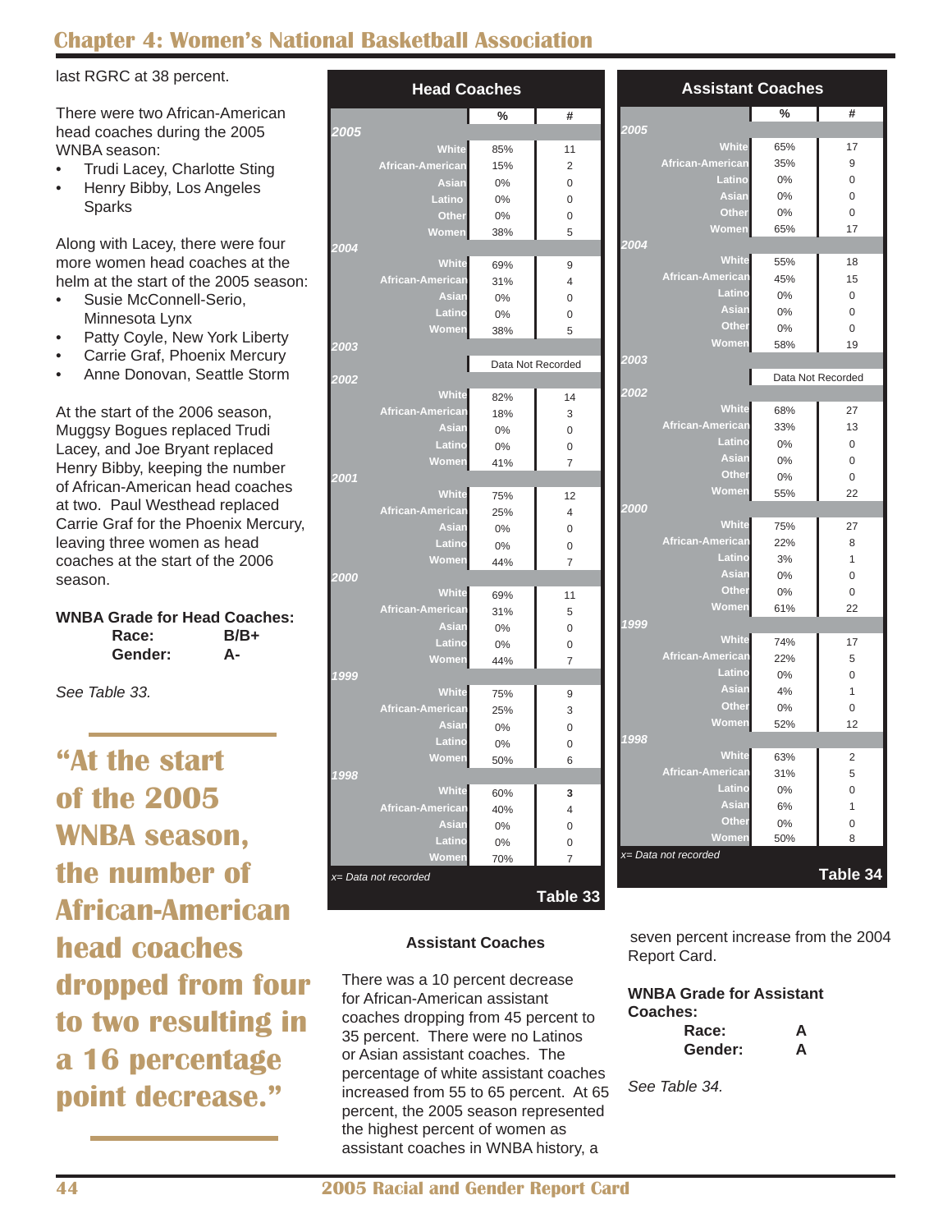## Chapter 4: Women's National Basketball Association

last RGRC at 38 percent.

There were two African-American head coaches during the 2005 WNBA season:

- Trudi Lacey, Charlotte Sting
- Henry Bibby, Los Angeles Sparks

Along with Lacey, there were four more women head coaches at the helm at the start of the 2005 season:

- Susie McConnell-Serio, Minnesota Lynx
- Patty Coyle, New York Liberty
- Carrie Graf, Phoenix Mercury
- Anne Donovan, Seattle Storm

At the start of the 2006 season, Muggsy Bogues replaced Trudi Lacey, and Joe Bryant replaced Henry Bibby, keeping the number of African-American head coaches at two. Paul Westhead replaced Carrie Graf for the Phoenix Mercury, leaving three women as head coaches at the start of the 2006 season.

**WNBA Grade for Head Coaches:**

| | |
|---|---|
| **Race:** | **B/B+** |
| **Gender:** | **A-** |

*See Table 33.*

**"At the start of the 2005 WNBA season, the number of African-American head coaches dropped from four to two resulting in a 16 percentage point decrease."**

**Head Coaches**

| | % | # |
|---|---|---|
| **2005** | | |
| White | 85% | 11 |
| African-American | 15% | 2 |
| Asian | 0% | 0 |
| Latino | 0% | 0 |
| Other | 0% | 0 |
| Women | 38% | 5 |
| **2004** | | |
| White | 69% | 9 |
| African-American | 31% | 4 |
| Asian | 0% | 0 |
| Latino | 0% | 0 |
| Women | 38% | 5 |
| **2003** | Data Not Recorded | |
| **2002** | | |
| White | 82% | 14 |
| African-American | 18% | 3 |
| Asian | 0% | 0 |
| Latino | 0% | 0 |
| Women | 41% | 7 |
| **2001** | | |
| White | 75% | 12 |
| African-American | 25% | 4 |
| Asian | 0% | 0 |
| Latino | 0% | 0 |
| Women | 44% | 7 |
| **2000** | | |
| White | 69% | 11 |
| African-American | 31% | 5 |
| Asian | 0% | 0 |
| Latino | 0% | 0 |
| Women | 44% | 7 |
| **1999** | | |
| White | 75% | 9 |
| African-American | 25% | 3 |
| Asian | 0% | 0 |
| Latino | 0% | 0 |
| Women | 50% | 6 |
| **1998** | | |
| White | 60% | 3 |
| African-American | 40% | 4 |
| Asian | 0% | 0 |
| Latino | 0% | 0 |
| Women | 70% | 7 |

*x= Data not recorded*

**Table 33**

**Assistant Coaches**

| | % | # |
|---|---|---|
| **2005** | | |
| White | 65% | 17 |
| African-American | 35% | 9 |
| Latino | 0% | 0 |
| Asian | 0% | 0 |
| Other | 0% | 0 |
| Women | 65% | 17 |
| **2004** | | |
| White | 55% | 18 |
| African-American | 45% | 15 |
| Latino | 0% | 0 |
| Asian | 0% | 0 |
| Other | 0% | 0 |
| Women | 58% | 19 |
| **2003** | Data Not Recorded | |
| **2002** | | |
| White | 68% | 27 |
| African-American | 33% | 13 |
| Latino | 0% | 0 |
| Asian | 0% | 0 |
| Other | 0% | 0 |
| Women | 55% | 22 |
| **2000** | | |
| White | 75% | 27 |
| African-American | 22% | 8 |
| Latino | 3% | 1 |
| Asian | 0% | 0 |
| Other | 0% | 0 |
| Women | 61% | 22 |
| **1999** | | |
| White | 74% | 17 |
| African-American | 22% | 5 |
| Latino | 0% | 0 |
| Asian | 4% | 1 |
| Other | 0% | 0 |
| Women | 52% | 12 |
| **1998** | | |
| White | 63% | 2 |
| African-American | 31% | 5 |
| Latino | 0% | 0 |
| Asian | 6% | 1 |
| Other | 0% | 0 |
| Women | 50% | 8 |

*x= Data not recorded*

**Table 34**

### Assistant Coaches

There was a 10 percent decrease for African-American assistant coaches dropping from 45 percent to 35 percent. There were no Latinos or Asian assistant coaches. The percentage of white assistant coaches increased from 55 to 65 percent. At 65 percent, the 2005 season represented the highest percent of women as assistant coaches in WNBA history, a seven percent increase from the 2004 Report Card.

**WNBA Grade for Assistant Coaches:**

| | |
|---|---|
| **Race:** | **A** |
| **Gender:** | **A** |

*See Table 34.*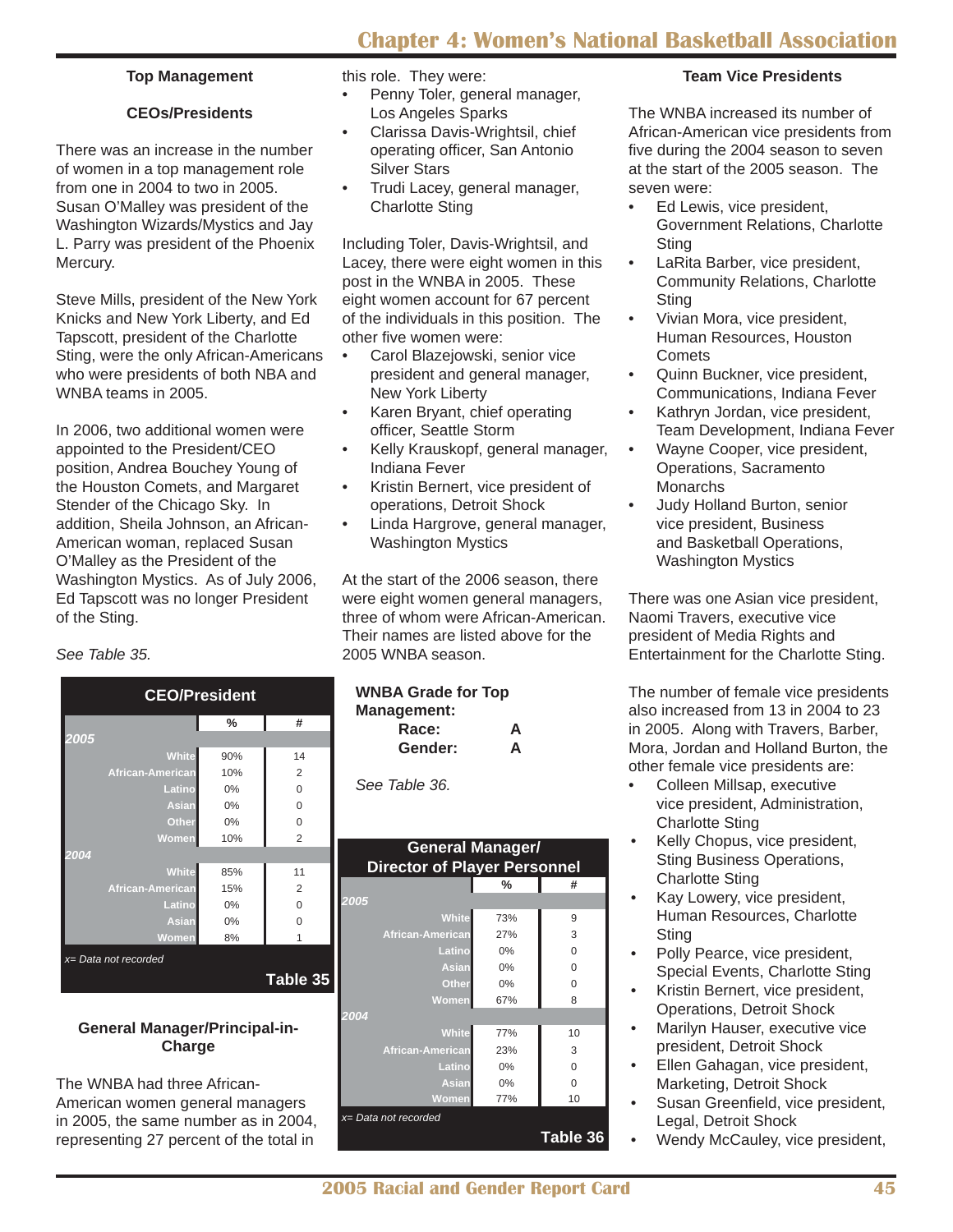### Top Management

### CEOs/Presidents

There was an increase in the number of women in a top management role from one in 2004 to two in 2005. Susan O'Malley was president of the Washington Wizards/Mystics and Jay L. Parry was president of the Phoenix Mercury.

Steve Mills, president of the New York Knicks and New York Liberty, and Ed Tapscott, president of the Charlotte Sting, were the only African-Americans who were presidents of both NBA and WNBA teams in 2005.

In 2006, two additional women were appointed to the President/CEO position, Andrea Bouchey Young of the Houston Comets, and Margaret Stender of the Chicago Sky. In addition, Sheila Johnson, an African-American woman, replaced Susan O'Malley as the President of the Washington Mystics. As of July 2006, Ed Tapscott was no longer President of the Sting.

*See Table 35.*

| CEO/President | % | # |
|---|---|---|
| **2005** | | |
| White | 90% | 14 |
| African-American | 10% | 2 |
| Latino | 0% | 0 |
| Asian | 0% | 0 |
| Other | 0% | 0 |
| Women | 10% | 2 |
| **2004** | | |
| White | 85% | 11 |
| African-American | 15% | 2 |
| Latino | 0% | 0 |
| Asian | 0% | 0 |
| Women | 8% | 1 |

*x= Data not recorded*

**Table 35**

### General Manager/Principal-in-Charge

The WNBA had three African-American women general managers in 2005, the same number as in 2004, representing 27 percent of the total in this role. They were:

- Penny Toler, general manager, Los Angeles Sparks
- Clarissa Davis-Wrightsil, chief operating officer, San Antonio Silver Stars
- Trudi Lacey, general manager, Charlotte Sting

Including Toler, Davis-Wrightsil, and Lacey, there were eight women in this post in the WNBA in 2005. These eight women account for 67 percent of the individuals in this position. The other five women were:

- Carol Blazejowski, senior vice president and general manager, New York Liberty
- Karen Bryant, chief operating officer, Seattle Storm
- Kelly Krauskopf, general manager, Indiana Fever
- Kristin Bernert, vice president of operations, Detroit Shock
- Linda Hargrove, general manager, Washington Mystics

At the start of the 2006 season, there were eight women general managers, three of whom were African-American. Their names are listed above for the 2005 WNBA season.

**WNBA Grade for Top Management:**

| | |
|---|---|
| **Race:** | **A** |
| **Gender:** | **A** |

*See Table 36.*

| General Manager/ Director of Player Personnel | % | # |
|---|---|---|
| **2005** | | |
| White | 73% | 9 |
| African-American | 27% | 3 |
| Latino | 0% | 0 |
| Asian | 0% | 0 |
| Other | 0% | 0 |
| Women | 67% | 8 |
| **2004** | | |
| White | 77% | 10 |
| African-American | 23% | 3 |
| Latino | 0% | 0 |
| Asian | 0% | 0 |
| Women | 77% | 10 |

*x= Data not recorded*

**Table 36**

### Team Vice Presidents

The WNBA increased its number of African-American vice presidents from five during the 2004 season to seven at the start of the 2005 season. The seven were:

- Ed Lewis, vice president, Government Relations, Charlotte Sting
- LaRita Barber, vice president, Community Relations, Charlotte Sting
- Vivian Mora, vice president, Human Resources, Houston Comets
- Quinn Buckner, vice president, Communications, Indiana Fever
- Kathryn Jordan, vice president, Team Development, Indiana Fever
- Wayne Cooper, vice president, Operations, Sacramento Monarchs
- Judy Holland Burton, senior vice president, Business and Basketball Operations, Washington Mystics

There was one Asian vice president, Naomi Travers, executive vice president of Media Rights and Entertainment for the Charlotte Sting.

The number of female vice presidents also increased from 13 in 2004 to 23 in 2005. Along with Travers, Barber, Mora, Jordan and Holland Burton, the other female vice presidents are:

- Colleen Millsap, executive vice president, Administration, Charlotte Sting
- Kelly Chopus, vice president, Sting Business Operations, Charlotte Sting
- Kay Lowery, vice president, Human Resources, Charlotte Sting
- Polly Pearce, vice president, Special Events, Charlotte Sting
- Kristin Bernert, vice president, Operations, Detroit Shock
- Marilyn Hauser, executive vice president, Detroit Shock
- Ellen Gahagan, vice president, Marketing, Detroit Shock
- Susan Greenfield, vice president, Legal, Detroit Shock
- Wendy McCauley, vice president,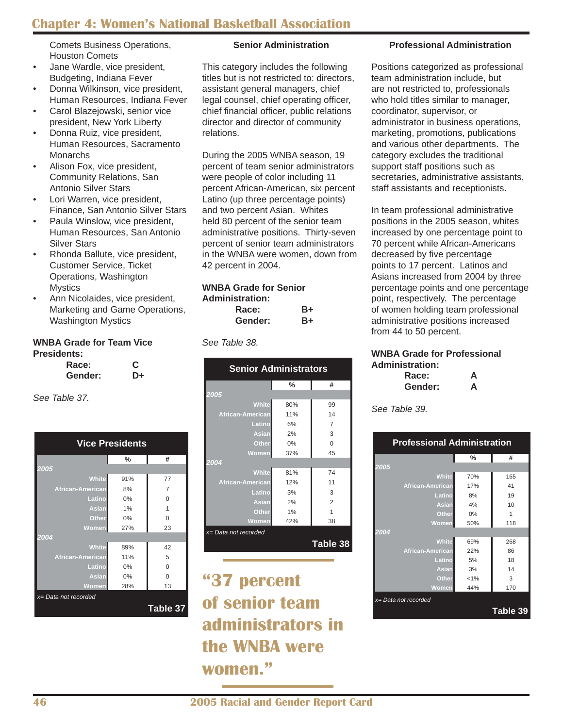Comets Business Operations, Houston Comets

- Jane Wardle, vice president, Budgeting, Indiana Fever
- Donna Wilkinson, vice president, Human Resources, Indiana Fever
- Carol Blazejowski, senior vice president, New York Liberty
- Donna Ruiz, vice president, Human Resources, Sacramento Monarchs
- Alison Fox, vice president, Community Relations, San Antonio Silver Stars
- Lori Warren, vice president, Finance, San Antonio Silver Stars
- Paula Winslow, vice president, Human Resources, San Antonio Silver Stars
- Rhonda Ballute, vice president, Customer Service, Ticket Operations, Washington Mystics
- Ann Nicolaides, vice president, Marketing and Game Operations, Washington Mystics

**WNBA Grade for Team Vice Presidents:**

| | |
|---|---|
| **Race:** | **C** |
| **Gender:** | **D+** |

*See Table 37.*

| Vice Presidents | % | # |
|---|---|---|
| ***2005*** | | |
| White | 91% | 77 |
| African-American | 8% | 7 |
| Latino | 0% | 0 |
| Asian | 1% | 1 |
| Other | 0% | 0 |
| Women | 27% | 23 |
| ***2004*** | | |
| White | 89% | 42 |
| African-American | 11% | 5 |
| Latino | 0% | 0 |
| Asian | 0% | 0 |
| Women | 28% | 13 |

*x= Data not recorded*

**Table 37**

### Senior Administration

This category includes the following titles but is not restricted to: directors, assistant general managers, chief legal counsel, chief operating officer, chief financial officer, public relations director and director of community relations.

During the 2005 WNBA season, 19 percent of team senior administrators were people of color including 11 percent African-American, six percent Latino (up three percentage points) and two percent Asian. Whites held 80 percent of the senior team administrative positions. Thirty-seven percent of senior team administrators in the WNBA were women, down from 42 percent in 2004.

**WNBA Grade for Senior Administration:**

| | |
|---|---|
| **Race:** | **B+** |
| **Gender:** | **B+** |

*See Table 38.*

| Senior Administrators | % | # |
|---|---|---|
| ***2005*** | | |
| White | 80% | 99 |
| African-American | 11% | 14 |
| Latino | 6% | 7 |
| Asian | 2% | 3 |
| Other | 0% | 0 |
| Women | 37% | 45 |
| ***2004*** | | |
| White | 81% | 74 |
| African-American | 12% | 11 |
| Latino | 3% | 3 |
| Asian | 2% | 2 |
| Other | 1% | 1 |
| Women | 42% | 38 |

*x= Data not recorded*

**Table 38**

**"37 percent of senior team administrators in the WNBA were women."**

### Professional Administration

Positions categorized as professional team administration include, but are not restricted to, professionals who hold titles similar to manager, coordinator, supervisor, or administrator in business operations, marketing, promotions, publications and various other departments. The category excludes the traditional support staff positions such as secretaries, administrative assistants, staff assistants and receptionists.

In team professional administrative positions in the 2005 season, whites increased by one percentage point to 70 percent while African-Americans decreased by five percentage points to 17 percent. Latinos and Asians increased from 2004 by three percentage points and one percentage point, respectively. The percentage of women holding team professional administrative positions increased from 44 to 50 percent.

**WNBA Grade for Professional Administration:**

| | |
|---|---|
| **Race:** | **A** |
| **Gender:** | **A** |

*See Table 39.*

| Professional Administration | % | # |
|---|---|---|
| ***2005*** | | |
| White | 70% | 165 |
| African-American | 17% | 41 |
| Latino | 8% | 19 |
| Asian | 4% | 10 |
| Other | 0% | 1 |
| Women | 50% | 118 |
| ***2004*** | | |
| White | 69% | 268 |
| African-American | 22% | 86 |
| Latino | 5% | 18 |
| Asian | 3% | 14 |
| Other | <1% | 3 |
| Women | 44% | 170 |

*x= Data not recorded*

**Table 39**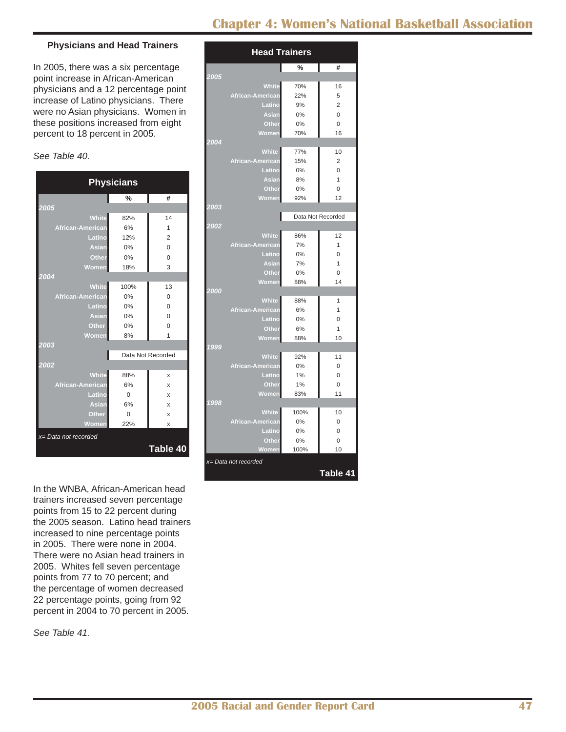### Physicians and Head Trainers

In 2005, there was a six percentage point increase in African-American physicians and a 12 percentage point increase of Latino physicians. There were no Asian physicians. Women in these positions increased from eight percent to 18 percent in 2005.

*See Table 40.*

**Physicians**

| | % | # |
|---|---|---|
| **2005** | | |
| White | 82% | 14 |
| African-American | 6% | 1 |
| Latino | 12% | 2 |
| Asian | 0% | 0 |
| Other | 0% | 0 |
| Women | 18% | 3 |
| **2004** | | |
| White | 100% | 13 |
| African-American | 0% | 0 |
| Latino | 0% | 0 |
| Asian | 0% | 0 |
| Other | 0% | 0 |
| Women | 8% | 1 |
| **2003** | | |
| | Data Not Recorded | |
| **2002** | | |
| White | 88% | x |
| African-American | 6% | x |
| Latino | 0 | x |
| Asian | 6% | x |
| Other | 0 | x |
| Women | 22% | x |

*x= Data not recorded*

**Table 40**

In the WNBA, African-American head trainers increased seven percentage points from 15 to 22 percent during the 2005 season. Latino head trainers increased to nine percentage points in 2005. There were none in 2004. There were no Asian head trainers in 2005. Whites fell seven percentage points from 77 to 70 percent; and the percentage of women decreased 22 percentage points, going from 92 percent in 2004 to 70 percent in 2005.

*See Table 41.*

**Head Trainers**

| | % | # |
|---|---|---|
| **2005** | | |
| White | 70% | 16 |
| African-American | 22% | 5 |
| Latino | 9% | 2 |
| Asian | 0% | 0 |
| Other | 0% | 0 |
| Women | 70% | 16 |
| **2004** | | |
| White | 77% | 10 |
| African-American | 15% | 2 |
| Latino | 0% | 0 |
| Asian | 8% | 1 |
| Other | 0% | 0 |
| Women | 92% | 12 |
| **2003** | | |
| | Data Not Recorded | |
| **2002** | | |
| White | 86% | 12 |
| African-American | 7% | 1 |
| Latino | 0% | 0 |
| Asian | 7% | 1 |
| Other | 0% | 0 |
| Women | 88% | 14 |
| **2000** | | |
| White | 88% | 1 |
| African-American | 6% | 1 |
| Latino | 0% | 0 |
| Other | 6% | 1 |
| Women | 88% | 10 |
| **1999** | | |
| White | 92% | 11 |
| African-American | 0% | 0 |
| Latino | 1% | 0 |
| Other | 1% | 0 |
| Women | 83% | 11 |
| **1998** | | |
| White | 100% | 10 |
| African-American | 0% | 0 |
| Latino | 0% | 0 |
| Other | 0% | 0 |
| Women | 100% | 10 |

*x= Data not recorded*

**Table 41**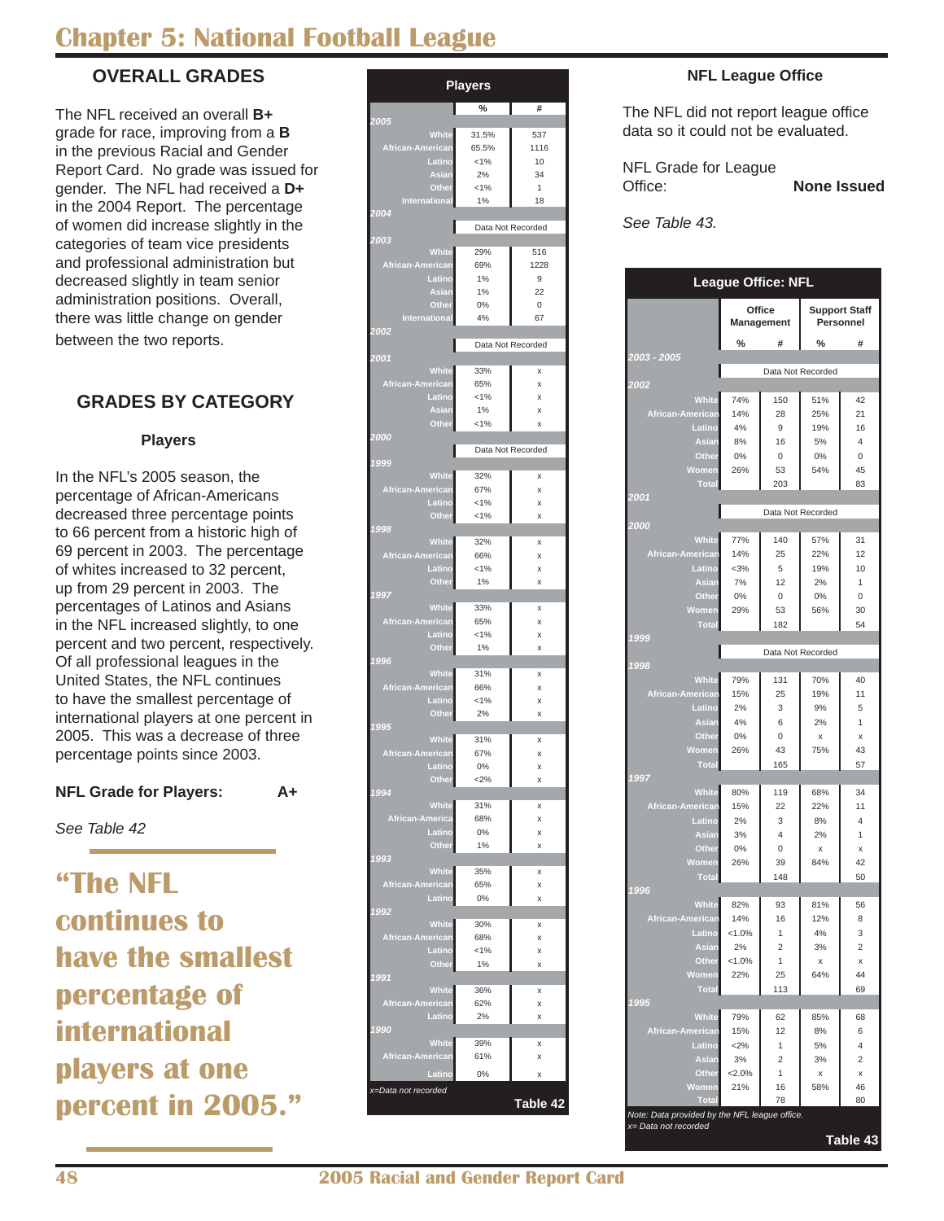# Chapter 5: National Football League

## OVERALL GRADES

The NFL received an overall **B+** grade for race, improving from a **B** in the previous Racial and Gender Report Card. No grade was issued for gender. The NFL had received a **D+** in the 2004 Report. The percentage of women did increase slightly in the categories of team vice presidents and professional administration but decreased slightly in team senior administration positions. Overall, there was little change on gender between the two reports.

## GRADES BY CATEGORY

### Players

In the NFL's 2005 season, the percentage of African-Americans decreased three percentage points to 66 percent from a historic high of 69 percent in 2003. The percentage of whites increased to 32 percent, up from 29 percent in 2003. The percentages of Latinos and Asians in the NFL increased slightly, to one percent and two percent, respectively. Of all professional leagues in the United States, the NFL continues to have the smallest percentage of international players at one percent in 2005. This was a decrease of three percentage points since 2003.

**NFL Grade for Players: A+**

*See Table 42*

**"The NFL continues to have the smallest percentage of international players at one percent in 2005."**

| Players | % | # |
|---|---|---|
| **2005** | | |
| White | 31.5% | 537 |
| African-American | 65.5% | 1116 |
| Latino | <1% | 10 |
| Asian | 2% | 34 |
| Other | <1% | 1 |
| International | 1% | 18 |
| **2004** | Data Not Recorded | |
| **2003** | | |
| White | 29% | 516 |
| African-American | 69% | 1228 |
| Latino | 1% | 9 |
| Asian | 1% | 22 |
| Other | 0% | 0 |
| International | 4% | 67 |
| **2002** | Data Not Recorded | |
| **2001** | | |
| White | 33% | x |
| African-American | 65% | x |
| Latino | <1% | x |
| Asian | 1% | x |
| Other | <1% | x |
| **2000** | Data Not Recorded | |
| **1999** | | |
| White | 32% | x |
| African-American | 67% | x |
| Latino | <1% | x |
| Other | <1% | x |
| **1998** | | |
| White | 32% | x |
| African-American | 66% | x |
| Latino | <1% | x |
| Other | 1% | x |
| **1997** | | |
| White | 33% | x |
| African-American | 65% | x |
| Latino | <1% | x |
| Other | 1% | x |
| **1996** | | |
| White | 31% | x |
| African-American | 66% | x |
| Latino | <1% | x |
| Other | 2% | x |
| **1995** | | |
| White | 31% | x |
| African-American | 67% | x |
| Latino | 0% | x |
| Other | <2% | x |
| **1994** | | |
| White | 31% | x |
| African-America | 68% | x |
| Latino | 0% | x |
| Other | 1% | x |
| **1993** | | |
| White | 35% | x |
| African-American | 65% | x |
| Latino | 0% | x |
| **1992** | | |
| White | 30% | x |
| African-American | 68% | x |
| Latino | <1% | x |
| Other | 1% | x |
| **1991** | | |
| White | 36% | x |
| African-American | 62% | x |
| Latino | 2% | x |
| **1990** | | |
| White | 39% | x |
| African-American | 61% | x |
| Latino | 0% | x |

*x=Data not recorded*

Table 42

### NFL League Office

The NFL did not report league office data so it could not be evaluated.

**NFL Grade for League Office: None Issued**

*See Table 43.*

| League Office: NFL | Office Management | | Support Staff Personnel | |
|---|---|---|---|---|
| | % | # | % | # |
| **2003 - 2005** | Data Not Recorded | | | |
| **2002** | | | | |
| White | 74% | 150 | 51% | 42 |
| African-American | 14% | 28 | 25% | 21 |
| Latino | 4% | 9 | 19% | 16 |
| Asian | 8% | 16 | 5% | 4 |
| Other | 0% | 0 | 0% | 0 |
| Women | 26% | 53 | 54% | 45 |
| Total | | 203 | | 83 |
| **2001** | Data Not Recorded | | | |
| **2000** | | | | |
| White | 77% | 140 | 57% | 31 |
| African-American | 14% | 25 | 22% | 12 |
| Latino | <3% | 5 | 19% | 10 |
| Asian | 7% | 12 | 2% | 1 |
| Other | 0% | 0 | 0% | 0 |
| Women | 29% | 53 | 56% | 30 |
| Total | | 182 | | 54 |
| **1999** | Data Not Recorded | | | |
| **1998** | | | | |
| White | 79% | 131 | 70% | 40 |
| African-American | 15% | 25 | 19% | 11 |
| Latino | 2% | 3 | 9% | 5 |
| Asian | 4% | 6 | 2% | 1 |
| Other | 0% | 0 | x | x |
| Women | 26% | 43 | 75% | 43 |
| Total | | 165 | | 57 |
| **1997** | | | | |
| White | 80% | 119 | 68% | 34 |
| African-American | 15% | 22 | 22% | 11 |
| Latino | 2% | 3 | 8% | 4 |
| Asian | 3% | 4 | 2% | 1 |
| Other | 0% | 0 | x | x |
| Women | 26% | 39 | 84% | 42 |
| Total | | 148 | | 50 |
| **1996** | | | | |
| White | 82% | 93 | 81% | 56 |
| African-American | 14% | 16 | 12% | 8 |
| Latino | <1.0% | 1 | 4% | 3 |
| Asian | 2% | 2 | 3% | 2 |
| Other | <1.0% | 1 | x | x |
| Women | 22% | 25 | 64% | 44 |
| Total | | 113 | | 69 |
| **1995** | | | | |
| White | 79% | 62 | 85% | 68 |
| African-American | 15% | 12 | 8% | 6 |
| Latino | <2% | 1 | 5% | 4 |
| Asian | 3% | 2 | 3% | 2 |
| Other | <2.0% | 1 | x | x |
| Women | 21% | 16 | 58% | 46 |
| Total | | 78 | | 80 |

*Note: Data provided by the NFL league office.*
*x= Data not recorded*

Table 43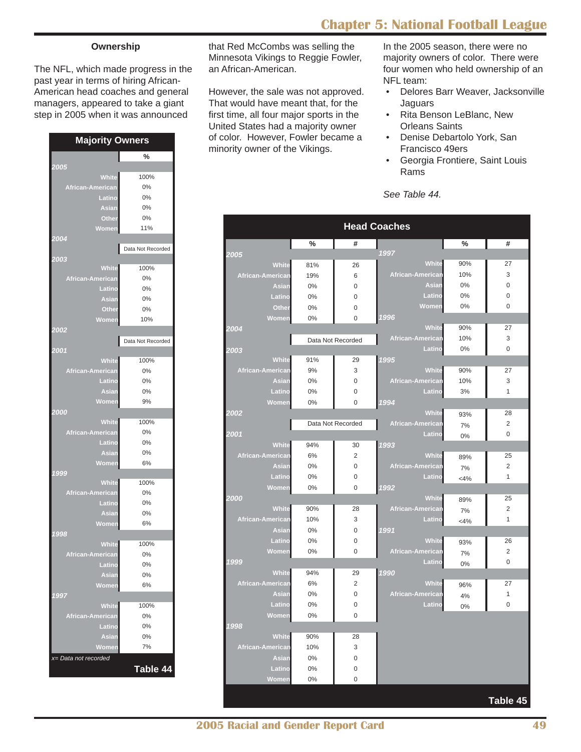### Ownership

The NFL, which made progress in the past year in terms of hiring African-American head coaches and general managers, appeared to take a giant step in 2005 when it was announced that Red McCombs was selling the Minnesota Vikings to Reggie Fowler, an African-American.

However, the sale was not approved. That would have meant that, for the first time, all four major sports in the United States had a majority owner of color. However, Fowler became a minority owner of the Vikings.

In the 2005 season, there were no majority owners of color. There were four women who held ownership of an NFL team:

- Delores Barr Weaver, Jacksonville Jaguars
- Rita Benson LeBlanc, New Orleans Saints
- Denise Debartolo York, San Francisco 49ers
- Georgia Frontiere, Saint Louis Rams

*See Table 44.*

**Majority Owners**

| | % |
|---|---|
| ***2005*** | |
| White | 100% |
| African-American | 0% |
| Latino | 0% |
| Asian | 0% |
| Other | 0% |
| Women | 11% |
| ***2004*** | |
| | Data Not Recorded |
| ***2003*** | |
| White | 100% |
| African-American | 0% |
| Latino | 0% |
| Asian | 0% |
| Other | 0% |
| Women | 10% |
| ***2002*** | |
| | Data Not Recorded |
| ***2001*** | |
| White | 100% |
| African-American | 0% |
| Latino | 0% |
| Asian | 0% |
| Women | 9% |
| ***2000*** | |
| White | 100% |
| African-American | 0% |
| Latino | 0% |
| Asian | 0% |
| Women | 6% |
| ***1999*** | |
| White | 100% |
| African-American | 0% |
| Latino | 0% |
| Asian | 0% |
| Women | 6% |
| ***1998*** | |
| White | 100% |
| African-American | 0% |
| Latino | 0% |
| Asian | 0% |
| Women | 6% |
| ***1997*** | |
| White | 100% |
| African-American | 0% |
| Latino | 0% |
| Asian | 0% |
| Women | 7% |

*x= Data not recorded*

**Table 44**

**Head Coaches**

| | % | # |
|---|---|---|
| ***2005*** | | |
| White | 81% | 26 |
| African-American | 19% | 6 |
| Asian | 0% | 0 |
| Latino | 0% | 0 |
| Other | 0% | 0 |
| Women | 0% | 0 |
| ***2004*** | | |
| | Data Not Recorded | |
| ***2003*** | | |
| White | 91% | 29 |
| African-American | 9% | 3 |
| Asian | 0% | 0 |
| Latino | 0% | 0 |
| Women | 0% | 0 |
| ***2002*** | | |
| | Data Not Recorded | |
| ***2001*** | | |
| White | 94% | 30 |
| African-American | 6% | 2 |
| Asian | 0% | 0 |
| Latino | 0% | 0 |
| Women | 0% | 0 |
| ***2000*** | | |
| White | 90% | 28 |
| African-American | 10% | 3 |
| Asian | 0% | 0 |
| Latino | 0% | 0 |
| Women | 0% | 0 |
| ***1999*** | | |
| White | 94% | 29 |
| African-American | 6% | 2 |
| Asian | 0% | 0 |
| Latino | 0% | 0 |
| Women | 0% | 0 |
| ***1998*** | | |
| White | 90% | 28 |
| African-American | 10% | 3 |
| Asian | 0% | 0 |
| Latino | 0% | 0 |
| Women | 0% | 0 |
| ***1997*** | | |
| White | 90% | 27 |
| African-American | 10% | 3 |
| Asian | 0% | 0 |
| Latino | 0% | 0 |
| Women | 0% | 0 |
| ***1996*** | | |
| White | 90% | 27 |
| African-American | 10% | 3 |
| Latino | 0% | 0 |
| ***1995*** | | |
| White | 90% | 27 |
| African-American | 10% | 3 |
| Latino | 3% | 1 |
| ***1994*** | | |
| White | 93% | 28 |
| African-American | 7% | 2 |
| Latino | 0% | 0 |
| ***1993*** | | |
| White | 89% | 25 |
| African-American | 7% | 2 |
| Latino | <4% | 1 |
| ***1992*** | | |
| White | 89% | 25 |
| African-American | 7% | 2 |
| Latino | <4% | 1 |
| ***1991*** | | |
| White | 93% | 26 |
| African-American | 7% | 2 |
| Latino | 0% | 0 |
| ***1990*** | | |
| White | 96% | 27 |
| African-American | 4% | 1 |
| Latino | 0% | 0 |

**Table 45**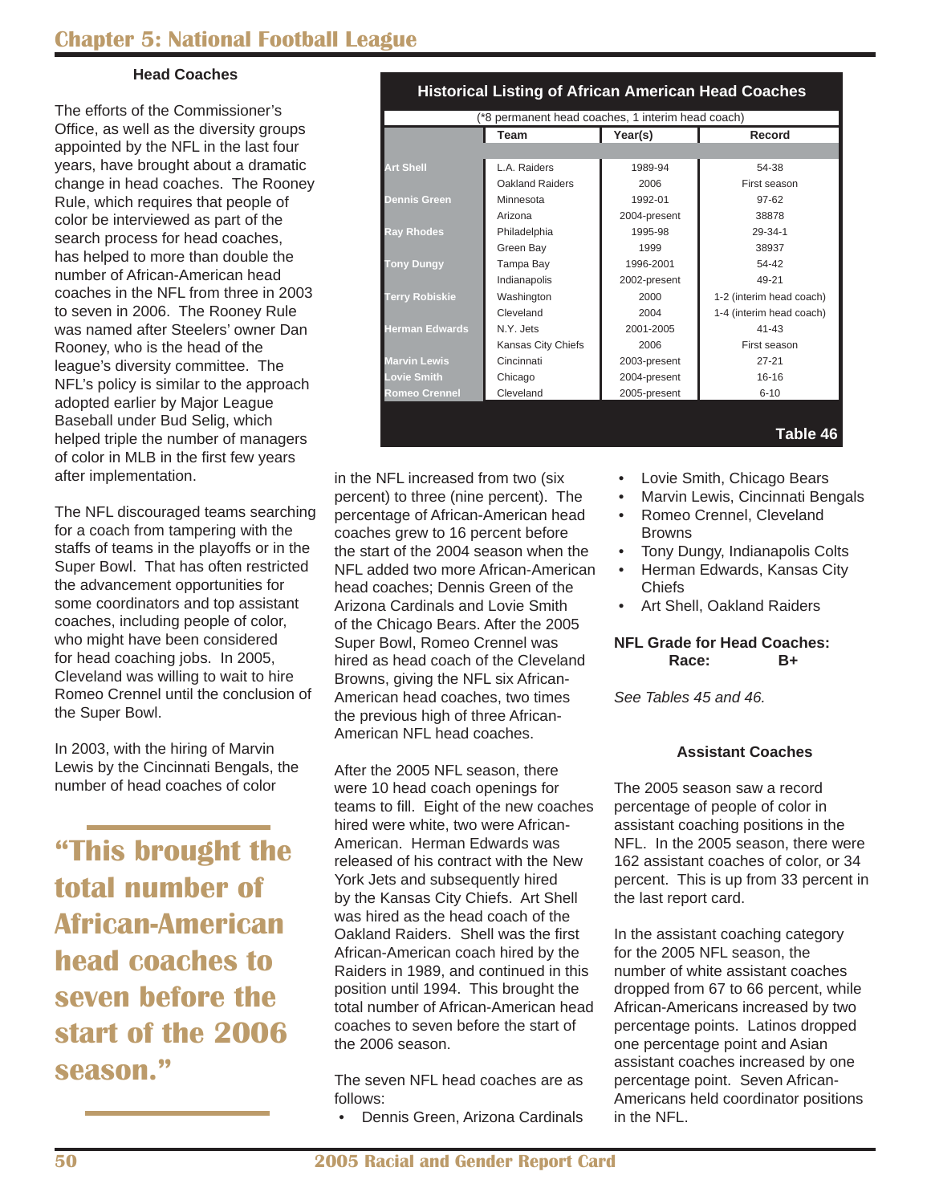## Head Coaches

The efforts of the Commissioner's Office, as well as the diversity groups appointed by the NFL in the last four years, have brought about a dramatic change in head coaches. The Rooney Rule, which requires that people of color be interviewed as part of the search process for head coaches, has helped to more than double the number of African-American head coaches in the NFL from three in 2003 to seven in 2006. The Rooney Rule was named after Steelers' owner Dan Rooney, who is the head of the league's diversity committee. The NFL's policy is similar to the approach adopted earlier by Major League Baseball under Bud Selig, which helped triple the number of managers of color in MLB in the first few years after implementation.

The NFL discouraged teams searching for a coach from tampering with the staffs of teams in the playoffs or in the Super Bowl. That has often restricted the advancement opportunities for some coordinators and top assistant coaches, including people of color, who might have been considered for head coaching jobs. In 2005, Cleveland was willing to wait to hire Romeo Crennel until the conclusion of the Super Bowl.

In 2003, with the hiring of Marvin Lewis by the Cincinnati Bengals, the number of head coaches of color in the NFL increased from two (six percent) to three (nine percent). The percentage of African-American head coaches grew to 16 percent before the start of the 2004 season when the NFL added two more African-American head coaches; Dennis Green of the Arizona Cardinals and Lovie Smith of the Chicago Bears. After the 2005 Super Bowl, Romeo Crennel was hired as head coach of the Cleveland Browns, giving the NFL six African-American head coaches, two times the previous high of three African-American NFL head coaches.

**"This brought the total number of African-American head coaches to seven before the start of the 2006 season."**

After the 2005 NFL season, there were 10 head coach openings for teams to fill. Eight of the new coaches hired were white, two were African-American. Herman Edwards was released of his contract with the New York Jets and subsequently hired by the Kansas City Chiefs. Art Shell was hired as the head coach of the Oakland Raiders. Shell was the first African-American coach hired by the Raiders in 1989, and continued in this position until 1994. This brought the total number of African-American head coaches to seven before the start of the 2006 season.

The seven NFL head coaches are as follows:

- Dennis Green, Arizona Cardinals
- Lovie Smith, Chicago Bears
- Marvin Lewis, Cincinnati Bengals
- Romeo Crennel, Cleveland Browns
- Tony Dungy, Indianapolis Colts
- Herman Edwards, Kansas City Chiefs
- Art Shell, Oakland Raiders

**NFL Grade for Head Coaches:**
**Race: B+**

*See Tables 45 and 46.*

### Historical Listing of African American Head Coaches

(*8 permanent head coaches, 1 interim head coach)

| | Team | Year(s) | Record |
|---|---|---|---|
| Art Shell | L.A. Raiders | 1989-94 | 54-38 |
| | Oakland Raiders | 2006 | First season |
| Dennis Green | Minnesota | 1992-01 | 97-62 |
| | Arizona | 2004-present | 38878 |
| Ray Rhodes | Philadelphia | 1995-98 | 29-34-1 |
| | Green Bay | 1999 | 38937 |
| Tony Dungy | Tampa Bay | 1996-2001 | 54-42 |
| | Indianapolis | 2002-present | 49-21 |
| Terry Robiskie | Washington | 2000 | 1-2 (interim head coach) |
| | Cleveland | 2004 | 1-4 (interim head coach) |
| Herman Edwards | N.Y. Jets | 2001-2005 | 41-43 |
| | Kansas City Chiefs | 2006 | First season |
| Marvin Lewis | Cincinnati | 2003-present | 27-21 |
| Lovie Smith | Chicago | 2004-present | 16-16 |
| Romeo Crennel | Cleveland | 2005-present | 6-10 |

Table 46

## Assistant Coaches

The 2005 season saw a record percentage of people of color in assistant coaching positions in the NFL. In the 2005 season, there were 162 assistant coaches of color, or 34 percent. This is up from 33 percent in the last report card.

In the assistant coaching category for the 2005 NFL season, the number of white assistant coaches dropped from 67 to 66 percent, while African-Americans increased by two percentage points. Latinos dropped one percentage point and Asian assistant coaches increased by one percentage point. Seven African-Americans held coordinator positions in the NFL.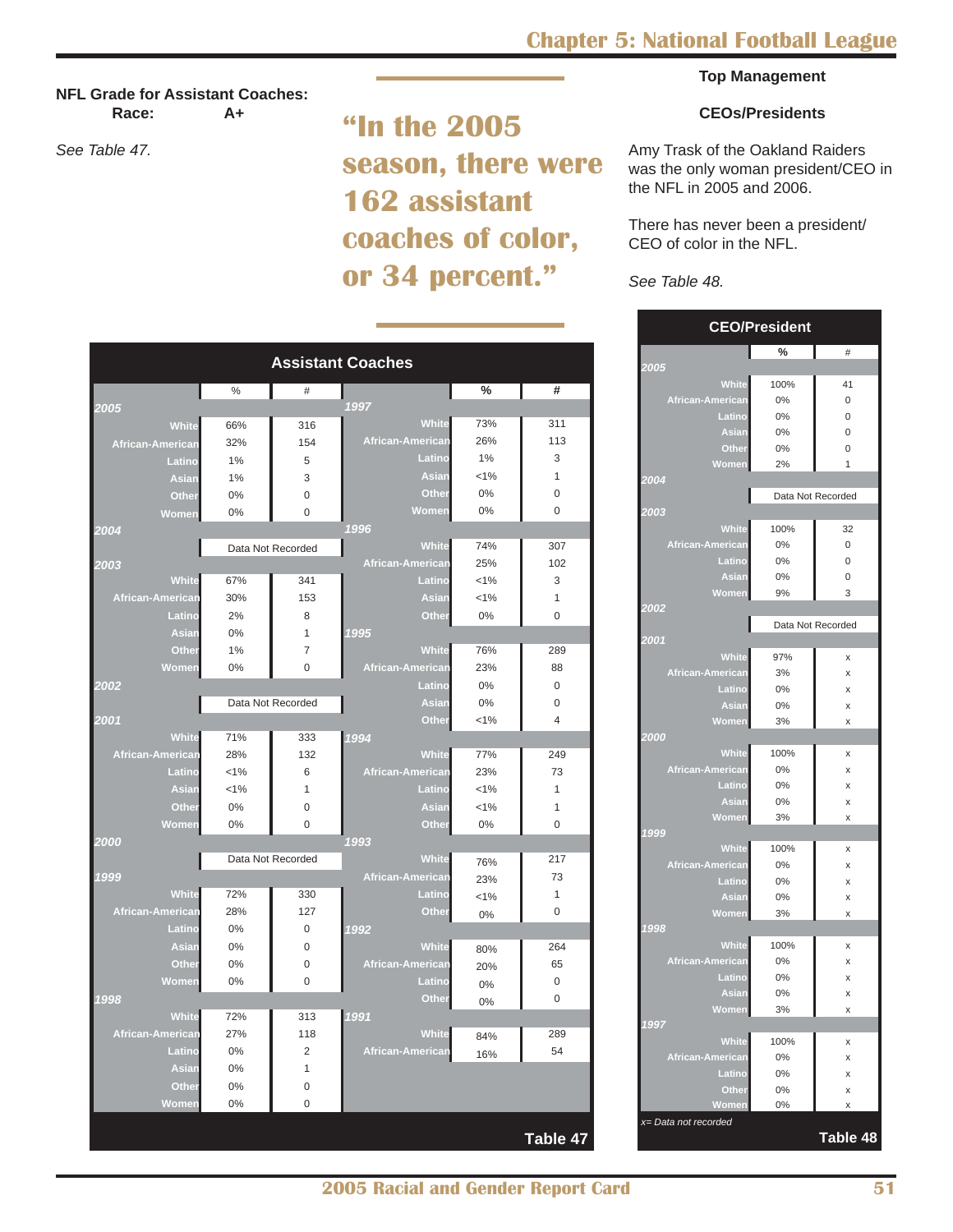**NFL Grade for Assistant Coaches:**
**Race: A+**

*See Table 47.*

> **"In the 2005 season, there were 162 assistant coaches of color, or 34 percent."**

### Top Management

### CEOs/Presidents

Amy Trask of the Oakland Raiders was the only woman president/CEO in the NFL in 2005 and 2006.

There has never been a president/CEO of color in the NFL.

*See Table 48.*

**Assistant Coaches**

| | % | # |
|---|---|---|
| **2005** | | |
| White | 66% | 316 |
| African-American | 32% | 154 |
| Latino | 1% | 5 |
| Asian | 1% | 3 |
| Other | 0% | 0 |
| Women | 0% | 0 |
| **2004** | | |
| | Data Not Recorded | |
| **2003** | | |
| White | 67% | 341 |
| African-American | 30% | 153 |
| Latino | 2% | 8 |
| Asian | 0% | 1 |
| Other | 1% | 7 |
| Women | 0% | 0 |
| **2002** | | |
| | Data Not Recorded | |
| **2001** | | |
| White | 71% | 333 |
| African-American | 28% | 132 |
| Latino | <1% | 6 |
| Asian | <1% | 1 |
| Other | 0% | 0 |
| Women | 0% | 0 |
| **2000** | | |
| | Data Not Recorded | |
| **1999** | | |
| White | 72% | 330 |
| African-American | 28% | 127 |
| Latino | 0% | 0 |
| Asian | 0% | 0 |
| Other | 0% | 0 |
| Women | 0% | 0 |
| **1998** | | |
| White | 72% | 313 |
| African-American | 27% | 118 |
| Latino | 0% | 2 |
| Asian | 0% | 1 |
| Other | 0% | 0 |
| Women | 0% | 0 |
| **1997** | | |
| White | 73% | 311 |
| African-American | 26% | 113 |
| Latino | 1% | 3 |
| Asian | <1% | 1 |
| Other | 0% | 0 |
| Women | 0% | 0 |
| **1996** | | |
| White | 74% | 307 |
| African-American | 25% | 102 |
| Latino | <1% | 3 |
| Asian | <1% | 1 |
| Other | 0% | 0 |
| **1995** | | |
| White | 76% | 289 |
| African-American | 23% | 88 |
| Latino | 0% | 0 |
| Asian | 0% | 0 |
| Other | <1% | 4 |
| **1994** | | |
| White | 77% | 249 |
| African-American | 23% | 73 |
| Latino | <1% | 1 |
| Asian | <1% | 1 |
| Other | 0% | 0 |
| **1993** | | |
| White | 76% | 217 |
| African-American | 23% | 73 |
| Latino | <1% | 1 |
| Other | 0% | 0 |
| **1992** | | |
| White | 80% | 264 |
| African-American | 20% | 65 |
| Latino | 0% | 0 |
| Other | 0% | 0 |
| **1991** | | |
| White | 84% | 289 |
| African-American | 16% | 54 |

**Table 47**

**CEO/President**

| | % | # |
|---|---|---|
| **2005** | | |
| White | 100% | 41 |
| African-American | 0% | 0 |
| Latino | 0% | 0 |
| Asian | 0% | 0 |
| Other | 0% | 0 |
| Women | 2% | 1 |
| **2004** | | |
| | Data Not Recorded | |
| **2003** | | |
| White | 100% | 32 |
| African-American | 0% | 0 |
| Latino | 0% | 0 |
| Asian | 0% | 0 |
| Women | 9% | 3 |
| **2002** | | |
| | Data Not Recorded | |
| **2001** | | |
| White | 97% | x |
| African-American | 3% | x |
| Latino | 0% | x |
| Asian | 0% | x |
| Women | 3% | x |
| **2000** | | |
| White | 100% | x |
| African-American | 0% | x |
| Latino | 0% | x |
| Asian | 0% | x |
| Women | 3% | x |
| **1999** | | |
| White | 100% | x |
| African-American | 0% | x |
| Latino | 0% | x |
| Asian | 0% | x |
| Women | 3% | x |
| **1998** | | |
| White | 100% | x |
| African-American | 0% | x |
| Latino | 0% | x |
| Asian | 0% | x |
| Women | 3% | x |
| **1997** | | |
| White | 100% | x |
| African-American | 0% | x |
| Latino | 0% | x |
| Other | 0% | x |
| Women | 0% | x |

*x= Data not recorded*

**Table 48**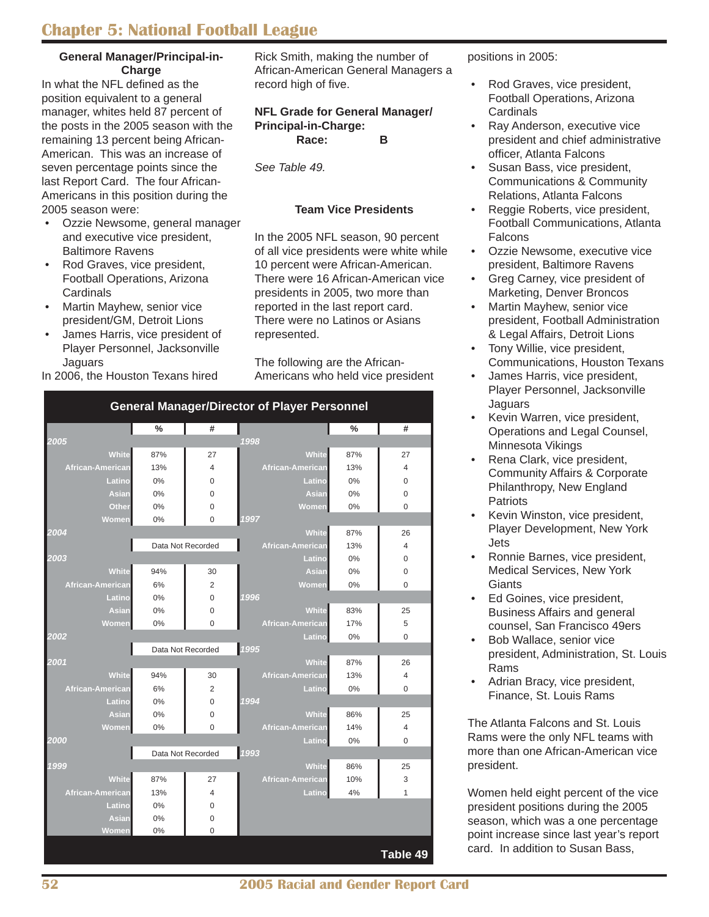# Chapter 5: National Football League

### General Manager/Principal-in-Charge

In what the NFL defined as the position equivalent to a general manager, whites held 87 percent of the posts in the 2005 season with the remaining 13 percent being African-American. This was an increase of seven percentage points since the last Report Card. The four African-Americans in this position during the 2005 season were:

- Ozzie Newsome, general manager and executive vice president, Baltimore Ravens
- Rod Graves, vice president, Football Operations, Arizona Cardinals
- Martin Mayhew, senior vice president/GM, Detroit Lions
- James Harris, vice president of Player Personnel, Jacksonville Jaguars

In 2006, the Houston Texans hired Rick Smith, making the number of African-American General Managers a record high of five.

**NFL Grade for General Manager/ Principal-in-Charge:**
**Race: B**

*See Table 49.*

### Team Vice Presidents

In the 2005 NFL season, 90 percent of all vice presidents were white while 10 percent were African-American. There were 16 African-American vice presidents in 2005, two more than reported in the last report card. There were no Latinos or Asians represented.

The following are the African-Americans who held vice president positions in 2005:

- Rod Graves, vice president, Football Operations, Arizona Cardinals
- Ray Anderson, executive vice president and chief administrative officer, Atlanta Falcons
- Susan Bass, vice president, Communications & Community Relations, Atlanta Falcons
- Reggie Roberts, vice president, Football Communications, Atlanta Falcons
- Ozzie Newsome, executive vice president, Baltimore Ravens
- Greg Carney, vice president of Marketing, Denver Broncos
- Martin Mayhew, senior vice president, Football Administration & Legal Affairs, Detroit Lions
- Tony Willie, vice president, Communications, Houston Texans
- James Harris, vice president, Player Personnel, Jacksonville Jaguars
- Kevin Warren, vice president, Operations and Legal Counsel, Minnesota Vikings
- Rena Clark, vice president, Community Affairs & Corporate Philanthropy, New England Patriots
- Kevin Winston, vice president, Player Development, New York Jets
- Ronnie Barnes, vice president, Medical Services, New York Giants
- Ed Goines, vice president, Business Affairs and general counsel, San Francisco 49ers
- Bob Wallace, senior vice president, Administration, St. Louis Rams
- Adrian Bracy, vice president, Finance, St. Louis Rams

The Atlanta Falcons and St. Louis Rams were the only NFL teams with more than one African-American vice president.

Women held eight percent of the vice president positions during the 2005 season, which was a one percentage point increase since last year's report card. In addition to Susan Bass,

**General Manager/Director of Player Personnel**

| | % | # | | % | # |
|---|---|---|---|---|---|
| ***2005*** | | | ***1998*** | | |
| White | 87% | 27 | White | 87% | 27 |
| African-American | 13% | 4 | African-American | 13% | 4 |
| Latino | 0% | 0 | Latino | 0% | 0 |
| Asian | 0% | 0 | Asian | 0% | 0 |
| Other | 0% | 0 | Women | 0% | 0 |
| Women | 0% | 0 | ***1997*** | | |
| ***2004*** | | | White | 87% | 26 |
| | Data Not Recorded | | African-American | 13% | 4 |
| ***2003*** | | | Latino | 0% | 0 |
| White | 94% | 30 | Asian | 0% | 0 |
| African-American | 6% | 2 | Women | 0% | 0 |
| Latino | 0% | 0 | ***1996*** | | |
| Asian | 0% | 0 | White | 83% | 25 |
| Women | 0% | 0 | African-American | 17% | 5 |
| ***2002*** | | | Latino | 0% | 0 |
| | Data Not Recorded | | ***1995*** | | |
| ***2001*** | | | White | 87% | 26 |
| White | 94% | 30 | African-American | 13% | 4 |
| African-American | 6% | 2 | Latino | 0% | 0 |
| Latino | 0% | 0 | ***1994*** | | |
| Asian | 0% | 0 | White | 86% | 25 |
| Women | 0% | 0 | African-American | 14% | 4 |
| ***2000*** | | | Latino | 0% | 0 |
| | Data Not Recorded | | ***1993*** | | |
| ***1999*** | | | White | 86% | 25 |
| White | 87% | 27 | African-American | 10% | 3 |
| African-American | 13% | 4 | Latino | 4% | 1 |
| Latino | 0% | 0 | | | |
| Asian | 0% | 0 | | | |
| Women | 0% | 0 | | | |

**Table 49**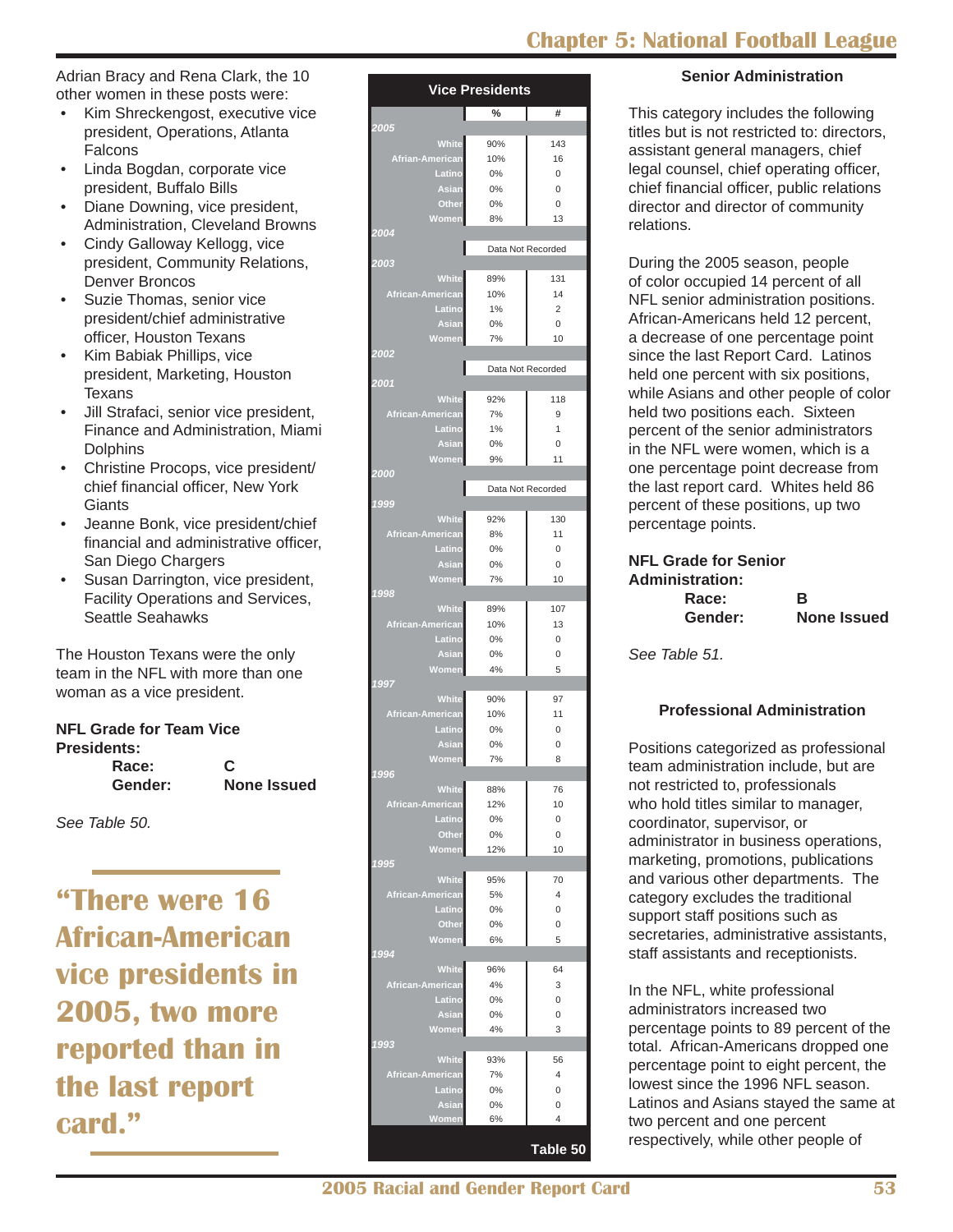Adrian Bracy and Rena Clark, the 10 other women in these posts were:

- Kim Shreckengost, executive vice president, Operations, Atlanta Falcons
- Linda Bogdan, corporate vice president, Buffalo Bills
- Diane Downing, vice president, Administration, Cleveland Browns
- Cindy Galloway Kellogg, vice president, Community Relations, Denver Broncos
- Suzie Thomas, senior vice president/chief administrative officer, Houston Texans
- Kim Babiak Phillips, vice president, Marketing, Houston Texans
- Jill Strafaci, senior vice president, Finance and Administration, Miami Dolphins
- Christine Procops, vice president/ chief financial officer, New York Giants
- Jeanne Bonk, vice president/chief financial and administrative officer, San Diego Chargers
- Susan Darrington, vice president, Facility Operations and Services, Seattle Seahawks

The Houston Texans were the only team in the NFL with more than one woman as a vice president.

**NFL Grade for Team Vice Presidents:**

| | |
|---|---|
| **Race:** | **C** |
| **Gender:** | **None Issued** |

*See Table 50.*

**"There were 16 African-American vice presidents in 2005, two more reported than in the last report card."**

**Vice Presidents**

| | % | # |
|---|---|---|
| ***2005*** | | |
| White | 90% | 143 |
| African-American | 10% | 16 |
| Latino | 0% | 0 |
| Asian | 0% | 0 |
| Other | 0% | 0 |
| Women | 8% | 13 |
| ***2004*** | | |
| | Data Not Recorded | |
| ***2003*** | | |
| White | 89% | 131 |
| African-American | 10% | 14 |
| Latino | 1% | 2 |
| Asian | 0% | 0 |
| Women | 7% | 10 |
| ***2002*** | | |
| | Data Not Recorded | |
| ***2001*** | | |
| White | 92% | 118 |
| African-American | 7% | 9 |
| Latino | 1% | 1 |
| Asian | 0% | 0 |
| Women | 9% | 11 |
| ***2000*** | | |
| | Data Not Recorded | |
| ***1999*** | | |
| White | 92% | 130 |
| African-American | 8% | 11 |
| Latino | 0% | 0 |
| Asian | 0% | 0 |
| Women | 7% | 10 |
| ***1998*** | | |
| White | 89% | 107 |
| African-American | 10% | 13 |
| Latino | 0% | 0 |
| Asian | 0% | 0 |
| Women | 4% | 5 |
| ***1997*** | | |
| White | 90% | 97 |
| African-American | 10% | 11 |
| Latino | 0% | 0 |
| Asian | 0% | 0 |
| Women | 7% | 8 |
| ***1996*** | | |
| White | 88% | 76 |
| African-American | 12% | 10 |
| Latino | 0% | 0 |
| Other | 0% | 0 |
| Women | 12% | 10 |
| ***1995*** | | |
| White | 95% | 70 |
| African-American | 5% | 4 |
| Latino | 0% | 0 |
| Other | 0% | 0 |
| Women | 6% | 5 |
| ***1994*** | | |
| White | 96% | 64 |
| African-American | 4% | 3 |
| Latino | 0% | 0 |
| Asian | 0% | 0 |
| Women | 4% | 3 |
| ***1993*** | | |
| White | 93% | 56 |
| African-American | 7% | 4 |
| Latino | 0% | 0 |
| Asian | 0% | 0 |
| Women | 6% | 4 |

**Table 50**

### Senior Administration

This category includes the following titles but is not restricted to: directors, assistant general managers, chief legal counsel, chief operating officer, chief financial officer, public relations director and director of community relations.

During the 2005 season, people of color occupied 14 percent of all NFL senior administration positions. African-Americans held 12 percent, a decrease of one percentage point since the last Report Card. Latinos held one percent with six positions, while Asians and other people of color held two positions each. Sixteen percent of the senior administrators in the NFL were women, which is a one percentage point decrease from the last report card. Whites held 86 percent of these positions, up two percentage points.

**NFL Grade for Senior Administration:**

| | |
|---|---|
| **Race:** | **B** |
| **Gender:** | **None Issued** |

*See Table 51.*

### Professional Administration

Positions categorized as professional team administration include, but are not restricted to, professionals who hold titles similar to manager, coordinator, supervisor, or administrator in business operations, marketing, promotions, publications and various other departments. The category excludes the traditional support staff positions such as secretaries, administrative assistants, staff assistants and receptionists.

In the NFL, white professional administrators increased two percentage points to 89 percent of the total. African-Americans dropped one percentage point to eight percent, the lowest since the 1996 NFL season. Latinos and Asians stayed the same at two percent and one percent respectively, while other people of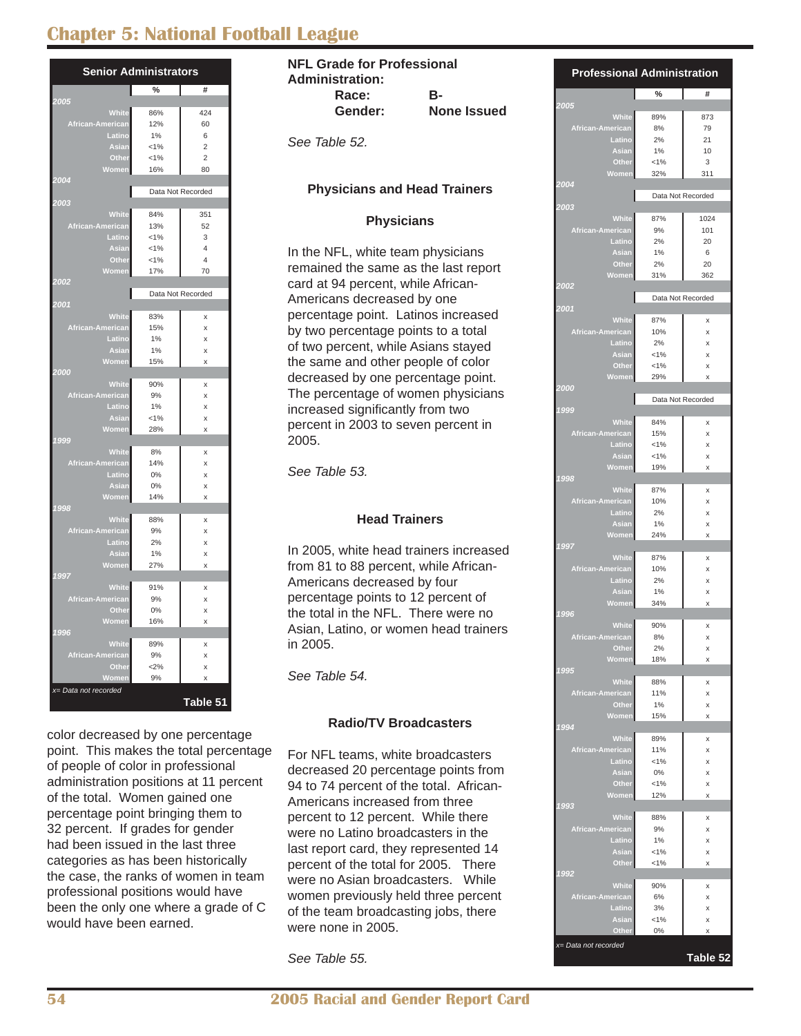# Chapter 5: National Football League

**Senior Administrators**

| | % | # |
|---|---|---|
| **2005** | | |
| White | 86% | 424 |
| African-American | 12% | 60 |
| Latino | 1% | 6 |
| Asian | <1% | 2 |
| Other | <1% | 2 |
| Women | 16% | 80 |
| **2004** | | |
| | Data Not Recorded | |
| **2003** | | |
| White | 84% | 351 |
| African-American | 13% | 52 |
| Latino | <1% | 3 |
| Asian | <1% | 4 |
| Other | <1% | 4 |
| Women | 17% | 70 |
| **2002** | | |
| | Data Not Recorded | |
| **2001** | | |
| White | 83% | x |
| African-American | 15% | x |
| Latino | 1% | x |
| Asian | 1% | x |
| Women | 15% | x |
| **2000** | | |
| White | 90% | x |
| African-American | 9% | x |
| Latino | 1% | x |
| Asian | <1% | x |
| Women | 28% | x |
| **1999** | | |
| White | 8% | x |
| African-American | 14% | x |
| Latino | 0% | x |
| Asian | 0% | x |
| Women | 14% | x |
| **1998** | | |
| White | 88% | x |
| African-American | 9% | x |
| Latino | 2% | x |
| Asian | 1% | x |
| Women | 27% | x |
| **1997** | | |
| White | 91% | x |
| African-American | 9% | x |
| Other | 0% | x |
| Women | 16% | x |
| **1996** | | |
| White | 89% | x |
| African-American | 9% | x |
| Other | <2% | x |
| Women | 9% | x |

*x= Data not recorded*

**Table 51**

color decreased by one percentage point. This makes the total percentage of people of color in professional administration positions at 11 percent of the total. Women gained one percentage point bringing them to 32 percent. If grades for gender had been issued in the last three categories as has been historically the case, the ranks of women in team professional positions would have been the only one where a grade of C would have been earned.

**NFL Grade for Professional Administration:**

| | |
|---|---|
| **Race:** | **B-** |
| **Gender:** | **None Issued** |

*See Table 52.*

### Physicians and Head Trainers

#### Physicians

In the NFL, white team physicians remained the same as the last report card at 94 percent, while African-Americans decreased by one percentage point. Latinos increased by two percentage points to a total of two percent, while Asians stayed the same and other people of color decreased by one percentage point. The percentage of women physicians increased significantly from two percent in 2003 to seven percent in 2005.

*See Table 53.*

#### Head Trainers

In 2005, white head trainers increased from 81 to 88 percent, while African-Americans decreased by four percentage points to 12 percent of the total in the NFL. There were no Asian, Latino, or women head trainers in 2005.

*See Table 54.*

#### Radio/TV Broadcasters

For NFL teams, white broadcasters decreased 20 percentage points from 94 to 74 percent of the total. African-Americans increased from three percent to 12 percent. While there were no Latino broadcasters in the last report card, they represented 14 percent of the total for 2005. There were no Asian broadcasters. While women previously held three percent of the team broadcasting jobs, there were none in 2005.

*See Table 55.*

**Professional Administration**

| | % | # |
|---|---|---|
| **2005** | | |
| White | 89% | 873 |
| African-American | 8% | 79 |
| Latino | 2% | 21 |
| Asian | 1% | 10 |
| Other | <1% | 3 |
| Women | 32% | 311 |
| **2004** | | |
| | Data Not Recorded | |
| **2003** | | |
| White | 87% | 1024 |
| African-American | 9% | 101 |
| Latino | 2% | 20 |
| Asian | 1% | 6 |
| Other | 2% | 20 |
| Women | 31% | 362 |
| **2002** | | |
| | Data Not Recorded | |
| **2001** | | |
| White | 87% | x |
| African-American | 10% | x |
| Latino | 2% | x |
| Asian | <1% | x |
| Other | <1% | x |
| Women | 29% | x |
| **2000** | | |
| | Data Not Recorded | |
| **1999** | | |
| White | 84% | x |
| African-American | 15% | x |
| Latino | <1% | x |
| Asian | <1% | x |
| Women | 19% | x |
| **1998** | | |
| White | 87% | x |
| African-American | 10% | x |
| Latino | 2% | x |
| Asian | 1% | x |
| Women | 24% | x |
| **1997** | | |
| White | 87% | x |
| African-American | 10% | x |
| Latino | 2% | x |
| Asian | 1% | x |
| Women | 34% | x |
| **1996** | | |
| White | 90% | x |
| African-American | 8% | x |
| Other | 2% | x |
| Women | 18% | x |
| **1995** | | |
| White | 88% | x |
| African-American | 11% | x |
| Other | 1% | x |
| Women | 15% | x |
| **1994** | | |
| White | 89% | x |
| African-American | 11% | x |
| Latino | <1% | x |
| Asian | 0% | x |
| Other | <1% | x |
| Women | 12% | x |
| **1993** | | |
| White | 88% | x |
| African-American | 9% | x |
| Latino | 1% | x |
| Asian | <1% | x |
| Other | <1% | x |
| **1992** | | |
| White | 90% | x |
| African-American | 6% | x |
| Latino | 3% | x |
| Asian | <1% | x |
| Other | 0% | x |

*x= Data not recorded*

**Table 52**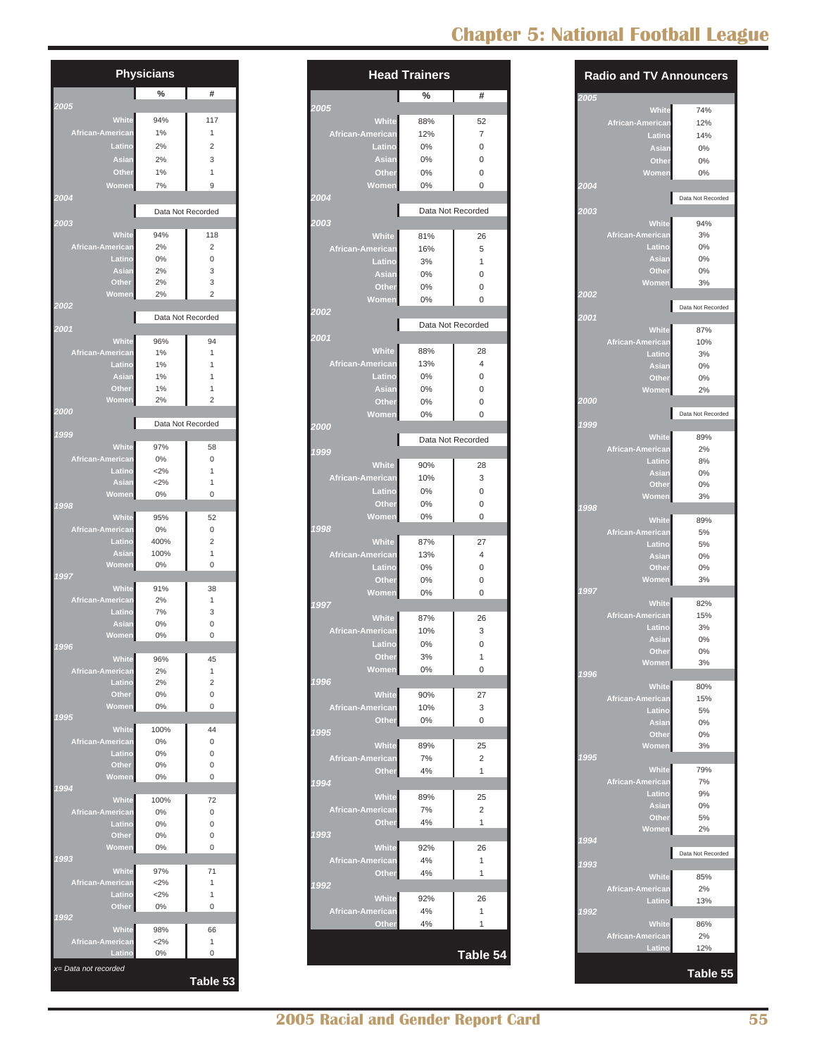## Physicians

| | % | # |
|---|---|---|
| **2005** | | |
| White | 94% | 117 |
| African-American | 1% | 1 |
| Latino | 2% | 2 |
| Asian | 2% | 3 |
| Other | 1% | 1 |
| Women | 7% | 9 |
| **2004** | | |
| | Data Not Recorded | |
| **2003** | | |
| White | 94% | 118 |
| African-American | 2% | 2 |
| Latino | 0% | 0 |
| Asian | 2% | 3 |
| Other | 2% | 3 |
| Women | 2% | 2 |
| **2002** | | |
| | Data Not Recorded | |
| **2001** | | |
| White | 96% | 94 |
| African-American | 1% | 1 |
| Latino | 1% | 1 |
| Asian | 1% | 1 |
| Other | 1% | 1 |
| Women | 2% | 2 |
| **2000** | | |
| | Data Not Recorded | |
| **1999** | | |
| White | 97% | 58 |
| African-American | 0% | 0 |
| Latino | <2% | 1 |
| Asian | <2% | 1 |
| Women | 0% | 0 |
| **1998** | | |
| White | 95% | 52 |
| African-American | 0% | 0 |
| Latino | 400% | 2 |
| Asian | 100% | 1 |
| Women | 0% | 0 |
| **1997** | | |
| White | 91% | 38 |
| African-American | 2% | 1 |
| Latino | 7% | 3 |
| Asian | 0% | 0 |
| Women | 0% | 0 |
| **1996** | | |
| White | 96% | 45 |
| African-American | 2% | 1 |
| Latino | 2% | 2 |
| Other | 0% | 0 |
| Women | 0% | 0 |
| **1995** | | |
| White | 100% | 44 |
| African-American | 0% | 0 |
| Latino | 0% | 0 |
| Other | 0% | 0 |
| Women | 0% | 0 |
| **1994** | | |
| White | 100% | 72 |
| African-American | 0% | 0 |
| Latino | 0% | 0 |
| Other | 0% | 0 |
| Women | 0% | 0 |
| **1993** | | |
| White | 97% | 71 |
| African-American | <2% | 1 |
| Latino | <2% | 1 |
| Other | 0% | 0 |
| **1992** | | |
| White | 98% | 66 |
| African-American | <2% | 1 |
| Latino | 0% | 0 |

*x= Data not recorded*

**Table 53**

## Head Trainers

| | % | # |
|---|---|---|
| **2005** | | |
| White | 88% | 52 |
| African-American | 12% | 7 |
| Latino | 0% | 0 |
| Asian | 0% | 0 |
| Other | 0% | 0 |
| Women | 0% | 0 |
| **2004** | | |
| | Data Not Recorded | |
| **2003** | | |
| White | 81% | 26 |
| African-American | 16% | 5 |
| Latino | 3% | 1 |
| Asian | 0% | 0 |
| Other | 0% | 0 |
| Women | 0% | 0 |
| **2002** | | |
| | Data Not Recorded | |
| **2001** | | |
| White | 88% | 28 |
| African-American | 13% | 4 |
| Latino | 0% | 0 |
| Asian | 0% | 0 |
| Other | 0% | 0 |
| Women | 0% | 0 |
| **2000** | | |
| | Data Not Recorded | |
| **1999** | | |
| White | 90% | 28 |
| African-American | 10% | 3 |
| Latino | 0% | 0 |
| Other | 0% | 0 |
| Women | 0% | 0 |
| **1998** | | |
| White | 87% | 27 |
| African-American | 13% | 4 |
| Latino | 0% | 0 |
| Other | 0% | 0 |
| Women | 0% | 0 |
| **1997** | | |
| White | 87% | 26 |
| African-American | 10% | 3 |
| Latino | 0% | 0 |
| Other | 3% | 1 |
| Women | 0% | 0 |
| **1996** | | |
| White | 90% | 27 |
| African-American | 10% | 3 |
| Other | 0% | 0 |
| **1995** | | |
| White | 89% | 25 |
| African-American | 7% | 2 |
| Other | 4% | 1 |
| **1994** | | |
| White | 89% | 25 |
| African-American | 7% | 2 |
| Other | 4% | 1 |
| **1993** | | |
| White | 92% | 26 |
| African-American | 4% | 1 |
| Other | 4% | 1 |
| **1992** | | |
| White | 92% | 26 |
| African-American | 4% | 1 |
| Other | 4% | 1 |

**Table 54**

## Radio and TV Announcers

| | % |
|---|---|
| **2005** | |
| White | 74% |
| African-American | 12% |
| Latino | 14% |
| Asian | 0% |
| Other | 0% |
| Women | 0% |
| **2004** | |
| | Data Not Recorded |
| **2003** | |
| White | 94% |
| African-American | 3% |
| Latino | 0% |
| Asian | 0% |
| Other | 0% |
| Women | 3% |
| **2002** | |
| | Data Not Recorded |
| **2001** | |
| White | 87% |
| African-American | 10% |
| Latino | 3% |
| Asian | 0% |
| Other | 0% |
| Women | 2% |
| **2000** | |
| | Data Not Recorded |
| **1999** | |
| White | 89% |
| African-American | 2% |
| Latino | 8% |
| Asian | 0% |
| Other | 0% |
| Women | 3% |
| **1998** | |
| White | 89% |
| African-American | 5% |
| Latino | 5% |
| Asian | 0% |
| Other | 0% |
| Women | 3% |
| **1997** | |
| White | 82% |
| African-American | 15% |
| Latino | 3% |
| Asian | 0% |
| Other | 0% |
| Women | 3% |
| **1996** | |
| White | 80% |
| African-American | 15% |
| Latino | 5% |
| Asian | 0% |
| Other | 0% |
| Women | 3% |
| **1995** | |
| White | 79% |
| African-American | 7% |
| Latino | 9% |
| Asian | 0% |
| Other | 5% |
| Women | 2% |
| **1994** | |
| | Data Not Recorded |
| **1993** | |
| White | 85% |
| African-American | 2% |
| Latino | 13% |
| **1992** | |
| White | 86% |
| African-American | 2% |
| Latino | 12% |

**Table 55**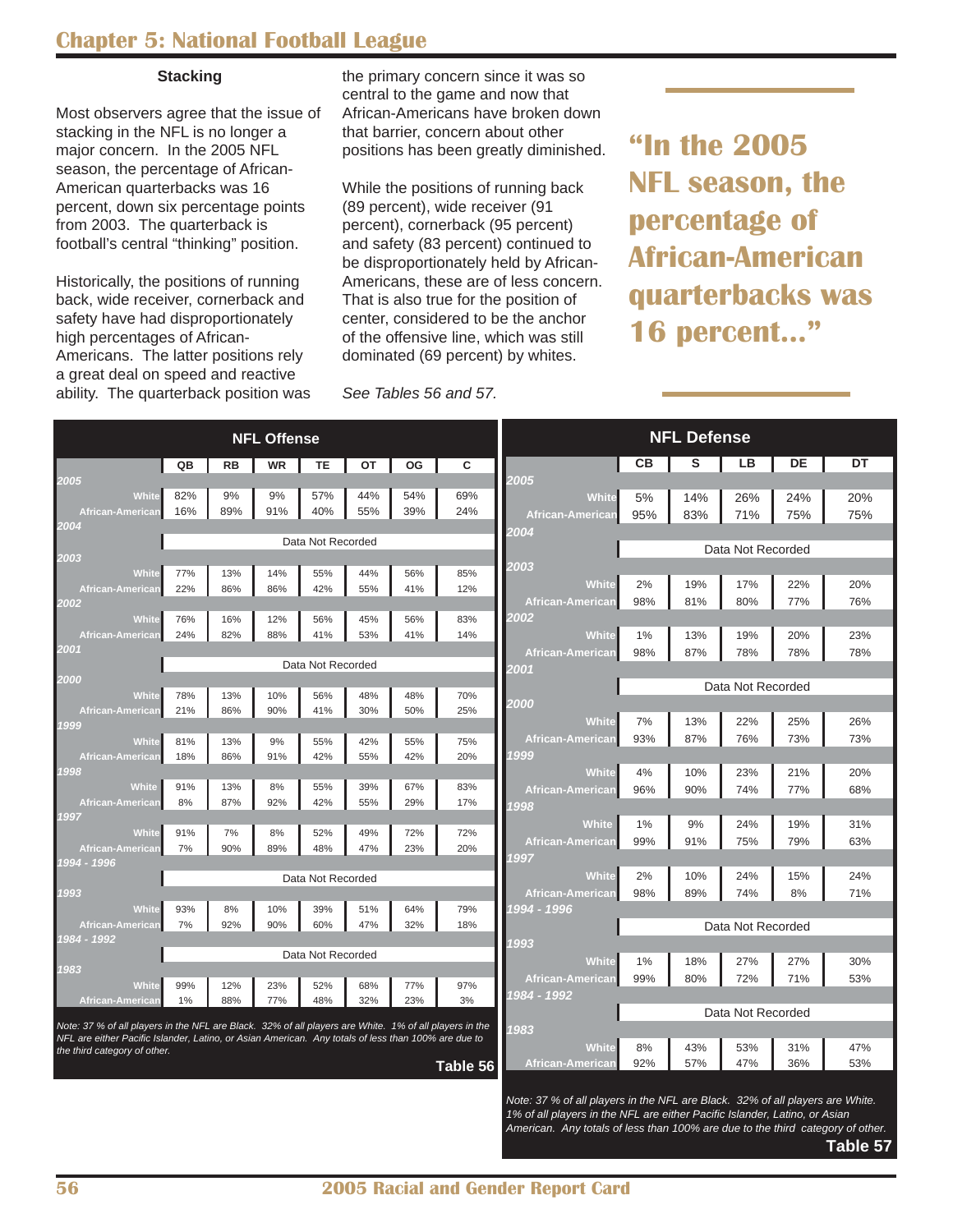## Chapter 5: National Football League

### Stacking

Most observers agree that the issue of stacking in the NFL is no longer a major concern. In the 2005 NFL season, the percentage of African-American quarterbacks was 16 percent, down six percentage points from 2003. The quarterback is football's central "thinking" position.

Historically, the positions of running back, wide receiver, cornerback and safety have had disproportionately high percentages of African-Americans. The latter positions rely a great deal on speed and reactive ability. The quarterback position was the primary concern since it was so central to the game and now that African-Americans have broken down that barrier, concern about other positions has been greatly diminished.

While the positions of running back (89 percent), wide receiver (91 percent), cornerback (95 percent) and safety (83 percent) continued to be disproportionately held by African-Americans, these are of less concern. That is also true for the position of center, considered to be the anchor of the offensive line, which was still dominated (69 percent) by whites.

*See Tables 56 and 57.*

**"In the 2005 NFL season, the percentage of African-American quarterbacks was 16 percent..."**

**NFL Offense**

| | QB | RB | WR | TE | OT | OG | C |
|---|---|---|---|---|---|---|---|
| ***2005*** | | | | | | | |
| White | 82% | 9% | 9% | 57% | 44% | 54% | 69% |
| African-American | 16% | 89% | 91% | 40% | 55% | 39% | 24% |
| ***2004*** | | | | | | | |
| | Data Not Recorded | | | | | | |
| ***2003*** | | | | | | | |
| White | 77% | 13% | 14% | 55% | 44% | 56% | 85% |
| African-American | 22% | 86% | 86% | 42% | 55% | 41% | 12% |
| ***2002*** | | | | | | | |
| White | 76% | 16% | 12% | 56% | 45% | 56% | 83% |
| African-American | 24% | 82% | 88% | 41% | 53% | 41% | 14% |
| ***2001*** | | | | | | | |
| | Data Not Recorded | | | | | | |
| ***2000*** | | | | | | | |
| White | 78% | 13% | 10% | 56% | 48% | 48% | 70% |
| African-American | 21% | 86% | 90% | 41% | 30% | 50% | 25% |
| ***1999*** | | | | | | | |
| White | 81% | 13% | 9% | 55% | 42% | 55% | 75% |
| African-American | 18% | 86% | 91% | 42% | 55% | 42% | 20% |
| ***1998*** | | | | | | | |
| White | 91% | 13% | 8% | 55% | 39% | 67% | 83% |
| African-American | 8% | 87% | 92% | 42% | 55% | 29% | 17% |
| ***1997*** | | | | | | | |
| White | 91% | 7% | 8% | 52% | 49% | 72% | 72% |
| African-American | 7% | 90% | 89% | 48% | 47% | 23% | 20% |
| ***1994 - 1996*** | | | | | | | |
| | Data Not Recorded | | | | | | |
| ***1993*** | | | | | | | |
| White | 93% | 8% | 10% | 39% | 51% | 64% | 79% |
| African-American | 7% | 92% | 90% | 60% | 47% | 32% | 18% |
| ***1984 - 1992*** | | | | | | | |
| | Data Not Recorded | | | | | | |
| ***1983*** | | | | | | | |
| White | 99% | 12% | 23% | 52% | 68% | 77% | 97% |
| African-American | 1% | 88% | 77% | 48% | 32% | 23% | 3% |

*Note: 37 % of all players in the NFL are Black. 32% of all players are White. 1% of all players in the NFL are either Pacific Islander, Latino, or Asian American. Any totals of less than 100% are due to the third category of other.*

**Table 56**

**NFL Defense**

| | CB | S | LB | DE | DT |
|---|---|---|---|---|---|
| ***2005*** | | | | | |
| White | 5% | 14% | 26% | 24% | 20% |
| African-American | 95% | 83% | 71% | 75% | 75% |
| ***2004*** | | | | | |
| | Data Not Recorded | | | | |
| ***2003*** | | | | | |
| White | 2% | 19% | 17% | 22% | 20% |
| African-American | 98% | 81% | 80% | 77% | 76% |
| ***2002*** | | | | | |
| White | 1% | 13% | 19% | 20% | 23% |
| African-American | 98% | 87% | 78% | 78% | 78% |
| ***2001*** | | | | | |
| | Data Not Recorded | | | | |
| ***2000*** | | | | | |
| White | 7% | 13% | 22% | 25% | 26% |
| African-American | 93% | 87% | 76% | 73% | 73% |
| ***1999*** | | | | | |
| White | 4% | 10% | 23% | 21% | 20% |
| African-American | 96% | 90% | 74% | 77% | 68% |
| ***1998*** | | | | | |
| White | 1% | 9% | 24% | 19% | 31% |
| African-American | 99% | 91% | 75% | 79% | 63% |
| ***1997*** | | | | | |
| White | 2% | 10% | 24% | 15% | 24% |
| African-American | 98% | 89% | 74% | 8% | 71% |
| ***1994 - 1996*** | | | | | |
| | Data Not Recorded | | | | |
| ***1993*** | | | | | |
| White | 1% | 18% | 27% | 27% | 30% |
| African-American | 99% | 80% | 72% | 71% | 53% |
| ***1984 - 1992*** | | | | | |
| | Data Not Recorded | | | | |
| ***1983*** | | | | | |
| White | 8% | 43% | 53% | 31% | 47% |
| African-American | 92% | 57% | 47% | 36% | 53% |

*Note: 37 % of all players in the NFL are Black. 32% of all players are White. 1% of all players in the NFL are either Pacific Islander, Latino, or Asian American. Any totals of less than 100% are due to the third category of other.*

**Table 57**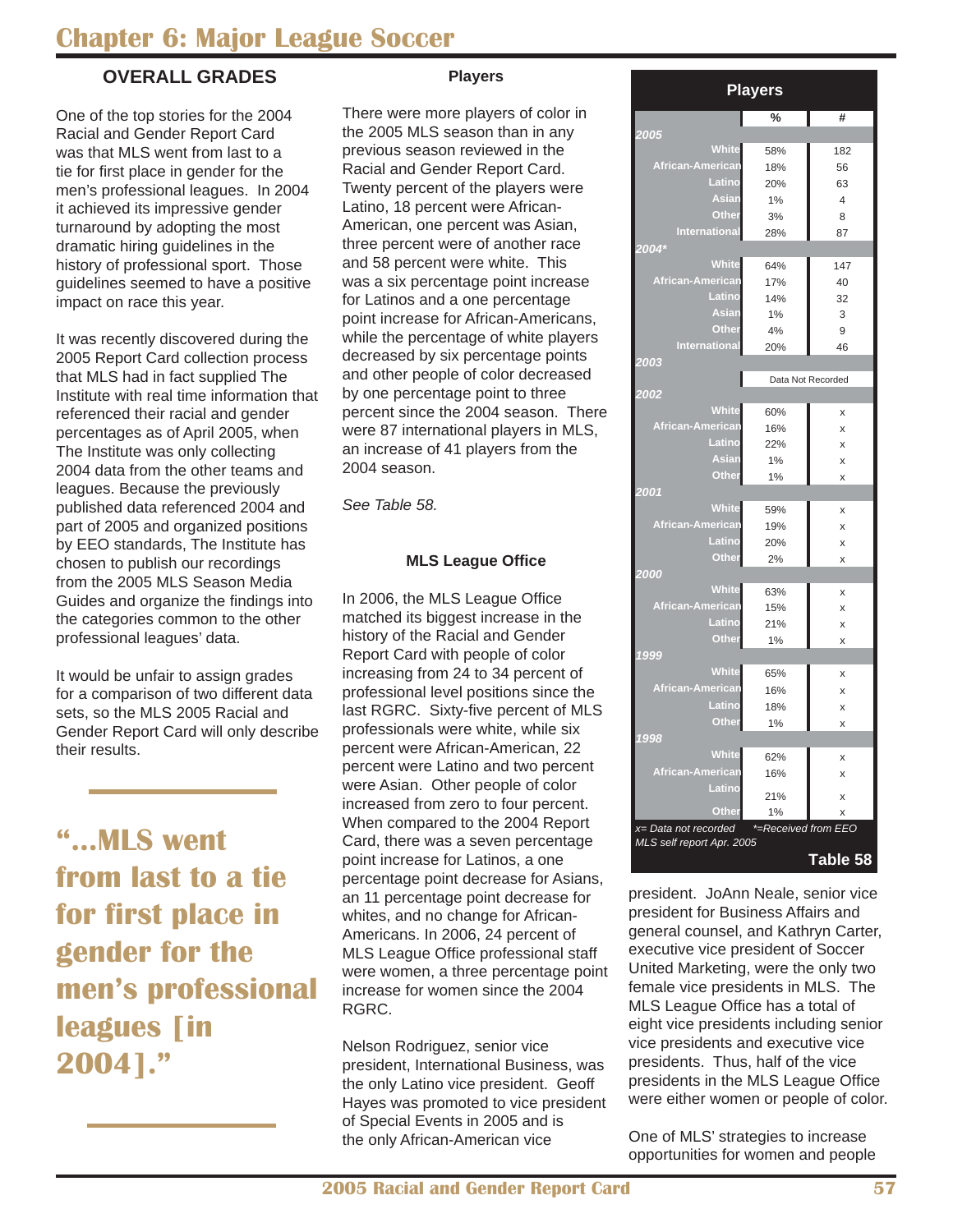# Chapter 6: Major League Soccer

## OVERALL GRADES

One of the top stories for the 2004 Racial and Gender Report Card was that MLS went from last to a tie for first place in gender for the men's professional leagues. In 2004 it achieved its impressive gender turnaround by adopting the most dramatic hiring guidelines in the history of professional sport. Those guidelines seemed to have a positive impact on race this year.

It was recently discovered during the 2005 Report Card collection process that MLS had in fact supplied The Institute with real time information that referenced their racial and gender percentages as of April 2005, when The Institute was only collecting 2004 data from the other teams and leagues. Because the previously published data referenced 2004 and part of 2005 and organized positions by EEO standards, The Institute has chosen to publish our recordings from the 2005 MLS Season Media Guides and organize the findings into the categories common to the other professional leagues' data.

It would be unfair to assign grades for a comparison of two different data sets, so the MLS 2005 Racial and Gender Report Card will only describe their results.

**"…MLS went from last to a tie for first place in gender for the men's professional leagues [in 2004]."**

### Players

There were more players of color in the 2005 MLS season than in any previous season reviewed in the Racial and Gender Report Card. Twenty percent of the players were Latino, 18 percent were African-American, one percent was Asian, three percent were of another race and 58 percent were white. This was a six percentage point increase for Latinos and a one percentage point increase for African-Americans, while the percentage of white players decreased by six percentage points and other people of color decreased by one percentage point to three percent since the 2004 season. There were 87 international players in MLS, an increase of 41 players from the 2004 season.

*See Table 58.*

**Players**

| | % | # |
|---|---|---|
| ***2005*** | | |
| White | 58% | 182 |
| African-American | 18% | 56 |
| Latino | 20% | 63 |
| Asian | 1% | 4 |
| Other | 3% | 8 |
| International | 28% | 87 |
| ***2004**** | | |
| White | 64% | 147 |
| African-American | 17% | 40 |
| Latino | 14% | 32 |
| Asian | 1% | 3 |
| Other | 4% | 9 |
| International | 20% | 46 |
| ***2003*** | Data Not Recorded | |
| ***2002*** | | |
| White | 60% | x |
| African-American | 16% | x |
| Latino | 22% | x |
| Asian | 1% | x |
| Other | 1% | x |
| ***2001*** | | |
| White | 59% | x |
| African-American | 19% | x |
| Latino | 20% | x |
| Other | 2% | x |
| ***2000*** | | |
| White | 63% | x |
| African-American | 15% | x |
| Latino | 21% | x |
| Other | 1% | x |
| ***1999*** | | |
| White | 65% | x |
| African-American | 16% | x |
| Latino | 18% | x |
| Other | 1% | x |
| ***1998*** | | |
| White | 62% | x |
| African-American | 16% | x |
| Latino | 21% | x |
| Other | 1% | x |

*x= Data not recorded &nbsp; *=Received from EEO MLS self report Apr. 2005*

**Table 58**

### MLS League Office

In 2006, the MLS League Office matched its biggest increase in the history of the Racial and Gender Report Card with people of color increasing from 24 to 34 percent of professional level positions since the last RGRC. Sixty-five percent of MLS professionals were white, while six percent were African-American, 22 percent were Latino and two percent were Asian. Other people of color increased from zero to four percent. When compared to the 2004 Report Card, there was a seven percentage point increase for Latinos, a one percentage point decrease for Asians, an 11 percentage point decrease for whites, and no change for African-Americans. In 2006, 24 percent of MLS League Office professional staff were women, a three percentage point increase for women since the 2004 RGRC.

Nelson Rodriguez, senior vice president, International Business, was the only Latino vice president. Geoff Hayes was promoted to vice president of Special Events in 2005 and is the only African-American vice president. JoAnn Neale, senior vice president for Business Affairs and general counsel, and Kathryn Carter, executive vice president of Soccer United Marketing, were the only two female vice presidents in MLS. The MLS League Office has a total of eight vice presidents including senior vice presidents and executive vice presidents. Thus, half of the vice presidents in the MLS League Office were either women or people of color.

One of MLS' strategies to increase opportunities for women and people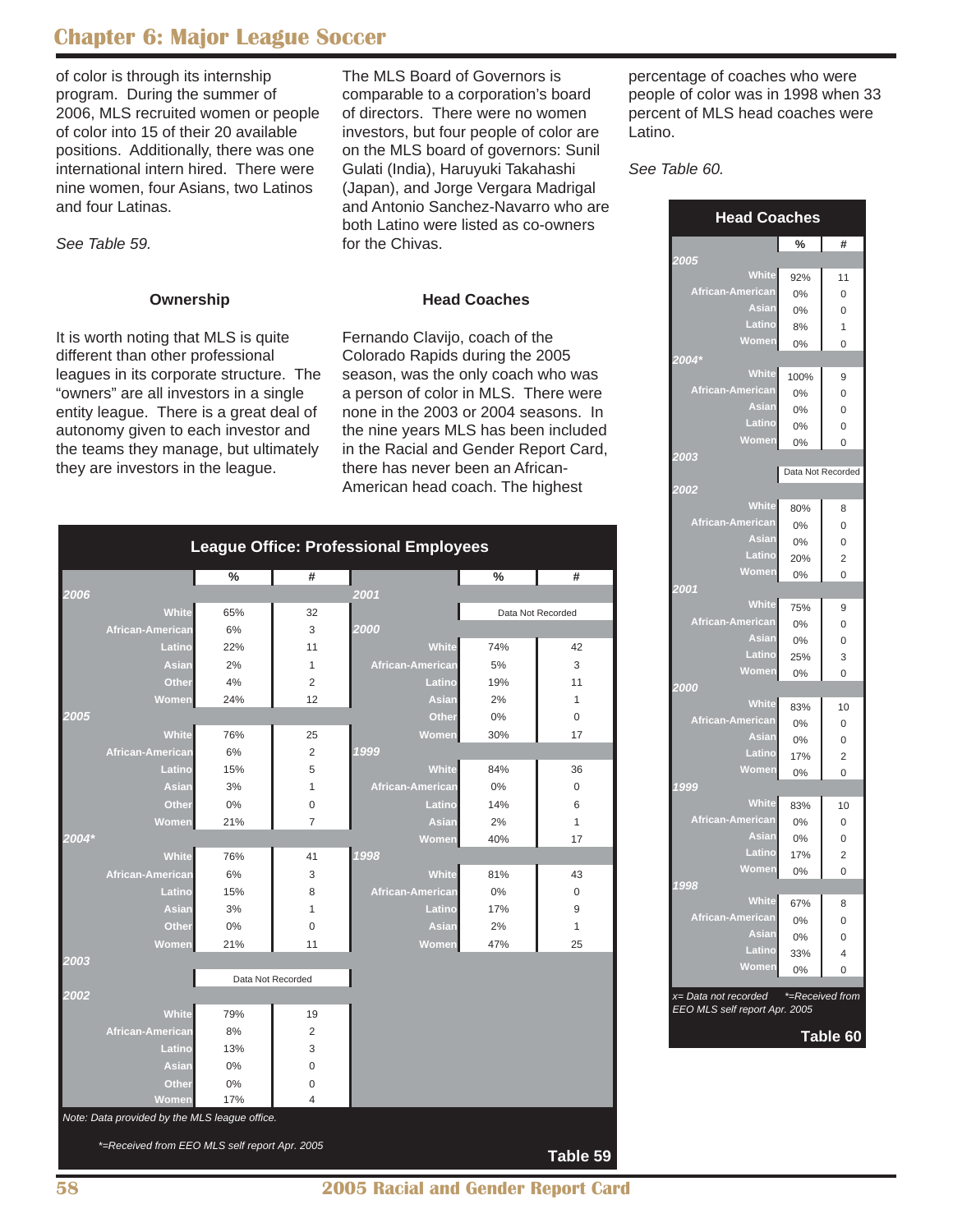## Chapter 6: Major League Soccer

of color is through its internship program. During the summer of 2006, MLS recruited women or people of color into 15 of their 20 available positions. Additionally, there was one international intern hired. There were nine women, four Asians, two Latinos and four Latinas.

*See Table 59.*

### Ownership

It is worth noting that MLS is quite different than other professional leagues in its corporate structure. The "owners" are all investors in a single entity league. There is a great deal of autonomy given to each investor and the teams they manage, but ultimately they are investors in the league.

The MLS Board of Governors is comparable to a corporation's board of directors. There were no women investors, but four people of color are on the MLS board of governors: Sunil Gulati (India), Haruyuki Takahashi (Japan), and Jorge Vergara Madrigal and Antonio Sanchez-Navarro who are both Latino were listed as co-owners for the Chivas.

### Head Coaches

Fernando Clavijo, coach of the Colorado Rapids during the 2005 season, was the only coach who was a person of color in MLS. There were none in the 2003 or 2004 seasons. In the nine years MLS has been included in the Racial and Gender Report Card, there has never been an African-American head coach. The highest percentage of coaches who were people of color was in 1998 when 33 percent of MLS head coaches were Latino.

*See Table 60.*

**League Office: Professional Employees**

| | % | # |
|---|---|---|
| **2006** | | |
| White | 65% | 32 |
| African-American | 6% | 3 |
| Latino | 22% | 11 |
| Asian | 2% | 1 |
| Other | 4% | 2 |
| Women | 24% | 12 |
| **2005** | | |
| White | 76% | 25 |
| African-American | 6% | 2 |
| Latino | 15% | 5 |
| Asian | 3% | 1 |
| Other | 0% | 0 |
| Women | 21% | 7 |
| **2004*** | | |
| White | 76% | 41 |
| African-American | 6% | 3 |
| Latino | 15% | 8 |
| Asian | 3% | 1 |
| Other | 0% | 0 |
| Women | 21% | 11 |
| **2003** | | |
| | Data Not Recorded | |
| **2002** | | |
| White | 79% | 19 |
| African-American | 8% | 2 |
| Latino | 13% | 3 |
| Asian | 0% | 0 |
| Other | 0% | 0 |
| Women | 17% | 4 |
| **2001** | | |
| | Data Not Recorded | |
| **2000** | | |
| White | 74% | 42 |
| African-American | 5% | 3 |
| Latino | 19% | 11 |
| Asian | 2% | 1 |
| Other | 0% | 0 |
| Women | 30% | 17 |
| **1999** | | |
| White | 84% | 36 |
| African-American | 0% | 0 |
| Latino | 14% | 6 |
| Asian | 2% | 1 |
| Women | 40% | 17 |
| **1998** | | |
| White | 81% | 43 |
| African-American | 0% | 0 |
| Latino | 17% | 9 |
| Asian | 2% | 1 |
| Women | 47% | 25 |

*Note: Data provided by the MLS league office.*

*\*=Received from EEO MLS self report Apr. 2005*

**Table 59**

**Head Coaches**

| | % | # |
|---|---|---|
| **2005** | | |
| White | 92% | 11 |
| African-American | 0% | 0 |
| Asian | 0% | 0 |
| Latino | 8% | 1 |
| Women | 0% | 0 |
| **2004*** | | |
| White | 100% | 9 |
| African-American | 0% | 0 |
| Asian | 0% | 0 |
| Latino | 0% | 0 |
| Women | 0% | 0 |
| **2003** | | |
| | Data Not Recorded | |
| **2002** | | |
| White | 80% | 8 |
| African-American | 0% | 0 |
| Asian | 0% | 0 |
| Latino | 20% | 2 |
| Women | 0% | 0 |
| **2001** | | |
| White | 75% | 9 |
| African-American | 0% | 0 |
| Asian | 0% | 0 |
| Latino | 25% | 3 |
| Women | 0% | 0 |
| **2000** | | |
| White | 83% | 10 |
| African-American | 0% | 0 |
| Asian | 0% | 0 |
| Latino | 17% | 2 |
| Women | 0% | 0 |
| **1999** | | |
| White | 83% | 10 |
| African-American | 0% | 0 |
| Asian | 0% | 0 |
| Latino | 17% | 2 |
| Women | 0% | 0 |
| **1998** | | |
| White | 67% | 8 |
| African-American | 0% | 0 |
| Asian | 0% | 0 |
| Latino | 33% | 4 |
| Women | 0% | 0 |

*x= Data not recorded \*=Received from EEO MLS self report Apr. 2005*

**Table 60**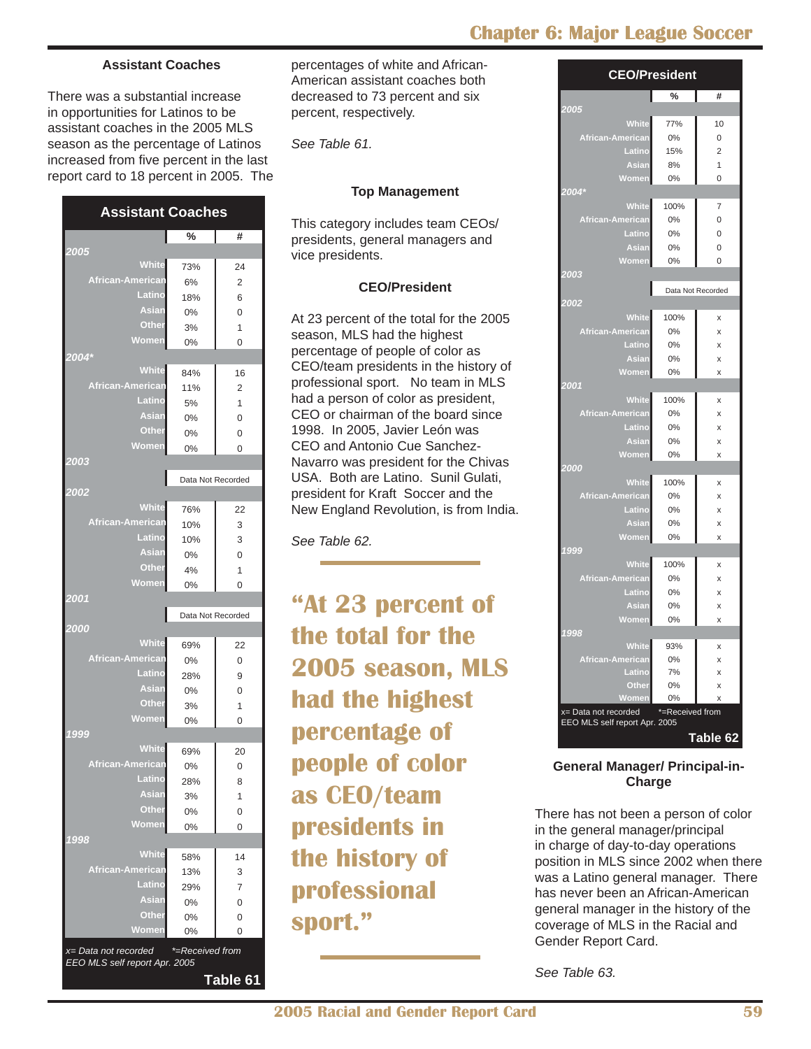### Assistant Coaches

There was a substantial increase in opportunities for Latinos to be assistant coaches in the 2005 MLS season as the percentage of Latinos increased from five percent in the last report card to 18 percent in 2005. The percentages of white and African-American assistant coaches both decreased to 73 percent and six percent, respectively.

*See Table 61.*

**Assistant Coaches**

| | % | # |
|---|---|---|
| **2005** | | |
| White | 73% | 24 |
| African-American | 6% | 2 |
| Latino | 18% | 6 |
| Asian | 0% | 0 |
| Other | 3% | 1 |
| Women | 0% | 0 |
| **2004*** | | |
| White | 84% | 16 |
| African-American | 11% | 2 |
| Latino | 5% | 1 |
| Asian | 0% | 0 |
| Other | 0% | 0 |
| Women | 0% | 0 |
| **2003** | | |
| | Data Not Recorded | |
| **2002** | | |
| White | 76% | 22 |
| African-American | 10% | 3 |
| Latino | 10% | 3 |
| Asian | 0% | 0 |
| Other | 4% | 1 |
| Women | 0% | 0 |
| **2001** | | |
| | Data Not Recorded | |
| **2000** | | |
| White | 69% | 22 |
| African-American | 0% | 0 |
| Latino | 28% | 9 |
| Asian | 0% | 0 |
| Other | 3% | 1 |
| Women | 0% | 0 |
| **1999** | | |
| White | 69% | 20 |
| African-American | 0% | 0 |
| Latino | 28% | 8 |
| Asian | 3% | 1 |
| Other | 0% | 0 |
| Women | 0% | 0 |
| **1998** | | |
| White | 58% | 14 |
| African-American | 13% | 3 |
| Latino | 29% | 7 |
| Asian | 0% | 0 |
| Other | 0% | 0 |
| Women | 0% | 0 |

*x= Data not recorded* *\*=Received from EEO MLS self report Apr. 2005*

**Table 61**

### Top Management

This category includes team CEOs/presidents, general managers and vice presidents.

#### CEO/President

At 23 percent of the total for the 2005 season, MLS had the highest percentage of people of color as CEO/team presidents in the history of professional sport. No team in MLS had a person of color as president, CEO or chairman of the board since 1998. In 2005, Javier León was CEO and Antonio Cue Sanchez-Navarro was president for the Chivas USA. Both are Latino. Sunil Gulati, president for Kraft Soccer and the New England Revolution, is from India.

*See Table 62.*

**"At 23 percent of the total for the 2005 season, MLS had the highest percentage of people of color as CEO/team presidents in the history of professional sport."**

**CEO/President**

| | % | # |
|---|---|---|
| **2005** | | |
| White | 77% | 10 |
| African-American | 0% | 0 |
| Latino | 15% | 2 |
| Asian | 8% | 1 |
| Women | 0% | 0 |
| **2004*** | | |
| White | 100% | 7 |
| African-American | 0% | 0 |
| Latino | 0% | 0 |
| Asian | 0% | 0 |
| Women | 0% | 0 |
| **2003** | | |
| | Data Not Recorded | |
| **2002** | | |
| White | 100% | x |
| African-American | 0% | x |
| Latino | 0% | x |
| Asian | 0% | x |
| Women | 0% | x |
| **2001** | | |
| White | 100% | x |
| African-American | 0% | x |
| Latino | 0% | x |
| Asian | 0% | x |
| Women | 0% | x |
| **2000** | | |
| White | 100% | x |
| African-American | 0% | x |
| Latino | 0% | x |
| Asian | 0% | x |
| Women | 0% | x |
| **1999** | | |
| White | 100% | x |
| African-American | 0% | x |
| Latino | 0% | x |
| Asian | 0% | x |
| Women | 0% | x |
| **1998** | | |
| White | 93% | x |
| African-American | 0% | x |
| Latino | 7% | x |
| Other | 0% | x |
| Women | 0% | x |

x= Data not recorded *=Received from EEO MLS self report Apr. 2005

**Table 62**

#### General Manager/ Principal-in-Charge

There has not been a person of color in the general manager/principal in charge of day-to-day operations position in MLS since 2002 when there was a Latino general manager. There has never been an African-American general manager in the history of the coverage of MLS in the Racial and Gender Report Card.

*See Table 63.*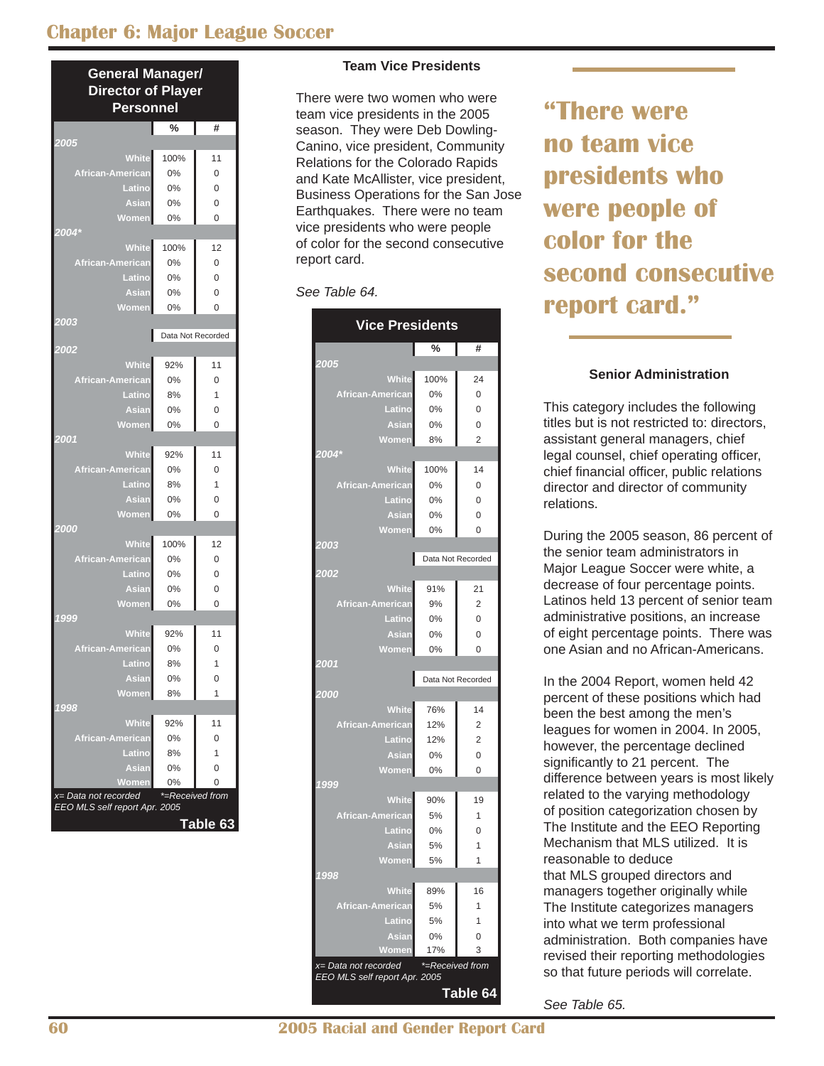## Chapter 6: Major League Soccer

**General Manager/ Director of Player Personnel**

| | % | # |
|---|---|---|
| ***2005*** | | |
| White | 100% | 11 |
| African-American | 0% | 0 |
| Latino | 0% | 0 |
| Asian | 0% | 0 |
| Women | 0% | 0 |
| ***2004**** | | |
| White | 100% | 12 |
| African-American | 0% | 0 |
| Latino | 0% | 0 |
| Asian | 0% | 0 |
| Women | 0% | 0 |
| ***2003*** | | |
| | Data Not Recorded | |
| ***2002*** | | |
| White | 92% | 11 |
| African-American | 0% | 0 |
| Latino | 8% | 1 |
| Asian | 0% | 0 |
| Women | 0% | 0 |
| ***2001*** | | |
| White | 92% | 11 |
| African-American | 0% | 0 |
| Latino | 8% | 1 |
| Asian | 0% | 0 |
| Women | 0% | 0 |
| ***2000*** | | |
| White | 100% | 12 |
| African-American | 0% | 0 |
| Latino | 0% | 0 |
| Asian | 0% | 0 |
| Women | 0% | 0 |
| ***1999*** | | |
| White | 92% | 11 |
| African-American | 0% | 0 |
| Latino | 8% | 1 |
| Asian | 0% | 0 |
| Women | 8% | 1 |
| ***1998*** | | |
| White | 92% | 11 |
| African-American | 0% | 0 |
| Latino | 8% | 1 |
| Asian | 0% | 0 |
| Women | 0% | 0 |

*x= Data not recorded* *\*=Received from EEO MLS self report Apr. 2005*

**Table 63**

### Team Vice Presidents

There were two women who were team vice presidents in the 2005 season. They were Deb Dowling-Canino, vice president, Community Relations for the Colorado Rapids and Kate McAllister, vice president, Business Operations for the San Jose Earthquakes. There were no team vice presidents who were people of color for the second consecutive report card.

*See Table 64.*

**Vice Presidents**

| | % | # |
|---|---|---|
| ***2005*** | | |
| White | 100% | 24 |
| African-American | 0% | 0 |
| Latino | 0% | 0 |
| Asian | 0% | 0 |
| Women | 8% | 2 |
| ***2004**** | | |
| White | 100% | 14 |
| African-American | 0% | 0 |
| Latino | 0% | 0 |
| Asian | 0% | 0 |
| Women | 0% | 0 |
| ***2003*** | | |
| | Data Not Recorded | |
| ***2002*** | | |
| White | 91% | 21 |
| African-American | 9% | 2 |
| Latino | 0% | 0 |
| Asian | 0% | 0 |
| Women | 0% | 0 |
| ***2001*** | | |
| | Data Not Recorded | |
| ***2000*** | | |
| White | 76% | 14 |
| African-American | 12% | 2 |
| Latino | 12% | 2 |
| Asian | 0% | 0 |
| Women | 0% | 0 |
| ***1999*** | | |
| White | 90% | 19 |
| African-American | 5% | 1 |
| Latino | 0% | 0 |
| Asian | 5% | 1 |
| Women | 5% | 1 |
| ***1998*** | | |
| White | 89% | 16 |
| African-American | 5% | 1 |
| Latino | 5% | 1 |
| Asian | 0% | 0 |
| Women | 17% | 3 |

*x= Data not recorded* *\*=Received from EEO MLS self report Apr. 2005*

**Table 64**

> **"There were no team vice presidents who were people of color for the second consecutive report card."**

### Senior Administration

This category includes the following titles but is not restricted to: directors, assistant general managers, chief legal counsel, chief operating officer, chief financial officer, public relations director and director of community relations.

During the 2005 season, 86 percent of the senior team administrators in Major League Soccer were white, a decrease of four percentage points. Latinos held 13 percent of senior team administrative positions, an increase of eight percentage points. There was one Asian and no African-Americans.

In the 2004 Report, women held 42 percent of these positions which had been the best among the men's leagues for women in 2004. In 2005, however, the percentage declined significantly to 21 percent. The difference between years is most likely related to the varying methodology of position categorization chosen by The Institute and the EEO Reporting Mechanism that MLS utilized. It is reasonable to deduce that MLS grouped directors and managers together originally while The Institute categorizes managers into what we term professional administration. Both companies have revised their reporting methodologies so that future periods will correlate.

*See Table 65.*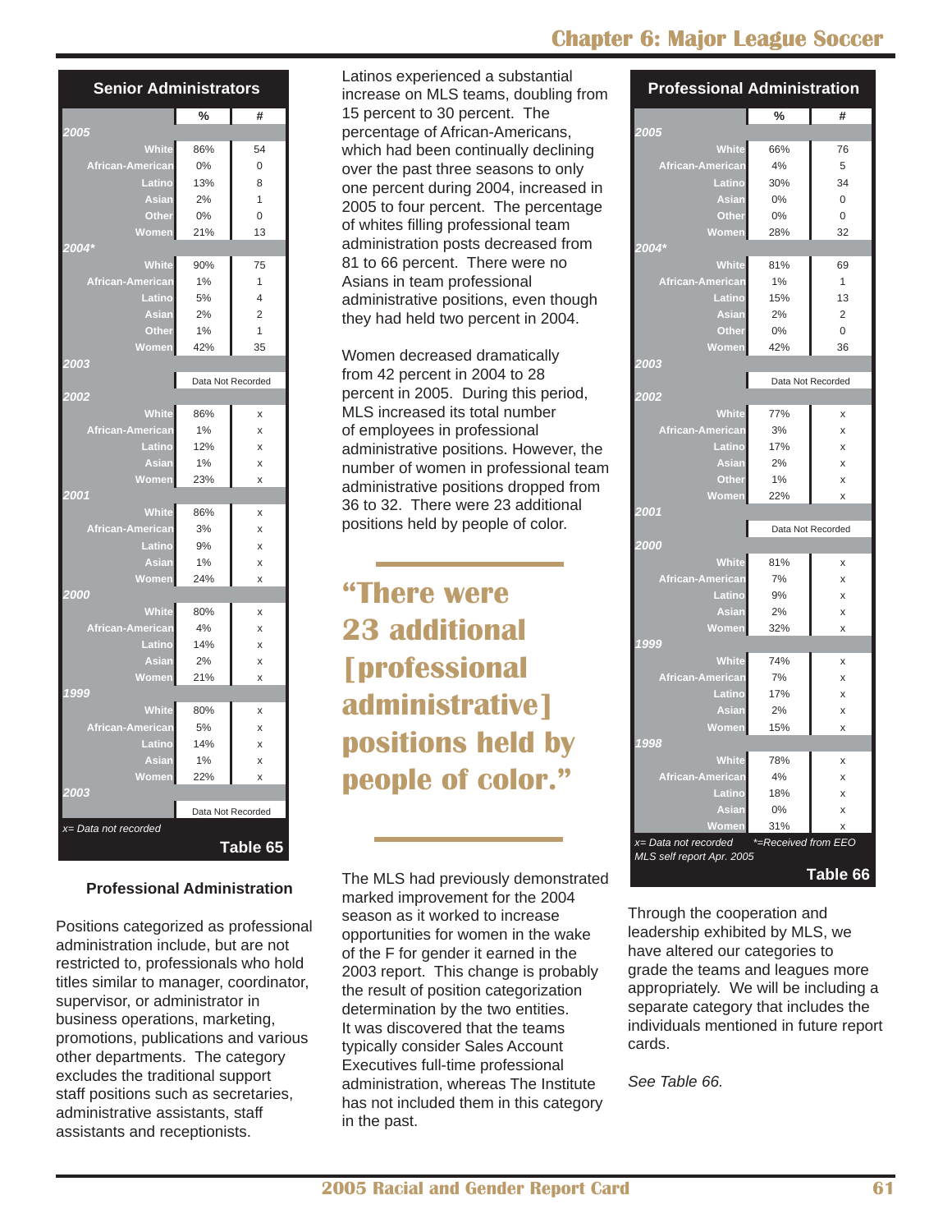## Senior Administrators

| | % | # |
|---|---|---|
| **2005** | | |
| White | 86% | 54 |
| African-American | 0% | 0 |
| Latino | 13% | 8 |
| Asian | 2% | 1 |
| Other | 0% | 0 |
| Women | 21% | 13 |
| **2004*** | | |
| White | 90% | 75 |
| African-American | 1% | 1 |
| Latino | 5% | 4 |
| Asian | 2% | 2 |
| Other | 1% | 1 |
| Women | 42% | 35 |
| **2003** | | |
| | Data Not Recorded | |
| **2002** | | |
| White | 86% | x |
| African-American | 1% | x |
| Latino | 12% | x |
| Asian | 1% | x |
| Women | 23% | x |
| **2001** | | |
| White | 86% | x |
| African-American | 3% | x |
| Latino | 9% | x |
| Asian | 1% | x |
| Women | 24% | x |
| **2000** | | |
| White | 80% | x |
| African-American | 4% | x |
| Latino | 14% | x |
| Asian | 2% | x |
| Women | 21% | x |
| **1999** | | |
| White | 80% | x |
| African-American | 5% | x |
| Latino | 14% | x |
| Asian | 1% | x |
| Women | 22% | x |
| **2003** | | |
| | Data Not Recorded | |

*x= Data not recorded*

**Table 65**

### Professional Administration

Positions categorized as professional administration include, but are not restricted to, professionals who hold titles similar to manager, coordinator, supervisor, or administrator in business operations, marketing, promotions, publications and various other departments. The category excludes the traditional support staff positions such as secretaries, administrative assistants, staff assistants and receptionists.

Latinos experienced a substantial increase on MLS teams, doubling from 15 percent to 30 percent. The percentage of African-Americans, which had been continually declining over the past three seasons to only one percent during 2004, increased in 2005 to four percent. The percentage of whites filling professional team administration posts decreased from 81 to 66 percent. There were no Asians in team professional administrative positions, even though they had held two percent in 2004.

Women decreased dramatically from 42 percent in 2004 to 28 percent in 2005. During this period, MLS increased its total number of employees in professional administrative positions. However, the number of women in professional team administrative positions dropped from 36 to 32. There were 23 additional positions held by people of color.

> **"There were 23 additional [professional administrative] positions held by people of color."**

The MLS had previously demonstrated marked improvement for the 2004 season as it worked to increase opportunities for women in the wake of the F for gender it earned in the 2003 report. This change is probably the result of position categorization determination by the two entities. It was discovered that the teams typically consider Sales Account Executives full-time professional administration, whereas The Institute has not included them in this category in the past.

## Professional Administration

| | % | # |
|---|---|---|
| **2005** | | |
| White | 66% | 76 |
| African-American | 4% | 5 |
| Latino | 30% | 34 |
| Asian | 0% | 0 |
| Other | 0% | 0 |
| Women | 28% | 32 |
| **2004*** | | |
| White | 81% | 69 |
| African-American | 1% | 1 |
| Latino | 15% | 13 |
| Asian | 2% | 2 |
| Other | 0% | 0 |
| Women | 42% | 36 |
| **2003** | | |
| | Data Not Recorded | |
| **2002** | | |
| White | 77% | x |
| African-American | 3% | x |
| Latino | 17% | x |
| Asian | 2% | x |
| Other | 1% | x |
| Women | 22% | x |
| **2001** | | |
| | Data Not Recorded | |
| **2000** | | |
| White | 81% | x |
| African-American | 7% | x |
| Latino | 9% | x |
| Asian | 2% | x |
| Women | 32% | x |
| **1999** | | |
| White | 74% | x |
| African-American | 7% | x |
| Latino | 17% | x |
| Asian | 2% | x |
| Women | 15% | x |
| **1998** | | |
| White | 78% | x |
| African-American | 4% | x |
| Latino | 18% | x |
| Asian | 0% | x |
| Women | 31% | x |

*x= Data not recorded* *\*=Received from EEO MLS self report Apr. 2005*

**Table 66**

Through the cooperation and leadership exhibited by MLS, we have altered our categories to grade the teams and leagues more appropriately. We will be including a separate category that includes the individuals mentioned in future report cards.

*See Table 66.*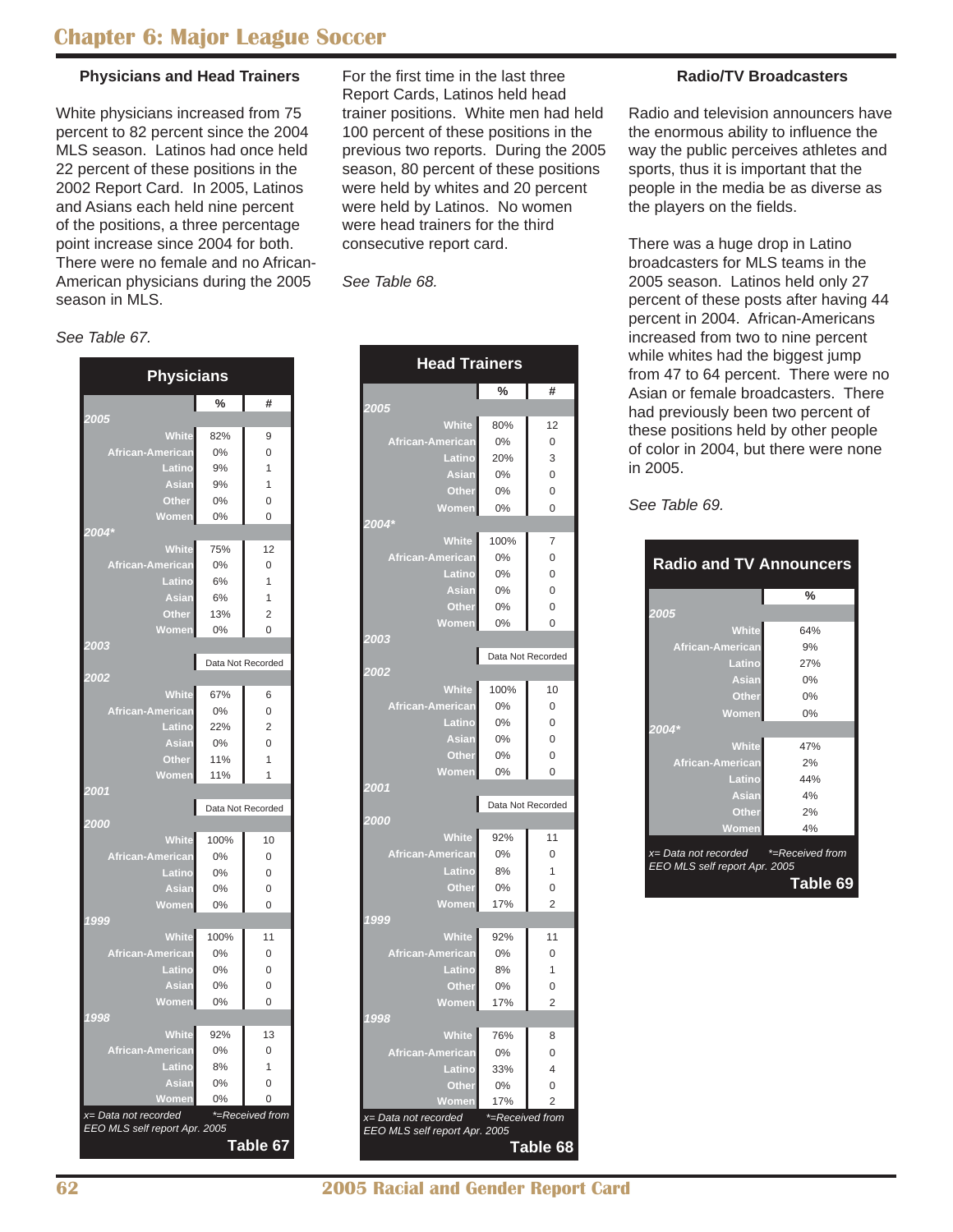## Chapter 6: Major League Soccer

### Physicians and Head Trainers

White physicians increased from 75 percent to 82 percent since the 2004 MLS season. Latinos had once held 22 percent of these positions in the 2002 Report Card. In 2005, Latinos and Asians each held nine percent of the positions, a three percentage point increase since 2004 for both. There were no female and no African-American physicians during the 2005 season in MLS.

*See Table 67.*

| Physicians | % | # |
|---|---|---|
| **2005** | | |
| White | 82% | 9 |
| African-American | 0% | 0 |
| Latino | 9% | 1 |
| Asian | 9% | 1 |
| Other | 0% | 0 |
| Women | 0% | 0 |
| **2004*** | | |
| White | 75% | 12 |
| African-American | 0% | 0 |
| Latino | 6% | 1 |
| Asian | 6% | 1 |
| Other | 13% | 2 |
| Women | 0% | 0 |
| **2003** | Data Not Recorded | |
| **2002** | | |
| White | 67% | 6 |
| African-American | 0% | 0 |
| Latino | 22% | 2 |
| Asian | 0% | 0 |
| Other | 11% | 1 |
| Women | 11% | 1 |
| **2001** | Data Not Recorded | |
| **2000** | | |
| White | 100% | 10 |
| African-American | 0% | 0 |
| Latino | 0% | 0 |
| Asian | 0% | 0 |
| Women | 0% | 0 |
| **1999** | | |
| White | 100% | 11 |
| African-American | 0% | 0 |
| Latino | 0% | 0 |
| Asian | 0% | 0 |
| Women | 0% | 0 |
| **1998** | | |
| White | 92% | 13 |
| African-American | 0% | 0 |
| Latino | 8% | 1 |
| Asian | 0% | 0 |
| Women | 0% | 0 |

*x= Data not recorded* *\*=Received from EEO MLS self report Apr. 2005*

**Table 67**

For the first time in the last three Report Cards, Latinos held head trainer positions. White men had held 100 percent of these positions in the previous two reports. During the 2005 season, 80 percent of these positions were held by whites and 20 percent were held by Latinos. No women were head trainers for the third consecutive report card.

*See Table 68.*

| Head Trainers | % | # |
|---|---|---|
| **2005** | | |
| White | 80% | 12 |
| African-American | 0% | 0 |
| Latino | 20% | 3 |
| Asian | 0% | 0 |
| Other | 0% | 0 |
| Women | 0% | 0 |
| **2004*** | | |
| White | 100% | 7 |
| African-American | 0% | 0 |
| Latino | 0% | 0 |
| Asian | 0% | 0 |
| Other | 0% | 0 |
| Women | 0% | 0 |
| **2003** | Data Not Recorded | |
| **2002** | | |
| White | 100% | 10 |
| African-American | 0% | 0 |
| Latino | 0% | 0 |
| Asian | 0% | 0 |
| Other | 0% | 0 |
| Women | 0% | 0 |
| **2001** | Data Not Recorded | |
| **2000** | | |
| White | 92% | 11 |
| African-American | 0% | 0 |
| Latino | 8% | 1 |
| Other | 0% | 0 |
| Women | 17% | 2 |
| **1999** | | |
| White | 92% | 11 |
| African-American | 0% | 0 |
| Latino | 8% | 1 |
| Other | 0% | 0 |
| Women | 17% | 2 |
| **1998** | | |
| White | 76% | 8 |
| African-American | 0% | 0 |
| Latino | 33% | 4 |
| Other | 0% | 0 |
| Women | 17% | 2 |

*x= Data not recorded* *\*=Received from EEO MLS self report Apr. 2005*

**Table 68**

### Radio/TV Broadcasters

Radio and television announcers have the enormous ability to influence the way the public perceives athletes and sports, thus it is important that the people in the media be as diverse as the players on the fields.

There was a huge drop in Latino broadcasters for MLS teams in the 2005 season. Latinos held only 27 percent of these posts after having 44 percent in 2004. African-Americans increased from two to nine percent while whites had the biggest jump from 47 to 64 percent. There were no Asian or female broadcasters. There had previously been two percent of these positions held by other people of color in 2004, but there were none in 2005.

*See Table 69.*

| Radio and TV Announcers | % |
|---|---|
| **2005** | |
| White | 64% |
| African-American | 9% |
| Latino | 27% |
| Asian | 0% |
| Other | 0% |
| Women | 0% |
| **2004*** | |
| White | 47% |
| African-American | 2% |
| Latino | 44% |
| Asian | 4% |
| Other | 2% |
| Women | 4% |

*x= Data not recorded* *\*=Received from EEO MLS self report Apr. 2005*

**Table 69**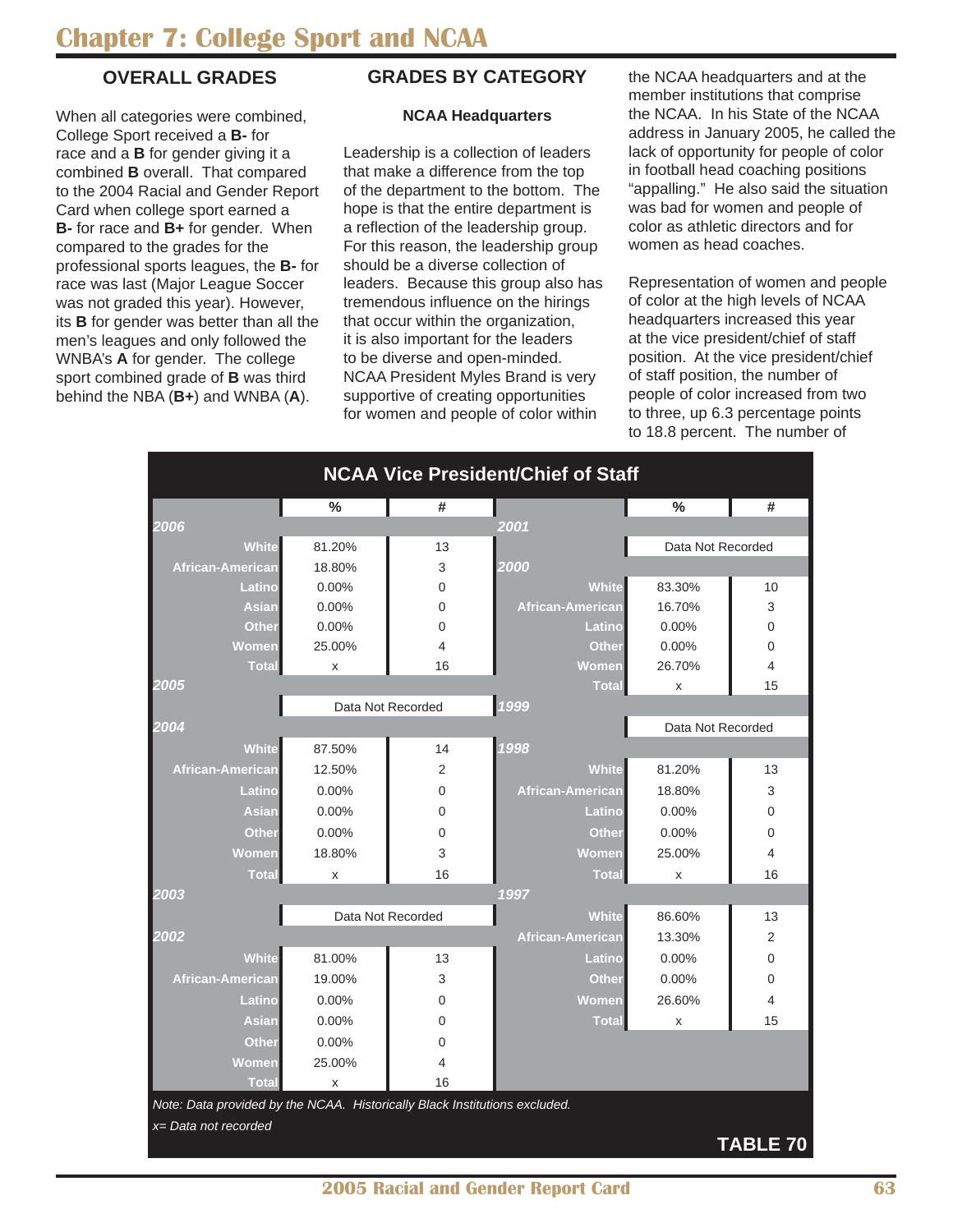// Chapter 7: College Sport and NCAA

## OVERALL GRADES

When all categories were combined, College Sport received a **B-** for race and a **B** for gender giving it a combined **B** overall. That compared to the 2004 Racial and Gender Report Card when college sport earned a **B-** for race and **B+** for gender. When compared to the grades for the professional sports leagues, the **B-** for race was last (Major League Soccer was not graded this year). However, its **B** for gender was better than all the men's leagues and only followed the WNBA's **A** for gender. The college sport combined grade of **B** was third behind the NBA (**B+**) and WNBA (**A**).

## GRADES BY CATEGORY

### NCAA Headquarters

Leadership is a collection of leaders that make a difference from the top of the department to the bottom. The hope is that the entire department is a reflection of the leadership group. For this reason, the leadership group should be a diverse collection of leaders. Because this group also has tremendous influence on the hirings that occur within the organization, it is also important for the leaders to be diverse and open-minded. NCAA President Myles Brand is very supportive of creating opportunities for women and people of color within the NCAA headquarters and at the member institutions that comprise the NCAA. In his State of the NCAA address in January 2005, he called the lack of opportunity for people of color in football head coaching positions "appalling." He also said the situation was bad for women and people of color as athletic directors and for women as head coaches.

Representation of women and people of color at the high levels of NCAA headquarters increased this year at the vice president/chief of staff position. At the vice president/chief of staff position, the number of people of color increased from two to three, up 6.3 percentage points to 18.8 percent. The number of

**NCAA Vice President/Chief of Staff**

| | % | # |
|---|---|---|
| ***2006*** | | |
| White | 81.20% | 13 |
| African-American | 18.80% | 3 |
| Latino | 0.00% | 0 |
| Asian | 0.00% | 0 |
| Other | 0.00% | 0 |
| Women | 25.00% | 4 |
| Total | x | 16 |
| ***2005*** | | |
| | Data Not Recorded | |
| ***2004*** | | |
| White | 87.50% | 14 |
| African-American | 12.50% | 2 |
| Latino | 0.00% | 0 |
| Asian | 0.00% | 0 |
| Other | 0.00% | 0 |
| Women | 18.80% | 3 |
| Total | x | 16 |
| ***2003*** | | |
| | Data Not Recorded | |
| ***2002*** | | |
| White | 81.00% | 13 |
| African-American | 19.00% | 3 |
| Latino | 0.00% | 0 |
| Asian | 0.00% | 0 |
| Other | 0.00% | 0 |
| Women | 25.00% | 4 |
| Total | x | 16 |
| ***2001*** | | |
| | Data Not Recorded | |
| ***2000*** | | |
| White | 83.30% | 10 |
| African-American | 16.70% | 3 |
| Latino | 0.00% | 0 |
| Other | 0.00% | 0 |
| Women | 26.70% | 4 |
| Total | x | 15 |
| ***1999*** | | |
| | Data Not Recorded | |
| ***1998*** | | |
| White | 81.20% | 13 |
| African-American | 18.80% | 3 |
| Latino | 0.00% | 0 |
| Other | 0.00% | 0 |
| Women | 25.00% | 4 |
| Total | x | 16 |
| ***1997*** | | |
| White | 86.60% | 13 |
| African-American | 13.30% | 2 |
| Latino | 0.00% | 0 |
| Other | 0.00% | 0 |
| Women | 26.60% | 4 |
| Total | x | 15 |

*Note: Data provided by the NCAA. Historically Black Institutions excluded.*

*x= Data not recorded*

**TABLE 70**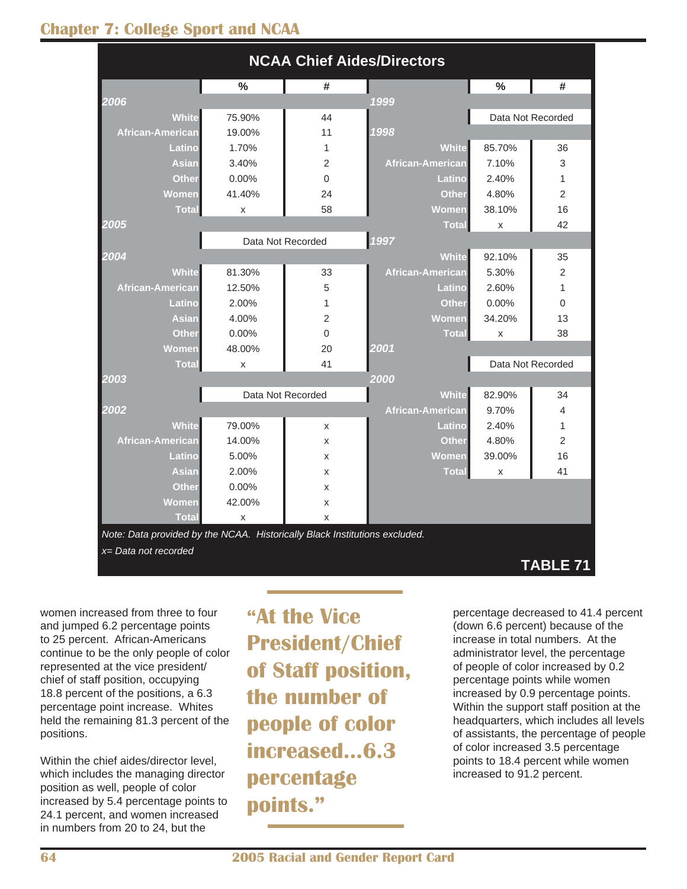## NCAA Chief Aides/Directors

| | % | # |
|---|---|---|
| **2006** | | |
| White | 75.90% | 44 |
| African-American | 19.00% | 11 |
| Latino | 1.70% | 1 |
| Asian | 3.40% | 2 |
| Other | 0.00% | 0 |
| Women | 41.40% | 24 |
| Total | x | 58 |
| **2005** | | |
| | Data Not Recorded | |
| **2004** | | |
| White | 81.30% | 33 |
| African-American | 12.50% | 5 |
| Latino | 2.00% | 1 |
| Asian | 4.00% | 2 |
| Other | 0.00% | 0 |
| Women | 48.00% | 20 |
| Total | x | 41 |
| **2003** | | |
| | Data Not Recorded | |
| **2002** | | |
| White | 79.00% | x |
| African-American | 14.00% | x |
| Latino | 5.00% | x |
| Asian | 2.00% | x |
| Other | 0.00% | x |
| Women | 42.00% | x |
| Total | x | x |
| **2001** | | |
| | Data Not Recorded | |
| **2000** | | |
| White | 82.90% | 34 |
| African-American | 9.70% | 4 |
| Latino | 2.40% | 1 |
| Other | 4.80% | 2 |
| Women | 39.00% | 16 |
| Total | x | 41 |
| **1999** | | |
| | Data Not Recorded | |
| **1998** | | |
| White | 85.70% | 36 |
| African-American | 7.10% | 3 |
| Latino | 2.40% | 1 |
| Other | 4.80% | 2 |
| Women | 38.10% | 16 |
| Total | x | 42 |
| **1997** | | |
| White | 92.10% | 35 |
| African-American | 5.30% | 2 |
| Latino | 2.60% | 1 |
| Other | 0.00% | 0 |
| Women | 34.20% | 13 |
| Total | x | 38 |

*Note: Data provided by the NCAA. Historically Black Institutions excluded.*

*x= Data not recorded*

**TABLE 71**

women increased from three to four and jumped 6.2 percentage points to 25 percent. African-Americans continue to be the only people of color represented at the vice president/ chief of staff position, occupying 18.8 percent of the positions, a 6.3 percentage point increase. Whites held the remaining 81.3 percent of the positions.

Within the chief aides/director level, which includes the managing director position as well, people of color increased by 5.4 percentage points to 24.1 percent, and women increased in numbers from 20 to 24, but the percentage decreased to 41.4 percent (down 6.6 percent) because of the increase in total numbers. At the administrator level, the percentage of people of color increased by 0.2 percentage points while women increased by 0.9 percentage points. Within the support staff position at the headquarters, which includes all levels of assistants, the percentage of people of color increased 3.5 percentage points to 18.4 percent while women increased to 91.2 percent.

> **"At the Vice President/Chief of Staff position, the number of people of color increased...6.3 percentage points."**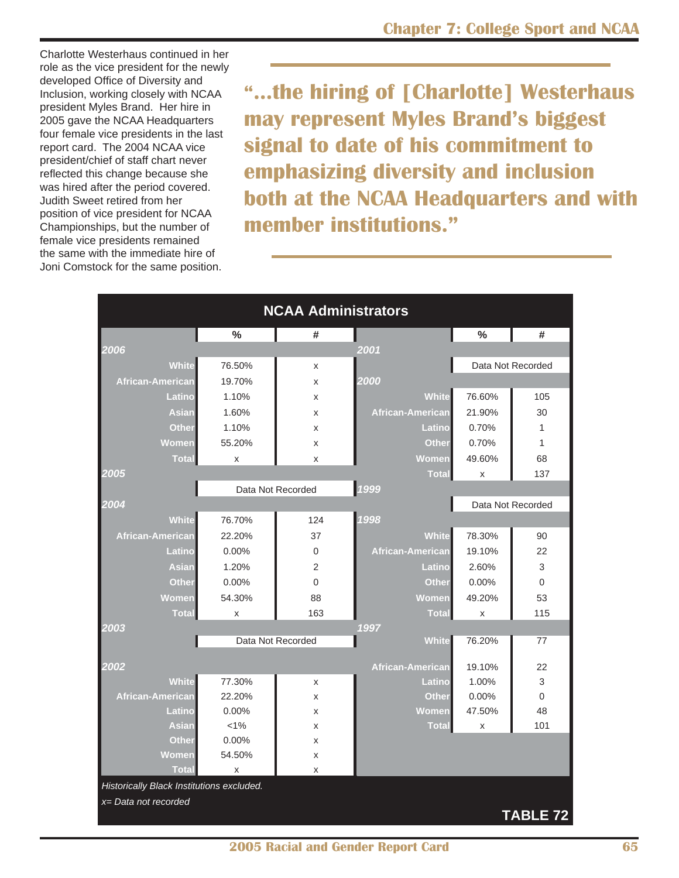Charlotte Westerhaus continued in her role as the vice president for the newly developed Office of Diversity and Inclusion, working closely with NCAA president Myles Brand. Her hire in 2005 gave the NCAA Headquarters four female vice presidents in the last report card. The 2004 NCAA vice president/chief of staff chart never reflected this change because she was hired after the period covered. Judith Sweet retired from her position of vice president for NCAA Championships, but the number of female vice presidents remained the same with the immediate hire of Joni Comstock for the same position.

**"...the hiring of [Charlotte] Westerhaus may represent Myles Brand's biggest signal to date of his commitment to emphasizing diversity and inclusion both at the NCAA Headquarters and with member institutions."**

**NCAA Administrators**

| | % | # |
|---|---|---|
| **2006** | | |
| White | 76.50% | x |
| African-American | 19.70% | x |
| Latino | 1.10% | x |
| Asian | 1.60% | x |
| Other | 1.10% | x |
| Women | 55.20% | x |
| Total | x | x |
| **2005** | | |
| | Data Not Recorded | |
| **2004** | | |
| White | 76.70% | 124 |
| African-American | 22.20% | 37 |
| Latino | 0.00% | 0 |
| Asian | 1.20% | 2 |
| Other | 0.00% | 0 |
| Women | 54.30% | 88 |
| Total | x | 163 |
| **2003** | | |
| | Data Not Recorded | |
| **2002** | | |
| White | 77.30% | x |
| African-American | 22.20% | x |
| Latino | 0.00% | x |
| Asian | <1% | x |
| Other | 0.00% | x |
| Women | 54.50% | x |
| Total | x | x |
| **2001** | | |
| | Data Not Recorded | |
| **2000** | | |
| White | 76.60% | 105 |
| African-American | 21.90% | 30 |
| Latino | 0.70% | 1 |
| Other | 0.70% | 1 |
| Women | 49.60% | 68 |
| Total | x | 137 |
| **1999** | | |
| | Data Not Recorded | |
| **1998** | | |
| White | 78.30% | 90 |
| African-American | 19.10% | 22 |
| Latino | 2.60% | 3 |
| Other | 0.00% | 0 |
| Women | 49.20% | 53 |
| Total | x | 115 |
| **1997** | | |
| White | 76.20% | 77 |
| African-American | 19.10% | 22 |
| Latino | 1.00% | 3 |
| Other | 0.00% | 0 |
| Women | 47.50% | 48 |
| Total | x | 101 |

*Historically Black Institutions excluded.*

*x= Data not recorded*

**TABLE 72**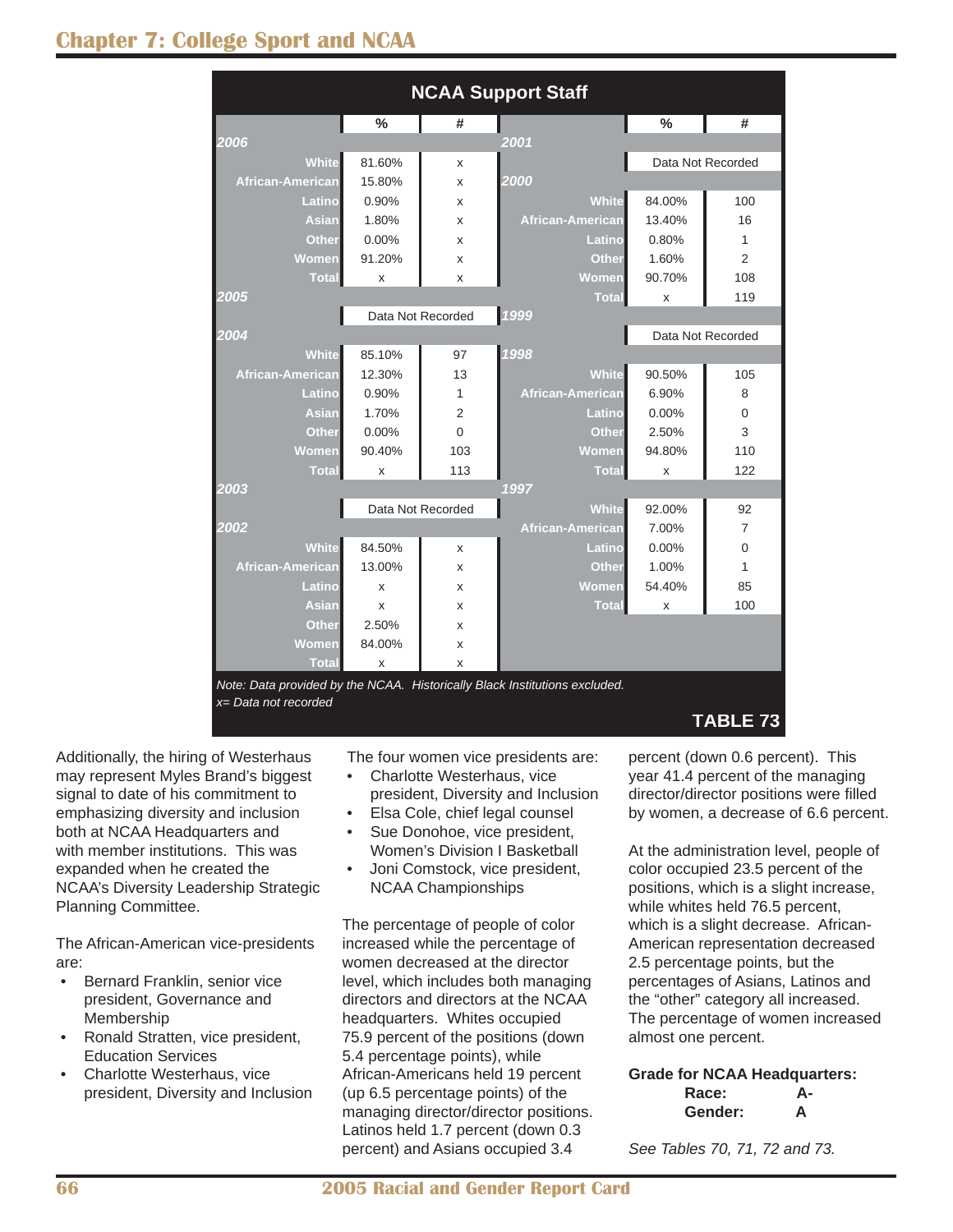## Chapter 7: College Sport and NCAA

**NCAA Support Staff**

| | % | # | | % | # |
|---|---|---|---|---|---|
| ***2006*** | | | ***2001*** | | |
| White | 81.60% | x | | Data Not Recorded | |
| African-American | 15.80% | x | ***2000*** | | |
| Latino | 0.90% | x | White | 84.00% | 100 |
| Asian | 1.80% | x | African-American | 13.40% | 16 |
| Other | 0.00% | x | Latino | 0.80% | 1 |
| Women | 91.20% | x | Other | 1.60% | 2 |
| Total | x | x | Women | 90.70% | 108 |
| ***2005*** | | | Total | x | 119 |
| | Data Not Recorded | | ***1999*** | | |
| ***2004*** | | | | Data Not Recorded | |
| White | 85.10% | 97 | ***1998*** | | |
| African-American | 12.30% | 13 | White | 90.50% | 105 |
| Latino | 0.90% | 1 | African-American | 6.90% | 8 |
| Asian | 1.70% | 2 | Latino | 0.00% | 0 |
| Other | 0.00% | 0 | Other | 2.50% | 3 |
| Women | 90.40% | 103 | Women | 94.80% | 110 |
| Total | x | 113 | Total | x | 122 |
| ***2003*** | | | ***1997*** | | |
| | Data Not Recorded | | White | 92.00% | 92 |
| ***2002*** | | | African-American | 7.00% | 7 |
| White | 84.50% | x | Latino | 0.00% | 0 |
| African-American | 13.00% | x | Other | 1.00% | 1 |
| Latino | x | x | Women | 54.40% | 85 |
| Asian | x | x | Total | x | 100 |
| Other | 2.50% | x | | | |
| Women | 84.00% | x | | | |
| Total | x | x | | | |

*Note: Data provided by the NCAA. Historically Black Institutions excluded.*
*x= Data not recorded*

**TABLE 73**

Additionally, the hiring of Westerhaus may represent Myles Brand's biggest signal to date of his commitment to emphasizing diversity and inclusion both at NCAA Headquarters and with member institutions. This was expanded when he created the NCAA's Diversity Leadership Strategic Planning Committee.

The African-American vice-presidents are:

- Bernard Franklin, senior vice president, Governance and Membership
- Ronald Stratten, vice president, Education Services
- Charlotte Westerhaus, vice president, Diversity and Inclusion

The four women vice presidents are:

- Charlotte Westerhaus, vice president, Diversity and Inclusion
- Elsa Cole, chief legal counsel
- Sue Donohoe, vice president, Women's Division I Basketball
- Joni Comstock, vice president, NCAA Championships

The percentage of people of color increased while the percentage of women decreased at the director level, which includes both managing directors and directors at the NCAA headquarters. Whites occupied 75.9 percent of the positions (down 5.4 percentage points), while African-Americans held 19 percent (up 6.5 percentage points) of the managing director/director positions. Latinos held 1.7 percent (down 0.3 percent) and Asians occupied 3.4 percent (down 0.6 percent). This year 41.4 percent of the managing director/director positions were filled by women, a decrease of 6.6 percent.

At the administration level, people of color occupied 23.5 percent of the positions, which is a slight increase, while whites held 76.5 percent, which is a slight decrease. African-American representation decreased 2.5 percentage points, but the percentages of Asians, Latinos and the "other" category all increased. The percentage of women increased almost one percent.

**Grade for NCAA Headquarters:**

| | |
|---|---|
| **Race:** | **A-** |
| **Gender:** | **A** |

*See Tables 70, 71, 72 and 73.*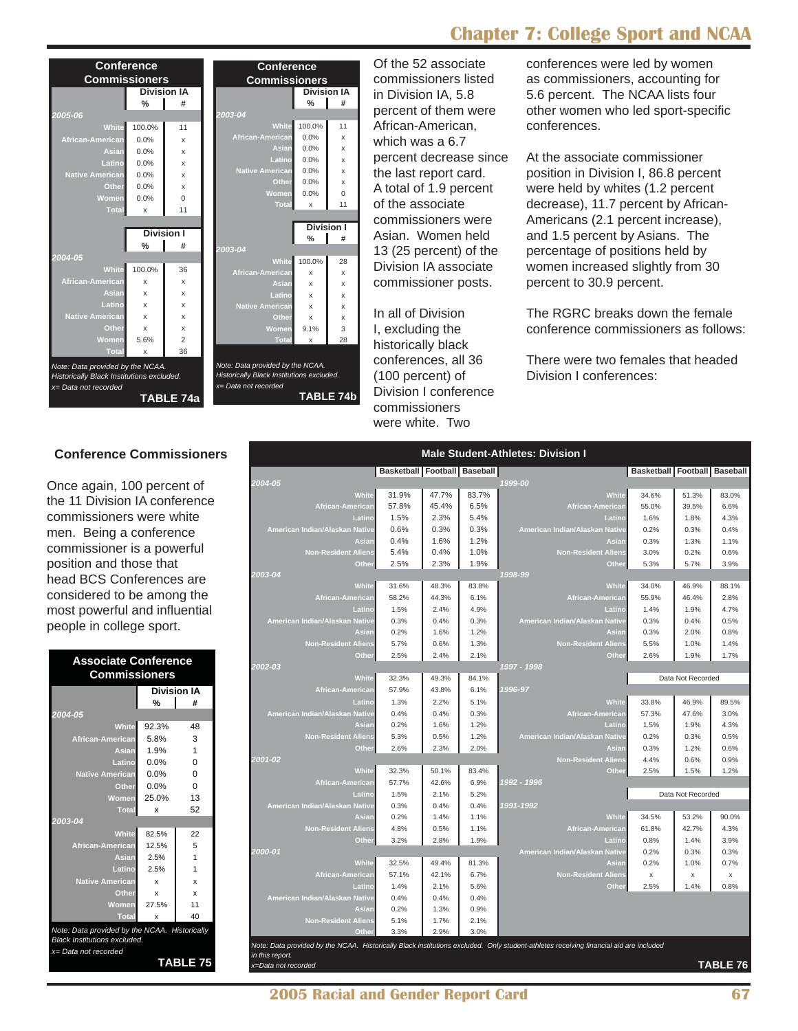## Conference Commissioners

| Conference Commissioners | Division IA % | # |
|---|---|---|
| *2005-06* | | |
| White | 100.0% | 11 |
| African-American | 0.0% | x |
| Asian | 0.0% | x |
| Latino | 0.0% | x |
| Native American | 0.0% | x |
| Other | 0.0% | x |
| Women | 0.0% | 0 |
| Total | x | 11 |
| | **Division I %** | **#** |
| *2004-05* | | |
| White | 100.0% | 36 |
| African-American | x | x |
| Asian | x | x |
| Latino | x | x |
| Native American | x | x |
| Other | x | x |
| Women | 5.6% | 2 |
| Total | x | 36 |

*Note: Data provided by the NCAA. Historically Black Institutions excluded.*
*x= Data not recorded*

**TABLE 74a**

| Conference Commissioners | Division IA % | # |
|---|---|---|
| *2003-04* | | |
| White | 100.0% | 11 |
| African-American | 0.0% | x |
| Asian | 0.0% | x |
| Latino | 0.0% | x |
| Native American | 0.0% | x |
| Other | 0.0% | x |
| Women | 0.0% | 0 |
| Total | x | 11 |
| | **Division I %** | **#** |
| *2003-04* | | |
| White | 100.0% | 28 |
| African-American | x | x |
| Asian | x | x |
| Latino | x | x |
| Native American | x | x |
| Other | x | x |
| Women | 9.1% | 3 |
| Total | x | 28 |

*Note: Data provided by the NCAA. Historically Black Institutions excluded.*
*x= Data not recorded*

**TABLE 74b**

Of the 52 associate commissioners listed in Division IA, 5.8 percent of them were African-American, which was a 6.7 percent decrease since the last report card. A total of 1.9 percent of the associate commissioners were Asian. Women held 13 (25 percent) of the Division IA associate commissioner posts.

In all of Division I, excluding the historically black conferences, all 36 (100 percent) of Division I conference commissioners were white. Two conferences were led by women as commissioners, accounting for 5.6 percent. The NCAA lists four other women who led sport-specific conferences.

At the associate commissioner position in Division I, 86.8 percent were held by whites (1.2 percent decrease), 11.7 percent by African-Americans (2.1 percent increase), and 1.5 percent by Asians. The percentage of positions held by women increased slightly from 30 percent to 30.9 percent.

The RGRC breaks down the female conference commissioners as follows:

There were two females that headed Division I conferences:

### Conference Commissioners

Once again, 100 percent of the 11 Division IA conference commissioners were white men. Being a conference commissioner is a powerful position and those that head BCS Conferences are considered to be among the most powerful and influential people in college sport.

| Associate Conference Commissioners | Division IA % | # |
|---|---|---|
| *2004-05* | | |
| White | 92.3% | 48 |
| African-American | 5.8% | 3 |
| Asian | 1.9% | 1 |
| Latino | 0.0% | 0 |
| Native American | 0.0% | 0 |
| Other | 0.0% | 0 |
| Women | 25.0% | 13 |
| Total | x | 52 |
| *2003-04* | | |
| White | 82.5% | 22 |
| African-American | 12.5% | 5 |
| Asian | 2.5% | 1 |
| Latino | 2.5% | 1 |
| Native American | x | x |
| Other | x | x |
| Women | 27.5% | 11 |
| Total | x | 40 |

*Note: Data provided by the NCAA. Historically Black Institutions excluded.*
*x= Data not recorded*

**TABLE 75**

| Male Student-Athletes: Division I | Basketball | Football | Baseball |
|---|---|---|---|
| *2004-05* | | | |
| White | 31.9% | 47.7% | 83.7% |
| African-American | 57.8% | 45.4% | 6.5% |
| Latino | 1.5% | 2.3% | 5.4% |
| American Indian/Alaskan Native | 0.6% | 0.3% | 0.3% |
| Asian | 0.4% | 1.6% | 1.2% |
| Non-Resident Aliens | 5.4% | 0.4% | 1.0% |
| Other | 2.5% | 2.3% | 1.9% |
| *2003-04* | | | |
| White | 31.6% | 48.3% | 83.8% |
| African-American | 58.2% | 44.3% | 6.1% |
| Latino | 1.5% | 2.4% | 4.9% |
| American Indian/Alaskan Native | 0.3% | 0.4% | 0.3% |
| Asian | 0.2% | 1.6% | 1.2% |
| Non-Resident Aliens | 5.7% | 0.6% | 1.3% |
| Other | 2.5% | 2.4% | 2.1% |
| *2002-03* | | | |
| White | 32.3% | 49.3% | 84.1% |
| African-American | 57.9% | 43.8% | 6.1% |
| Latino | 1.3% | 2.2% | 5.1% |
| American Indian/Alaskan Native | 0.4% | 0.4% | 0.3% |
| Asian | 0.2% | 1.6% | 1.2% |
| Non-Resident Aliens | 5.3% | 0.5% | 1.2% |
| Other | 2.6% | 2.3% | 2.0% |
| *2001-02* | | | |
| White | 32.3% | 50.1% | 83.4% |
| African-American | 57.7% | 42.6% | 6.9% |
| Latino | 1.5% | 2.1% | 5.2% |
| American Indian/Alaskan Native | 0.3% | 0.4% | 0.4% |
| Asian | 0.2% | 1.4% | 1.1% |
| Non-Resident Aliens | 4.8% | 0.5% | 1.1% |
| Other | 3.2% | 2.8% | 1.9% |
| *2000-01* | | | |
| White | 32.5% | 49.4% | 81.3% |
| African-American | 57.1% | 42.1% | 6.7% |
| Latino | 1.4% | 2.1% | 5.6% |
| American Indian/Alaskan Native | 0.4% | 0.4% | 0.4% |
| Asian | 0.2% | 1.3% | 0.9% |
| Non-Resident Aliens | 5.1% | 1.7% | 2.1% |
| Other | 3.3% | 2.9% | 3.0% |
| *1999-00* | | | |
| White | 34.6% | 51.3% | 83.0% |
| African-American | 55.0% | 39.5% | 6.6% |
| Latino | 1.6% | 1.8% | 4.3% |
| American Indian/Alaskan Native | 0.2% | 0.3% | 0.4% |
| Asian | 0.3% | 1.3% | 1.1% |
| Non-Resident Aliens | 3.0% | 0.2% | 0.6% |
| Other | 5.3% | 5.7% | 3.9% |
| *1998-99* | | | |
| White | 34.0% | 46.9% | 88.1% |
| African-American | 55.9% | 46.4% | 2.8% |
| Latino | 1.4% | 1.9% | 4.7% |
| American Indian/Alaskan Native | 0.3% | 0.4% | 0.5% |
| Asian | 0.3% | 2.0% | 0.8% |
| Non-Resident Aliens | 5.5% | 1.0% | 1.4% |
| Other | 2.6% | 1.9% | 1.7% |
| *1997 - 1998* | Data Not Recorded | | |
| *1996-97* | | | |
| White | 33.8% | 46.9% | 89.5% |
| African-American | 57.3% | 47.6% | 3.0% |
| Latino | 1.5% | 1.9% | 4.3% |
| American Indian/Alaskan Native | 0.2% | 0.3% | 0.5% |
| Asian | 0.3% | 1.2% | 0.6% |
| Non-Resident Aliens | 4.4% | 0.6% | 0.9% |
| Other | 2.5% | 1.5% | 1.2% |
| *1992 - 1996* | Data Not Recorded | | |
| *1991-1992* | | | |
| White | 34.5% | 53.2% | 90.0% |
| African-American | 61.8% | 42.7% | 4.3% |
| Latino | 0.8% | 1.4% | 3.9% |
| American Indian/Alaskan Native | 0.2% | 0.3% | 0.3% |
| Asian | 0.2% | 1.0% | 0.7% |
| Non-Resident Aliens | x | x | x |
| Other | 2.5% | 1.4% | 0.8% |

*Note: Data provided by the NCAA. Historically Black institutions excluded. Only student-athletes receiving financial aid are included in this report.*
*x=Data not recorded*

**TABLE 76**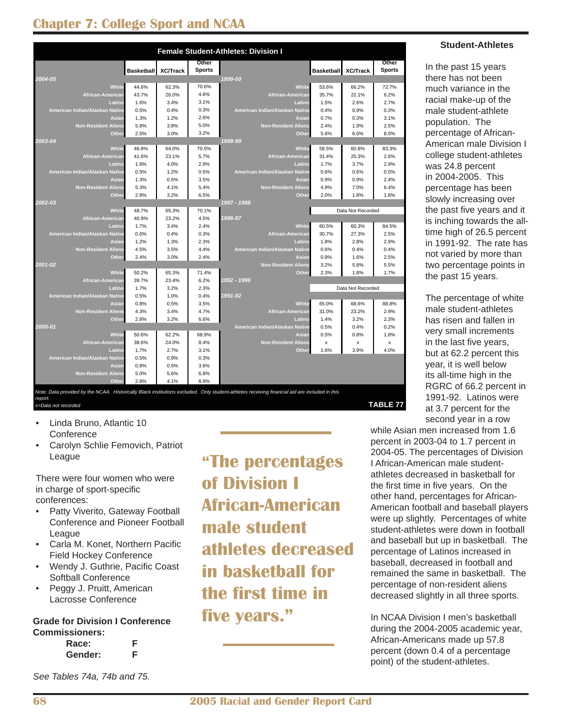# Chapter 7: College Sport and NCAA

**Female Student-Athletes: Division I**

| | Basketball | XC/Track | Other Sports | | Basketball | XC/Track | Other Sports |
|---|---|---|---|---|---|---|---|
| *2004-05* | | | | *1999-00* | | | |
| White | 44.6% | 62.3% | 70.6% | White | 53.6% | 66.2% | 72.7% |
| African-American | 43.7% | 26.0% | 4.6% | African-American | 35.7% | 22.1% | 6.2% |
| Latino | 1.6% | 3.4% | 3.1% | Latino | 1.5% | 2.6% | 2.7% |
| American Indian/Alaskan Native | 0.5% | 0.4% | 0.3% | American Indian/Alaskan Native | 0.4% | 0.9% | 0.3% |
| Asian | 1.3% | 1.2% | 2.6% | Asian | 0.7% | 0.3% | 3.1% |
| Non-Resident Aliens | 5.8% | 3.8% | 5.0% | Non-Resident Aliens | 2.4% | 1.9% | 2.5% |
| Other | 2.5% | 3.0% | 3.2% | Other | 5.6% | 6.0% | 8.0% |
| *2003-04* | | | | *1998-99* | | | |
| White | 46.8% | 64.0% | 70.5% | White | 58.5% | 60.8% | 83.3% |
| African-American | 41.6% | 23.1% | 5.7% | African-American | 31.4% | 25.3% | 2.6% |
| Latino | 1.8% | 4.0% | 2.9% | Latino | 1.7% | 3.7% | 2.9% |
| American Indian/Alaskan Native | 0.5% | 1.2% | 0.5% | American Indian/Alaskan Native | 0.6% | 0.6% | 0.5% |
| Asian | 1.3% | 0.5% | 3.5% | Asian | 0.9% | 0.9% | 2.4% |
| Non-Resident Aliens | 5.3% | 4.1% | 5.4% | Non-Resident Aliens | 4.9% | 7.0% | 6.4% |
| Other | 2.8% | 3.2% | 6.5% | Other | 2.0% | 1.8% | 1.8% |
| *2002-03* | | | | *1997 - 1998* | | | |
| White | 48.7% | 65.3% | 70.1% | | Data Not Recorded | | |
| African-American | 40.9% | 23.2% | 4.5% | *1996-97* | | | |
| Latino | 1.7% | 3.4% | 2.4% | White | 60.5% | 60.3% | 84.5% |
| American Indian/Alaskan Native | 0.6% | 0.4% | 0.3% | African-American | 30.7% | 27.3% | 2.5% |
| Asian | 1.2% | 1.3% | 2.3% | Latino | 1.8% | 2.8% | 2.9% |
| Non-Resident Aliens | 4.5% | 3.5% | 4.4% | American Indian/Alaskan Native | 0.6% | 0.4% | 0.4% |
| Other | 2.4% | 3.0% | 2.4% | Asian | 0.9% | 1.6% | 2.5% |
| *2001-02* | | | | Non-Resident Aliens | 3.2% | 5.8% | 5.5% |
| White | 50.2% | 65.3% | 71.4% | Other | 2.3% | 1.8% | 1.7% |
| African-American | 39.7% | 23.4% | 6.2% | *1992 - 1996* | | | |
| Latino | 1.7% | 3.2% | 2.3% | | Data Not Recorded | | |
| American Indian/Alaskan Native | 0.5% | 1.0% | 0.4% | *1991-92* | | | |
| Asian | 0.8% | 0.5% | 3.5% | White | 65.0% | 68.6% | 88.8% |
| Non-Resident Aliens | 4.3% | 3.4% | 4.7% | African-American | 31.0% | 23.2% | 2.9% |
| Other | 2.8% | 3.2% | 6.6% | Latino | 1.4% | 3.2% | 2.3% |
| *2000-01* | | | | American Indian/Alaskan Native | 0.5% | 0.4% | 0.2% |
| White | 50.6% | 62.2% | 68.9% | Asian | 0.5% | 0.8% | 1.8% |
| African-American | 38.6% | 24.0% | 8.4% | Non-Resident Aliens | x | x | x |
| Latino | 1.7% | 2.7% | 3.1% | Other | 1.6% | 3.9% | 4.0% |
| American Indian/Alaskan Native | 0.5% | 0.9% | 0.3% | | | | |
| Asian | 0.8% | 0.5% | 3.6% | | | | |
| Non-Resident Aliens | 5.0% | 5.6% | 6.8% | | | | |
| Other | 2.8% | 4.1% | 8.9% | | | | |

*Note: Data provided by the NCAA. Historically Black institutions excluded. Only student-athletes receiving financial aid are included in this report.*
*x=Data not recorded*

**TABLE 77**

- Linda Bruno, Atlantic 10 Conference
- Carolyn Schlie Femovich, Patriot League

There were four women who were in charge of sport-specific conferences:

- Patty Viverito, Gateway Football Conference and Pioneer Football League
- Carla M. Konet, Northern Pacific Field Hockey Conference
- Wendy J. Guthrie, Pacific Coast Softball Conference
- Peggy J. Pruitt, American Lacrosse Conference

**Grade for Division I Conference Commissioners:**

| | |
|---|---|
| **Race:** | **F** |
| **Gender:** | **F** |

*See Tables 74a, 74b and 75.*

> **"The percentages of Division I African-American male student athletes decreased in basketball for the first time in five years."**

### Student-Athletes

In the past 15 years there has not been much variance in the racial make-up of the male student-athlete population. The percentage of African-American male Division I college student-athletes was 24.8 percent in 2004-2005. This percentage has been slowly increasing over the past five years and it is inching towards the all-time high of 26.5 percent in 1991-92. The rate has not varied by more than two percentage points in the past 15 years.

The percentage of white male student-athletes has risen and fallen in very small increments in the last five years, but at 62.2 percent this year, it is well below its all-time high in the RGRC of 66.2 percent in 1991-92. Latinos were at 3.7 percent for the second year in a row while Asian men increased from 1.6 percent in 2003-04 to 1.7 percent in 2004-05. The percentages of Division I African-American male student-athletes decreased in basketball for the first time in five years. On the other hand, percentages for African-American football and baseball players were up slightly. Percentages of white student-athletes were down in football and baseball but up in basketball. The percentage of Latinos increased in baseball, decreased in football and remained the same in basketball. The percentage of non-resident aliens decreased slightly in all three sports.

In NCAA Division I men's basketball during the 2004-2005 academic year, African-Americans made up 57.8 percent (down 0.4 of a percentage point) of the student-athletes.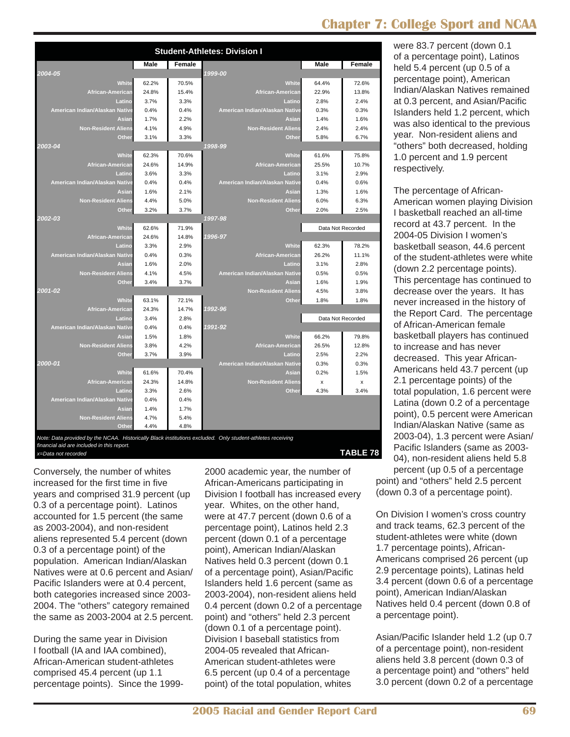| Student-Athletes: Division I | Male | Female |
|---|---|---|
| ***2004-05*** | | |
| White | 62.2% | 70.5% |
| African-American | 24.8% | 15.4% |
| Latino | 3.7% | 3.3% |
| American Indian/Alaskan Native | 0.4% | 0.4% |
| Asian | 1.7% | 2.2% |
| Non-Resident Aliens | 4.1% | 4.9% |
| Other | 3.1% | 3.3% |
| ***2003-04*** | | |
| White | 62.3% | 70.6% |
| African-American | 24.6% | 14.9% |
| Latino | 3.6% | 3.3% |
| American Indian/Alaskan Native | 0.4% | 0.4% |
| Asian | 1.6% | 2.1% |
| Non-Resident Aliens | 4.4% | 5.0% |
| Other | 3.2% | 3.7% |
| ***2002-03*** | | |
| White | 62.6% | 71.9% |
| African-American | 24.6% | 14.8% |
| Latino | 3.3% | 2.9% |
| American Indian/Alaskan Native | 0.4% | 0.3% |
| Asian | 1.6% | 2.0% |
| Non-Resident Aliens | 4.1% | 4.5% |
| Other | 3.4% | 3.7% |
| ***2001-02*** | | |
| White | 63.1% | 72.1% |
| African-American | 24.3% | 14.7% |
| Latino | 3.4% | 2.8% |
| American Indian/Alaskan Native | 0.4% | 0.4% |
| Asian | 1.5% | 1.8% |
| Non-Resident Aliens | 3.8% | 4.2% |
| Other | 3.7% | 3.9% |
| ***2000-01*** | | |
| White | 61.6% | 70.4% |
| African-American | 24.3% | 14.8% |
| Latino | 3.3% | 2.6% |
| American Indian/Alaskan Native | 0.4% | 0.4% |
| Asian | 1.4% | 1.7% |
| Non-Resident Aliens | 4.7% | 5.4% |
| Other | 4.4% | 4.8% |
| ***1999-00*** | | |
| White | 64.4% | 72.6% |
| African-American | 22.9% | 13.8% |
| Latino | 2.8% | 2.4% |
| American Indian/Alaskan Native | 0.3% | 0.3% |
| Asian | 1.4% | 1.6% |
| Non-Resident Aliens | 2.4% | 2.4% |
| Other | 5.8% | 6.7% |
| ***1998-99*** | | |
| White | 61.6% | 75.8% |
| African-American | 25.5% | 10.7% |
| Latino | 3.1% | 2.9% |
| American Indian/Alaskan Native | 0.4% | 0.6% |
| Asian | 1.3% | 1.6% |
| Non-Resident Aliens | 6.0% | 6.3% |
| Other | 2.0% | 2.5% |
| ***1997-98*** | | |
| | Data Not Recorded | |
| ***1996-97*** | | |
| White | 62.3% | 78.2% |
| African-American | 26.2% | 11.1% |
| Latino | 3.1% | 2.8% |
| American Indian/Alaskan Native | 0.5% | 0.5% |
| Asian | 1.6% | 1.9% |
| Non-Resident Aliens | 4.5% | 3.8% |
| Other | 1.8% | 1.8% |
| ***1992-96*** | | |
| | Data Not Recorded | |
| ***1991-92*** | | |
| White | 66.2% | 79.8% |
| African-American | 26.5% | 12.8% |
| Latino | 2.5% | 2.2% |
| American Indian/Alaskan Native | 0.3% | 0.3% |
| Asian | 0.2% | 1.5% |
| Non-Resident Aliens | x | x |
| Other | 4.3% | 3.4% |

*Note: Data provided by the NCAA. Historically Black institutions excluded. Only student-athletes receiving financial aid are included in this report.*
*x=Data not recorded*

**TABLE 78**

Conversely, the number of whites increased for the first time in five years and comprised 31.9 percent (up 0.3 of a percentage point). Latinos accounted for 1.5 percent (the same as 2003-2004), and non-resident aliens represented 5.4 percent (down 0.3 of a percentage point) of the population. American Indian/Alaskan Natives were at 0.6 percent and Asian/Pacific Islanders were at 0.4 percent, both categories increased since 2003-2004. The "others" category remained the same as 2003-2004 at 2.5 percent.

During the same year in Division I football (IA and IAA combined), African-American student-athletes comprised 45.4 percent (up 1.1 percentage points). Since the 1999-2000 academic year, the number of African-Americans participating in Division I football has increased every year. Whites, on the other hand, were at 47.7 percent (down 0.6 of a percentage point), Latinos held 2.3 percent (down 0.1 of a percentage point), American Indian/Alaskan Natives held 0.3 percent (down 0.1 of a percentage point), Asian/Pacific Islanders held 1.6 percent (same as 2003-2004), non-resident aliens held 0.4 percent (down 0.2 of a percentage point) and "others" held 2.3 percent (down 0.1 of a percentage point). Division I baseball statistics from 2004-05 revealed that African-American student-athletes were 6.5 percent (up 0.4 of a percentage point) of the total population, whites were 83.7 percent (down 0.1 of a percentage point), Latinos held 5.4 percent (up 0.5 of a percentage point), American Indian/Alaskan Natives remained at 0.3 percent, and Asian/Pacific Islanders held 1.2 percent, which was also identical to the previous year. Non-resident aliens and "others" both decreased, holding 1.0 percent and 1.9 percent respectively.

The percentage of African-American women playing Division I basketball reached an all-time record at 43.7 percent. In the 2004-05 Division I women's basketball season, 44.6 percent of the student-athletes were white (down 2.2 percentage points). This percentage has continued to decrease over the years. It has never increased in the history of the Report Card. The percentage of African-American female basketball players has continued to increase and has never decreased. This year African-Americans held 43.7 percent (up 2.1 percentage points) of the total population, 1.6 percent were Latina (down 0.2 of a percentage point), 0.5 percent were American Indian/Alaskan Native (same as 2003-04), 1.3 percent were Asian/Pacific Islanders (same as 2003-04), non-resident aliens held 5.8 percent (up 0.5 of a percentage point) and "others" held 2.5 percent (down 0.3 of a percentage point).

On Division I women's cross country and track teams, 62.3 percent of the student-athletes were white (down 1.7 percentage points), African-Americans comprised 26 percent (up 2.9 percentage points), Latinas held 3.4 percent (down 0.6 of a percentage point), American Indian/Alaskan Natives held 0.4 percent (down 0.8 of a percentage point).

Asian/Pacific Islander held 1.2 (up 0.7 of a percentage point), non-resident aliens held 3.8 percent (down 0.3 of a percentage point) and "others" held 3.0 percent (down 0.2 of a percentage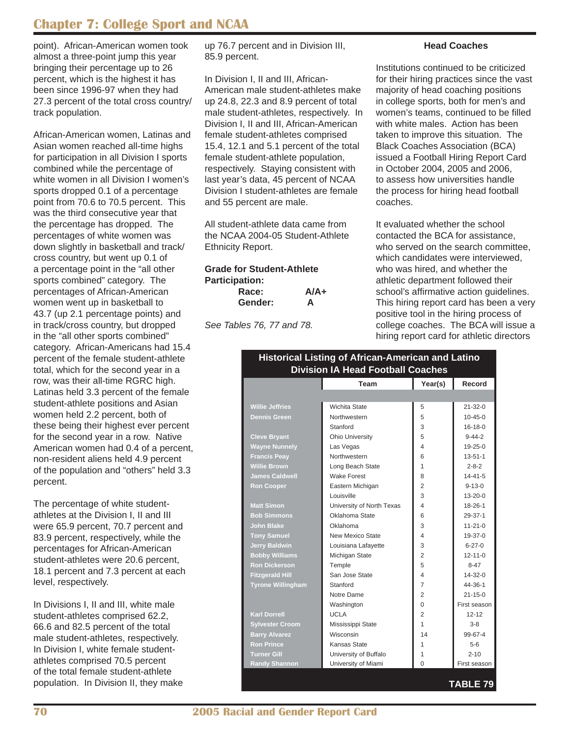point). African-American women took almost a three-point jump this year bringing their percentage up to 26 percent, which is the highest it has been since 1996-97 when they had 27.3 percent of the total cross country/ track population.

African-American women, Latinas and Asian women reached all-time highs for participation in all Division I sports combined while the percentage of white women in all Division I women's sports dropped 0.1 of a percentage point from 70.6 to 70.5 percent. This was the third consecutive year that the percentage has dropped. The percentages of white women was down slightly in basketball and track/ cross country, but went up 0.1 of a percentage point in the "all other sports combined" category. The percentages of African-American women went up in basketball to 43.7 (up 2.1 percentage points) and in track/cross country, but dropped in the "all other sports combined" category. African-Americans had 15.4 percent of the female student-athlete total, which for the second year in a row, was their all-time RGRC high. Latinas held 3.3 percent of the female student-athlete positions and Asian women held 2.2 percent, both of these being their highest ever percent for the second year in a row. Native American women had 0.4 of a percent, non-resident aliens held 4.9 percent of the population and "others" held 3.3 percent.

The percentage of white student-athletes at the Division I, II and III were 65.9 percent, 70.7 percent and 83.9 percent, respectively, while the percentages for African-American student-athletes were 20.6 percent, 18.1 percent and 7.3 percent at each level, respectively.

In Divisions I, II and III, white male student-athletes comprised 62.2, 66.6 and 82.5 percent of the total male student-athletes, respectively. In Division I, white female student-athletes comprised 70.5 percent of the total female student-athlete population. In Division II, they make up 76.7 percent and in Division III, 85.9 percent.

In Division I, II and III, African-American male student-athletes make up 24.8, 22.3 and 8.9 percent of total male student-athletes, respectively. In Division I, II and III, African-American female student-athletes comprised 15.4, 12.1 and 5.1 percent of the total female student-athlete population, respectively. Staying consistent with last year's data, 45 percent of NCAA Division I student-athletes are female and 55 percent are male.

All student-athlete data came from the NCAA 2004-05 Student-Athlete Ethnicity Report.

**Grade for Student-Athlete Participation:**

| | |
|---|---|
| **Race:** | **A/A+** |
| **Gender:** | **A** |

*See Tables 76, 77 and 78.*

### Head Coaches

Institutions continued to be criticized for their hiring practices since the vast majority of head coaching positions in college sports, both for men's and women's teams, continued to be filled with white males. Action has been taken to improve this situation. The Black Coaches Association (BCA) issued a Football Hiring Report Card in October 2004, 2005 and 2006, to assess how universities handle the process for hiring head football coaches.

It evaluated whether the school contacted the BCA for assistance, who served on the search committee, which candidates were interviewed, who was hired, and whether the athletic department followed their school's affirmative action guidelines. This hiring report card has been a very positive tool in the hiring process of college coaches. The BCA will issue a hiring report card for athletic directors

**Historical Listing of African-American and Latino Division IA Head Football Coaches**

| | Team | Year(s) | Record |
|---|---|---|---|
| Willie Jeffries | Wichita State | 5 | 21-32-0 |
| Dennis Green | Northwestern | 5 | 10-45-0 |
| | Stanford | 3 | 16-18-0 |
| Cleve Bryant | Ohio University | 5 | 9-44-2 |
| Wayne Nunnely | Las Vegas | 4 | 19-25-0 |
| Francis Peay | Northwestern | 6 | 13-51-1 |
| Willie Brown | Long Beach State | 1 | 2-8-2 |
| James Caldwell | Wake Forest | 8 | 14-41-5 |
| Ron Cooper | Eastern Michigan | 2 | 9-13-0 |
| | Louisville | 3 | 13-20-0 |
| Matt Simon | University of North Texas | 4 | 18-26-1 |
| Bob Simmons | Oklahoma State | 6 | 29-37-1 |
| John Blake | Oklahoma | 3 | 11-21-0 |
| Tony Samuel | New Mexico State | 4 | 19-37-0 |
| Jerry Baldwin | Louisiana Lafayette | 3 | 6-27-0 |
| Bobby Williams | Michigan State | 2 | 12-11-0 |
| Ron Dickerson | Temple | 5 | 8-47 |
| Fitzgerald Hill | San Jose State | 4 | 14-32-0 |
| Tyrone Willingham | Stanford | 7 | 44-36-1 |
| | Notre Dame | 2 | 21-15-0 |
| | Washington | 0 | First season |
| Karl Dorrell | UCLA | 2 | 12-12 |
| Sylvester Croom | Mississippi State | 1 | 3-8 |
| Barry Alvarez | Wisconsin | 14 | 99-67-4 |
| Ron Prince | Kansas State | 1 | 5-6 |
| Turner Gill | University of Buffalo | 1 | 2-10 |
| Randy Shannon | University of Miami | 0 | First season |

**TABLE 79**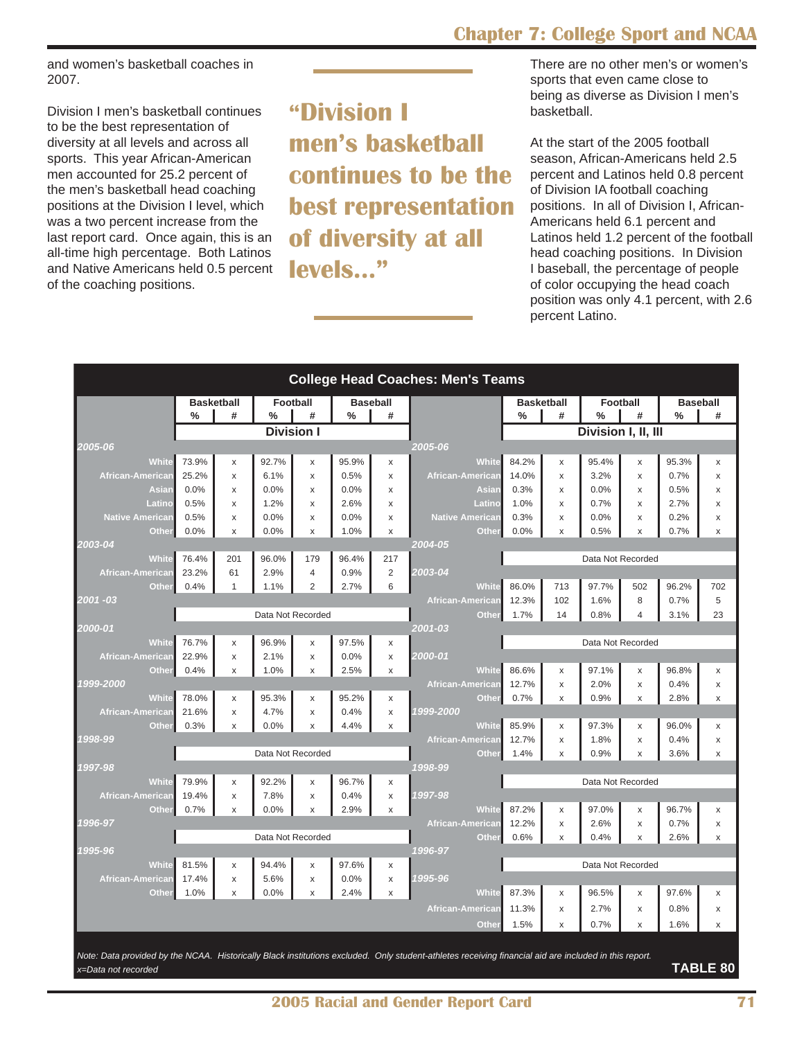and women's basketball coaches in 2007.

Division I men's basketball continues to be the best representation of diversity at all levels and across all sports. This year African-American men accounted for 25.2 percent of the men's basketball head coaching positions at the Division I level, which was a two percent increase from the last report card. Once again, this is an all-time high percentage. Both Latinos and Native Americans held 0.5 percent of the coaching positions.

**"Division I men's basketball continues to be the best representation of diversity at all levels..."**

There are no other men's or women's sports that even came close to being as diverse as Division I men's basketball.

At the start of the 2005 football season, African-Americans held 2.5 percent and Latinos held 0.8 percent of Division IA football coaching positions. In all of Division I, African-Americans held 6.1 percent and Latinos held 1.2 percent of the football head coaching positions. In Division I baseball, the percentage of people of color occupying the head coach position was only 4.1 percent, with 2.6 percent Latino.

**College Head Coaches: Men's Teams**

**Division I**

| | Basketball % | Basketball # | Football % | Football # | Baseball % | Baseball # |
|---|---|---|---|---|---|---|
| ***2005-06*** | | | | | | |
| White | 73.9% | x | 92.7% | x | 95.9% | x |
| African-American | 25.2% | x | 6.1% | x | 0.5% | x |
| Asian | 0.0% | x | 0.0% | x | 0.0% | x |
| Latino | 0.5% | x | 1.2% | x | 2.6% | x |
| Native American | 0.5% | x | 0.0% | x | 0.0% | x |
| Other | 0.0% | x | 0.0% | x | 1.0% | x |
| ***2003-04*** | | | | | | |
| White | 76.4% | 201 | 96.0% | 179 | 96.4% | 217 |
| African-American | 23.2% | 61 | 2.9% | 4 | 0.9% | 2 |
| Other | 0.4% | 1 | 1.1% | 2 | 2.7% | 6 |
| ***2001-03*** | | | | | | |
| | Data Not Recorded | | | | | |
| ***2000-01*** | | | | | | |
| White | 76.7% | x | 96.9% | x | 97.5% | x |
| African-American | 22.9% | x | 2.1% | x | 0.0% | x |
| Other | 0.4% | x | 1.0% | x | 2.5% | x |
| ***1999-2000*** | | | | | | |
| White | 78.0% | x | 95.3% | x | 95.2% | x |
| African-American | 21.6% | x | 4.7% | x | 0.4% | x |
| Other | 0.3% | x | 0.0% | x | 4.4% | x |
| ***1998-99*** | | | | | | |
| | Data Not Recorded | | | | | |
| ***1997-98*** | | | | | | |
| White | 79.9% | x | 92.2% | x | 96.7% | x |
| African-American | 19.4% | x | 7.8% | x | 0.4% | x |
| Other | 0.7% | x | 0.0% | x | 2.9% | x |
| ***1996-97*** | | | | | | |
| | Data Not Recorded | | | | | |
| ***1995-96*** | | | | | | |
| White | 81.5% | x | 94.4% | x | 97.6% | x |
| African-American | 17.4% | x | 5.6% | x | 0.0% | x |
| Other | 1.0% | x | 0.0% | x | 2.4% | x |

**Division I, II, III**

| | Basketball % | Basketball # | Football % | Football # | Baseball % | Baseball # |
|---|---|---|---|---|---|---|
| ***2005-06*** | | | | | | |
| White | 84.2% | x | 95.4% | x | 95.3% | x |
| African-American | 14.0% | x | 3.2% | x | 0.7% | x |
| Asian | 0.3% | x | 0.0% | x | 0.5% | x |
| Latino | 1.0% | x | 0.7% | x | 2.7% | x |
| Native American | 0.3% | x | 0.0% | x | 0.2% | x |
| Other | 0.0% | x | 0.5% | x | 0.7% | x |
| ***2004-05*** | | | | | | |
| | Data Not Recorded | | | | | |
| ***2003-04*** | | | | | | |
| White | 86.0% | 713 | 97.7% | 502 | 96.2% | 702 |
| African-American | 12.3% | 102 | 1.6% | 8 | 0.7% | 5 |
| Other | 1.7% | 14 | 0.8% | 4 | 3.1% | 23 |
| ***2001-03*** | | | | | | |
| | Data Not Recorded | | | | | |
| ***2000-01*** | | | | | | |
| White | 86.6% | x | 97.1% | x | 96.8% | x |
| African-American | 12.7% | x | 2.0% | x | 0.4% | x |
| Other | 0.7% | x | 0.9% | x | 2.8% | x |
| ***1999-2000*** | | | | | | |
| White | 85.9% | x | 97.3% | x | 96.0% | x |
| African-American | 12.7% | x | 1.8% | x | 0.4% | x |
| Other | 1.4% | x | 0.9% | x | 3.6% | x |
| ***1998-99*** | | | | | | |
| | Data Not Recorded | | | | | |
| ***1997-98*** | | | | | | |
| White | 87.2% | x | 97.0% | x | 96.7% | x |
| African-American | 12.2% | x | 2.6% | x | 0.7% | x |
| Other | 0.6% | x | 0.4% | x | 2.6% | x |
| ***1996-97*** | | | | | | |
| | Data Not Recorded | | | | | |
| ***1995-96*** | | | | | | |
| White | 87.3% | x | 96.5% | x | 97.6% | x |
| African-American | 11.3% | x | 2.7% | x | 0.8% | x |
| Other | 1.5% | x | 0.7% | x | 1.6% | x |

*Note: Data provided by the NCAA. Historically Black institutions excluded. Only student-athletes receiving financial aid are included in this report.*
*x=Data not recorded*

**TABLE 80**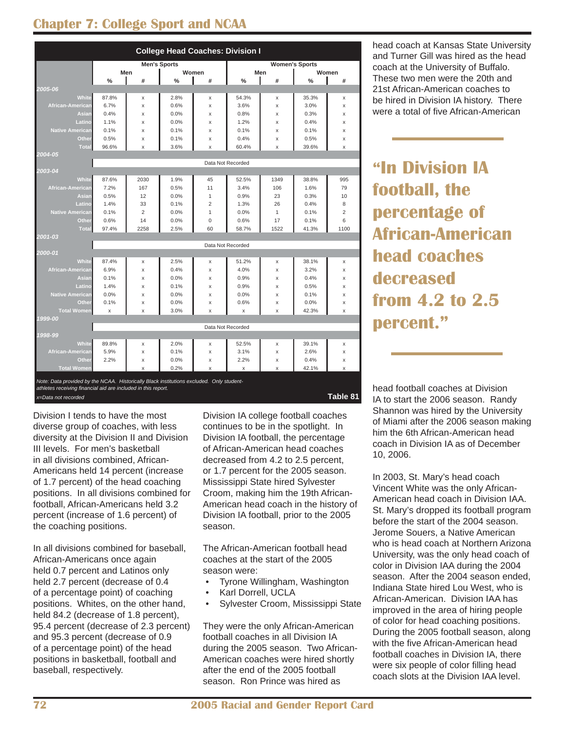| College Head Coaches: Division I | | | | | | | | |
|---|---|---|---|---|---|---|---|---|
| | Men's Sports | | | | Women's Sports | | | |
| | Men | | Women | | Men | | Women | |
| | % | # | % | # | % | # | % | # |
| **2005-06** | | | | | | | | |
| White | 87.8% | x | 2.8% | x | 54.3% | x | 35.3% | x |
| African-American | 6.7% | x | 0.6% | x | 3.6% | x | 3.0% | x |
| Asian | 0.4% | x | 0.0% | x | 0.8% | x | 0.3% | x |
| Latino | 1.1% | x | 0.0% | x | 1.2% | x | 0.4% | x |
| Native American | 0.1% | x | 0.1% | x | 0.1% | x | 0.1% | x |
| Other | 0.5% | x | 0.1% | x | 0.4% | x | 0.5% | x |
| Total | 96.6% | x | 3.6% | x | 60.4% | x | 39.6% | x |
| **2004-05** | | | | | | | | |
| | Data Not Recorded | | | | | | | |
| **2003-04** | | | | | | | | |
| White | 87.6% | 2030 | 1.9% | 45 | 52.5% | 1349 | 38.8% | 995 |
| African-American | 7.2% | 167 | 0.5% | 11 | 3.4% | 106 | 1.6% | 79 |
| Asian | 0.5% | 12 | 0.0% | 1 | 0.9% | 23 | 0.3% | 10 |
| Latino | 1.4% | 33 | 0.1% | 2 | 1.3% | 26 | 0.4% | 8 |
| Native American | 0.1% | 2 | 0.0% | 1 | 0.0% | 1 | 0.1% | 2 |
| Other | 0.6% | 14 | 0.0% | 0 | 0.6% | 17 | 0.1% | 6 |
| Total | 97.4% | 2258 | 2.5% | 60 | 58.7% | 1522 | 41.3% | 1100 |
| **2001-03** | | | | | | | | |
| | Data Not Recorded | | | | | | | |
| **2000-01** | | | | | | | | |
| White | 87.4% | x | 2.5% | x | 51.2% | x | 38.1% | x |
| African-American | 6.9% | x | 0.4% | x | 4.0% | x | 3.2% | x |
| Asian | 0.1% | x | 0.0% | x | 0.9% | x | 0.4% | x |
| Latino | 1.4% | x | 0.1% | x | 0.9% | x | 0.5% | x |
| Native American | 0.0% | x | 0.0% | x | 0.0% | x | 0.1% | x |
| Other | 0.1% | x | 0.0% | x | 0.6% | x | 0.0% | x |
| Total Women | x | x | 3.0% | x | x | x | 42.3% | x |
| **1999-00** | | | | | | | | |
| | Data Not Recorded | | | | | | | |
| **1998-99** | | | | | | | | |
| White | 89.8% | x | 2.0% | x | 52.5% | x | 39.1% | x |
| African-American | 5.9% | x | 0.1% | x | 3.1% | x | 2.6% | x |
| Other | 2.2% | x | 0.0% | x | 2.2% | x | 0.4% | x |
| Total Women | | x | 0.2% | x | x | x | 42.1% | x |

*Note: Data provided by the NCAA. Historically Black institutions excluded. Only student-athletes receiving financial aid are included in this report.*
*x=Data not recorded*

**Table 81**

Division I tends to have the most diverse group of coaches, with less diversity at the Division II and Division III levels. For men's basketball in all divisions combined, African-Americans held 14 percent (increase of 1.7 percent) of the head coaching positions. In all divisions combined for football, African-Americans held 3.2 percent (increase of 1.6 percent) of the coaching positions.

In all divisions combined for baseball, African-Americans once again held 0.7 percent and Latinos only held 2.7 percent (decrease of 0.4 of a percentage point) of coaching positions. Whites, on the other hand, held 84.2 (decrease of 1.8 percent), 95.4 percent (decrease of 2.3 percent) and 95.3 percent (decrease of 0.9 of a percentage point) of the head positions in basketball, football and baseball, respectively.

Division IA college football coaches continues to be in the spotlight. In Division IA football, the percentage of African-American head coaches decreased from 4.2 to 2.5 percent, or 1.7 percent for the 2005 season. Mississippi State hired Sylvester Croom, making him the 19th African-American head coach in the history of Division IA football, prior to the 2005 season.

The African-American football head coaches at the start of the 2005 season were:

- Tyrone Willingham, Washington
- Karl Dorrell, UCLA
- Sylvester Croom, Mississippi State

They were the only African-American football coaches in all Division IA during the 2005 season. Two African-American coaches were hired shortly after the end of the 2005 football season. Ron Prince was hired as head coach at Kansas State University and Turner Gill was hired as the head coach at the University of Buffalo. These two men were the 20th and 21st African-American coaches to be hired in Division IA history. There were a total of five African-American head football coaches at Division IA to start the 2006 season. Randy Shannon was hired by the University of Miami after the 2006 season making him the 6th African-American head coach in Division IA as of December 10, 2006.

> **"In Division IA football, the percentage of African-American head coaches decreased from 4.2 to 2.5 percent."**

In 2003, St. Mary's head coach Vincent White was the only African-American head coach in Division IAA. St. Mary's dropped its football program before the start of the 2004 season. Jerome Souers, a Native American who is head coach at Northern Arizona University, was the only head coach of color in Division IAA during the 2004 season. After the 2004 season ended, Indiana State hired Lou West, who is African-American. Division IAA has improved in the area of hiring people of color for head coaching positions. During the 2005 football season, along with the five African-American head football coaches in Division IA, there were six people of color filling head coach slots at the Division IAA level.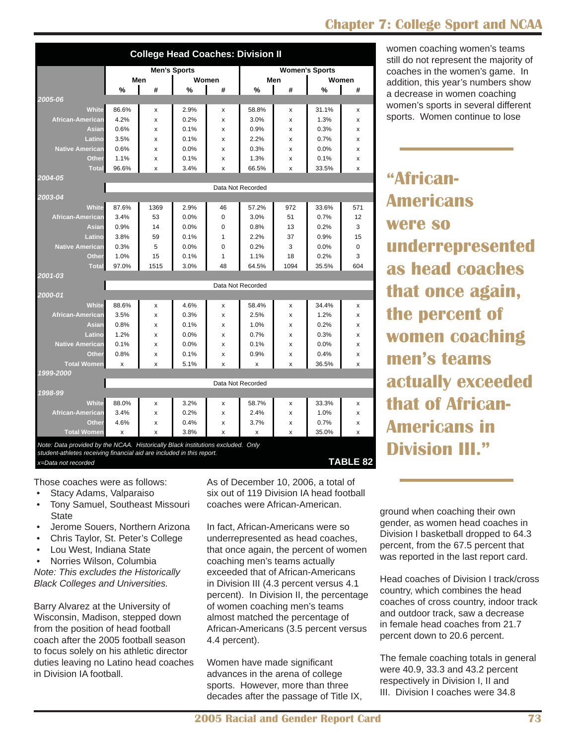**College Head Coaches: Division II**

| | Men's Sports | | | | Women's Sports | | | |
|---|---|---|---|---|---|---|---|---|
| | Men | | Women | | Men | | Women | |
| | % | # | % | # | % | # | % | # |
| ***2005-06*** | | | | | | | | |
| White | 86.6% | x | 2.9% | x | 58.8% | x | 31.1% | x |
| African-American | 4.2% | x | 0.2% | x | 3.0% | x | 1.3% | x |
| Asian | 0.6% | x | 0.1% | x | 0.9% | x | 0.3% | x |
| Latino | 3.5% | x | 0.1% | x | 2.2% | x | 0.7% | x |
| Native American | 0.6% | x | 0.0% | x | 0.3% | x | 0.0% | x |
| Other | 1.1% | x | 0.1% | x | 1.3% | x | 0.1% | x |
| Total | 96.6% | x | 3.4% | x | 66.5% | x | 33.5% | x |
| ***2004-05*** | | | | | | | | |
| | Data Not Recorded | | | | | | | |
| ***2003-04*** | | | | | | | | |
| White | 87.6% | 1369 | 2.9% | 46 | 57.2% | 972 | 33.6% | 571 |
| African-American | 3.4% | 53 | 0.0% | 0 | 3.0% | 51 | 0.7% | 12 |
| Asian | 0.9% | 14 | 0.0% | 0 | 0.8% | 13 | 0.2% | 3 |
| Latino | 3.8% | 59 | 0.1% | 1 | 2.2% | 37 | 0.9% | 15 |
| Native American | 0.3% | 5 | 0.0% | 0 | 0.2% | 3 | 0.0% | 0 |
| Other | 1.0% | 15 | 0.1% | 1 | 1.1% | 18 | 0.2% | 3 |
| Total | 97.0% | 1515 | 3.0% | 48 | 64.5% | 1094 | 35.5% | 604 |
| ***2001-03*** | | | | | | | | |
| | Data Not Recorded | | | | | | | |
| ***2000-01*** | | | | | | | | |
| White | 88.6% | x | 4.6% | x | 58.4% | x | 34.4% | x |
| African-American | 3.5% | x | 0.3% | x | 2.5% | x | 1.2% | x |
| Asian | 0.8% | x | 0.1% | x | 1.0% | x | 0.2% | x |
| Latino | 1.2% | x | 0.0% | x | 0.7% | x | 0.3% | x |
| Native American | 0.1% | x | 0.0% | x | 0.1% | x | 0.0% | x |
| Other | 0.8% | x | 0.1% | x | 0.9% | x | 0.4% | x |
| Total Women | x | x | 5.1% | x | x | x | 36.5% | x |
| ***1999-2000*** | | | | | | | | |
| | Data Not Recorded | | | | | | | |
| ***1998-99*** | | | | | | | | |
| White | 88.0% | x | 3.2% | x | 58.7% | x | 33.3% | x |
| African-American | 3.4% | x | 0.2% | x | 2.4% | x | 1.0% | x |
| Other | 4.6% | x | 0.4% | x | 3.7% | x | 0.7% | x |
| Total Women | x | x | 3.8% | x | x | x | 35.0% | x |

*Note: Data provided by the NCAA. Historically Black institutions excluded. Only student-athletes receiving financial aid are included in this report.*

*x=Data not recorded*

**TABLE 82**

Those coaches were as follows:

- Stacy Adams, Valparaiso
- Tony Samuel, Southeast Missouri State
- Jerome Souers, Northern Arizona
- Chris Taylor, St. Peter's College
- Lou West, Indiana State
- Norries Wilson, Columbia

*Note: This excludes the Historically Black Colleges and Universities.*

Barry Alvarez at the University of Wisconsin, Madison, stepped down from the position of head football coach after the 2005 football season to focus solely on his athletic director duties leaving no Latino head coaches in Division IA football.

As of December 10, 2006, a total of six out of 119 Division IA head football coaches were African-American.

In fact, African-Americans were so underrepresented as head coaches, that once again, the percent of women coaching men's teams actually exceeded that of African-Americans in Division III (4.3 percent versus 4.1 percent). In Division II, the percentage of women coaching men's teams almost matched the percentage of African-Americans (3.5 percent versus 4.4 percent).

Women have made significant advances in the arena of college sports. However, more than three decades after the passage of Title IX, women coaching women's teams still do not represent the majority of coaches in the women's game. In addition, this year's numbers show a decrease in women coaching women's sports in several different sports. Women continue to lose ground when coaching their own gender, as women head coaches in Division I basketball dropped to 64.3 percent, from the 67.5 percent that was reported in the last report card.

> **"African-Americans were so underrepresented as head coaches that once again, the percent of women coaching men's teams actually exceeded that of African-Americans in Division III."**

Head coaches of Division I track/cross country, which combines the head coaches of cross country, indoor track and outdoor track, saw a decrease in female head coaches from 21.7 percent down to 20.6 percent.

The female coaching totals in general were 40.9, 33.3 and 43.2 percent respectively in Division I, II and III. Division I coaches were 34.8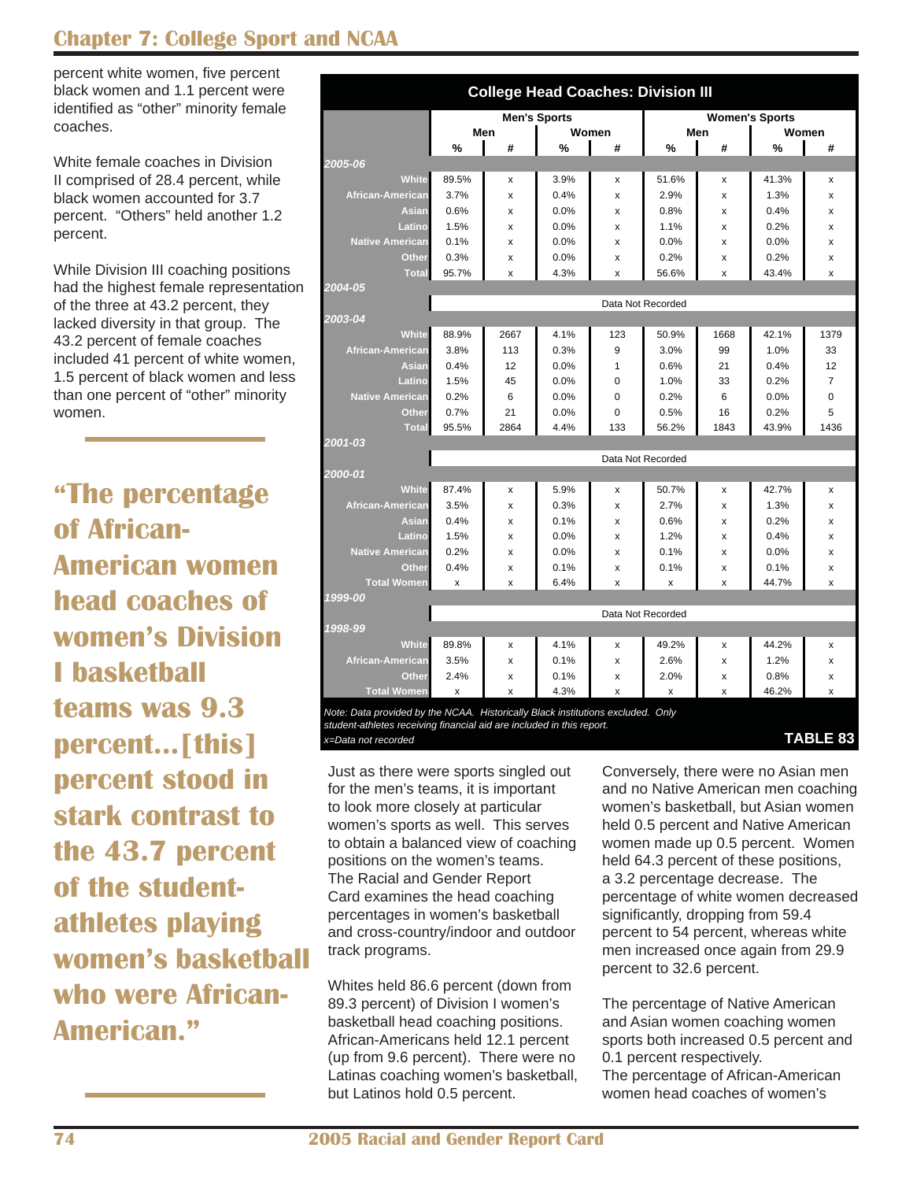percent white women, five percent black women and 1.1 percent were identified as "other" minority female coaches.

White female coaches in Division II comprised of 28.4 percent, while black women accounted for 3.7 percent. "Others" held another 1.2 percent.

While Division III coaching positions had the highest female representation of the three at 43.2 percent, they lacked diversity in that group. The 43.2 percent of female coaches included 41 percent of white women, 1.5 percent of black women and less than one percent of "other" minority women.

> **"The percentage of African-American women head coaches of women's Division I basketball teams was 9.3 percent...[this] percent stood in stark contrast to the 43.7 percent of the student-athletes playing women's basketball who were African-American."**

**College Head Coaches: Division III**

| | Men's Sports | | | | Women's Sports | | | |
|---|---|---|---|---|---|---|---|---|
| | Men | | Women | | Men | | Women | |
| | % | # | % | # | % | # | % | # |
| ***2005-06*** | | | | | | | | |
| White | 89.5% | x | 3.9% | x | 51.6% | x | 41.3% | x |
| African-American | 3.7% | x | 0.4% | x | 2.9% | x | 1.3% | x |
| Asian | 0.6% | x | 0.0% | x | 0.8% | x | 0.4% | x |
| Latino | 1.5% | x | 0.0% | x | 1.1% | x | 0.2% | x |
| Native American | 0.1% | x | 0.0% | x | 0.0% | x | 0.0% | x |
| Other | 0.3% | x | 0.0% | x | 0.2% | x | 0.2% | x |
| Total | 95.7% | x | 4.3% | x | 56.6% | x | 43.4% | x |
| ***2004-05*** | | | | | | | | |
| | Data Not Recorded | | | | | | | |
| ***2003-04*** | | | | | | | | |
| White | 88.9% | 2667 | 4.1% | 123 | 50.9% | 1668 | 42.1% | 1379 |
| African-American | 3.8% | 113 | 0.3% | 9 | 3.0% | 99 | 1.0% | 33 |
| Asian | 0.4% | 12 | 0.0% | 1 | 0.6% | 21 | 0.4% | 12 |
| Latino | 1.5% | 45 | 0.0% | 0 | 1.0% | 33 | 0.2% | 7 |
| Native American | 0.2% | 6 | 0.0% | 0 | 0.2% | 6 | 0.0% | 0 |
| Other | 0.7% | 21 | 0.0% | 0 | 0.5% | 16 | 0.2% | 5 |
| Total | 95.5% | 2864 | 4.4% | 133 | 56.2% | 1843 | 43.9% | 1436 |
| ***2001-03*** | | | | | | | | |
| | Data Not Recorded | | | | | | | |
| ***2000-01*** | | | | | | | | |
| White | 87.4% | x | 5.9% | x | 50.7% | x | 42.7% | x |
| African-American | 3.5% | x | 0.3% | x | 2.7% | x | 1.3% | x |
| Asian | 0.4% | x | 0.1% | x | 0.6% | x | 0.2% | x |
| Latino | 1.5% | x | 0.0% | x | 1.2% | x | 0.4% | x |
| Native American | 0.2% | x | 0.0% | x | 0.1% | x | 0.0% | x |
| Other | 0.4% | x | 0.1% | x | 0.1% | x | 0.1% | x |
| Total Women | x | x | 6.4% | x | x | x | 44.7% | x |
| ***1999-00*** | | | | | | | | |
| | Data Not Recorded | | | | | | | |
| ***1998-99*** | | | | | | | | |
| White | 89.8% | x | 4.1% | x | 49.2% | x | 44.2% | x |
| African-American | 3.5% | x | 0.1% | x | 2.6% | x | 1.2% | x |
| Other | 2.4% | x | 0.1% | x | 2.0% | x | 0.8% | x |
| Total Women | x | x | 4.3% | x | x | x | 46.2% | x |

*Note: Data provided by the NCAA. Historically Black institutions excluded. Only student-athletes receiving financial aid are included in this report.*
*x=Data not recorded*

**TABLE 83**

Just as there were sports singled out for the men's teams, it is important to look more closely at particular women's sports as well. This serves to obtain a balanced view of coaching positions on the women's teams. The Racial and Gender Report Card examines the head coaching percentages in women's basketball and cross-country/indoor and outdoor track programs.

Whites held 86.6 percent (down from 89.3 percent) of Division I women's basketball head coaching positions. African-Americans held 12.1 percent (up from 9.6 percent). There were no Latinas coaching women's basketball, but Latinos hold 0.5 percent.

Conversely, there were no Asian men and no Native American men coaching women's basketball, but Asian women held 0.5 percent and Native American women made up 0.5 percent. Women held 64.3 percent of these positions, a 3.2 percentage decrease. The percentage of white women decreased significantly, dropping from 59.4 percent to 54 percent, whereas white men increased once again from 29.9 percent to 32.6 percent.

The percentage of Native American and Asian women coaching women sports both increased 0.5 percent and 0.1 percent respectively.
The percentage of African-American women head coaches of women's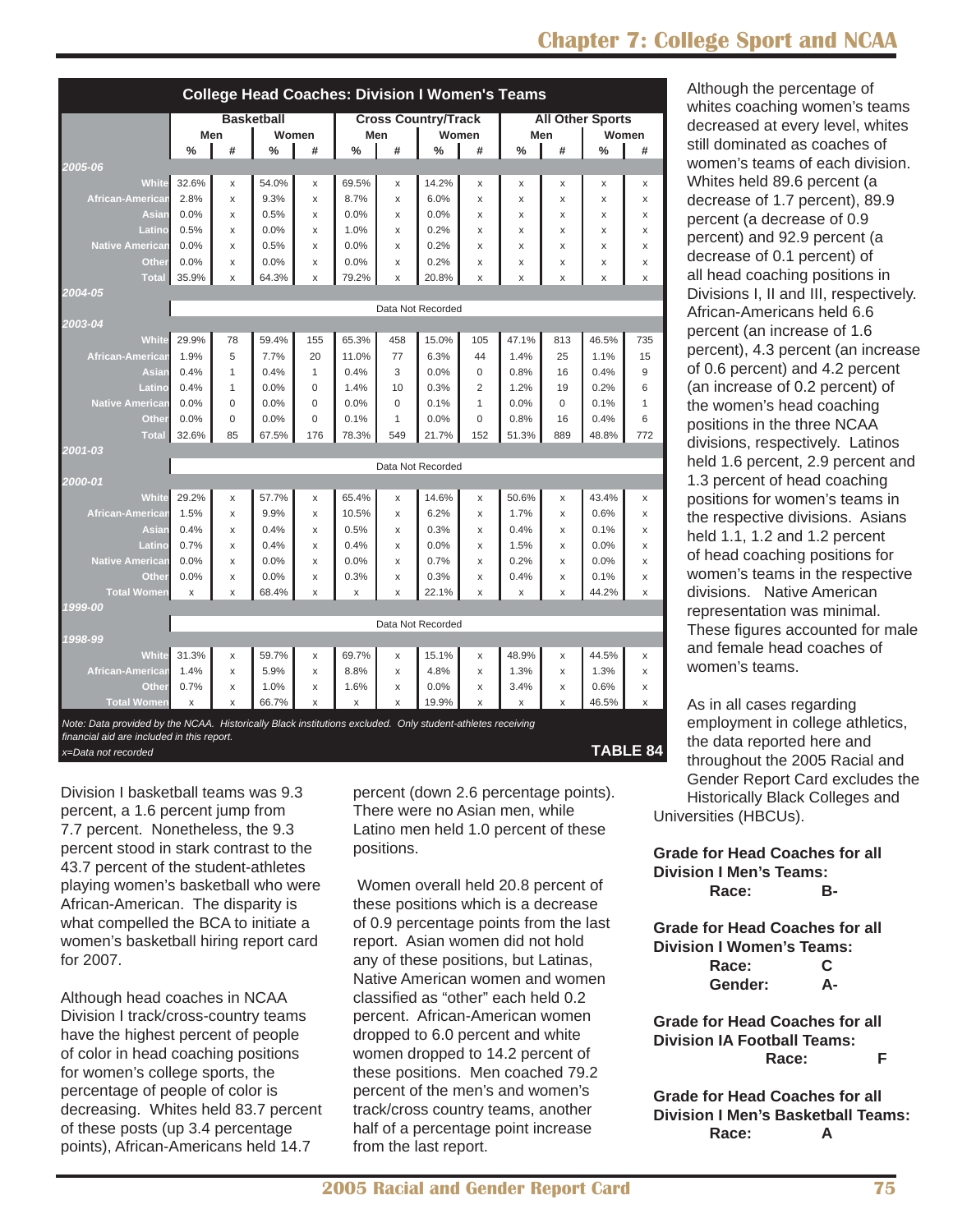## College Head Coaches: Division I Women's Teams

| | Basketball | | | | Cross Country/Track | | | | All Other Sports | | | |
|---|---|---|---|---|---|---|---|---|---|---|---|---|
| | Men | | Women | | Men | | Women | | Men | | Women | |
| | % | # | % | # | % | # | % | # | % | # | % | # |
| **2005-06** | | | | | | | | | | | | |
| White | 32.6% | x | 54.0% | x | 69.5% | x | 14.2% | x | x | x | x | x |
| African-American | 2.8% | x | 9.3% | x | 8.7% | x | 6.0% | x | x | x | x | x |
| Asian | 0.0% | x | 0.5% | x | 0.0% | x | 0.0% | x | x | x | x | x |
| Latino | 0.5% | x | 0.0% | x | 1.0% | x | 0.2% | x | x | x | x | x |
| Native American | 0.0% | x | 0.5% | x | 0.0% | x | 0.2% | x | x | x | x | x |
| Other | 0.0% | x | 0.0% | x | 0.0% | x | 0.2% | x | x | x | x | x |
| Total | 35.9% | x | 64.3% | x | 79.2% | x | 20.8% | x | x | x | x | x |
| **2004-05** | | | | | | | | | | | | |
| | Data Not Recorded | | | | | | | | | | | |
| **2003-04** | | | | | | | | | | | | |
| White | 29.9% | 78 | 59.4% | 155 | 65.3% | 458 | 15.0% | 105 | 47.1% | 813 | 46.5% | 735 |
| African-American | 1.9% | 5 | 7.7% | 20 | 11.0% | 77 | 6.3% | 44 | 1.4% | 25 | 1.1% | 15 |
| Asian | 0.4% | 1 | 0.4% | 1 | 0.4% | 3 | 0.0% | 0 | 0.8% | 16 | 0.4% | 9 |
| Latino | 0.4% | 1 | 0.0% | 0 | 1.4% | 10 | 0.3% | 2 | 1.2% | 19 | 0.2% | 6 |
| Native American | 0.0% | 0 | 0.0% | 0 | 0.0% | 0 | 0.1% | 1 | 0.0% | 0 | 0.1% | 1 |
| Other | 0.0% | 0 | 0.0% | 0 | 0.1% | 1 | 0.0% | 0 | 0.8% | 16 | 0.4% | 6 |
| Total | 32.6% | 85 | 67.5% | 176 | 78.3% | 549 | 21.7% | 152 | 51.3% | 889 | 48.8% | 772 |
| **2001-03** | | | | | | | | | | | | |
| | Data Not Recorded | | | | | | | | | | | |
| **2000-01** | | | | | | | | | | | | |
| White | 29.2% | x | 57.7% | x | 65.4% | x | 14.6% | x | 50.6% | x | 43.4% | x |
| African-American | 1.5% | x | 9.9% | x | 10.5% | x | 6.2% | x | 1.7% | x | 0.6% | x |
| Asian | 0.4% | x | 0.4% | x | 0.5% | x | 0.3% | x | 0.4% | x | 0.1% | x |
| Latino | 0.7% | x | 0.4% | x | 0.4% | x | 0.0% | x | 1.5% | x | 0.0% | x |
| Native American | 0.0% | x | 0.0% | x | 0.0% | x | 0.7% | x | 0.2% | x | 0.0% | x |
| Other | 0.0% | x | 0.0% | x | 0.3% | x | 0.3% | x | 0.4% | x | 0.1% | x |
| Total Women | x | x | 68.4% | x | x | x | 22.1% | x | x | x | 44.2% | x |
| **1999-00** | | | | | | | | | | | | |
| | Data Not Recorded | | | | | | | | | | | |
| **1998-99** | | | | | | | | | | | | |
| White | 31.3% | x | 59.7% | x | 69.7% | x | 15.1% | x | 48.9% | x | 44.5% | x |
| African-American | 1.4% | x | 5.9% | x | 8.8% | x | 4.8% | x | 1.3% | x | 1.3% | x |
| Other | 0.7% | x | 1.0% | x | 1.6% | x | 0.0% | x | 3.4% | x | 0.6% | x |
| Total Women | x | x | 66.7% | x | x | x | 19.9% | x | x | x | 46.5% | x |

*Note: Data provided by the NCAA. Historically Black institutions excluded. Only student-athletes receiving financial aid are included in this report.*

*x=Data not recorded*

**TABLE 84**

Division I basketball teams was 9.3 percent, a 1.6 percent jump from 7.7 percent. Nonetheless, the 9.3 percent stood in stark contrast to the 43.7 percent of the student-athletes playing women's basketball who were African-American. The disparity is what compelled the BCA to initiate a women's basketball hiring report card for 2007.

Although head coaches in NCAA Division I track/cross-country teams have the highest percent of people of color in head coaching positions for women's college sports, the percentage of people of color is decreasing. Whites held 83.7 percent of these posts (up 3.4 percentage points), African-Americans held 14.7 percent (down 2.6 percentage points). There were no Asian men, while Latino men held 1.0 percent of these positions.

Women overall held 20.8 percent of these positions which is a decrease of 0.9 percentage points from the last report. Asian women did not hold any of these positions, but Latinas, Native American women and women classified as "other" each held 0.2 percent. African-American women dropped to 6.0 percent and white women dropped to 14.2 percent of these positions. Men coached 79.2 percent of the men's and women's track/cross country teams, another half of a percentage point increase from the last report.

Although the percentage of whites coaching women's teams decreased at every level, whites still dominated as coaches of women's teams of each division. Whites held 89.6 percent (a decrease of 1.7 percent), 89.9 percent (a decrease of 0.9 percent) and 92.9 percent (a decrease of 0.1 percent) of all head coaching positions in Divisions I, II and III, respectively. African-Americans held 6.6 percent (an increase of 1.6 percent), 4.3 percent (an increase of 0.6 percent) and 4.2 percent (an increase of 0.2 percent) of the women's head coaching positions in the three NCAA divisions, respectively. Latinos held 1.6 percent, 2.9 percent and 1.3 percent of head coaching positions for women's teams in the respective divisions. Asians held 1.1, 1.2 and 1.2 percent of head coaching positions for women's teams in the respective divisions. Native American representation was minimal. These figures accounted for male and female head coaches of women's teams.

As in all cases regarding employment in college athletics, the data reported here and throughout the 2005 Racial and Gender Report Card excludes the Historically Black Colleges and Universities (HBCUs).

**Grade for Head Coaches for all Division I Men's Teams:**
**Race: B-**

**Grade for Head Coaches for all Division I Women's Teams:**
**Race: C**
**Gender: A-**

**Grade for Head Coaches for all Division IA Football Teams:**
**Race: F**

**Grade for Head Coaches for all Division I Men's Basketball Teams:**
**Race: A**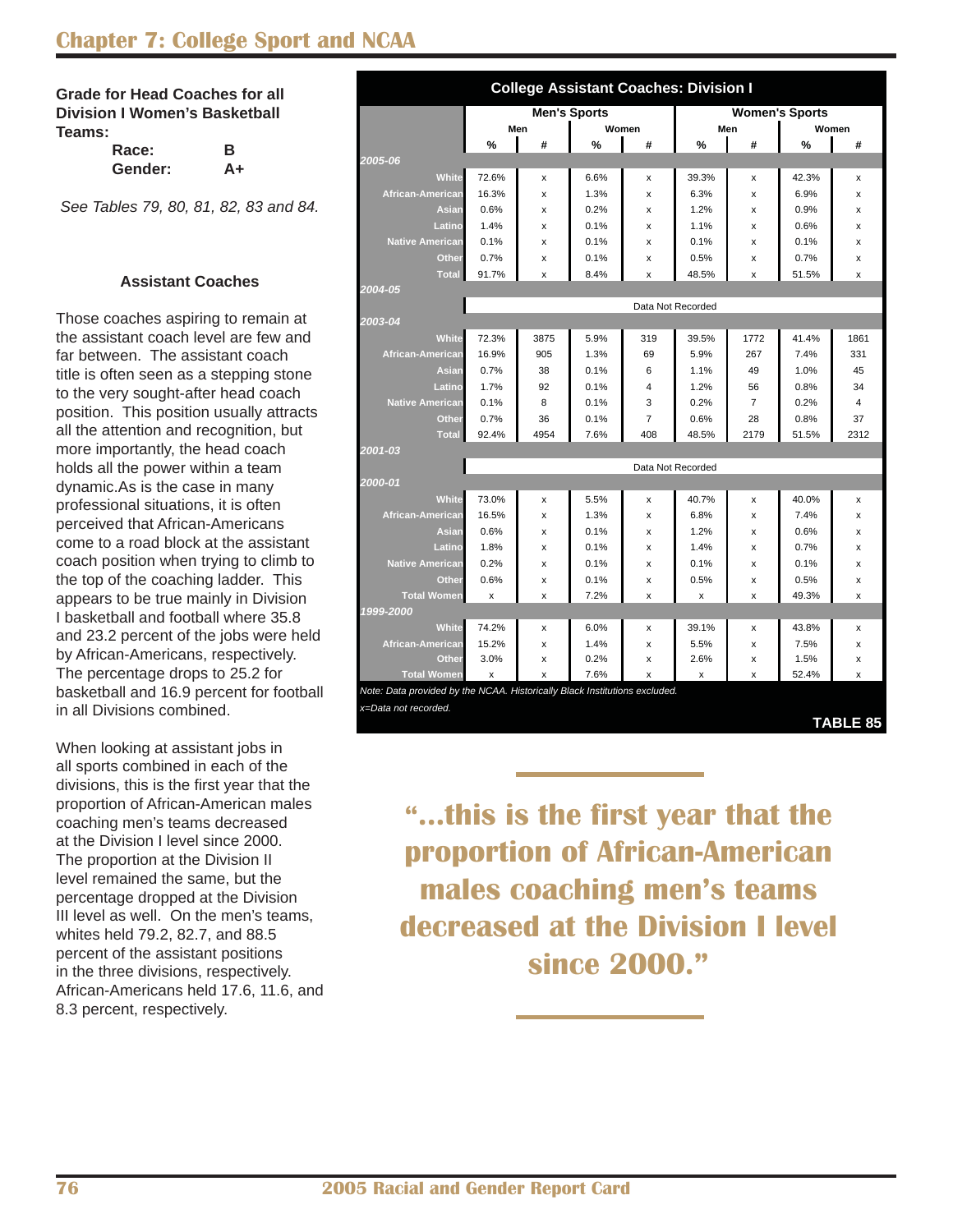## Chapter 7: College Sport and NCAA

**Grade for Head Coaches for all Division I Women's Basketball Teams:**

| | |
|---|---|
| **Race:** | **B** |
| **Gender:** | **A+** |

*See Tables 79, 80, 81, 82, 83 and 84.*

### Assistant Coaches

Those coaches aspiring to remain at the assistant coach level are few and far between. The assistant coach title is often seen as a stepping stone to the very sought-after head coach position. This position usually attracts all the attention and recognition, but more importantly, the head coach holds all the power within a team dynamic.As is the case in many professional situations, it is often perceived that African-Americans come to a road block at the assistant coach position when trying to climb to the top of the coaching ladder. This appears to be true mainly in Division I basketball and football where 35.8 and 23.2 percent of the jobs were held by African-Americans, respectively. The percentage drops to 25.2 for basketball and 16.9 percent for football in all Divisions combined.

When looking at assistant jobs in all sports combined in each of the divisions, this is the first year that the proportion of African-American males coaching men's teams decreased at the Division I level since 2000. The proportion at the Division II level remained the same, but the percentage dropped at the Division III level as well. On the men's teams, whites held 79.2, 82.7, and 88.5 percent of the assistant positions in the three divisions, respectively. African-Americans held 17.6, 11.6, and 8.3 percent, respectively.

**College Assistant Coaches: Division I**

| | Men's Sports | | | | Women's Sports | | | |
|---|---|---|---|---|---|---|---|---|
| | Men | | Women | | Men | | Women | |
| | % | # | % | # | % | # | % | # |
| ***2005-06*** | | | | | | | | |
| White | 72.6% | x | 6.6% | x | 39.3% | x | 42.3% | x |
| African-American | 16.3% | x | 1.3% | x | 6.3% | x | 6.9% | x |
| Asian | 0.6% | x | 0.2% | x | 1.2% | x | 0.9% | x |
| Latino | 1.4% | x | 0.1% | x | 1.1% | x | 0.6% | x |
| Native American | 0.1% | x | 0.1% | x | 0.1% | x | 0.1% | x |
| Other | 0.7% | x | 0.1% | x | 0.5% | x | 0.7% | x |
| Total | 91.7% | x | 8.4% | x | 48.5% | x | 51.5% | x |
| ***2004-05*** | | | | | | | | |
| | Data Not Recorded | | | | | | | |
| ***2003-04*** | | | | | | | | |
| White | 72.3% | 3875 | 5.9% | 319 | 39.5% | 1772 | 41.4% | 1861 |
| African-American | 16.9% | 905 | 1.3% | 69 | 5.9% | 267 | 7.4% | 331 |
| Asian | 0.7% | 38 | 0.1% | 6 | 1.1% | 49 | 1.0% | 45 |
| Latino | 1.7% | 92 | 0.1% | 4 | 1.2% | 56 | 0.8% | 34 |
| Native American | 0.1% | 8 | 0.1% | 3 | 0.2% | 7 | 0.2% | 4 |
| Other | 0.7% | 36 | 0.1% | 7 | 0.6% | 28 | 0.8% | 37 |
| Total | 92.4% | 4954 | 7.6% | 408 | 48.5% | 2179 | 51.5% | 2312 |
| ***2001-03*** | | | | | | | | |
| | Data Not Recorded | | | | | | | |
| ***2000-01*** | | | | | | | | |
| White | 73.0% | x | 5.5% | x | 40.7% | x | 40.0% | x |
| African-American | 16.5% | x | 1.3% | x | 6.8% | x | 7.4% | x |
| Asian | 0.6% | x | 0.1% | x | 1.2% | x | 0.6% | x |
| Latino | 1.8% | x | 0.1% | x | 1.4% | x | 0.7% | x |
| Native American | 0.2% | x | 0.1% | x | 0.1% | x | 0.1% | x |
| Other | 0.6% | x | 0.1% | x | 0.5% | x | 0.5% | x |
| Total Women | x | x | 7.2% | x | x | x | 49.3% | x |
| ***1999-2000*** | | | | | | | | |
| White | 74.2% | x | 6.0% | x | 39.1% | x | 43.8% | x |
| African-American | 15.2% | x | 1.4% | x | 5.5% | x | 7.5% | x |
| Other | 3.0% | x | 0.2% | x | 2.6% | x | 1.5% | x |
| Total Women | x | x | 7.6% | x | x | x | 52.4% | x |

*Note: Data provided by the NCAA. Historically Black Institutions excluded.*

*x=Data not recorded.*

**TABLE 85**

> **"...this is the first year that the proportion of African-American males coaching men's teams decreased at the Division I level since 2000."**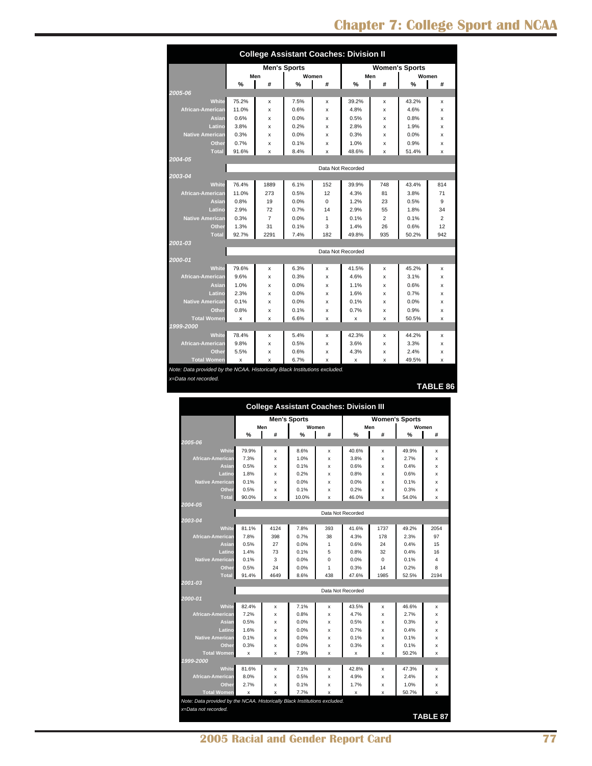## College Assistant Coaches: Division II

| | Men's Sports | | | | Women's Sports | | | |
|---|---|---|---|---|---|---|---|---|
| | Men | | Women | | Men | | Women | |
| | % | # | % | # | % | # | % | # |
| ***2005-06*** | | | | | | | | |
| White | 75.2% | x | 7.5% | x | 39.2% | x | 43.2% | x |
| African-American | 11.0% | x | 0.6% | x | 4.8% | x | 4.6% | x |
| Asian | 0.6% | x | 0.0% | x | 0.5% | x | 0.8% | x |
| Latino | 3.8% | x | 0.2% | x | 2.8% | x | 1.9% | x |
| Native American | 0.3% | x | 0.0% | x | 0.3% | x | 0.0% | x |
| Other | 0.7% | x | 0.1% | x | 1.0% | x | 0.9% | x |
| Total | 91.6% | x | 8.4% | x | 48.6% | x | 51.4% | x |
| ***2004-05*** | | | | | | | | |
| | Data Not Recorded | | | | | | | |
| ***2003-04*** | | | | | | | | |
| White | 76.4% | 1889 | 6.1% | 152 | 39.9% | 748 | 43.4% | 814 |
| African-American | 11.0% | 273 | 0.5% | 12 | 4.3% | 81 | 3.8% | 71 |
| Asian | 0.8% | 19 | 0.0% | 0 | 1.2% | 23 | 0.5% | 9 |
| Latino | 2.9% | 72 | 0.7% | 14 | 2.9% | 55 | 1.8% | 34 |
| Native American | 0.3% | 7 | 0.0% | 1 | 0.1% | 2 | 0.1% | 2 |
| Other | 1.3% | 31 | 0.1% | 3 | 1.4% | 26 | 0.6% | 12 |
| Total | 92.7% | 2291 | 7.4% | 182 | 49.8% | 935 | 50.2% | 942 |
| ***2001-03*** | | | | | | | | |
| | Data Not Recorded | | | | | | | |
| ***2000-01*** | | | | | | | | |
| White | 79.6% | x | 6.3% | x | 41.5% | x | 45.2% | x |
| African-American | 9.6% | x | 0.3% | x | 4.6% | x | 3.1% | x |
| Asian | 1.0% | x | 0.0% | x | 1.1% | x | 0.6% | x |
| Latino | 2.3% | x | 0.0% | x | 1.6% | x | 0.7% | x |
| Native American | 0.1% | x | 0.0% | x | 0.1% | x | 0.0% | x |
| Other | 0.8% | x | 0.1% | x | 0.7% | x | 0.9% | x |
| Total Women | x | x | 6.6% | x | x | x | 50.5% | x |
| ***1999-2000*** | | | | | | | | |
| White | 78.4% | x | 5.4% | x | 42.3% | x | 44.2% | x |
| African-American | 9.8% | x | 0.5% | x | 3.6% | x | 3.3% | x |
| Other | 5.5% | x | 0.6% | x | 4.3% | x | 2.4% | x |
| Total Women | x | x | 6.7% | x | x | x | 49.5% | x |

*Note: Data provided by the NCAA. Historically Black Institutions excluded.*

*x=Data not recorded.*

**TABLE 86**

## College Assistant Coaches: Division III

| | Men's Sports | | | | Women's Sports | | | |
|---|---|---|---|---|---|---|---|---|
| | Men | | Women | | Men | | Women | |
| | % | # | % | # | % | # | % | # |
| ***2005-06*** | | | | | | | | |
| White | 79.9% | x | 8.6% | x | 40.6% | x | 49.9% | x |
| African-American | 7.3% | x | 1.0% | x | 3.8% | x | 2.7% | x |
| Asian | 0.5% | x | 0.1% | x | 0.6% | x | 0.4% | x |
| Latino | 1.8% | x | 0.2% | x | 0.8% | x | 0.6% | x |
| Native American | 0.1% | x | 0.0% | x | 0.0% | x | 0.1% | x |
| Other | 0.5% | x | 0.1% | x | 0.2% | x | 0.3% | x |
| Total | 90.0% | x | 10.0% | x | 46.0% | x | 54.0% | x |
| ***2004-05*** | | | | | | | | |
| | Data Not Recorded | | | | | | | |
| ***2003-04*** | | | | | | | | |
| White | 81.1% | 4124 | 7.8% | 393 | 41.6% | 1737 | 49.2% | 2054 |
| African-American | 7.8% | 398 | 0.7% | 38 | 4.3% | 178 | 2.3% | 97 |
| Asian | 0.5% | 27 | 0.0% | 1 | 0.6% | 24 | 0.4% | 15 |
| Latino | 1.4% | 73 | 0.1% | 5 | 0.8% | 32 | 0.4% | 16 |
| Native American | 0.1% | 3 | 0.0% | 0 | 0.0% | 0 | 0.1% | 4 |
| Other | 0.5% | 24 | 0.0% | 1 | 0.3% | 14 | 0.2% | 8 |
| Total | 91.4% | 4649 | 8.6% | 438 | 47.6% | 1985 | 52.5% | 2194 |
| ***2001-03*** | | | | | | | | |
| | Data Not Recorded | | | | | | | |
| ***2000-01*** | | | | | | | | |
| White | 82.4% | x | 7.1% | x | 43.5% | x | 46.6% | x |
| African-American | 7.2% | x | 0.8% | x | 4.7% | x | 2.7% | x |
| Asian | 0.5% | x | 0.0% | x | 0.5% | x | 0.3% | x |
| Latino | 1.6% | x | 0.0% | x | 0.7% | x | 0.4% | x |
| Native American | 0.1% | x | 0.0% | x | 0.1% | x | 0.1% | x |
| Other | 0.3% | x | 0.0% | x | 0.3% | x | 0.1% | x |
| Total Women | x | x | 7.9% | x | x | x | 50.2% | x |
| ***1999-2000*** | | | | | | | | |
| White | 81.6% | x | 7.1% | x | 42.8% | x | 47.3% | x |
| African-American | 8.0% | x | 0.5% | x | 4.9% | x | 2.4% | x |
| Other | 2.7% | x | 0.1% | x | 1.7% | x | 1.0% | x |
| Total Women | x | x | 7.7% | x | x | x | 50.7% | x |

*Note: Data provided by the NCAA. Historically Black Institutions excluded.*

*x=Data not recorded.*

**TABLE 87**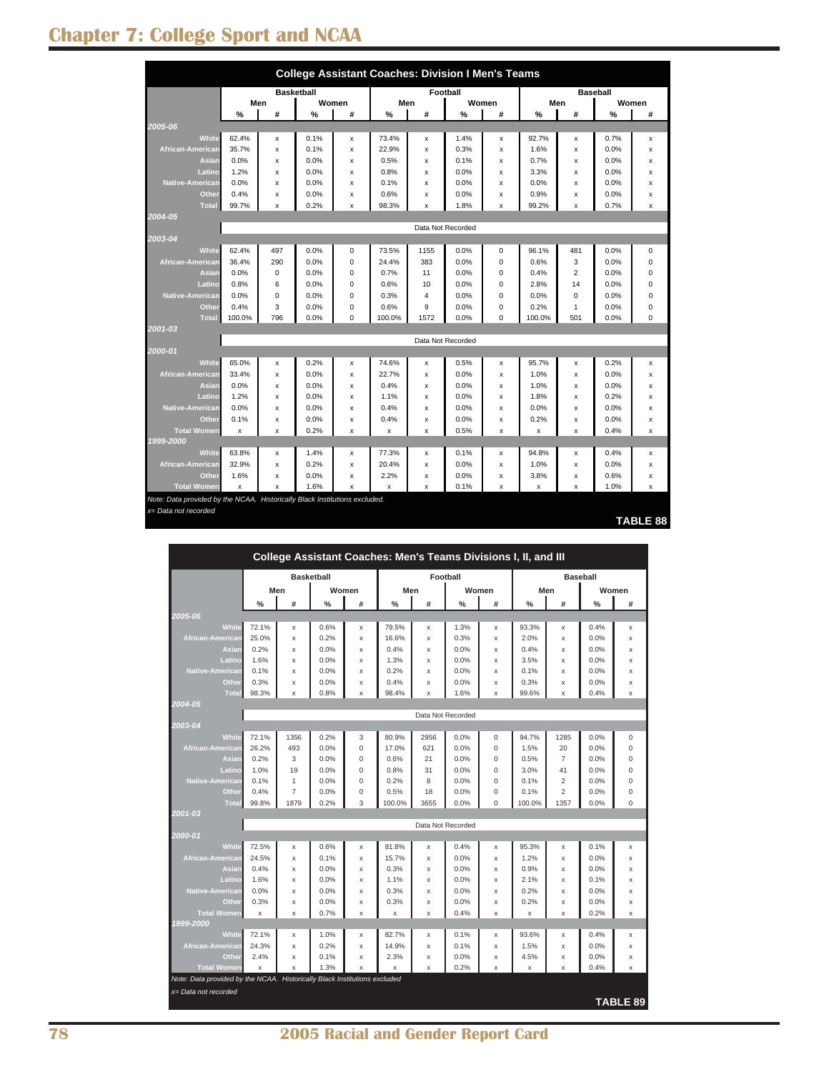## Chapter 7: College Sport and NCAA

### College Assistant Coaches: Division I Men's Teams

| | Basketball | | | | Football | | | | Baseball | | | |
|---|---|---|---|---|---|---|---|---|---|---|---|---|
| | Men | | Women | | Men | | Women | | Men | | Women | |
| | % | # | % | # | % | # | % | # | % | # | % | # |
| **2005-06** | | | | | | | | | | | | |
| White | 62.4% | x | 0.1% | x | 73.4% | x | 1.4% | x | 92.7% | x | 0.7% | x |
| African-American | 35.7% | x | 0.1% | x | 22.9% | x | 0.3% | x | 1.6% | x | 0.0% | x |
| Asian | 0.0% | x | 0.0% | x | 0.5% | x | 0.1% | x | 0.7% | x | 0.0% | x |
| Latino | 1.2% | x | 0.0% | x | 0.8% | x | 0.0% | x | 3.3% | x | 0.0% | x |
| Native-American | 0.0% | x | 0.0% | x | 0.1% | x | 0.0% | x | 0.0% | x | 0.0% | x |
| Other | 0.4% | x | 0.0% | x | 0.6% | x | 0.0% | x | 0.9% | x | 0.0% | x |
| Total | 99.7% | x | 0.2% | x | 98.3% | x | 1.8% | x | 99.2% | x | 0.7% | x |
| **2004-05** | | | | | | | | | | | | |
| | Data Not Recorded | | | | | | | | | | | |
| **2003-04** | | | | | | | | | | | | |
| White | 62.4% | 497 | 0.0% | 0 | 73.5% | 1155 | 0.0% | 0 | 96.1% | 481 | 0.0% | 0 |
| African-American | 36.4% | 290 | 0.0% | 0 | 24.4% | 383 | 0.0% | 0 | 0.6% | 3 | 0.0% | 0 |
| Asian | 0.0% | 0 | 0.0% | 0 | 0.7% | 11 | 0.0% | 0 | 0.4% | 2 | 0.0% | 0 |
| Latino | 0.8% | 6 | 0.0% | 0 | 0.6% | 10 | 0.0% | 0 | 2.8% | 14 | 0.0% | 0 |
| Native-American | 0.0% | 0 | 0.0% | 0 | 0.3% | 4 | 0.0% | 0 | 0.0% | 0 | 0.0% | 0 |
| Other | 0.4% | 3 | 0.0% | 0 | 0.6% | 9 | 0.0% | 0 | 0.2% | 1 | 0.0% | 0 |
| Total | 100.0% | 796 | 0.0% | 0 | 100.0% | 1572 | 0.0% | 0 | 100.0% | 501 | 0.0% | 0 |
| **2001-03** | | | | | | | | | | | | |
| | Data Not Recorded | | | | | | | | | | | |
| **2000-01** | | | | | | | | | | | | |
| White | 65.0% | x | 0.2% | x | 74.6% | x | 0.5% | x | 95.7% | x | 0.2% | x |
| African-American | 33.4% | x | 0.0% | x | 22.7% | x | 0.0% | x | 1.0% | x | 0.0% | x |
| Asian | 0.0% | x | 0.0% | x | 0.4% | x | 0.0% | x | 1.0% | x | 0.0% | x |
| Latino | 1.2% | x | 0.0% | x | 1.1% | x | 0.0% | x | 1.8% | x | 0.2% | x |
| Native-American | 0.0% | x | 0.0% | x | 0.4% | x | 0.0% | x | 0.0% | x | 0.0% | x |
| Other | 0.1% | x | 0.0% | x | 0.4% | x | 0.0% | x | 0.2% | x | 0.0% | x |
| Total Women | x | x | 0.2% | x | x | x | 0.5% | x | x | x | 0.4% | x |
| **1999-2000** | | | | | | | | | | | | |
| White | 63.8% | x | 1.4% | x | 77.3% | x | 0.1% | x | 94.8% | x | 0.4% | x |
| African-American | 32.9% | x | 0.2% | x | 20.4% | x | 0.0% | x | 1.0% | x | 0.0% | x |
| Other | 1.6% | x | 0.0% | x | 2.2% | x | 0.0% | x | 3.8% | x | 0.6% | x |
| Total Women | x | x | 1.6% | x | x | x | 0.1% | x | x | x | 1.0% | x |

*Note: Data provided by the NCAA. Historically Black Institutions excluded.*

*x= Data not recorded*

**TABLE 88**

### College Assistant Coaches: Men's Teams Divisions I, II, and III

| | Basketball | | | | Football | | | | Baseball | | | |
|---|---|---|---|---|---|---|---|---|---|---|---|---|
| | Men | | Women | | Men | | Women | | Men | | Women | |
| | % | # | % | # | % | # | % | # | % | # | % | # |
| **2005-06** | | | | | | | | | | | | |
| White | 72.1% | x | 0.6% | x | 79.5% | x | 1.3% | x | 93.3% | x | 0.4% | x |
| African-American | 25.0% | x | 0.2% | x | 16.6% | x | 0.3% | x | 2.0% | x | 0.0% | x |
| Asian | 0.2% | x | 0.0% | x | 0.4% | x | 0.0% | x | 0.4% | x | 0.0% | x |
| Latino | 1.6% | x | 0.0% | x | 1.3% | x | 0.0% | x | 3.5% | x | 0.0% | x |
| Native-American | 0.1% | x | 0.0% | x | 0.2% | x | 0.0% | x | 0.1% | x | 0.0% | x |
| Other | 0.3% | x | 0.0% | x | 0.4% | x | 0.0% | x | 0.3% | x | 0.0% | x |
| Total | 98.3% | x | 0.8% | x | 98.4% | x | 1.6% | x | 99.6% | x | 0.4% | x |
| **2004-05** | | | | | | | | | | | | |
| | Data Not Recorded | | | | | | | | | | | |
| **2003-04** | | | | | | | | | | | | |
| White | 72.1% | 1356 | 0.2% | 3 | 80.9% | 2956 | 0.0% | 0 | 94.7% | 1285 | 0.0% | 0 |
| African-American | 26.2% | 493 | 0.0% | 0 | 17.0% | 621 | 0.0% | 0 | 1.5% | 20 | 0.0% | 0 |
| Asian | 0.2% | 3 | 0.0% | 0 | 0.6% | 21 | 0.0% | 0 | 0.5% | 7 | 0.0% | 0 |
| Latino | 1.0% | 19 | 0.0% | 0 | 0.8% | 31 | 0.0% | 0 | 3.0% | 41 | 0.0% | 0 |
| Native-American | 0.1% | 1 | 0.0% | 0 | 0.2% | 8 | 0.0% | 0 | 0.1% | 2 | 0.0% | 0 |
| Other | 0.4% | 7 | 0.0% | 0 | 0.5% | 18 | 0.0% | 0 | 0.1% | 2 | 0.0% | 0 |
| Total | 99.8% | 1879 | 0.2% | 3 | 100.0% | 3655 | 0.0% | 0 | 100.0% | 1357 | 0.0% | 0 |
| **2001-03** | | | | | | | | | | | | |
| | Data Not Recorded | | | | | | | | | | | |
| **2000-01** | | | | | | | | | | | | |
| White | 72.5% | x | 0.6% | x | 81.8% | x | 0.4% | x | 95.3% | x | 0.1% | x |
| African-American | 24.5% | x | 0.1% | x | 15.7% | x | 0.0% | x | 1.2% | x | 0.0% | x |
| Asian | 0.4% | x | 0.0% | x | 0.3% | x | 0.0% | x | 0.9% | x | 0.0% | x |
| Latino | 1.6% | x | 0.0% | x | 1.1% | x | 0.0% | x | 2.1% | x | 0.1% | x |
| Native-American | 0.0% | x | 0.0% | x | 0.3% | x | 0.0% | x | 0.2% | x | 0.0% | x |
| Other | 0.3% | x | 0.0% | x | 0.3% | x | 0.0% | x | 0.2% | x | 0.0% | x |
| Total Women | x | x | 0.7% | x | x | x | 0.4% | x | x | x | 0.2% | x |
| **1999-2000** | | | | | | | | | | | | |
| White | 72.1% | x | 1.0% | x | 82.7% | x | 0.1% | x | 93.6% | x | 0.4% | x |
| African-American | 24.3% | x | 0.2% | x | 14.9% | x | 0.1% | x | 1.5% | x | 0.0% | x |
| Other | 2.4% | x | 0.1% | x | 2.3% | x | 0.0% | x | 4.5% | x | 0.0% | x |
| Total Women | x | x | 1.3% | x | x | x | 0.2% | x | x | x | 0.4% | x |

*Note: Data provided by the NCAA. Historically Black Institutions excluded*

*x= Data not recorded*

**TABLE 89**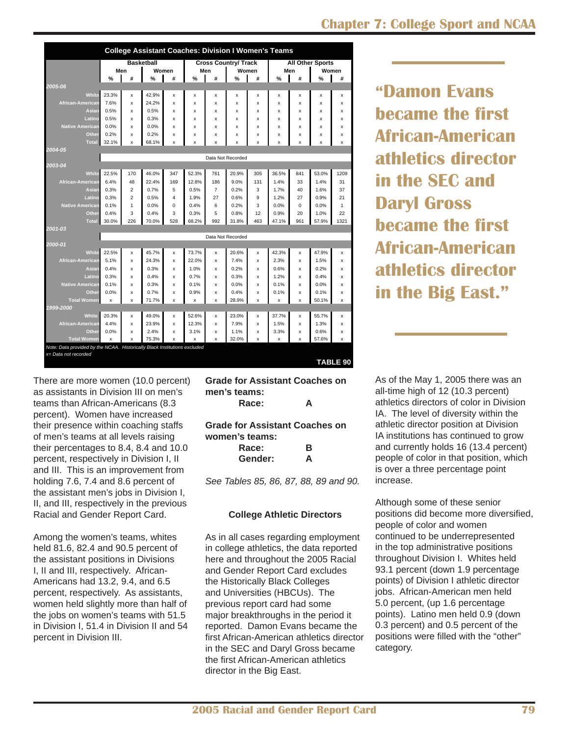| College Assistant Coaches: Division I Women's Teams | | | | | | | | | | | | |
|---|---|---|---|---|---|---|---|---|---|---|---|---|
| | Basketball | | | | Cross Country/ Track | | | | All Other Sports | | | |
| | Men | | Women | | Men | | Women | | Men | | Women | |
| | % | # | % | # | % | # | % | # | % | # | % | # |
| **2005-06** | | | | | | | | | | | | |
| White | 23.3% | x | 42.9% | x | x | x | x | x | x | x | x | x |
| African-American | 7.6% | x | 24.2% | x | x | x | x | x | x | x | x | x |
| Asian | 0.5% | x | 0.5% | x | x | x | x | x | x | x | x | x |
| Latino | 0.5% | x | 0.3% | x | x | x | x | x | x | x | x | x |
| Native American | 0.0% | x | 0.0% | x | x | x | x | x | x | x | x | x |
| Other | 0.2% | x | 0.2% | x | x | x | x | x | x | x | x | x |
| Total | 32.1% | x | 68.1% | x | x | x | x | x | x | x | x | x |
| **2004-05** | | | | | | | | | | | | |
| | Data Not Recorded | | | | | | | | | | | |
| **2003-04** | | | | | | | | | | | | |
| White | 22.5% | 170 | 46.0% | 347 | 52.3% | 761 | 20.9% | 305 | 36.5% | 841 | 53.0% | 1209 |
| African-American | 6.4% | 48 | 22.4% | 169 | 12.8% | 186 | 9.0% | 131 | 1.4% | 33 | 1.4% | 31 |
| Asian | 0.3% | 2 | 0.7% | 5 | 0.5% | 7 | 0.2% | 3 | 1.7% | 40 | 1.6% | 37 |
| Latino | 0.3% | 2 | 0.5% | 4 | 1.9% | 27 | 0.6% | 9 | 1.2% | 27 | 0.9% | 21 |
| Native American | 0.1% | 1 | 0.0% | 0 | 0.4% | 6 | 0.2% | 3 | 0.0% | 0 | 0.0% | 1 |
| Other | 0.4% | 3 | 0.4% | 3 | 0.3% | 5 | 0.8% | 12 | 0.9% | 20 | 1.0% | 22 |
| Total | 30.0% | 226 | 70.0% | 528 | 68.2% | 992 | 31.8% | 463 | 47.1% | 961 | 57.9% | 1321 |
| **2001-03** | | | | | | | | | | | | |
| | Data Not Recorded | | | | | | | | | | | |
| **2000-01** | | | | | | | | | | | | |
| White | 22.5% | x | 45.7% | x | 73.7% | x | 20.6% | x | 42.3% | x | 47.9% | x |
| African-American | 5.1% | x | 24.3% | x | 22.0% | x | 7.4% | x | 2.3% | x | 1.5% | x |
| Asian | 0.4% | x | 0.3% | x | 1.0% | x | 0.2% | x | 0.6% | x | 0.2% | x |
| Latino | 0.3% | x | 0.4% | x | 0.7% | x | 0.3% | x | 1.2% | x | 0.4% | x |
| Native American | 0.1% | x | 0.3% | x | 0.1% | x | 0.0% | x | 0.1% | x | 0.0% | x |
| Other | 0.0% | x | 0.7% | x | 0.9% | x | 0.4% | x | 0.1% | x | 0.1% | x |
| Total Women | x | x | 71.7% | x | x | x | 28.9% | x | x | x | 50.1% | x |
| **1999-2000** | | | | | | | | | | | | |
| White | 20.3% | x | 49.0% | x | 52.6% | x | 23.0% | x | 37.7% | x | 55.7% | x |
| African-American | 4.4% | x | 23.9% | x | 12.3% | x | 7.9% | x | 1.5% | x | 1.3% | x |
| Other | 0.0% | x | 2.4% | x | 3.1% | x | 1.1% | x | 3.3% | x | 0.6% | x |
| Total Women | x | x | 75.3% | x | x | x | 32.0% | x | x | x | 57.6% | x |

*Note: Data provided by the NCAA. Historically Black Institutions excluded*
*x= Data not recorded*

**TABLE 90**

**"Damon Evans became the first African-American athletics director in the SEC and Daryl Gross became the first African-American athletics director in the Big East."**

There are more women (10.0 percent) as assistants in Division III on men's teams than African-Americans (8.3 percent). Women have increased their presence within coaching staffs of men's teams at all levels raising their percentages to 8.4, 8.4 and 10.0 percent, respectively in Division I, II and III. This is an improvement from holding 7.6, 7.4 and 8.6 percent of the assistant men's jobs in Division I, II, and III, respectively in the previous Racial and Gender Report Card.

Among the women's teams, whites held 81.6, 82.4 and 90.5 percent of the assistant positions in Divisions I, II and III, respectively. African-Americans had 13.2, 9.4, and 6.5 percent, respectively. As assistants, women held slightly more than half of the jobs on women's teams with 51.5 in Division I, 51.4 in Division II and 54 percent in Division III.

**Grade for Assistant Coaches on men's teams:**

**Race: A**

**Grade for Assistant Coaches on women's teams:**

**Race: B**
**Gender: A**

*See Tables 85, 86, 87, 88, 89 and 90.*

### College Athletic Directors

As in all cases regarding employment in college athletics, the data reported here and throughout the 2005 Racial and Gender Report Card excludes the Historically Black Colleges and Universities (HBCUs). The previous report card had some major breakthroughs in the period it reported. Damon Evans became the first African-American athletics director in the SEC and Daryl Gross became the first African-American athletics director in the Big East.

As of the May 1, 2005 there was an all-time high of 12 (10.3 percent) athletics directors of color in Division IA. The level of diversity within the athletic director position at Division IA institutions has continued to grow and currently holds 16 (13.4 percent) people of color in that position, which is over a three percentage point increase.

Although some of these senior positions did become more diversified, people of color and women continued to be underrepresented in the top administrative positions throughout Division I. Whites held 93.1 percent (down 1.9 percentage points) of Division I athletic director jobs. African-American men held 5.0 percent, (up 1.6 percentage points). Latino men held 0.9 (down 0.3 percent) and 0.5 percent of the positions were filled with the "other" category.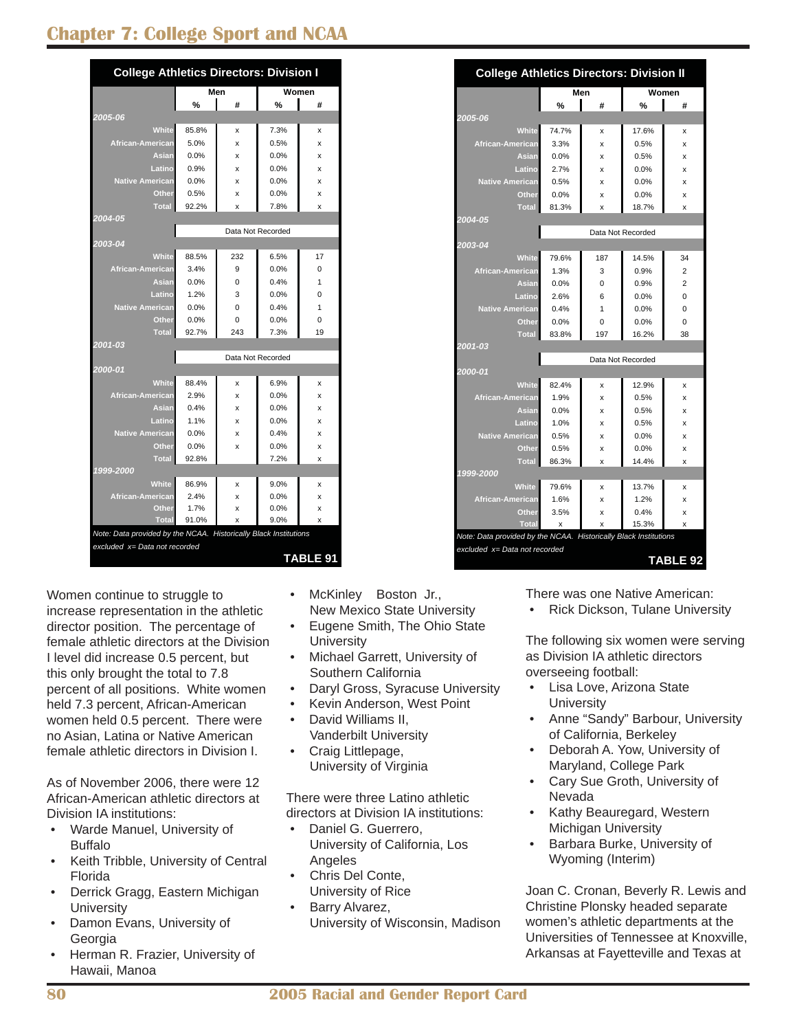## Chapter 7: College Sport and NCAA

**College Athletics Directors: Division I**

| | Men | | Women | |
|---|---|---|---|---|
| | % | # | % | # |
| *2005-06* | | | | |
| White | 85.8% | x | 7.3% | x |
| African-American | 5.0% | x | 0.5% | x |
| Asian | 0.0% | x | 0.0% | x |
| Latino | 0.9% | x | 0.0% | x |
| Native American | 0.0% | x | 0.0% | x |
| Other | 0.5% | x | 0.0% | x |
| Total | 92.2% | x | 7.8% | x |
| *2004-05* | | | | |
| | Data Not Recorded | | | |
| *2003-04* | | | | |
| White | 88.5% | 232 | 6.5% | 17 |
| African-American | 3.4% | 9 | 0.0% | 0 |
| Asian | 0.0% | 0 | 0.4% | 1 |
| Latino | 1.2% | 3 | 0.0% | 0 |
| Native American | 0.0% | 0 | 0.4% | 1 |
| Other | 0.0% | 0 | 0.0% | 0 |
| Total | 92.7% | 243 | 7.3% | 19 |
| *2001-03* | | | | |
| | Data Not Recorded | | | |
| *2000-01* | | | | |
| White | 88.4% | x | 6.9% | x |
| African-American | 2.9% | x | 0.0% | x |
| Asian | 0.4% | x | 0.0% | x |
| Latino | 1.1% | x | 0.0% | x |
| Native American | 0.0% | x | 0.4% | x |
| Other | 0.0% | x | 0.0% | x |
| Total | 92.8% | | 7.2% | x |
| *1999-2000* | | | | |
| White | 86.9% | x | 9.0% | x |
| African-American | 2.4% | x | 0.0% | x |
| Other | 1.7% | x | 0.0% | x |
| Total | 91.0% | x | 9.0% | x |

*Note: Data provided by the NCAA. Historically Black Institutions excluded x= Data not recorded*

**TABLE 91**

**College Athletics Directors: Division II**

| | Men | | Women | |
|---|---|---|---|---|
| | % | # | % | # |
| *2005-06* | | | | |
| White | 74.7% | x | 17.6% | x |
| African-American | 3.3% | x | 0.5% | x |
| Asian | 0.0% | x | 0.5% | x |
| Latino | 2.7% | x | 0.0% | x |
| Native American | 0.5% | x | 0.0% | x |
| Other | 0.0% | x | 0.0% | x |
| Total | 81.3% | x | 18.7% | x |
| *2004-05* | | | | |
| | Data Not Recorded | | | |
| *2003-04* | | | | |
| White | 79.6% | 187 | 14.5% | 34 |
| African-American | 1.3% | 3 | 0.9% | 2 |
| Asian | 0.0% | 0 | 0.9% | 2 |
| Latino | 2.6% | 6 | 0.0% | 0 |
| Native American | 0.4% | 1 | 0.0% | 0 |
| Other | 0.0% | 0 | 0.0% | 0 |
| Total | 83.8% | 197 | 16.2% | 38 |
| *2001-03* | | | | |
| | Data Not Recorded | | | |
| *2000-01* | | | | |
| White | 82.4% | x | 12.9% | x |
| African-American | 1.9% | x | 0.5% | x |
| Asian | 0.0% | x | 0.5% | x |
| Latino | 1.0% | x | 0.5% | x |
| Native American | 0.5% | x | 0.0% | x |
| Other | 0.5% | x | 0.0% | x |
| Total | 86.3% | x | 14.4% | x |
| *1999-2000* | | | | |
| White | 79.6% | x | 13.7% | x |
| African-American | 1.6% | x | 1.2% | x |
| Other | 3.5% | x | 0.4% | x |
| Total | x | x | 15.3% | x |

*Note: Data provided by the NCAA. Historically Black Institutions excluded x= Data not recorded*

**TABLE 92**

Women continue to struggle to increase representation in the athletic director position. The percentage of female athletic directors at the Division I level did increase 0.5 percent, but this only brought the total to 7.8 percent of all positions. White women held 7.3 percent, African-American women held 0.5 percent. There were no Asian, Latina or Native American female athletic directors in Division I.

As of November 2006, there were 12 African-American athletic directors at Division IA institutions:

- Warde Manuel, University of Buffalo
- Keith Tribble, University of Central Florida
- Derrick Gragg, Eastern Michigan University
- Damon Evans, University of Georgia
- Herman R. Frazier, University of Hawaii, Manoa
- McKinley Boston Jr., New Mexico State University
- Eugene Smith, The Ohio State University
- Michael Garrett, University of Southern California
- Daryl Gross, Syracuse University
- Kevin Anderson, West Point
- David Williams II, Vanderbilt University
- Craig Littlepage, University of Virginia

There were three Latino athletic directors at Division IA institutions:

- Daniel G. Guerrero, University of California, Los Angeles
- Chris Del Conte, University of Rice
- Barry Alvarez, University of Wisconsin, Madison

There was one Native American:

- Rick Dickson, Tulane University

The following six women were serving as Division IA athletic directors overseeing football:

- Lisa Love, Arizona State University
- Anne "Sandy" Barbour, University of California, Berkeley
- Deborah A. Yow, University of Maryland, College Park
- Cary Sue Groth, University of Nevada
- Kathy Beauregard, Western Michigan University
- Barbara Burke, University of Wyoming (Interim)

Joan C. Cronan, Beverly R. Lewis and Christine Plonsky headed separate women's athletic departments at the Universities of Tennessee at Knoxville, Arkansas at Fayetteville and Texas at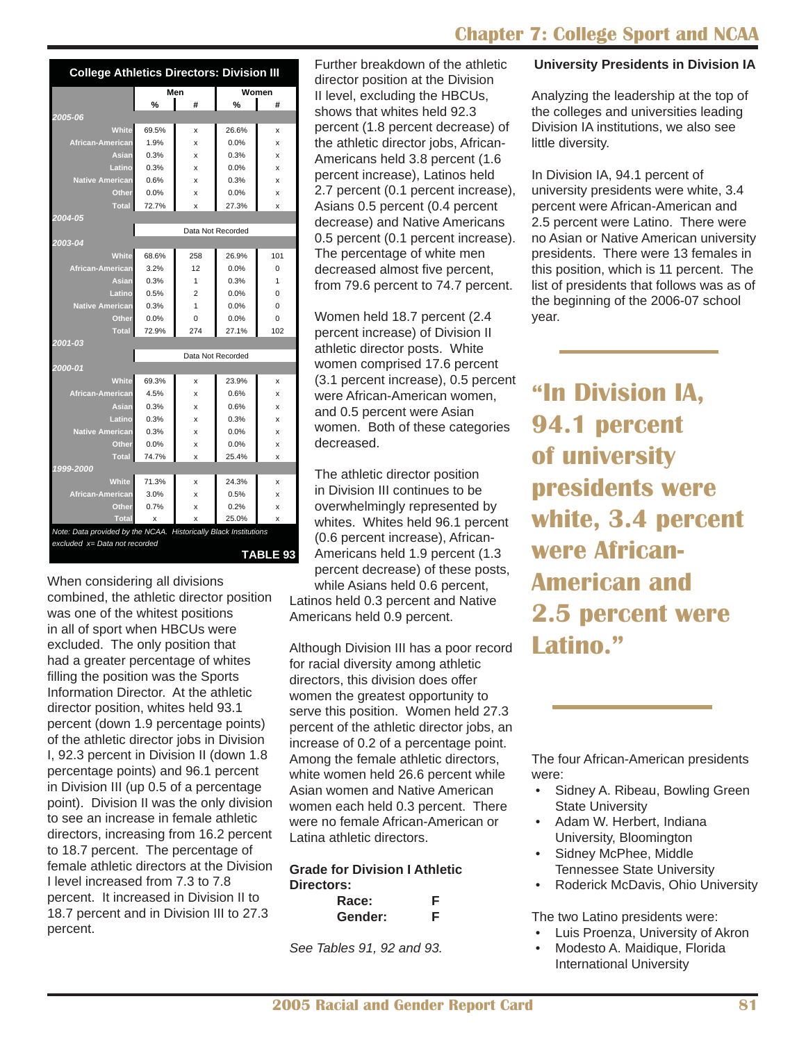**College Athletics Directors: Division III**

| | Men % | Men # | Women % | Women # |
|---|---|---|---|---|
| ***2005-06*** | | | | |
| White | 69.5% | x | 26.6% | x |
| African-American | 1.9% | x | 0.0% | x |
| Asian | 0.3% | x | 0.3% | x |
| Latino | 0.3% | x | 0.0% | x |
| Native American | 0.6% | x | 0.3% | x |
| Other | 0.0% | x | 0.0% | x |
| Total | 72.7% | x | 27.3% | x |
| ***2004-05*** | | | | |
| | Data Not Recorded | | | |
| ***2003-04*** | | | | |
| White | 68.6% | 258 | 26.9% | 101 |
| African-American | 3.2% | 12 | 0.0% | 0 |
| Asian | 0.3% | 1 | 0.3% | 1 |
| Latino | 0.5% | 2 | 0.0% | 0 |
| Native American | 0.3% | 1 | 0.0% | 0 |
| Other | 0.0% | 0 | 0.0% | 0 |
| Total | 72.9% | 274 | 27.1% | 102 |
| ***2001-03*** | | | | |
| | Data Not Recorded | | | |
| ***2000-01*** | | | | |
| White | 69.3% | x | 23.9% | x |
| African-American | 4.5% | x | 0.6% | x |
| Asian | 0.3% | x | 0.6% | x |
| Latino | 0.3% | x | 0.3% | x |
| Native American | 0.3% | x | 0.0% | x |
| Other | 0.0% | x | 0.0% | x |
| Total | 74.7% | x | 25.4% | x |
| ***1999-2000*** | | | | |
| White | 71.3% | x | 24.3% | x |
| African-American | 3.0% | x | 0.5% | x |
| Other | 0.7% | x | 0.2% | x |
| Total | x | x | 25.0% | x |

*Note: Data provided by the NCAA. Historically Black Institutions excluded x= Data not recorded*

**TABLE 93**

When considering all divisions combined, the athletic director position was one of the whitest positions in all of sport when HBCUs were excluded. The only position that had a greater percentage of whites filling the position was the Sports Information Director. At the athletic director position, whites held 93.1 percent (down 1.9 percentage points) of the athletic director jobs in Division I, 92.3 percent in Division II (down 1.8 percentage points) and 96.1 percent in Division III (up 0.5 of a percentage point). Division II was the only division to see an increase in female athletic directors, increasing from 16.2 percent to 18.7 percent. The percentage of female athletic directors at the Division I level increased from 7.3 to 7.8 percent. It increased in Division II to 18.7 percent and in Division III to 27.3 percent.

Further breakdown of the athletic director position at the Division II level, excluding the HBCUs, shows that whites held 92.3 percent (1.8 percent decrease) of the athletic director jobs, African-Americans held 3.8 percent (1.6 percent increase), Latinos held 2.7 percent (0.1 percent increase), Asians 0.5 percent (0.4 percent decrease) and Native Americans 0.5 percent (0.1 percent increase). The percentage of white men decreased almost five percent, from 79.6 percent to 74.7 percent.

Women held 18.7 percent (2.4 percent increase) of Division II athletic director posts. White women comprised 17.6 percent (3.1 percent increase), 0.5 percent were African-American women, and 0.5 percent were Asian women. Both of these categories decreased.

The athletic director position in Division III continues to be overwhelmingly represented by whites. Whites held 96.1 percent (0.6 percent increase), African-Americans held 1.9 percent (1.3 percent decrease) of these posts, while Asians held 0.6 percent, Latinos held 0.3 percent and Native Americans held 0.9 percent.

Although Division III has a poor record for racial diversity among athletic directors, this division does offer women the greatest opportunity to serve this position. Women held 27.3 percent of the athletic director jobs, an increase of 0.2 of a percentage point. Among the female athletic directors, white women held 26.6 percent while Asian women and Native American women each held 0.3 percent. There were no female African-American or Latina athletic directors.

**Grade for Division I Athletic Directors:**

| | |
|---|---|
| **Race:** | **F** |
| **Gender:** | **F** |

*See Tables 91, 92 and 93.*

### University Presidents in Division IA

Analyzing the leadership at the top of the colleges and universities leading Division IA institutions, we also see little diversity.

In Division IA, 94.1 percent of university presidents were white, 3.4 percent were African-American and 2.5 percent were Latino. There were no Asian or Native American university presidents. There were 13 females in this position, which is 11 percent. The list of presidents that follows was as of the beginning of the 2006-07 school year.

**"In Division IA, 94.1 percent of university presidents were white, 3.4 percent were African-American and 2.5 percent were Latino."**

The four African-American presidents were:

- Sidney A. Ribeau, Bowling Green State University
- Adam W. Herbert, Indiana University, Bloomington
- Sidney McPhee, Middle Tennessee State University
- Roderick McDavis, Ohio University

The two Latino presidents were:

- Luis Proenza, University of Akron
- Modesto A. Maidique, Florida International University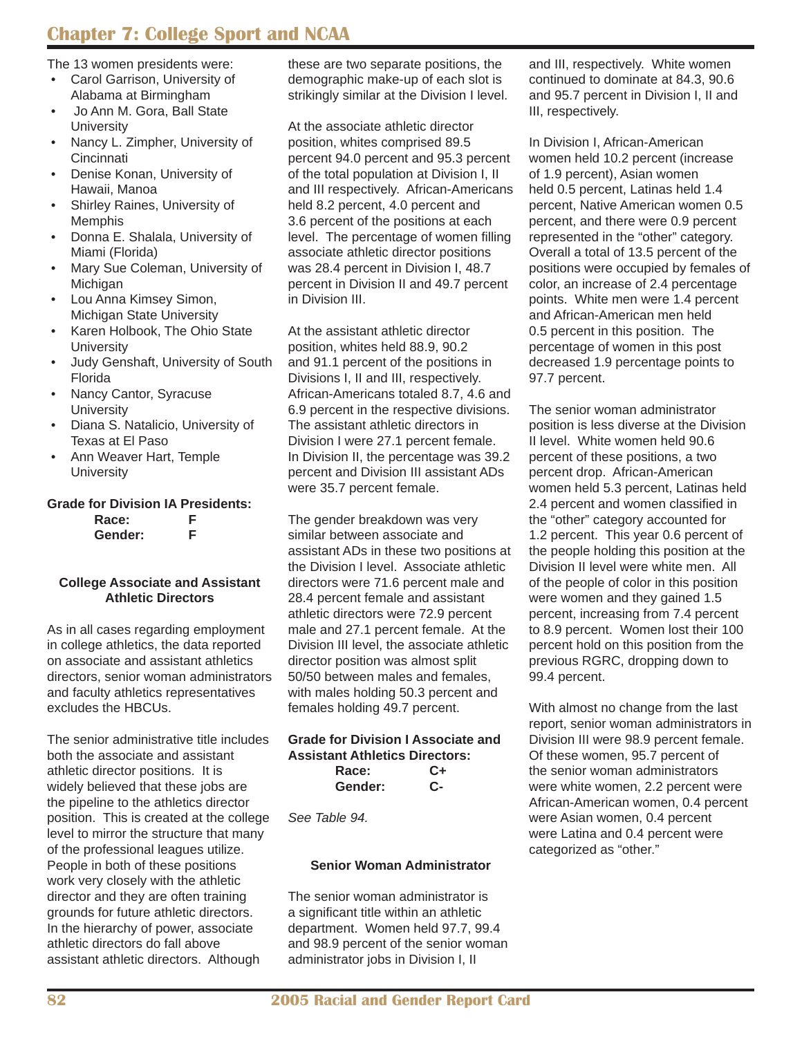The 13 women presidents were:

- Carol Garrison, University of Alabama at Birmingham
- Jo Ann M. Gora, Ball State University
- Nancy L. Zimpher, University of Cincinnati
- Denise Konan, University of Hawaii, Manoa
- Shirley Raines, University of Memphis
- Donna E. Shalala, University of Miami (Florida)
- Mary Sue Coleman, University of Michigan
- Lou Anna Kimsey Simon, Michigan State University
- Karen Holbook, The Ohio State University
- Judy Genshaft, University of South Florida
- Nancy Cantor, Syracuse University
- Diana S. Natalicio, University of Texas at El Paso
- Ann Weaver Hart, Temple University

**Grade for Division IA Presidents:**

| | |
|---|---|
| **Race:** | **F** |
| **Gender:** | **F** |

### College Associate and Assistant Athletic Directors

As in all cases regarding employment in college athletics, the data reported on associate and assistant athletics directors, senior woman administrators and faculty athletics representatives excludes the HBCUs.

The senior administrative title includes both the associate and assistant athletic director positions. It is widely believed that these jobs are the pipeline to the athletics director position. This is created at the college level to mirror the structure that many of the professional leagues utilize. People in both of these positions work very closely with the athletic director and they are often training grounds for future athletic directors. In the hierarchy of power, associate athletic directors do fall above assistant athletic directors. Although these are two separate positions, the demographic make-up of each slot is strikingly similar at the Division I level.

At the associate athletic director position, whites comprised 89.5 percent 94.0 percent and 95.3 percent of the total population at Division I, II and III respectively. African-Americans held 8.2 percent, 4.0 percent and 3.6 percent of the positions at each level. The percentage of women filling associate athletic director positions was 28.4 percent in Division I, 48.7 percent in Division II and 49.7 percent in Division III.

At the assistant athletic director position, whites held 88.9, 90.2 and 91.1 percent of the positions in Divisions I, II and III, respectively. African-Americans totaled 8.7, 4.6 and 6.9 percent in the respective divisions. The assistant athletic directors in Division I were 27.1 percent female. In Division II, the percentage was 39.2 percent and Division III assistant ADs were 35.7 percent female.

The gender breakdown was very similar between associate and assistant ADs in these two positions at the Division I level. Associate athletic directors were 71.6 percent male and 28.4 percent female and assistant athletic directors were 72.9 percent male and 27.1 percent female. At the Division III level, the associate athletic director position was almost split 50/50 between males and females, with males holding 50.3 percent and females holding 49.7 percent.

**Grade for Division I Associate and Assistant Athletics Directors:**

| | |
|---|---|
| **Race:** | **C+** |
| **Gender:** | **C-** |

*See Table 94.*

### Senior Woman Administrator

The senior woman administrator is a significant title within an athletic department. Women held 97.7, 99.4 and 98.9 percent of the senior woman administrator jobs in Division I, II and III, respectively. White women continued to dominate at 84.3, 90.6 and 95.7 percent in Division I, II and III, respectively.

In Division I, African-American women held 10.2 percent (increase of 1.9 percent), Asian women held 0.5 percent, Latinas held 1.4 percent, Native American women 0.5 percent, and there were 0.9 percent represented in the "other" category. Overall a total of 13.5 percent of the positions were occupied by females of color, an increase of 2.4 percentage points. White men were 1.4 percent and African-American men held 0.5 percent in this position. The percentage of women in this post decreased 1.9 percentage points to 97.7 percent.

The senior woman administrator position is less diverse at the Division II level. White women held 90.6 percent of these positions, a two percent drop. African-American women held 5.3 percent, Latinas held 2.4 percent and women classified in the "other" category accounted for 1.2 percent. This year 0.6 percent of the people holding this position at the Division II level were white men. All of the people of color in this position were women and they gained 1.5 percent, increasing from 7.4 percent to 8.9 percent. Women lost their 100 percent hold on this position from the previous RGRC, dropping down to 99.4 percent.

With almost no change from the last report, senior woman administrators in Division III were 98.9 percent female. Of these women, 95.7 percent of the senior woman administrators were white women, 2.2 percent were African-American women, 0.4 percent were Asian women, 0.4 percent were Latina and 0.4 percent were categorized as "other."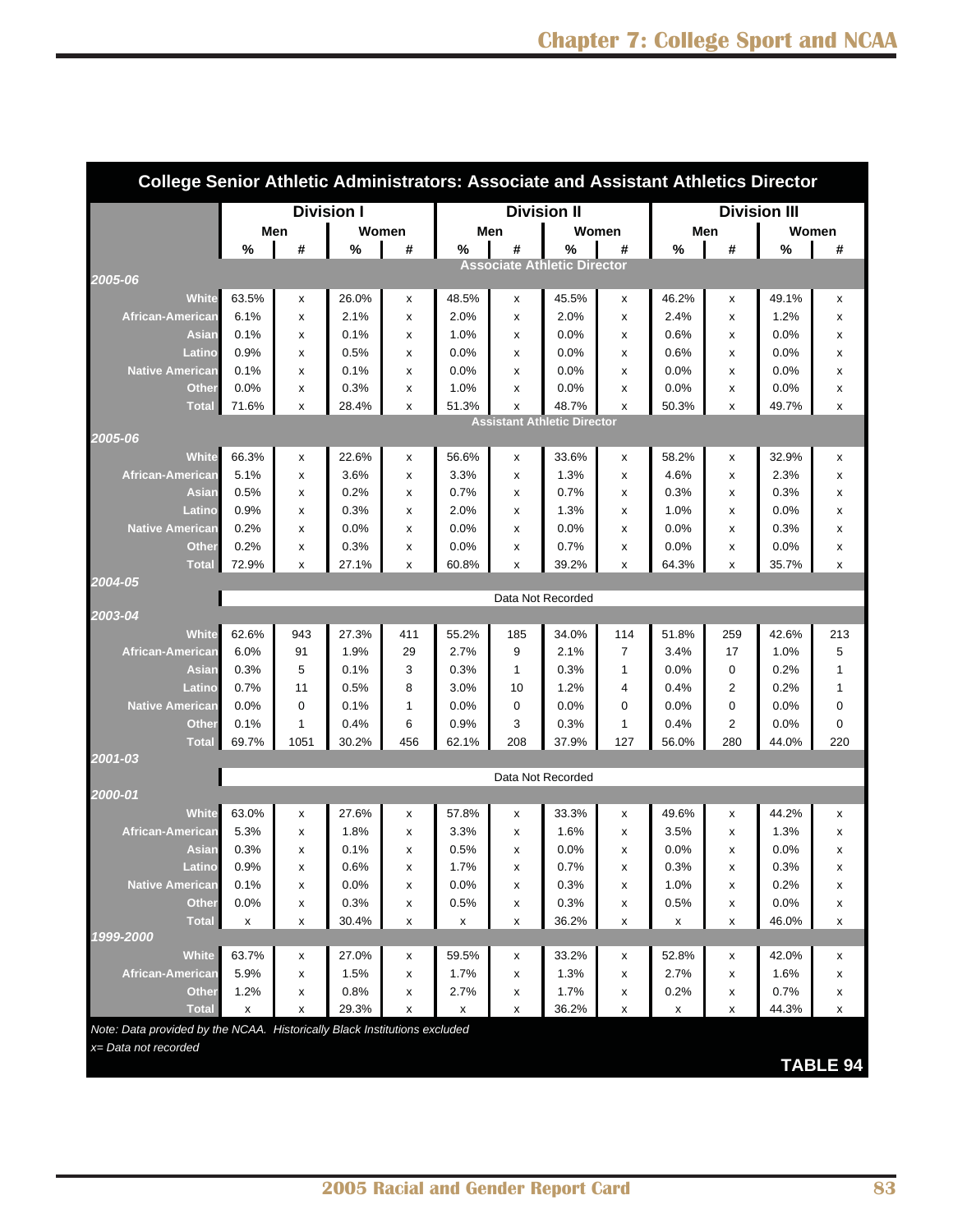## College Senior Athletic Administrators: Associate and Assistant Athletics Director

| | Division I | | | | Division II | | | | Division III | | | |
|---|---|---|---|---|---|---|---|---|---|---|---|---|
| | Men | | Women | | Men | | Women | | Men | | Women | |
| | % | # | % | # | % | # | % | # | % | # | % | # |
| **Associate Athletic Director** | | | | | | | | | | | | |
| ***2005-06*** | | | | | | | | | | | | |
| White | 63.5% | x | 26.0% | x | 48.5% | x | 45.5% | x | 46.2% | x | 49.1% | x |
| African-American | 6.1% | x | 2.1% | x | 2.0% | x | 2.0% | x | 2.4% | x | 1.2% | x |
| Asian | 0.1% | x | 0.1% | x | 1.0% | x | 0.0% | x | 0.6% | x | 0.0% | x |
| Latino | 0.9% | x | 0.5% | x | 0.0% | x | 0.0% | x | 0.6% | x | 0.0% | x |
| Native American | 0.1% | x | 0.1% | x | 0.0% | x | 0.0% | x | 0.0% | x | 0.0% | x |
| Other | 0.0% | x | 0.3% | x | 1.0% | x | 0.0% | x | 0.0% | x | 0.0% | x |
| Total | 71.6% | x | 28.4% | x | 51.3% | x | 48.7% | x | 50.3% | x | 49.7% | x |
| **Assistant Athletic Director** | | | | | | | | | | | | |
| ***2005-06*** | | | | | | | | | | | | |
| White | 66.3% | x | 22.6% | x | 56.6% | x | 33.6% | x | 58.2% | x | 32.9% | x |
| African-American | 5.1% | x | 3.6% | x | 3.3% | x | 1.3% | x | 4.6% | x | 2.3% | x |
| Asian | 0.5% | x | 0.2% | x | 0.7% | x | 0.7% | x | 0.3% | x | 0.3% | x |
| Latino | 0.9% | x | 0.3% | x | 2.0% | x | 1.3% | x | 1.0% | x | 0.0% | x |
| Native American | 0.2% | x | 0.0% | x | 0.0% | x | 0.0% | x | 0.0% | x | 0.3% | x |
| Other | 0.2% | x | 0.3% | x | 0.0% | x | 0.7% | x | 0.0% | x | 0.0% | x |
| Total | 72.9% | x | 27.1% | x | 60.8% | x | 39.2% | x | 64.3% | x | 35.7% | x |
| ***2004-05*** | | | | | | | | | | | | |
| | Data Not Recorded | | | | | | | | | | | |
| ***2003-04*** | | | | | | | | | | | | |
| White | 62.6% | 943 | 27.3% | 411 | 55.2% | 185 | 34.0% | 114 | 51.8% | 259 | 42.6% | 213 |
| African-American | 6.0% | 91 | 1.9% | 29 | 2.7% | 9 | 2.1% | 7 | 3.4% | 17 | 1.0% | 5 |
| Asian | 0.3% | 5 | 0.1% | 3 | 0.3% | 1 | 0.3% | 1 | 0.0% | 0 | 0.2% | 1 |
| Latino | 0.7% | 11 | 0.5% | 8 | 3.0% | 10 | 1.2% | 4 | 0.4% | 2 | 0.2% | 1 |
| Native American | 0.0% | 0 | 0.1% | 1 | 0.0% | 0 | 0.0% | 0 | 0.0% | 0 | 0.0% | 0 |
| Other | 0.1% | 1 | 0.4% | 6 | 0.9% | 3 | 0.3% | 1 | 0.4% | 2 | 0.0% | 0 |
| Total | 69.7% | 1051 | 30.2% | 456 | 62.1% | 208 | 37.9% | 127 | 56.0% | 280 | 44.0% | 220 |
| ***2001-03*** | | | | | | | | | | | | |
| | Data Not Recorded | | | | | | | | | | | |
| ***2000-01*** | | | | | | | | | | | | |
| White | 63.0% | x | 27.6% | x | 57.8% | x | 33.3% | x | 49.6% | x | 44.2% | x |
| African-American | 5.3% | x | 1.8% | x | 3.3% | x | 1.6% | x | 3.5% | x | 1.3% | x |
| Asian | 0.3% | x | 0.1% | x | 0.5% | x | 0.0% | x | 0.0% | x | 0.0% | x |
| Latino | 0.9% | x | 0.6% | x | 1.7% | x | 0.7% | x | 0.3% | x | 0.3% | x |
| Native American | 0.1% | x | 0.0% | x | 0.0% | x | 0.3% | x | 1.0% | x | 0.2% | x |
| Other | 0.0% | x | 0.3% | x | 0.5% | x | 0.3% | x | 0.5% | x | 0.0% | x |
| Total | x | x | 30.4% | x | x | x | 36.2% | x | x | x | 46.0% | x |
| ***1999-2000*** | | | | | | | | | | | | |
| White | 63.7% | x | 27.0% | x | 59.5% | x | 33.2% | x | 52.8% | x | 42.0% | x |
| African-American | 5.9% | x | 1.5% | x | 1.7% | x | 1.3% | x | 2.7% | x | 1.6% | x |
| Other | 1.2% | x | 0.8% | x | 2.7% | x | 1.7% | x | 0.2% | x | 0.7% | x |
| Total | x | x | 29.3% | x | x | x | 36.2% | x | x | x | 44.3% | x |

*Note: Data provided by the NCAA. Historically Black Institutions excluded*

*x= Data not recorded*

**TABLE 94**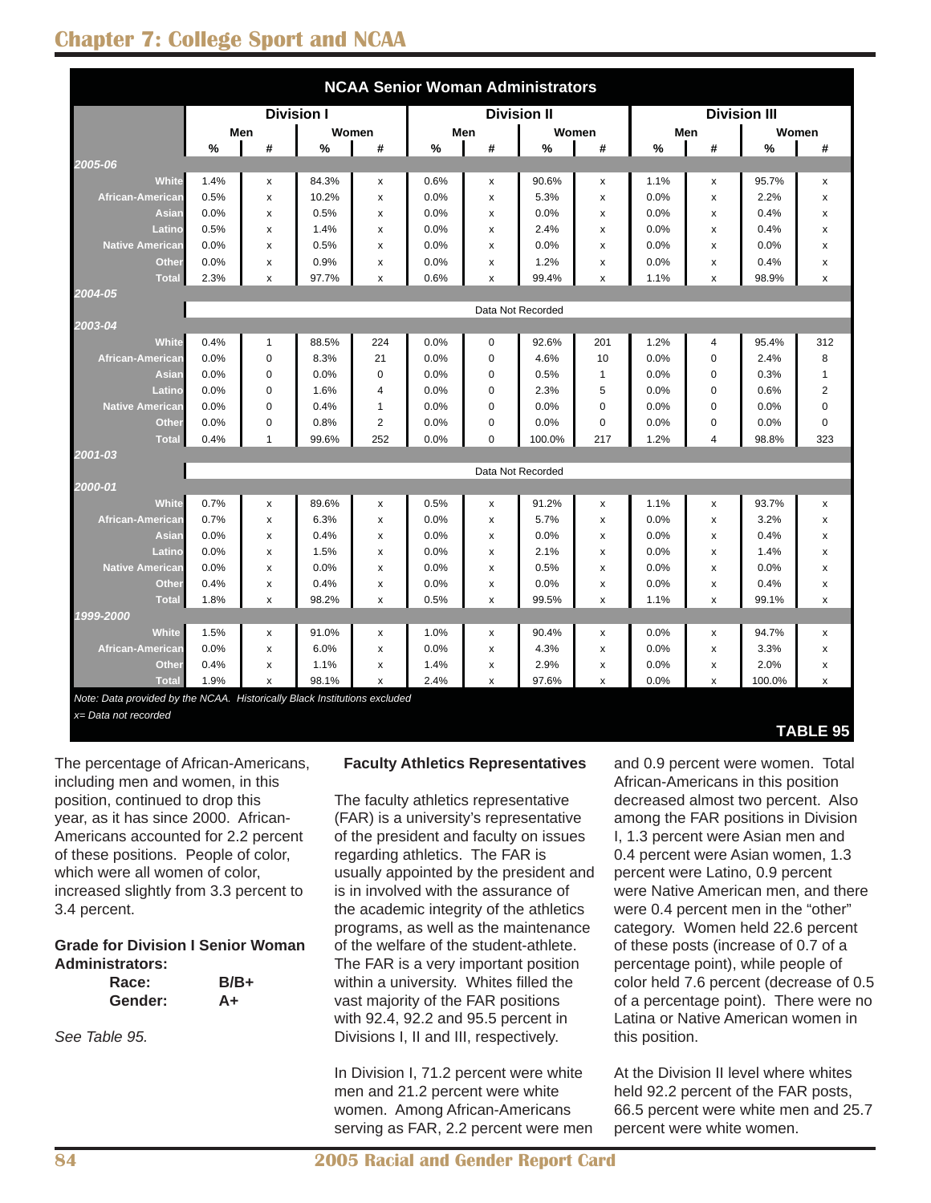## NCAA Senior Woman Administrators

| | Division I | | | | Division II | | | | Division III | | | |
|---|---|---|---|---|---|---|---|---|---|---|---|---|
| | Men | | Women | | Men | | Women | | Men | | Women | |
| | % | # | % | # | % | # | % | # | % | # | % | # |
| ***2005-06*** | | | | | | | | | | | | |
| White | 1.4% | x | 84.3% | x | 0.6% | x | 90.6% | x | 1.1% | x | 95.7% | x |
| African-American | 0.5% | x | 10.2% | x | 0.0% | x | 5.3% | x | 0.0% | x | 2.2% | x |
| Asian | 0.0% | x | 0.5% | x | 0.0% | x | 0.0% | x | 0.0% | x | 0.4% | x |
| Latino | 0.5% | x | 1.4% | x | 0.0% | x | 2.4% | x | 0.0% | x | 0.4% | x |
| Native American | 0.0% | x | 0.5% | x | 0.0% | x | 0.0% | x | 0.0% | x | 0.0% | x |
| Other | 0.0% | x | 0.9% | x | 0.0% | x | 1.2% | x | 0.0% | x | 0.4% | x |
| Total | 2.3% | x | 97.7% | x | 0.6% | x | 99.4% | x | 1.1% | x | 98.9% | x |
| ***2004-05*** | | | | | | | | | | | | |
| | Data Not Recorded | | | | | | | | | | | |
| ***2003-04*** | | | | | | | | | | | | |
| White | 0.4% | 1 | 88.5% | 224 | 0.0% | 0 | 92.6% | 201 | 1.2% | 4 | 95.4% | 312 |
| African-American | 0.0% | 0 | 8.3% | 21 | 0.0% | 0 | 4.6% | 10 | 0.0% | 0 | 2.4% | 8 |
| Asian | 0.0% | 0 | 0.0% | 0 | 0.0% | 0 | 0.5% | 1 | 0.0% | 0 | 0.3% | 1 |
| Latino | 0.0% | 0 | 1.6% | 4 | 0.0% | 0 | 2.3% | 5 | 0.0% | 0 | 0.6% | 2 |
| Native American | 0.0% | 0 | 0.4% | 1 | 0.0% | 0 | 0.0% | 0 | 0.0% | 0 | 0.0% | 0 |
| Other | 0.0% | 0 | 0.8% | 2 | 0.0% | 0 | 0.0% | 0 | 0.0% | 0 | 0.0% | 0 |
| Total | 0.4% | 1 | 99.6% | 252 | 0.0% | 0 | 100.0% | 217 | 1.2% | 4 | 98.8% | 323 |
| ***2001-03*** | | | | | | | | | | | | |
| | Data Not Recorded | | | | | | | | | | | |
| ***2000-01*** | | | | | | | | | | | | |
| White | 0.7% | x | 89.6% | x | 0.5% | x | 91.2% | x | 1.1% | x | 93.7% | x |
| African-American | 0.7% | x | 6.3% | x | 0.0% | x | 5.7% | x | 0.0% | x | 3.2% | x |
| Asian | 0.0% | x | 0.4% | x | 0.0% | x | 0.0% | x | 0.0% | x | 0.4% | x |
| Latino | 0.0% | x | 1.5% | x | 0.0% | x | 2.1% | x | 0.0% | x | 1.4% | x |
| Native American | 0.0% | x | 0.0% | x | 0.0% | x | 0.5% | x | 0.0% | x | 0.0% | x |
| Other | 0.4% | x | 0.4% | x | 0.0% | x | 0.0% | x | 0.0% | x | 0.4% | x |
| Total | 1.8% | x | 98.2% | x | 0.5% | x | 99.5% | x | 1.1% | x | 99.1% | x |
| ***1999-2000*** | | | | | | | | | | | | |
| White | 1.5% | x | 91.0% | x | 1.0% | x | 90.4% | x | 0.0% | x | 94.7% | x |
| African-American | 0.0% | x | 6.0% | x | 0.0% | x | 4.3% | x | 0.0% | x | 3.3% | x |
| Other | 0.4% | x | 1.1% | x | 1.4% | x | 2.9% | x | 0.0% | x | 2.0% | x |
| Total | 1.9% | x | 98.1% | x | 2.4% | x | 97.6% | x | 0.0% | x | 100.0% | x |

*Note: Data provided by the NCAA. Historically Black Institutions excluded*

*x= Data not recorded*

**TABLE 95**

The percentage of African-Americans, including men and women, in this position, continued to drop this year, as it has since 2000. African-Americans accounted for 2.2 percent of these positions. People of color, which were all women of color, increased slightly from 3.3 percent to 3.4 percent.

**Grade for Division I Senior Woman Administrators:**

| | |
|---|---|
| **Race:** | **B/B+** |
| **Gender:** | **A+** |

*See Table 95.*

### Faculty Athletics Representatives

The faculty athletics representative (FAR) is a university's representative of the president and faculty on issues regarding athletics. The FAR is usually appointed by the president and is in involved with the assurance of the academic integrity of the athletics programs, as well as the maintenance of the welfare of the student-athlete. The FAR is a very important position within a university. Whites filled the vast majority of the FAR positions with 92.4, 92.2 and 95.5 percent in Divisions I, II and III, respectively.

In Division I, 71.2 percent were white men and 21.2 percent were white women. Among African-Americans serving as FAR, 2.2 percent were men and 0.9 percent were women. Total African-Americans in this position decreased almost two percent. Also among the FAR positions in Division I, 1.3 percent were Asian men and 0.4 percent were Asian women, 1.3 percent were Latino, 0.9 percent were Native American men, and there were 0.4 percent men in the "other" category. Women held 22.6 percent of these posts (increase of 0.7 of a percentage point), while people of color held 7.6 percent (decrease of 0.5 of a percentage point). There were no Latina or Native American women in this position.

At the Division II level where whites held 92.2 percent of the FAR posts, 66.5 percent were white men and 25.7 percent were white women.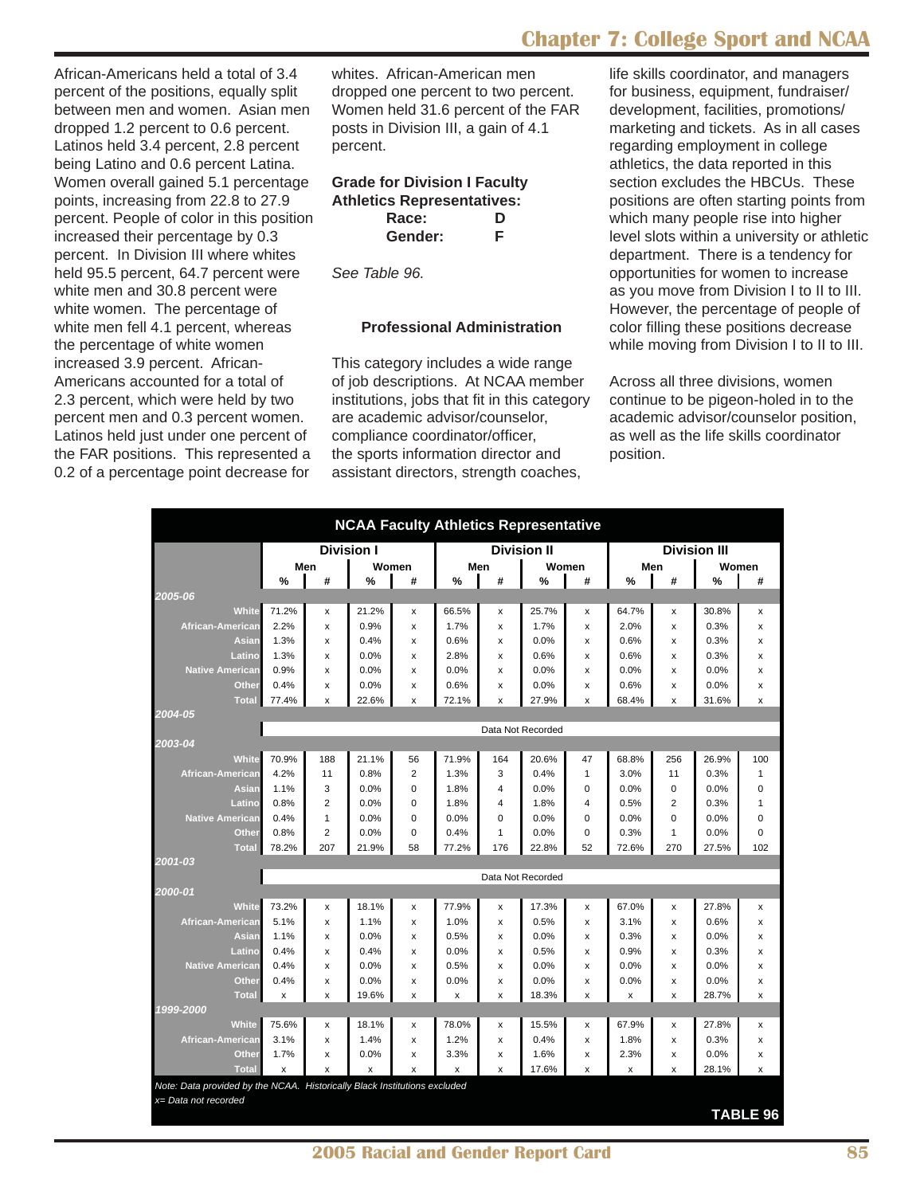African-Americans held a total of 3.4 percent of the positions, equally split between men and women. Asian men dropped 1.2 percent to 0.6 percent. Latinos held 3.4 percent, 2.8 percent being Latino and 0.6 percent Latina. Women overall gained 5.1 percentage points, increasing from 22.8 to 27.9 percent. People of color in this position increased their percentage by 0.3 percent. In Division III where whites held 95.5 percent, 64.7 percent were white men and 30.8 percent were white women. The percentage of white men fell 4.1 percent, whereas the percentage of white women increased 3.9 percent. African-Americans accounted for a total of 2.3 percent, which were held by two percent men and 0.3 percent women. Latinos held just under one percent of the FAR positions. This represented a 0.2 of a percentage point decrease for whites. African-American men dropped one percent to two percent. Women held 31.6 percent of the FAR posts in Division III, a gain of 4.1 percent.

**Grade for Division I Faculty Athletics Representatives:**

| | |
|---|---|
| **Race:** | **D** |
| **Gender:** | **F** |

*See Table 96.*

### Professional Administration

This category includes a wide range of job descriptions. At NCAA member institutions, jobs that fit in this category are academic advisor/counselor, compliance coordinator/officer, the sports information director and assistant directors, strength coaches, life skills coordinator, and managers for business, equipment, fundraiser/development, facilities, promotions/marketing and tickets. As in all cases regarding employment in college athletics, the data reported in this section excludes the HBCUs. These positions are often starting points from which many people rise into higher level slots within a university or athletic department. There is a tendency for opportunities for women to increase as you move from Division I to II to III. However, the percentage of people of color filling these positions decrease while moving from Division I to II to III.

Across all three divisions, women continue to be pigeon-holed in to the academic advisor/counselor position, as well as the life skills coordinator position.

**NCAA Faculty Athletics Representative**

| | Division I | | | | Division II | | | | Division III | | | |
|---|---|---|---|---|---|---|---|---|---|---|---|---|
| | Men | | Women | | Men | | Women | | Men | | Women | |
| | % | # | % | # | % | # | % | # | % | # | % | # |
| **2005-06** | | | | | | | | | | | | |
| White | 71.2% | x | 21.2% | x | 66.5% | x | 25.7% | x | 64.7% | x | 30.8% | x |
| African-American | 2.2% | x | 0.9% | x | 1.7% | x | 1.7% | x | 2.0% | x | 0.3% | x |
| Asian | 1.3% | x | 0.4% | x | 0.6% | x | 0.0% | x | 0.6% | x | 0.3% | x |
| Latino | 1.3% | x | 0.0% | x | 2.8% | x | 0.6% | x | 0.6% | x | 0.3% | x |
| Native American | 0.9% | x | 0.0% | x | 0.0% | x | 0.0% | x | 0.0% | x | 0.0% | x |
| Other | 0.4% | x | 0.0% | x | 0.6% | x | 0.0% | x | 0.6% | x | 0.0% | x |
| Total | 77.4% | x | 22.6% | x | 72.1% | x | 27.9% | x | 68.4% | x | 31.6% | x |
| **2004-05** | | | | | | | | | | | | |
| | Data Not Recorded | | | | | | | | | | | |
| **2003-04** | | | | | | | | | | | | |
| White | 70.9% | 188 | 21.1% | 56 | 71.9% | 164 | 20.6% | 47 | 68.8% | 256 | 26.9% | 100 |
| African-American | 4.2% | 11 | 0.8% | 2 | 1.3% | 3 | 0.4% | 1 | 3.0% | 11 | 0.3% | 1 |
| Asian | 1.1% | 3 | 0.0% | 0 | 1.8% | 4 | 0.0% | 0 | 0.0% | 0 | 0.0% | 0 |
| Latino | 0.8% | 2 | 0.0% | 0 | 1.8% | 4 | 1.8% | 4 | 0.5% | 2 | 0.3% | 1 |
| Native American | 0.4% | 1 | 0.0% | 0 | 0.0% | 0 | 0.0% | 0 | 0.0% | 0 | 0.0% | 0 |
| Other | 0.8% | 2 | 0.0% | 0 | 0.4% | 1 | 0.0% | 0 | 0.3% | 1 | 0.0% | 0 |
| Total | 78.2% | 207 | 21.9% | 58 | 77.2% | 176 | 22.8% | 52 | 72.6% | 270 | 27.5% | 102 |
| **2001-03** | | | | | | | | | | | | |
| | Data Not Recorded | | | | | | | | | | | |
| **2000-01** | | | | | | | | | | | | |
| White | 73.2% | x | 18.1% | x | 77.9% | x | 17.3% | x | 67.0% | x | 27.8% | x |
| African-American | 5.1% | x | 1.1% | x | 1.0% | x | 0.5% | x | 3.1% | x | 0.6% | x |
| Asian | 1.1% | x | 0.0% | x | 0.5% | x | 0.0% | x | 0.3% | x | 0.0% | x |
| Latino | 0.4% | x | 0.4% | x | 0.0% | x | 0.5% | x | 0.9% | x | 0.3% | x |
| Native American | 0.4% | x | 0.0% | x | 0.5% | x | 0.0% | x | 0.0% | x | 0.0% | x |
| Other | 0.4% | x | 0.0% | x | 0.0% | x | 0.0% | x | 0.0% | x | 0.0% | x |
| Total | x | x | 19.6% | x | x | x | 18.3% | x | x | x | 28.7% | x |
| **1999-2000** | | | | | | | | | | | | |
| White | 75.6% | x | 18.1% | x | 78.0% | x | 15.5% | x | 67.9% | x | 27.8% | x |
| African-American | 3.1% | x | 1.4% | x | 1.2% | x | 0.4% | x | 1.8% | x | 0.3% | x |
| Other | 1.7% | x | 0.0% | x | 3.3% | x | 1.6% | x | 2.3% | x | 0.0% | x |
| Total | x | x | x | x | x | x | 17.6% | x | x | x | 28.1% | x |

*Note: Data provided by the NCAA. Historically Black Institutions excluded*
*x= Data not recorded*

**TABLE 96**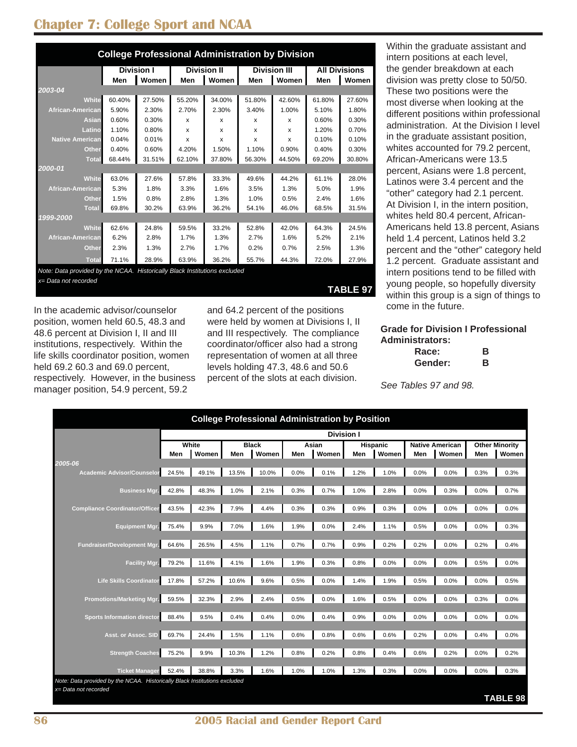## Chapter 7: College Sport and NCAA

**College Professional Administration by Division**

| | Division I | | Division II | | Division III | | All Divisions | |
|---|---|---|---|---|---|---|---|---|
| | Men | Women | Men | Women | Men | Women | Men | Women |
| *2003-04* | | | | | | | | |
| White | 60.40% | 27.50% | 55.20% | 34.00% | 51.80% | 42.60% | 61.80% | 27.60% |
| African-American | 5.90% | 2.30% | 2.70% | 2.30% | 3.40% | 1.00% | 5.10% | 1.80% |
| Asian | 0.60% | 0.30% | x | x | x | x | 0.60% | 0.30% |
| Latino | 1.10% | 0.80% | x | x | x | x | 1.20% | 0.70% |
| Native American | 0.04% | 0.01% | x | x | x | x | 0.10% | 0.10% |
| Other | 0.40% | 0.60% | 4.20% | 1.50% | 1.10% | 0.90% | 0.40% | 0.30% |
| Total | 68.44% | 31.51% | 62.10% | 37.80% | 56.30% | 44.50% | 69.20% | 30.80% |
| *2000-01* | | | | | | | | |
| White | 63.0% | 27.6% | 57.8% | 33.3% | 49.6% | 44.2% | 61.1% | 28.0% |
| African-American | 5.3% | 1.8% | 3.3% | 1.6% | 3.5% | 1.3% | 5.0% | 1.9% |
| Other | 1.5% | 0.8% | 2.8% | 1.3% | 1.0% | 0.5% | 2.4% | 1.6% |
| Total | 69.8% | 30.2% | 63.9% | 36.2% | 54.1% | 46.0% | 68.5% | 31.5% |
| *1999-2000* | | | | | | | | |
| White | 62.6% | 24.8% | 59.5% | 33.2% | 52.8% | 42.0% | 64.3% | 24.5% |
| African-American | 6.2% | 2.8% | 1.7% | 1.3% | 2.7% | 1.6% | 5.2% | 2.1% |
| Other | 2.3% | 1.3% | 2.7% | 1.7% | 0.2% | 0.7% | 2.5% | 1.3% |
| Total | 71.1% | 28.9% | 63.9% | 36.2% | 55.7% | 44.3% | 72.0% | 27.9% |

*Note: Data provided by the NCAA. Historically Black Institutions excluded*
*x= Data not recorded*

**TABLE 97**

In the academic advisor/counselor position, women held 60.5, 48.3 and 48.6 percent at Division I, II and III institutions, respectively. Within the life skills coordinator position, women held 69.2 60.3 and 69.0 percent, respectively. However, in the business manager position, 54.9 percent, 59.2 and 64.2 percent of the positions were held by women at Divisions I, II and III respectively. The compliance coordinator/officer also had a strong representation of women at all three levels holding 47.3, 48.6 and 50.6 percent of the slots at each division.

Within the graduate assistant and intern positions at each level, the gender breakdown at each division was pretty close to 50/50. These two positions were the most diverse when looking at the different positions within professional administration. At the Division I level in the graduate assistant position, whites accounted for 79.2 percent, African-Americans were 13.5 percent, Asians were 1.8 percent, Latinos were 3.4 percent and the "other" category had 2.1 percent. At Division I, in the intern position, whites held 80.4 percent, African-Americans held 13.8 percent, Asians held 1.4 percent, Latinos held 3.2 percent and the "other" category held 1.2 percent. Graduate assistant and intern positions tend to be filled with young people, so hopefully diversity within this group is a sign of things to come in the future.

**Grade for Division I Professional Administrators:**

| | |
|---|---|
| **Race:** | **B** |
| **Gender:** | **B** |

*See Tables 97 and 98.*

**College Professional Administration by Position**

| | Division I | | | | | | | | | | | |
|---|---|---|---|---|---|---|---|---|---|---|---|---|
| | White | | Black | | Asian | | Hispanic | | Native American | | Other Minority | |
| | Men | Women | Men | Women | Men | Women | Men | Women | Men | Women | Men | Women |
| *2005-06* | | | | | | | | | | | | |
| Academic Advisor/Counselor | 24.5% | 49.1% | 13.5% | 10.0% | 0.0% | 0.1% | 1.2% | 1.0% | 0.0% | 0.0% | 0.3% | 0.3% |
| Business Mgr. | 42.8% | 48.3% | 1.0% | 2.1% | 0.3% | 0.7% | 1.0% | 2.8% | 0.0% | 0.3% | 0.0% | 0.7% |
| Compliance Coordinator/Officer | 43.5% | 42.3% | 7.9% | 4.4% | 0.3% | 0.3% | 0.9% | 0.3% | 0.0% | 0.0% | 0.0% | 0.0% |
| Equipment Mgr. | 75.4% | 9.9% | 7.0% | 1.6% | 1.9% | 0.0% | 2.4% | 1.1% | 0.5% | 0.0% | 0.0% | 0.3% |
| Fundraiser/Development Mgr. | 64.6% | 26.5% | 4.5% | 1.1% | 0.7% | 0.7% | 0.9% | 0.2% | 0.2% | 0.0% | 0.2% | 0.4% |
| Facility Mgr. | 79.2% | 11.6% | 4.1% | 1.6% | 1.9% | 0.3% | 0.8% | 0.0% | 0.0% | 0.0% | 0.5% | 0.0% |
| Life Skills Coordinator | 17.8% | 57.2% | 10.6% | 9.6% | 0.5% | 0.0% | 1.4% | 1.9% | 0.5% | 0.0% | 0.0% | 0.5% |
| Promotions/Marketing Mgr. | 59.5% | 32.3% | 2.9% | 2.4% | 0.5% | 0.0% | 1.6% | 0.5% | 0.0% | 0.0% | 0.3% | 0.0% |
| Sports Information director | 88.4% | 9.5% | 0.4% | 0.4% | 0.0% | 0.4% | 0.9% | 0.0% | 0.0% | 0.0% | 0.0% | 0.0% |
| Asst. or Assoc. SID | 69.7% | 24.4% | 1.5% | 1.1% | 0.6% | 0.8% | 0.6% | 0.6% | 0.2% | 0.0% | 0.4% | 0.0% |
| Strength Coaches | 75.2% | 9.9% | 10.3% | 1.2% | 0.8% | 0.2% | 0.8% | 0.4% | 0.6% | 0.2% | 0.0% | 0.2% |
| Ticket Manager | 52.4% | 38.8% | 3.3% | 1.6% | 1.0% | 1.0% | 1.3% | 0.3% | 0.0% | 0.0% | 0.0% | 0.3% |

*Note: Data provided by the NCAA. Historically Black Institutions excluded*
*x= Data not recorded*

**TABLE 98**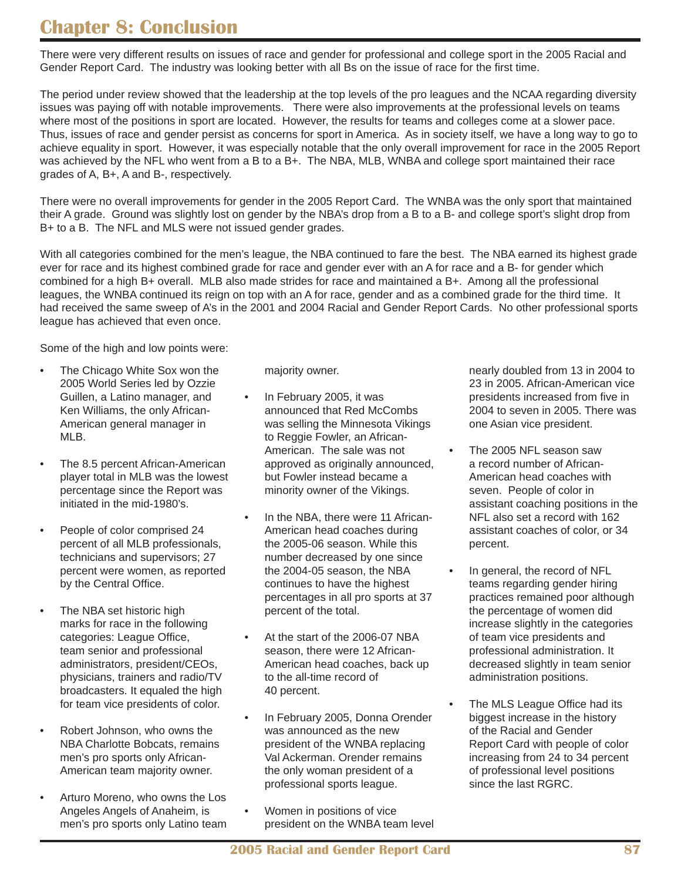# Chapter 8: Conclusion

There were very different results on issues of race and gender for professional and college sport in the 2005 Racial and Gender Report Card. The industry was looking better with all Bs on the issue of race for the first time.

The period under review showed that the leadership at the top levels of the pro leagues and the NCAA regarding diversity issues was paying off with notable improvements. There were also improvements at the professional levels on teams where most of the positions in sport are located. However, the results for teams and colleges come at a slower pace. Thus, issues of race and gender persist as concerns for sport in America. As in society itself, we have a long way to go to achieve equality in sport. However, it was especially notable that the only overall improvement for race in the 2005 Report was achieved by the NFL who went from a B to a B+. The NBA, MLB, WNBA and college sport maintained their race grades of A, B+, A and B-, respectively.

There were no overall improvements for gender in the 2005 Report Card. The WNBA was the only sport that maintained their A grade. Ground was slightly lost on gender by the NBA's drop from a B to a B- and college sport's slight drop from B+ to a B. The NFL and MLS were not issued gender grades.

With all categories combined for the men's league, the NBA continued to fare the best. The NBA earned its highest grade ever for race and its highest combined grade for race and gender ever with an A for race and a B- for gender which combined for a high B+ overall. MLB also made strides for race and maintained a B+. Among all the professional leagues, the WNBA continued its reign on top with an A for race, gender and as a combined grade for the third time. It had received the same sweep of A's in the 2001 and 2004 Racial and Gender Report Cards. No other professional sports league has achieved that even once.

Some of the high and low points were:

- The Chicago White Sox won the 2005 World Series led by Ozzie Guillen, a Latino manager, and Ken Williams, the only African-American general manager in MLB.
- The 8.5 percent African-American player total in MLB was the lowest percentage since the Report was initiated in the mid-1980's.
- People of color comprised 24 percent of all MLB professionals, technicians and supervisors; 27 percent were women, as reported by the Central Office.
- The NBA set historic high marks for race in the following categories: League Office, team senior and professional administrators, president/CEOs, physicians, trainers and radio/TV broadcasters. It equaled the high for team vice presidents of color.
- Robert Johnson, who owns the NBA Charlotte Bobcats, remains men's pro sports only African-American team majority owner.
- Arturo Moreno, who owns the Los Angeles Angels of Anaheim, is men's pro sports only Latino team majority owner.
- In February 2005, it was announced that Red McCombs was selling the Minnesota Vikings to Reggie Fowler, an African-American. The sale was not approved as originally announced, but Fowler instead became a minority owner of the Vikings.
- In the NBA, there were 11 African-American head coaches during the 2005-06 season. While this number decreased by one since the 2004-05 season, the NBA continues to have the highest percentages in all pro sports at 37 percent of the total.
- At the start of the 2006-07 NBA season, there were 12 African-American head coaches, back up to the all-time record of 40 percent.
- In February 2005, Donna Orender was announced as the new president of the WNBA replacing Val Ackerman. Orender remains the only woman president of a professional sports league.
- Women in positions of vice president on the WNBA team level nearly doubled from 13 in 2004 to 23 in 2005. African-American vice presidents increased from five in 2004 to seven in 2005. There was one Asian vice president.
- The 2005 NFL season saw a record number of African-American head coaches with seven. People of color in assistant coaching positions in the NFL also set a record with 162 assistant coaches of color, or 34 percent.
- In general, the record of NFL teams regarding gender hiring practices remained poor although the percentage of women did increase slightly in the categories of team vice presidents and professional administration. It decreased slightly in team senior administration positions.
- The MLS League Office had its biggest increase in the history of the Racial and Gender Report Card with people of color increasing from 24 to 34 percent of professional level positions since the last RGRC.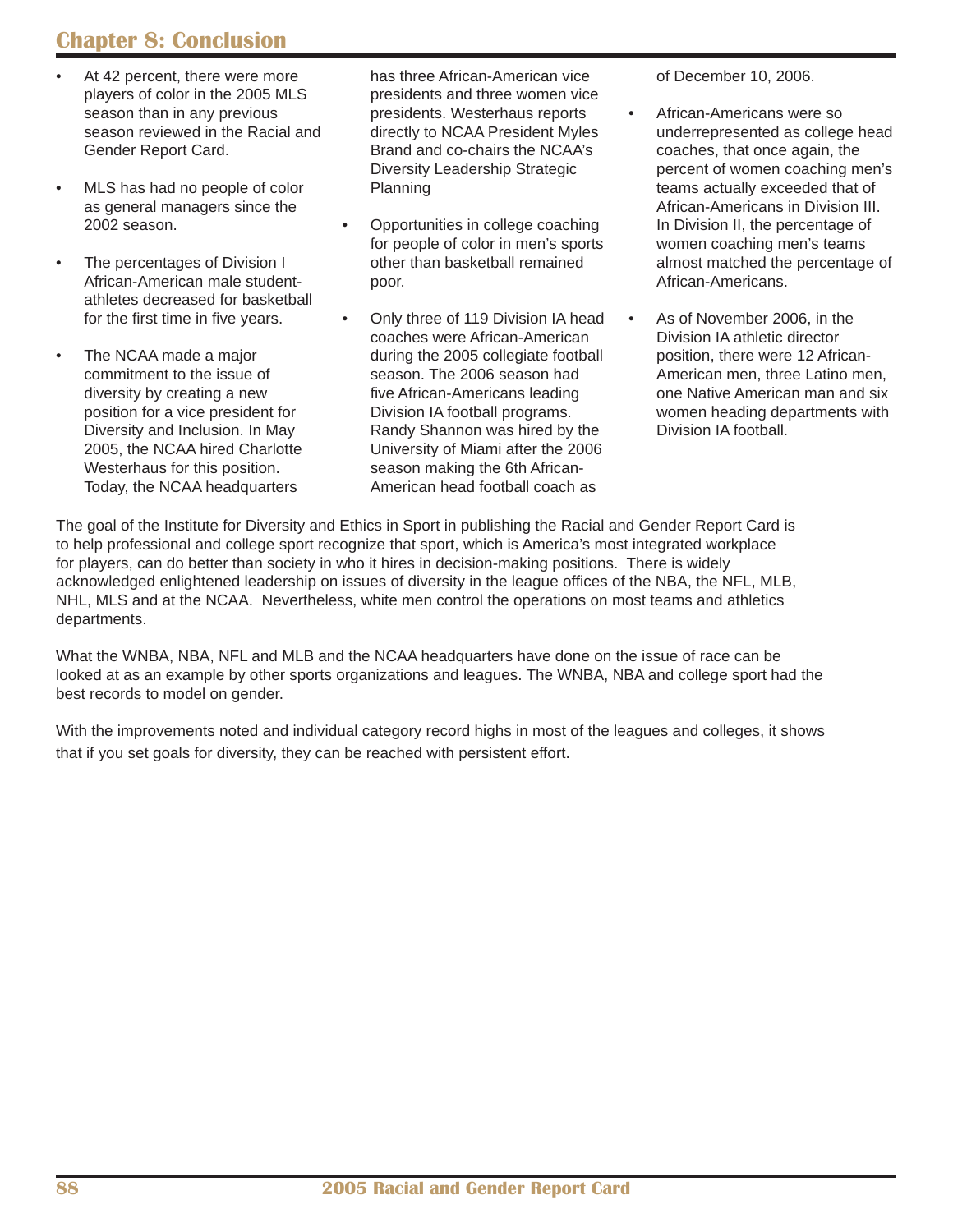## Chapter 8: Conclusion

- At 42 percent, there were more players of color in the 2005 MLS season than in any previous season reviewed in the Racial and Gender Report Card.
- MLS has had no people of color as general managers since the 2002 season.
- The percentages of Division I African-American male student-athletes decreased for basketball for the first time in five years.
- The NCAA made a major commitment to the issue of diversity by creating a new position for a vice president for Diversity and Inclusion. In May 2005, the NCAA hired Charlotte Westerhaus for this position. Today, the NCAA headquarters has three African-American vice presidents and three women vice presidents. Westerhaus reports directly to NCAA President Myles Brand and co-chairs the NCAA's Diversity Leadership Strategic Planning
- Opportunities in college coaching for people of color in men's sports other than basketball remained poor.
- Only three of 119 Division IA head coaches were African-American during the 2005 collegiate football season. The 2006 season had five African-Americans leading Division IA football programs. Randy Shannon was hired by the University of Miami after the 2006 season making the 6th African-American head football coach as of December 10, 2006.
- African-Americans were so underrepresented as college head coaches, that once again, the percent of women coaching men's teams actually exceeded that of African-Americans in Division III. In Division II, the percentage of women coaching men's teams almost matched the percentage of African-Americans.
- As of November 2006, in the Division IA athletic director position, there were 12 African-American men, three Latino men, one Native American man and six women heading departments with Division IA football.

The goal of the Institute for Diversity and Ethics in Sport in publishing the Racial and Gender Report Card is to help professional and college sport recognize that sport, which is America's most integrated workplace for players, can do better than society in who it hires in decision-making positions. There is widely acknowledged enlightened leadership on issues of diversity in the league offices of the NBA, the NFL, MLB, NHL, MLS and at the NCAA. Nevertheless, white men control the operations on most teams and athletics departments.

What the WNBA, NBA, NFL and MLB and the NCAA headquarters have done on the issue of race can be looked at as an example by other sports organizations and leagues. The WNBA, NBA and college sport had the best records to model on gender.

With the improvements noted and individual category record highs in most of the leagues and colleges, it shows that if you set goals for diversity, they can be reached with persistent effort.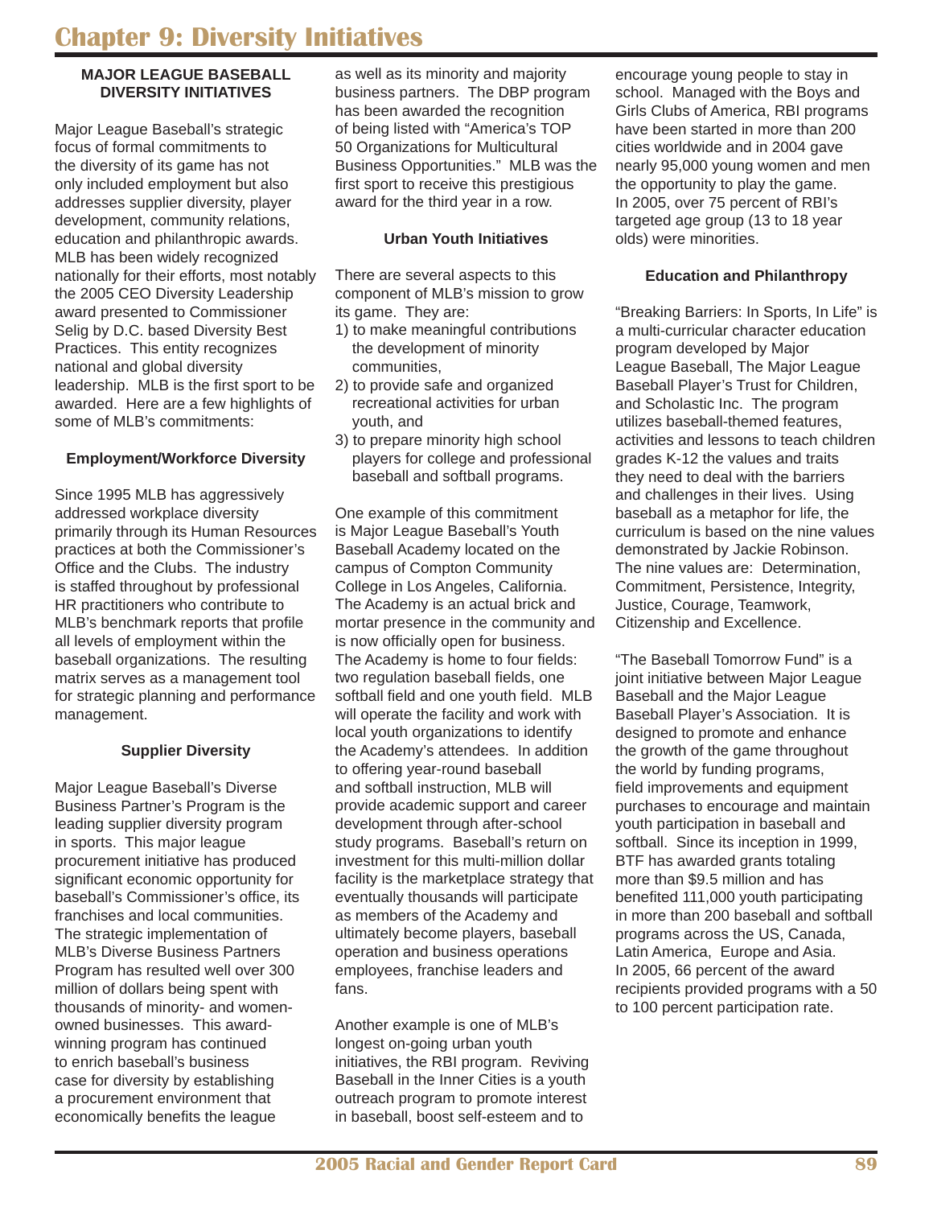# Chapter 9: Diversity Initiatives

## MAJOR LEAGUE BASEBALL DIVERSITY INITIATIVES

Major League Baseball's strategic focus of formal commitments to the diversity of its game has not only included employment but also addresses supplier diversity, player development, community relations, education and philanthropic awards. MLB has been widely recognized nationally for their efforts, most notably the 2005 CEO Diversity Leadership award presented to Commissioner Selig by D.C. based Diversity Best Practices. This entity recognizes national and global diversity leadership. MLB is the first sport to be awarded. Here are a few highlights of some of MLB's commitments:

### Employment/Workforce Diversity

Since 1995 MLB has aggressively addressed workplace diversity primarily through its Human Resources practices at both the Commissioner's Office and the Clubs. The industry is staffed throughout by professional HR practitioners who contribute to MLB's benchmark reports that profile all levels of employment within the baseball organizations. The resulting matrix serves as a management tool for strategic planning and performance management.

### Supplier Diversity

Major League Baseball's Diverse Business Partner's Program is the leading supplier diversity program in sports. This major league procurement initiative has produced significant economic opportunity for baseball's Commissioner's office, its franchises and local communities. The strategic implementation of MLB's Diverse Business Partners Program has resulted well over 300 million of dollars being spent with thousands of minority- and women-owned businesses. This award-winning program has continued to enrich baseball's business case for diversity by establishing a procurement environment that economically benefits the league as well as its minority and majority business partners. The DBP program has been awarded the recognition of being listed with "America's TOP 50 Organizations for Multicultural Business Opportunities." MLB was the first sport to receive this prestigious award for the third year in a row.

### Urban Youth Initiatives

There are several aspects to this component of MLB's mission to grow its game. They are:

1) to make meaningful contributions the development of minority communities,
2) to provide safe and organized recreational activities for urban youth, and
3) to prepare minority high school players for college and professional baseball and softball programs.

One example of this commitment is Major League Baseball's Youth Baseball Academy located on the campus of Compton Community College in Los Angeles, California. The Academy is an actual brick and mortar presence in the community and is now officially open for business. The Academy is home to four fields: two regulation baseball fields, one softball field and one youth field. MLB will operate the facility and work with local youth organizations to identify the Academy's attendees. In addition to offering year-round baseball and softball instruction, MLB will provide academic support and career development through after-school study programs. Baseball's return on investment for this multi-million dollar facility is the marketplace strategy that eventually thousands will participate as members of the Academy and ultimately become players, baseball operation and business operations employees, franchise leaders and fans.

Another example is one of MLB's longest on-going urban youth initiatives, the RBI program. Reviving Baseball in the Inner Cities is a youth outreach program to promote interest in baseball, boost self-esteem and to encourage young people to stay in school. Managed with the Boys and Girls Clubs of America, RBI programs have been started in more than 200 cities worldwide and in 2004 gave nearly 95,000 young women and men the opportunity to play the game. In 2005, over 75 percent of RBI's targeted age group (13 to 18 year olds) were minorities.

### Education and Philanthropy

"Breaking Barriers: In Sports, In Life" is a multi-curricular character education program developed by Major League Baseball, The Major League Baseball Player's Trust for Children, and Scholastic Inc. The program utilizes baseball-themed features, activities and lessons to teach children grades K-12 the values and traits they need to deal with the barriers and challenges in their lives. Using baseball as a metaphor for life, the curriculum is based on the nine values demonstrated by Jackie Robinson. The nine values are: Determination, Commitment, Persistence, Integrity, Justice, Courage, Teamwork, Citizenship and Excellence.

"The Baseball Tomorrow Fund" is a joint initiative between Major League Baseball and the Major League Baseball Player's Association. It is designed to promote and enhance the growth of the game throughout the world by funding programs, field improvements and equipment purchases to encourage and maintain youth participation in baseball and softball. Since its inception in 1999, BTF has awarded grants totaling more than $9.5 million and has benefited 111,000 youth participating in more than 200 baseball and softball programs across the US, Canada, Latin America, Europe and Asia. In 2005, 66 percent of the award recipients provided programs with a 50 to 100 percent participation rate.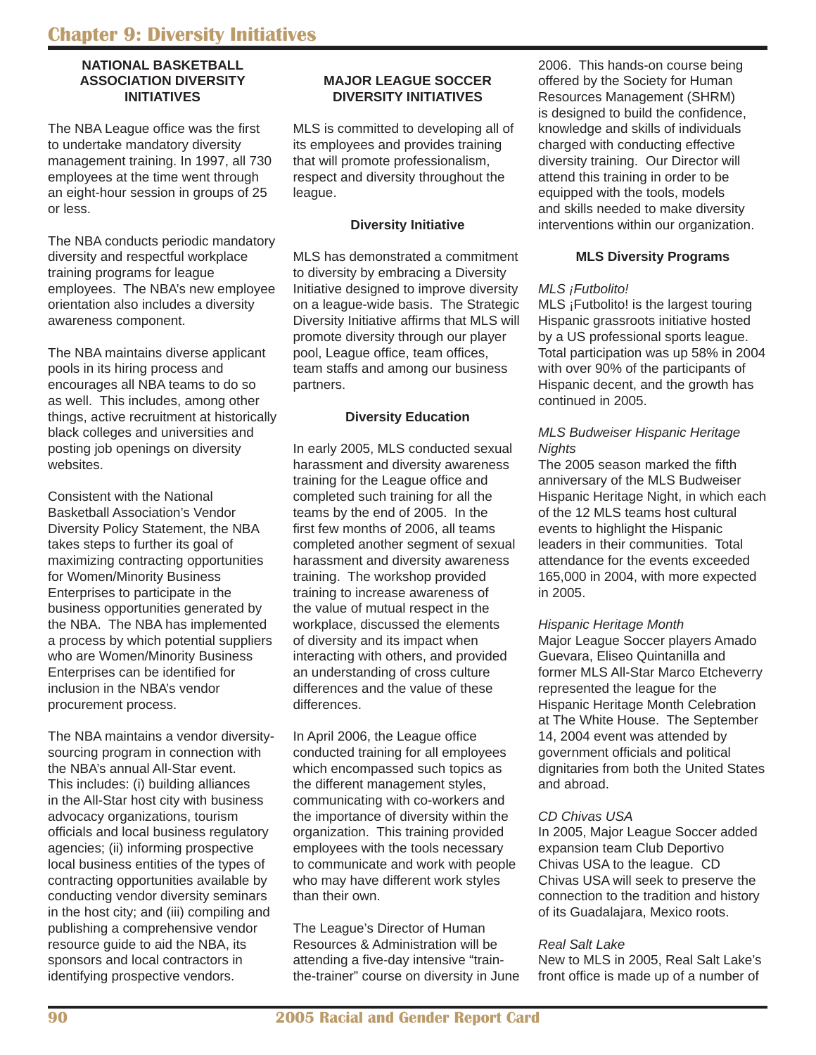# Chapter 9: Diversity Initiatives

## NATIONAL BASKETBALL ASSOCIATION DIVERSITY INITIATIVES

The NBA League office was the first to undertake mandatory diversity management training. In 1997, all 730 employees at the time went through an eight-hour session in groups of 25 or less.

The NBA conducts periodic mandatory diversity and respectful workplace training programs for league employees. The NBA's new employee orientation also includes a diversity awareness component.

The NBA maintains diverse applicant pools in its hiring process and encourages all NBA teams to do so as well. This includes, among other things, active recruitment at historically black colleges and universities and posting job openings on diversity websites.

Consistent with the National Basketball Association's Vendor Diversity Policy Statement, the NBA takes steps to further its goal of maximizing contracting opportunities for Women/Minority Business Enterprises to participate in the business opportunities generated by the NBA. The NBA has implemented a process by which potential suppliers who are Women/Minority Business Enterprises can be identified for inclusion in the NBA's vendor procurement process.

The NBA maintains a vendor diversity-sourcing program in connection with the NBA's annual All-Star event. This includes: (i) building alliances in the All-Star host city with business advocacy organizations, tourism officials and local business regulatory agencies; (ii) informing prospective local business entities of the types of contracting opportunities available by conducting vendor diversity seminars in the host city; and (iii) compiling and publishing a comprehensive vendor resource guide to aid the NBA, its sponsors and local contractors in identifying prospective vendors.

## MAJOR LEAGUE SOCCER DIVERSITY INITIATIVES

MLS is committed to developing all of its employees and provides training that will promote professionalism, respect and diversity throughout the league.

### Diversity Initiative

MLS has demonstrated a commitment to diversity by embracing a Diversity Initiative designed to improve diversity on a league-wide basis. The Strategic Diversity Initiative affirms that MLS will promote diversity through our player pool, League office, team offices, team staffs and among our business partners.

### Diversity Education

In early 2005, MLS conducted sexual harassment and diversity awareness training for the League office and completed such training for all the teams by the end of 2005. In the first few months of 2006, all teams completed another segment of sexual harassment and diversity awareness training. The workshop provided training to increase awareness of the value of mutual respect in the workplace, discussed the elements of diversity and its impact when interacting with others, and provided an understanding of cross culture differences and the value of these differences.

In April 2006, the League office conducted training for all employees which encompassed such topics as the different management styles, communicating with co-workers and the importance of diversity within the organization. This training provided employees with the tools necessary to communicate and work with people who may have different work styles than their own.

The League's Director of Human Resources & Administration will be attending a five-day intensive "train-the-trainer" course on diversity in June 2006. This hands-on course being offered by the Society for Human Resources Management (SHRM) is designed to build the confidence, knowledge and skills of individuals charged with conducting effective diversity training. Our Director will attend this training in order to be equipped with the tools, models and skills needed to make diversity interventions within our organization.

### MLS Diversity Programs

*MLS ¡Futbolito!*
MLS ¡Futbolito! is the largest touring Hispanic grassroots initiative hosted by a US professional sports league. Total participation was up 58% in 2004 with over 90% of the participants of Hispanic decent, and the growth has continued in 2005.

*MLS Budweiser Hispanic Heritage Nights*
The 2005 season marked the fifth anniversary of the MLS Budweiser Hispanic Heritage Night, in which each of the 12 MLS teams host cultural events to highlight the Hispanic leaders in their communities. Total attendance for the events exceeded 165,000 in 2004, with more expected in 2005.

*Hispanic Heritage Month*
Major League Soccer players Amado Guevara, Eliseo Quintanilla and former MLS All-Star Marco Etcheverry represented the league for the Hispanic Heritage Month Celebration at The White House. The September 14, 2004 event was attended by government officials and political dignitaries from both the United States and abroad.

*CD Chivas USA*
In 2005, Major League Soccer added expansion team Club Deportivo Chivas USA to the league. CD Chivas USA will seek to preserve the connection to the tradition and history of its Guadalajara, Mexico roots.

*Real Salt Lake*
New to MLS in 2005, Real Salt Lake's front office is made up of a number of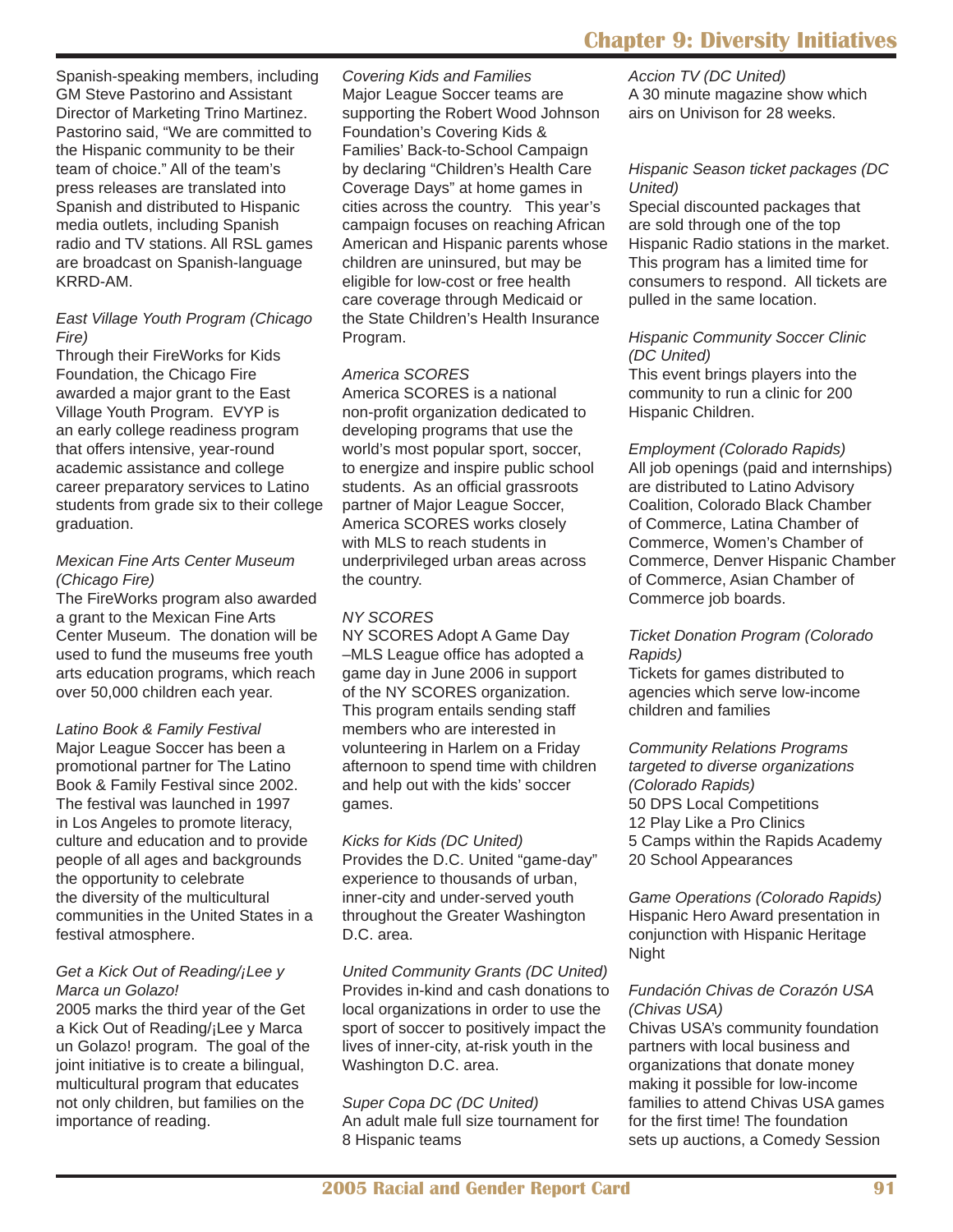Spanish-speaking members, including GM Steve Pastorino and Assistant Director of Marketing Trino Martinez. Pastorino said, "We are committed to the Hispanic community to be their team of choice." All of the team's press releases are translated into Spanish and distributed to Hispanic media outlets, including Spanish radio and TV stations. All RSL games are broadcast on Spanish-language KRRD-AM.

*East Village Youth Program (Chicago Fire)*

Through their FireWorks for Kids Foundation, the Chicago Fire awarded a major grant to the East Village Youth Program. EVYP is an early college readiness program that offers intensive, year-round academic assistance and college career preparatory services to Latino students from grade six to their college graduation.

*Mexican Fine Arts Center Museum (Chicago Fire)*

The FireWorks program also awarded a grant to the Mexican Fine Arts Center Museum. The donation will be used to fund the museums free youth arts education programs, which reach over 50,000 children each year.

*Latino Book & Family Festival*

Major League Soccer has been a promotional partner for The Latino Book & Family Festival since 2002. The festival was launched in 1997 in Los Angeles to promote literacy, culture and education and to provide people of all ages and backgrounds the opportunity to celebrate the diversity of the multicultural communities in the United States in a festival atmosphere.

*Get a Kick Out of Reading/¡Lee y Marca un Golazo!*

2005 marks the third year of the Get a Kick Out of Reading/¡Lee y Marca un Golazo! program. The goal of the joint initiative is to create a bilingual, multicultural program that educates not only children, but families on the importance of reading.

*Covering Kids and Families*

Major League Soccer teams are supporting the Robert Wood Johnson Foundation's Covering Kids & Families' Back-to-School Campaign by declaring "Children's Health Care Coverage Days" at home games in cities across the country. This year's campaign focuses on reaching African American and Hispanic parents whose children are uninsured, but may be eligible for low-cost or free health care coverage through Medicaid or the State Children's Health Insurance Program.

*America SCORES*

America SCORES is a national non-profit organization dedicated to developing programs that use the world's most popular sport, soccer, to energize and inspire public school students. As an official grassroots partner of Major League Soccer, America SCORES works closely with MLS to reach students in underprivileged urban areas across the country.

*NY SCORES*

NY SCORES Adopt A Game Day –MLS League office has adopted a game day in June 2006 in support of the NY SCORES organization. This program entails sending staff members who are interested in volunteering in Harlem on a Friday afternoon to spend time with children and help out with the kids' soccer games.

*Kicks for Kids (DC United)*

Provides the D.C. United "game-day" experience to thousands of urban, inner-city and under-served youth throughout the Greater Washington D.C. area.

*United Community Grants (DC United)*

Provides in-kind and cash donations to local organizations in order to use the sport of soccer to positively impact the lives of inner-city, at-risk youth in the Washington D.C. area.

*Super Copa DC (DC United)*

An adult male full size tournament for 8 Hispanic teams

*Accion TV (DC United)*

A 30 minute magazine show which airs on Univison for 28 weeks.

*Hispanic Season ticket packages (DC United)*

Special discounted packages that are sold through one of the top Hispanic Radio stations in the market. This program has a limited time for consumers to respond. All tickets are pulled in the same location.

*Hispanic Community Soccer Clinic (DC United)*

This event brings players into the community to run a clinic for 200 Hispanic Children.

*Employment (Colorado Rapids)*

All job openings (paid and internships) are distributed to Latino Advisory Coalition, Colorado Black Chamber of Commerce, Latina Chamber of Commerce, Women's Chamber of Commerce, Denver Hispanic Chamber of Commerce, Asian Chamber of Commerce job boards.

*Ticket Donation Program (Colorado Rapids)*

Tickets for games distributed to agencies which serve low-income children and families

*Community Relations Programs targeted to diverse organizations (Colorado Rapids)*

50 DPS Local Competitions
12 Play Like a Pro Clinics
5 Camps within the Rapids Academy
20 School Appearances

*Game Operations (Colorado Rapids)*

Hispanic Hero Award presentation in conjunction with Hispanic Heritage Night

*Fundación Chivas de Corazón USA (Chivas USA)*

Chivas USA's community foundation partners with local business and organizations that donate money making it possible for low-income families to attend Chivas USA games for the first time! The foundation sets up auctions, a Comedy Session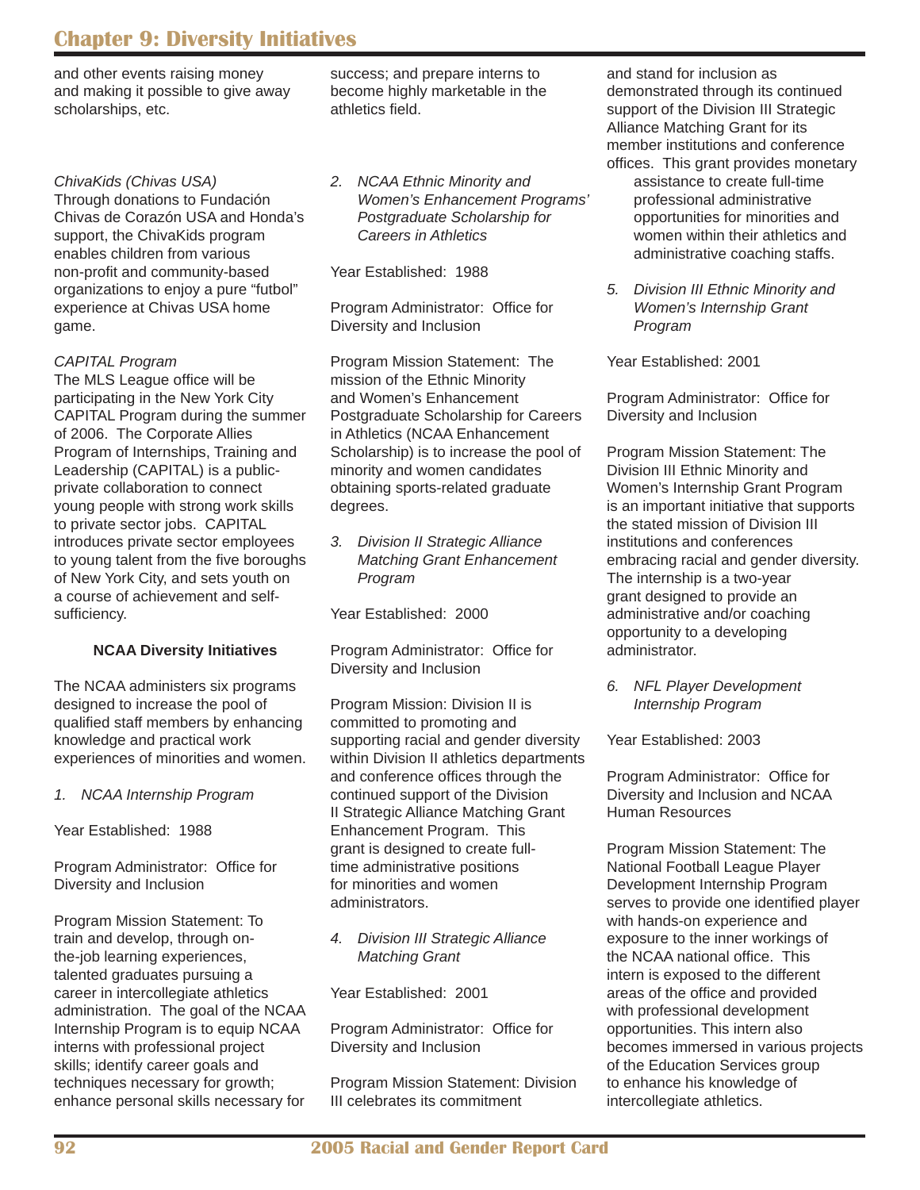and other events raising money and making it possible to give away scholarships, etc.

*ChivaKids (Chivas USA)*
Through donations to Fundación Chivas de Corazón USA and Honda's support, the ChivaKids program enables children from various non-profit and community-based organizations to enjoy a pure "futbol" experience at Chivas USA home game.

*CAPITAL Program*
The MLS League office will be participating in the New York City CAPITAL Program during the summer of 2006. The Corporate Allies Program of Internships, Training and Leadership (CAPITAL) is a public-private collaboration to connect young people with strong work skills to private sector jobs. CAPITAL introduces private sector employees to young talent from the five boroughs of New York City, and sets youth on a course of achievement and self-sufficiency.

**NCAA Diversity Initiatives**

The NCAA administers six programs designed to increase the pool of qualified staff members by enhancing knowledge and practical work experiences of minorities and women.

1. *NCAA Internship Program*

Year Established: 1988

Program Administrator: Office for Diversity and Inclusion

Program Mission Statement: To train and develop, through on-the-job learning experiences, talented graduates pursuing a career in intercollegiate athletics administration. The goal of the NCAA Internship Program is to equip NCAA interns with professional project skills; identify career goals and techniques necessary for growth; enhance personal skills necessary for success; and prepare interns to become highly marketable in the athletics field.

2. *NCAA Ethnic Minority and Women's Enhancement Programs' Postgraduate Scholarship for Careers in Athletics*

Year Established: 1988

Program Administrator: Office for Diversity and Inclusion

Program Mission Statement: The mission of the Ethnic Minority and Women's Enhancement Postgraduate Scholarship for Careers in Athletics (NCAA Enhancement Scholarship) is to increase the pool of minority and women candidates obtaining sports-related graduate degrees.

3. *Division II Strategic Alliance Matching Grant Enhancement Program*

Year Established: 2000

Program Administrator: Office for Diversity and Inclusion

Program Mission: Division II is committed to promoting and supporting racial and gender diversity within Division II athletics departments and conference offices through the continued support of the Division II Strategic Alliance Matching Grant Enhancement Program. This grant is designed to create full-time administrative positions for minorities and women administrators.

4. *Division III Strategic Alliance Matching Grant*

Year Established: 2001

Program Administrator: Office for Diversity and Inclusion

Program Mission Statement: Division III celebrates its commitment and stand for inclusion as demonstrated through its continued support of the Division III Strategic Alliance Matching Grant for its member institutions and conference offices. This grant provides monetary assistance to create full-time professional administrative opportunities for minorities and women within their athletics and administrative coaching staffs.

5. *Division III Ethnic Minority and Women's Internship Grant Program*

Year Established: 2001

Program Administrator: Office for Diversity and Inclusion

Program Mission Statement: The Division III Ethnic Minority and Women's Internship Grant Program is an important initiative that supports the stated mission of Division III institutions and conferences embracing racial and gender diversity. The internship is a two-year grant designed to provide an administrative and/or coaching opportunity to a developing administrator.

6. *NFL Player Development Internship Program*

Year Established: 2003

Program Administrator: Office for Diversity and Inclusion and NCAA Human Resources

Program Mission Statement: The National Football League Player Development Internship Program serves to provide one identified player with hands-on experience and exposure to the inner workings of the NCAA national office. This intern is exposed to the different areas of the office and provided with professional development opportunities. This intern also becomes immersed in various projects of the Education Services group to enhance his knowledge of intercollegiate athletics.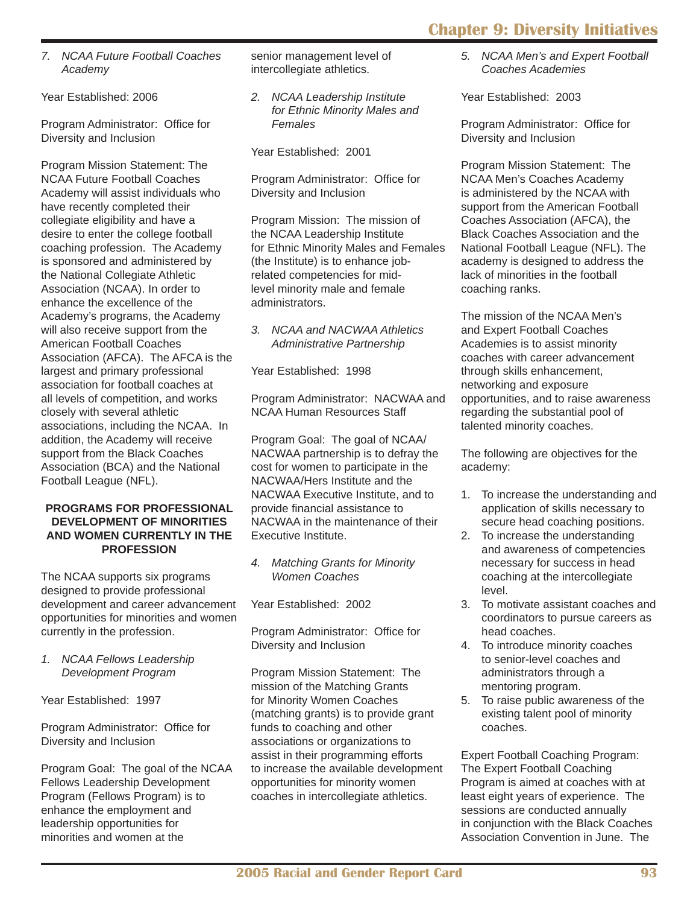*7. NCAA Future Football Coaches Academy*

Year Established: 2006

Program Administrator: Office for Diversity and Inclusion

Program Mission Statement: The NCAA Future Football Coaches Academy will assist individuals who have recently completed their collegiate eligibility and have a desire to enter the college football coaching profession. The Academy is sponsored and administered by the National Collegiate Athletic Association (NCAA). In order to enhance the excellence of the Academy's programs, the Academy will also receive support from the American Football Coaches Association (AFCA). The AFCA is the largest and primary professional association for football coaches at all levels of competition, and works closely with several athletic associations, including the NCAA. In addition, the Academy will receive support from the Black Coaches Association (BCA) and the National Football League (NFL).

**PROGRAMS FOR PROFESSIONAL DEVELOPMENT OF MINORITIES AND WOMEN CURRENTLY IN THE PROFESSION**

The NCAA supports six programs designed to provide professional development and career advancement opportunities for minorities and women currently in the profession.

*1. NCAA Fellows Leadership Development Program*

Year Established: 1997

Program Administrator: Office for Diversity and Inclusion

Program Goal: The goal of the NCAA Fellows Leadership Development Program (Fellows Program) is to enhance the employment and leadership opportunities for minorities and women at the senior management level of intercollegiate athletics.

*2. NCAA Leadership Institute for Ethnic Minority Males and Females*

Year Established: 2001

Program Administrator: Office for Diversity and Inclusion

Program Mission: The mission of the NCAA Leadership Institute for Ethnic Minority Males and Females (the Institute) is to enhance job-related competencies for mid-level minority male and female administrators.

*3. NCAA and NACWAA Athletics Administrative Partnership*

Year Established: 1998

Program Administrator: NACWAA and NCAA Human Resources Staff

Program Goal: The goal of NCAA/NACWAA partnership is to defray the cost for women to participate in the NACWAA/Hers Institute and the NACWAA Executive Institute, and to provide financial assistance to NACWAA in the maintenance of their Executive Institute.

*4. Matching Grants for Minority Women Coaches*

Year Established: 2002

Program Administrator: Office for Diversity and Inclusion

Program Mission Statement: The mission of the Matching Grants for Minority Women Coaches (matching grants) is to provide grant funds to coaching and other associations or organizations to assist in their programming efforts to increase the available development opportunities for minority women coaches in intercollegiate athletics.

*5. NCAA Men's and Expert Football Coaches Academies*

Year Established: 2003

Program Administrator: Office for Diversity and Inclusion

Program Mission Statement: The NCAA Men's Coaches Academy is administered by the NCAA with support from the American Football Coaches Association (AFCA), the Black Coaches Association and the National Football League (NFL). The academy is designed to address the lack of minorities in the football coaching ranks.

The mission of the NCAA Men's and Expert Football Coaches Academies is to assist minority coaches with career advancement through skills enhancement, networking and exposure opportunities, and to raise awareness regarding the substantial pool of talented minority coaches.

The following are objectives for the academy:

1. To increase the understanding and application of skills necessary to secure head coaching positions.
2. To increase the understanding and awareness of competencies necessary for success in head coaching at the intercollegiate level.
3. To motivate assistant coaches and coordinators to pursue careers as head coaches.
4. To introduce minority coaches to senior-level coaches and administrators through a mentoring program.
5. To raise public awareness of the existing talent pool of minority coaches.

Expert Football Coaching Program: The Expert Football Coaching Program is aimed at coaches with at least eight years of experience. The sessions are conducted annually in conjunction with the Black Coaches Association Convention in June. The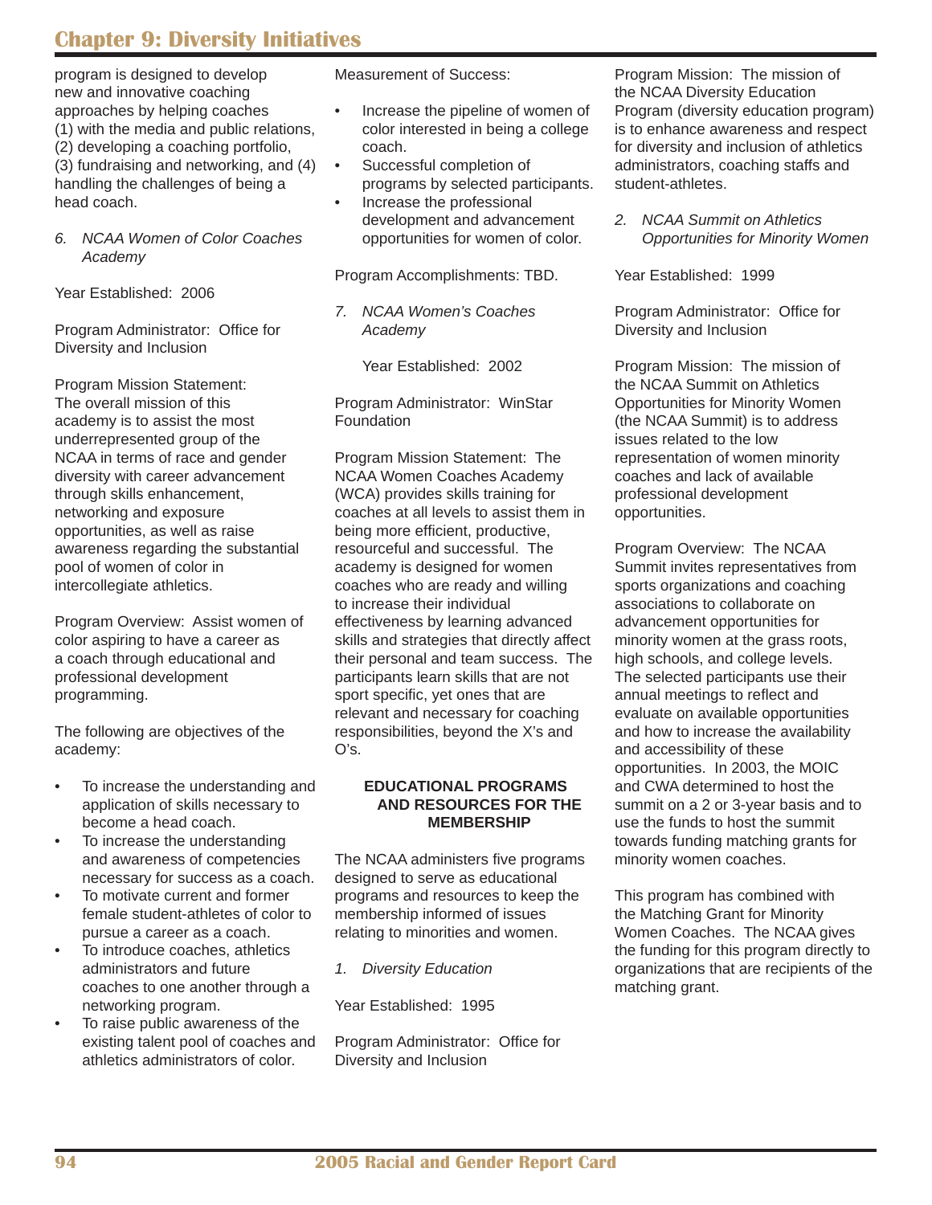program is designed to develop new and innovative coaching approaches by helping coaches (1) with the media and public relations, (2) developing a coaching portfolio, (3) fundraising and networking, and (4) handling the challenges of being a head coach.

6. *NCAA Women of Color Coaches Academy*

Year Established: 2006

Program Administrator: Office for Diversity and Inclusion

Program Mission Statement: The overall mission of this academy is to assist the most underrepresented group of the NCAA in terms of race and gender diversity with career advancement through skills enhancement, networking and exposure opportunities, as well as raise awareness regarding the substantial pool of women of color in intercollegiate athletics.

Program Overview: Assist women of color aspiring to have a career as a coach through educational and professional development programming.

The following are objectives of the academy:

- To increase the understanding and application of skills necessary to become a head coach.
- To increase the understanding and awareness of competencies necessary for success as a coach.
- To motivate current and former female student-athletes of color to pursue a career as a coach.
- To introduce coaches, athletics administrators and future coaches to one another through a networking program.
- To raise public awareness of the existing talent pool of coaches and athletics administrators of color.

Measurement of Success:

- Increase the pipeline of women of color interested in being a college coach.
- Successful completion of programs by selected participants.
- Increase the professional development and advancement opportunities for women of color.

Program Accomplishments: TBD.

7. *NCAA Women's Coaches Academy*

Year Established: 2002

Program Administrator: WinStar Foundation

Program Mission Statement: The NCAA Women Coaches Academy (WCA) provides skills training for coaches at all levels to assist them in being more efficient, productive, resourceful and successful. The academy is designed for women coaches who are ready and willing to increase their individual effectiveness by learning advanced skills and strategies that directly affect their personal and team success. The participants learn skills that are not sport specific, yet ones that are relevant and necessary for coaching responsibilities, beyond the X's and O's.

## EDUCATIONAL PROGRAMS AND RESOURCES FOR THE MEMBERSHIP

The NCAA administers five programs designed to serve as educational programs and resources to keep the membership informed of issues relating to minorities and women.

1. *Diversity Education*

Year Established: 1995

Program Administrator: Office for Diversity and Inclusion

Program Mission: The mission of the NCAA Diversity Education Program (diversity education program) is to enhance awareness and respect for diversity and inclusion of athletics administrators, coaching staffs and student-athletes.

2. *NCAA Summit on Athletics Opportunities for Minority Women*

Year Established: 1999

Program Administrator: Office for Diversity and Inclusion

Program Mission: The mission of the NCAA Summit on Athletics Opportunities for Minority Women (the NCAA Summit) is to address issues related to the low representation of women minority coaches and lack of available professional development opportunities.

Program Overview: The NCAA Summit invites representatives from sports organizations and coaching associations to collaborate on advancement opportunities for minority women at the grass roots, high schools, and college levels. The selected participants use their annual meetings to reflect and evaluate on available opportunities and how to increase the availability and accessibility of these opportunities. In 2003, the MOIC and CWA determined to host the summit on a 2 or 3-year basis and to use the funds to host the summit towards funding matching grants for minority women coaches.

This program has combined with the Matching Grant for Minority Women Coaches. The NCAA gives the funding for this program directly to organizations that are recipients of the matching grant.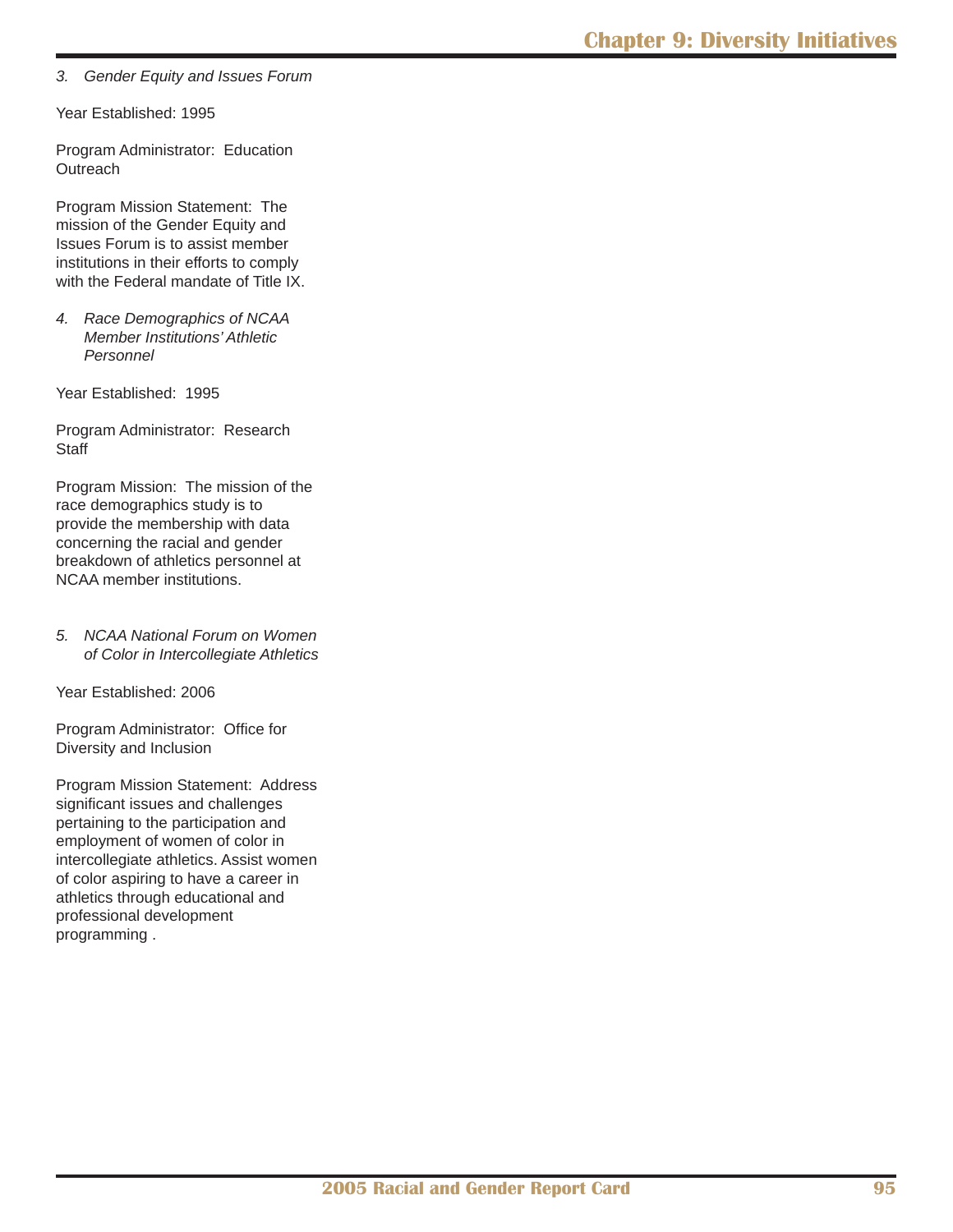*3. Gender Equity and Issues Forum*

Year Established: 1995

Program Administrator: Education Outreach

Program Mission Statement: The mission of the Gender Equity and Issues Forum is to assist member institutions in their efforts to comply with the Federal mandate of Title IX.

*4. Race Demographics of NCAA Member Institutions' Athletic Personnel*

Year Established: 1995

Program Administrator: Research Staff

Program Mission: The mission of the race demographics study is to provide the membership with data concerning the racial and gender breakdown of athletics personnel at NCAA member institutions.

*5. NCAA National Forum on Women of Color in Intercollegiate Athletics*

Year Established: 2006

Program Administrator: Office for Diversity and Inclusion

Program Mission Statement: Address significant issues and challenges pertaining to the participation and employment of women of color in intercollegiate athletics. Assist women of color aspiring to have a career in athletics through educational and professional development programming .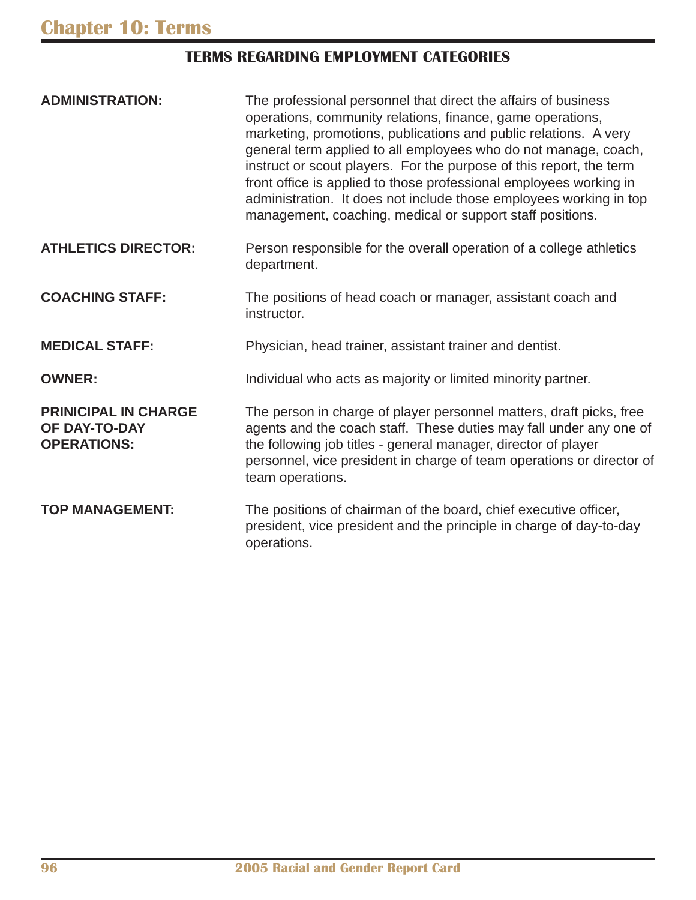# Chapter 10: Terms

## TERMS REGARDING EMPLOYMENT CATEGORIES

**ADMINISTRATION:** The professional personnel that direct the affairs of business operations, community relations, finance, game operations, marketing, promotions, publications and public relations. A very general term applied to all employees who do not manage, coach, instruct or scout players. For the purpose of this report, the term front office is applied to those professional employees working in administration. It does not include those employees working in top management, coaching, medical or support staff positions.

**ATHLETICS DIRECTOR:** Person responsible for the overall operation of a college athletics department.

**COACHING STAFF:** The positions of head coach or manager, assistant coach and instructor.

**MEDICAL STAFF:** Physician, head trainer, assistant trainer and dentist.

**OWNER:** Individual who acts as majority or limited minority partner.

**PRINICIPAL IN CHARGE OF DAY-TO-DAY OPERATIONS:** The person in charge of player personnel matters, draft picks, free agents and the coach staff. These duties may fall under any one of the following job titles - general manager, director of player personnel, vice president in charge of team operations or director of team operations.

**TOP MANAGEMENT:** The positions of chairman of the board, chief executive officer, president, vice president and the principle in charge of day-to-day operations.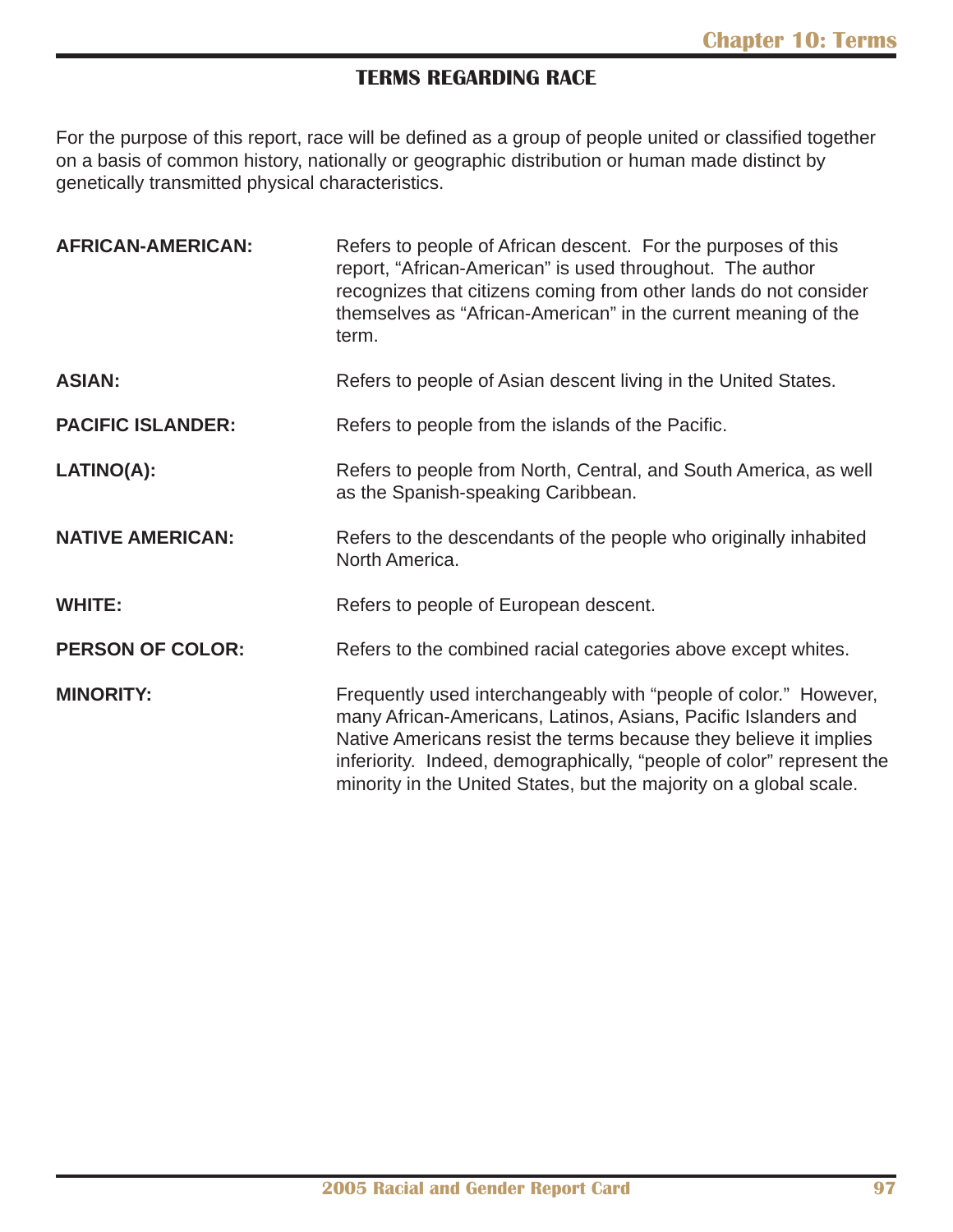## TERMS REGARDING RACE

For the purpose of this report, race will be defined as a group of people united or classified together on a basis of common history, nationally or geographic distribution or human made distinct by genetically transmitted physical characteristics.

**AFRICAN-AMERICAN:** Refers to people of African descent. For the purposes of this report, "African-American" is used throughout. The author recognizes that citizens coming from other lands do not consider themselves as "African-American" in the current meaning of the term.

**ASIAN:** Refers to people of Asian descent living in the United States.

**PACIFIC ISLANDER:** Refers to people from the islands of the Pacific.

**LATINO(A):** Refers to people from North, Central, and South America, as well as the Spanish-speaking Caribbean.

**NATIVE AMERICAN:** Refers to the descendants of the people who originally inhabited North America.

**WHITE:** Refers to people of European descent.

**PERSON OF COLOR:** Refers to the combined racial categories above except whites.

**MINORITY:** Frequently used interchangeably with "people of color." However, many African-Americans, Latinos, Asians, Pacific Islanders and Native Americans resist the terms because they believe it implies inferiority. Indeed, demographically, "people of color" represent the minority in the United States, but the majority on a global scale.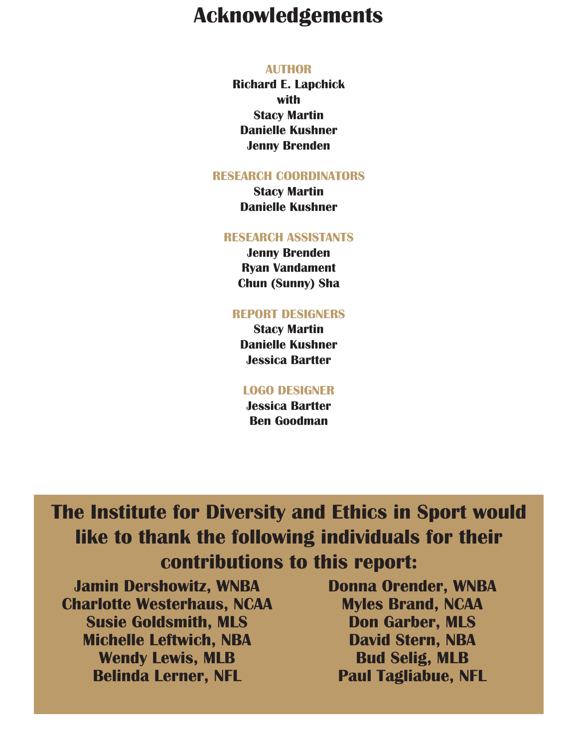# Acknowledgements

**AUTHOR**

**Richard E. Lapchick**
**with**
**Stacy Martin**
**Danielle Kushner**
**Jenny Brenden**

**RESEARCH COORDINATORS**

**Stacy Martin**
**Danielle Kushner**

**RESEARCH ASSISTANTS**

**Jenny Brenden**
**Ryan Vandament**
**Chun (Sunny) Sha**

**REPORT DESIGNERS**

**Stacy Martin**
**Danielle Kushner**
**Jessica Bartter**

**LOGO DESIGNER**

**Jessica Bartter**
**Ben Goodman**

## The Institute for Diversity and Ethics in Sport would like to thank the following individuals for their contributions to this report:

**Jamin Dershowitz, WNBA**
**Charlotte Westerhaus, NCAA**
**Susie Goldsmith, MLS**
**Michelle Leftwich, NBA**
**Wendy Lewis, MLB**
**Belinda Lerner, NFL**

**Donna Orender, WNBA**
**Myles Brand, NCAA**
**Don Garber, MLS**
**David Stern, NBA**
**Bud Selig, MLB**
**Paul Tagliabue, NFL**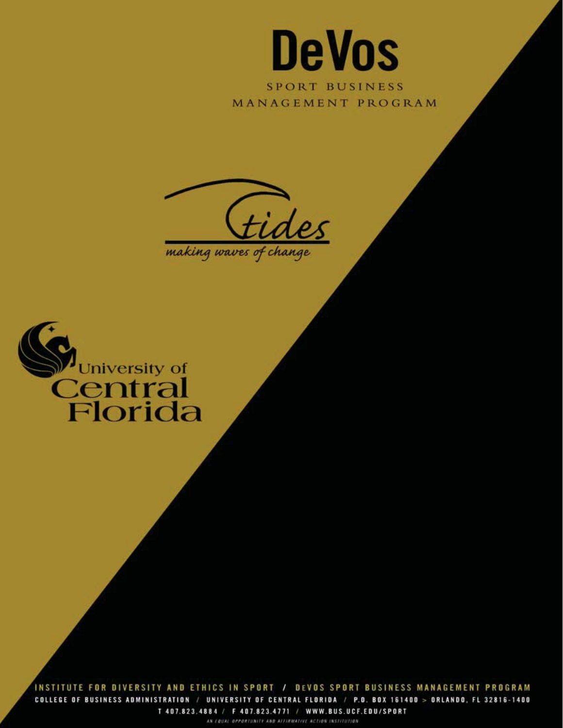# DeVos

SPORT BUSINESS
MANAGEMENT PROGRAM

tides
*making waves of change*

University of
Central
Florida

INSTITUTE FOR DIVERSITY AND ETHICS IN SPORT / DEVOS SPORT BUSINESS MANAGEMENT PROGRAM
COLLEGE OF BUSINESS ADMINISTRATION / UNIVERSITY OF CENTRAL FLORIDA / P.O. BOX 161400 > ORLANDO, FL 32816-1400
T 407.823.4884 / F 407.823.4771 / WWW.BUS.UCF.EDU/SPORT
AN EQUAL OPPORTUNITY AND AFFIRMATIVE ACTION INSTITUTION